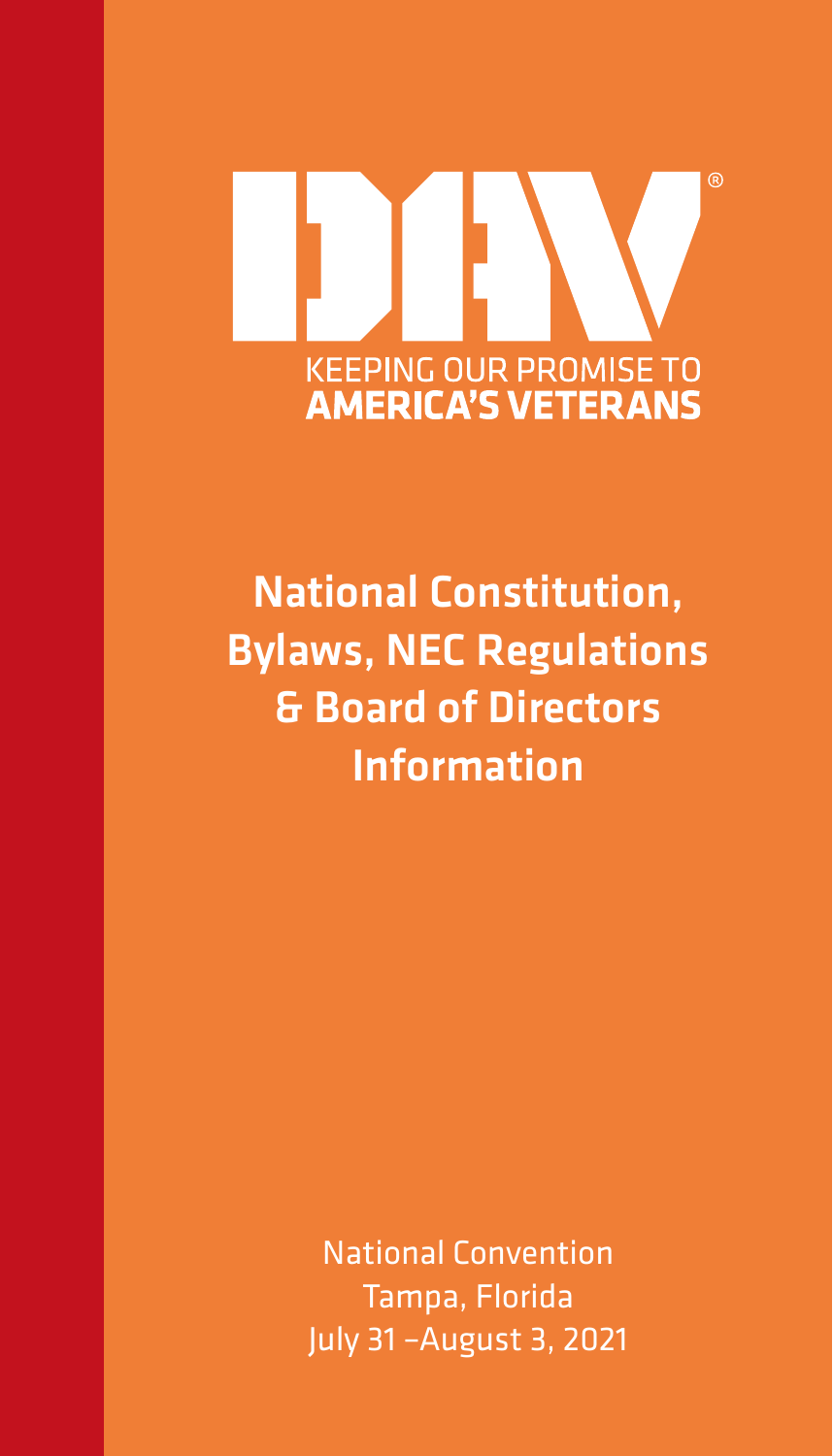DAV®

KEEPING OUR PROMISE TO
**AMERICA'S VETERANS**

# National Constitution, Bylaws, NEC Regulations & Board of Directors Information

National Convention
Tampa, Florida
July 31 –August 3, 2021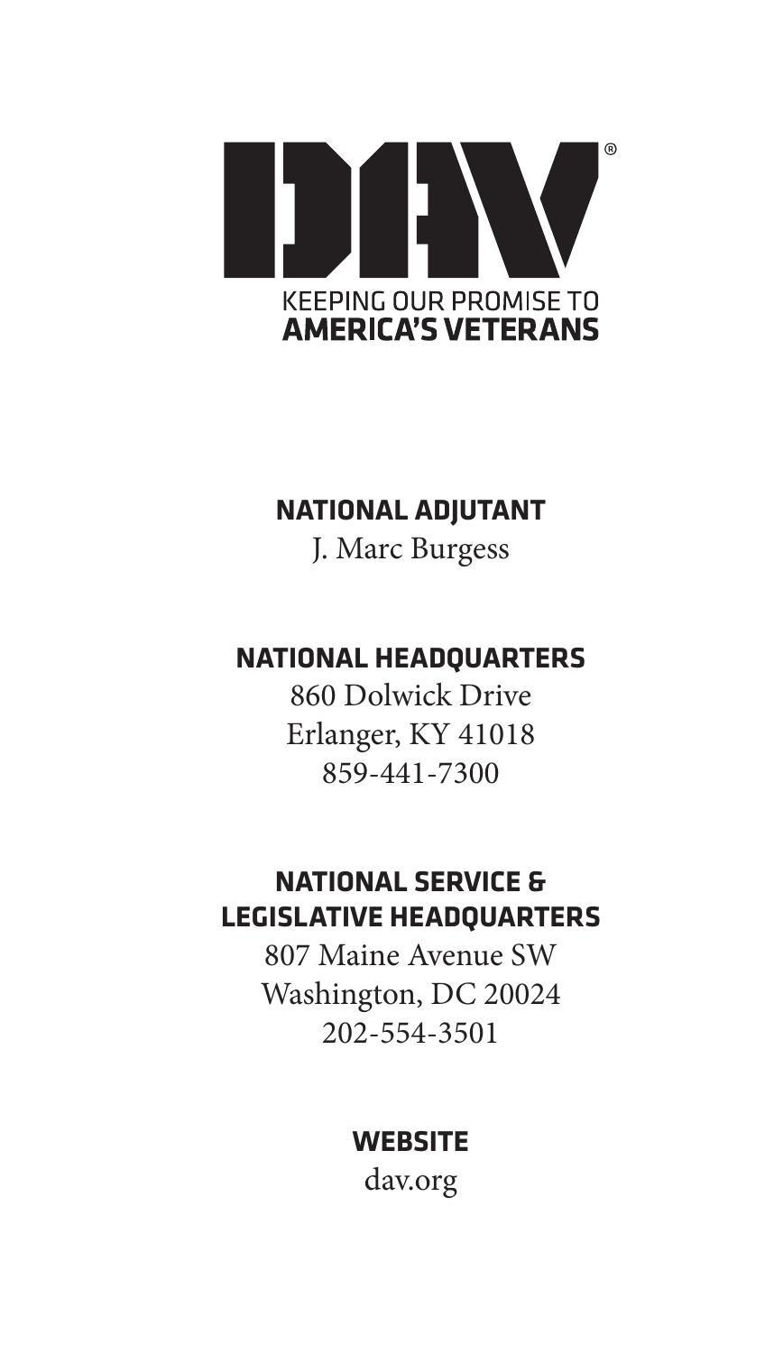**DAV®**

KEEPING OUR PROMISE TO
**AMERICA'S VETERANS**

**NATIONAL ADJUTANT**

J. Marc Burgess

**NATIONAL HEADQUARTERS**

860 Dolwick Drive
Erlanger, KY 41018
859-441-7300

**NATIONAL SERVICE & LEGISLATIVE HEADQUARTERS**

807 Maine Avenue SW
Washington, DC 20024
202-554-3501

**WEBSITE**

dav.org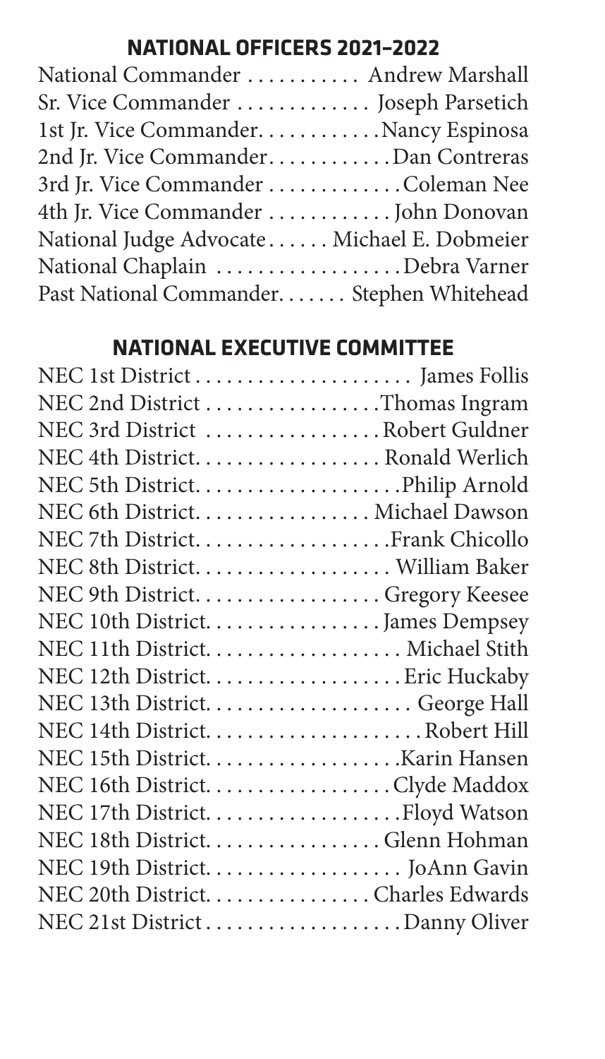## NATIONAL OFFICERS 2021–2022

National Commander . . . . . . . . . . . Andrew Marshall
Sr. Vice Commander . . . . . . . . . . . . . Joseph Parsetich
1st Jr. Vice Commander. . . . . . . . . . . .Nancy Espinosa
2nd Jr. Vice Commander. . . . . . . . . . . .Dan Contreras
3rd Jr. Vice Commander . . . . . . . . . . . . .Coleman Nee
4th Jr. Vice Commander . . . . . . . . . . . . John Donovan
National Judge Advocate . . . . . . Michael E. Dobmeier
National Chaplain . . . . . . . . . . . . . . . . . .Debra Varner
Past National Commander. . . . . . . Stephen Whitehead

## NATIONAL EXECUTIVE COMMITTEE

NEC 1st District . . . . . . . . . . . . . . . . . . . . . James Follis
NEC 2nd District . . . . . . . . . . . . . . . . .Thomas Ingram
NEC 3rd District . . . . . . . . . . . . . . . . .Robert Guldner
NEC 4th District. . . . . . . . . . . . . . . . . . Ronald Werlich
NEC 5th District. . . . . . . . . . . . . . . . . . . .Philip Arnold
NEC 6th District. . . . . . . . . . . . . . . . . Michael Dawson
NEC 7th District. . . . . . . . . . . . . . . . . . .Frank Chicollo
NEC 8th District. . . . . . . . . . . . . . . . . . . William Baker
NEC 9th District. . . . . . . . . . . . . . . . . . Gregory Keesee
NEC 10th District. . . . . . . . . . . . . . . . . James Dempsey
NEC 11th District. . . . . . . . . . . . . . . . . . . Michael Stith
NEC 12th District. . . . . . . . . . . . . . . . . . . Eric Huckaby
NEC 13th District. . . . . . . . . . . . . . . . . . . . George Hall
NEC 14th District. . . . . . . . . . . . . . . . . . . . . Robert Hill
NEC 15th District. . . . . . . . . . . . . . . . . . .Karin Hansen
NEC 16th District. . . . . . . . . . . . . . . . . .Clyde Maddox
NEC 17th District. . . . . . . . . . . . . . . . . . .Floyd Watson
NEC 18th District. . . . . . . . . . . . . . . . Glenn Hohman
NEC 19th District. . . . . . . . . . . . . . . . . . . JoAnn Gavin
NEC 20th District. . . . . . . . . . . . . . . Charles Edwards
NEC 21st District . . . . . . . . . . . . . . . . . . .Danny Oliver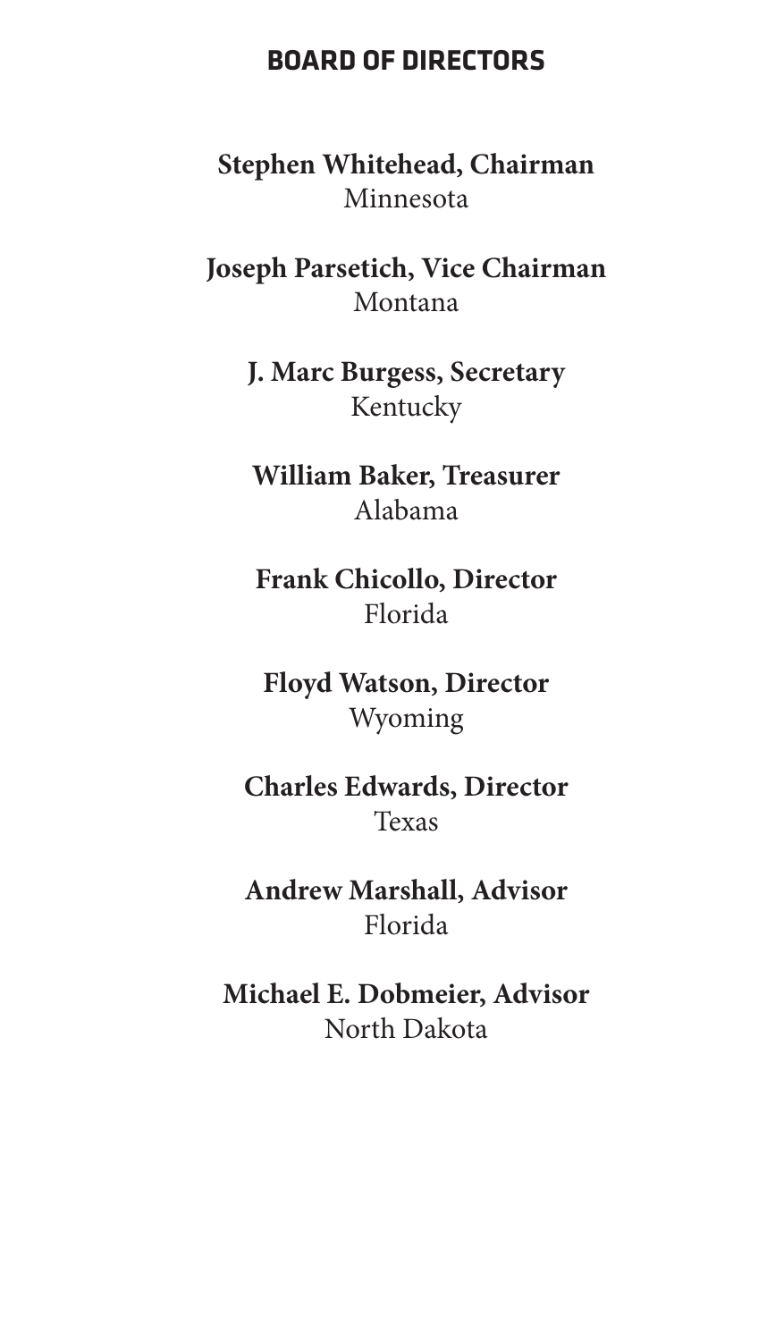## BOARD OF DIRECTORS

**Stephen Whitehead, Chairman**
Minnesota

**Joseph Parsetich, Vice Chairman**
Montana

**J. Marc Burgess, Secretary**
Kentucky

**William Baker, Treasurer**
Alabama

**Frank Chicollo, Director**
Florida

**Floyd Watson, Director**
Wyoming

**Charles Edwards, Director**
Texas

**Andrew Marshall, Advisor**
Florida

**Michael E. Dobmeier, Advisor**
North Dakota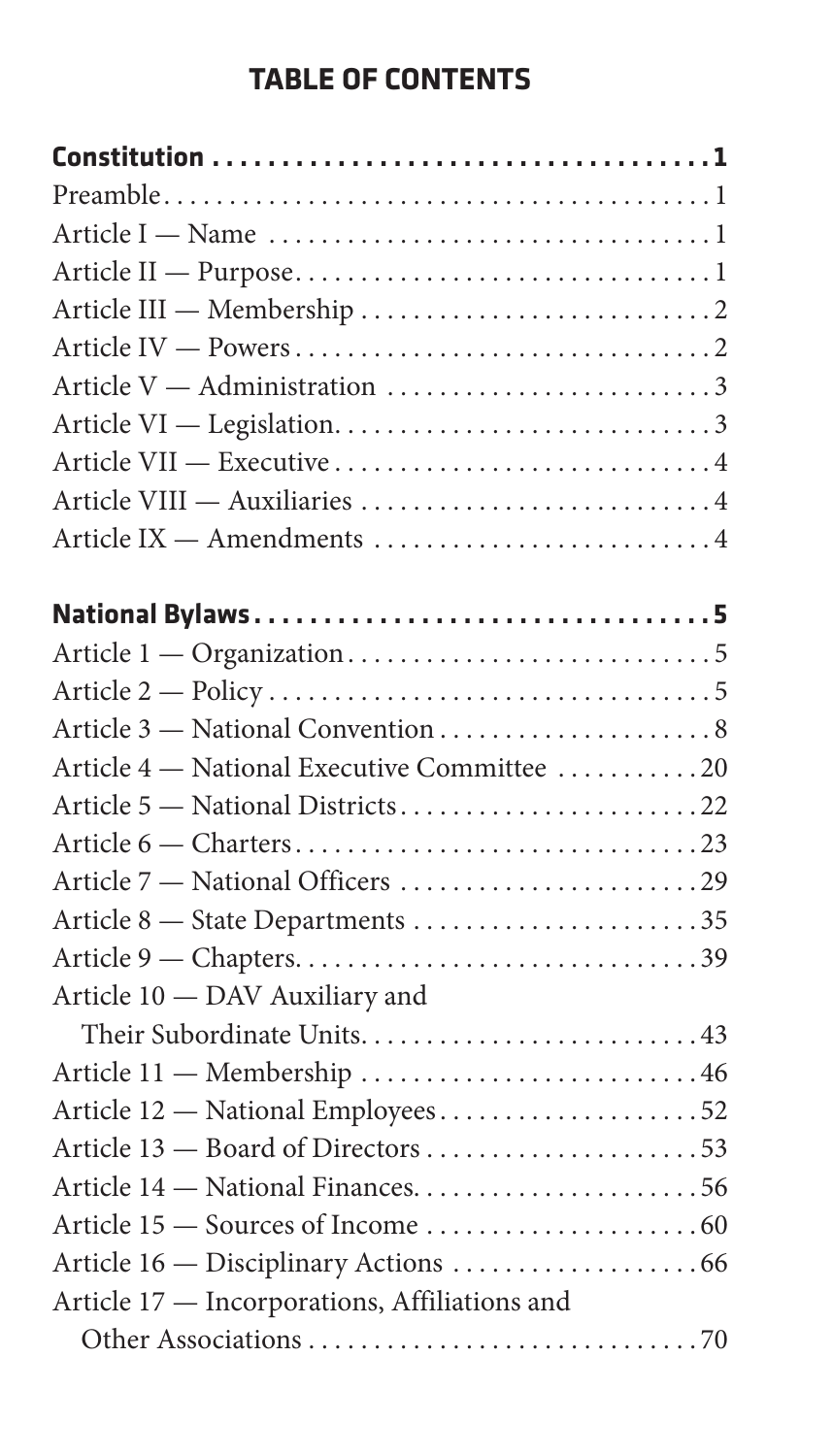## TABLE OF CONTENTS

| | |
|---|---|
| **Constitution** | **1** |
| Preamble | 1 |
| Article I — Name | 1 |
| Article II — Purpose | 1 |
| Article III — Membership | 2 |
| Article IV — Powers | 2 |
| Article V — Administration | 3 |
| Article VI — Legislation | 3 |
| Article VII — Executive | 4 |
| Article VIII — Auxiliaries | 4 |
| Article IX — Amendments | 4 |
| | |
| **National Bylaws** | **5** |
| Article 1 — Organization | 5 |
| Article 2 — Policy | 5 |
| Article 3 — National Convention | 8 |
| Article 4 — National Executive Committee | 20 |
| Article 5 — National Districts | 22 |
| Article 6 — Charters | 23 |
| Article 7 — National Officers | 29 |
| Article 8 — State Departments | 35 |
| Article 9 — Chapters | 39 |
| Article 10 — DAV Auxiliary and Their Subordinate Units | 43 |
| Article 11 — Membership | 46 |
| Article 12 — National Employees | 52 |
| Article 13 — Board of Directors | 53 |
| Article 14 — National Finances | 56 |
| Article 15 — Sources of Income | 60 |
| Article 16 — Disciplinary Actions | 66 |
| Article 17 — Incorporations, Affiliations and Other Associations | 70 |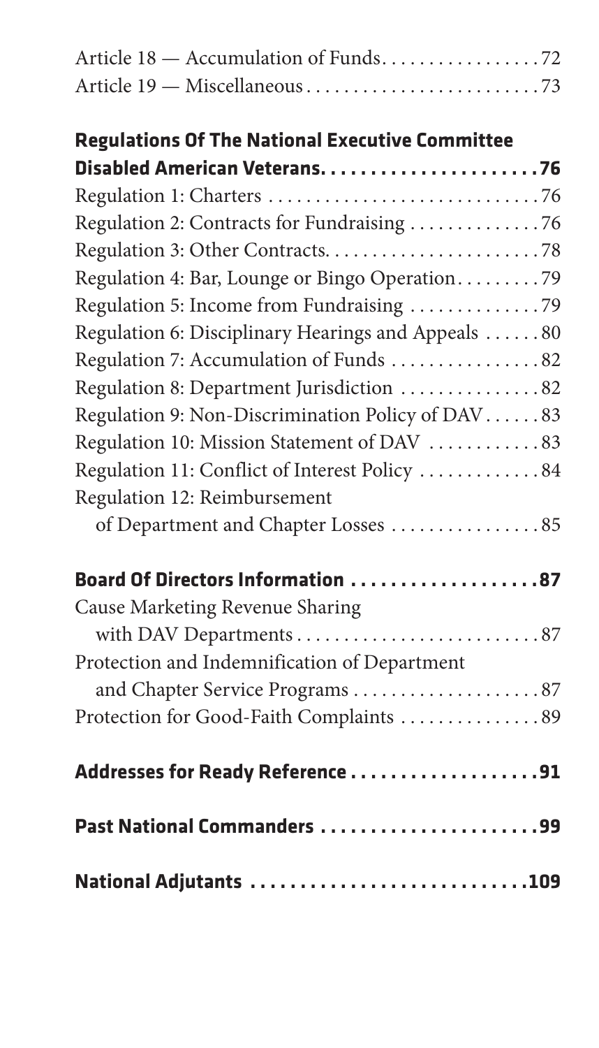Article 18 — Accumulation of Funds . . . . . . . . . . . . . . . . . 72
Article 19 — Miscellaneous . . . . . . . . . . . . . . . . . . . . . . . . . 73

**Regulations Of The National Executive Committee Disabled American Veterans . . . . . . . . . . . . . . . . . . . . . . 76**

Regulation 1: Charters . . . . . . . . . . . . . . . . . . . . . . . . . . . . . 76
Regulation 2: Contracts for Fundraising . . . . . . . . . . . . . . 76
Regulation 3: Other Contracts . . . . . . . . . . . . . . . . . . . . . . . 78
Regulation 4: Bar, Lounge or Bingo Operation . . . . . . . . . 79
Regulation 5: Income from Fundraising . . . . . . . . . . . . . . 79
Regulation 6: Disciplinary Hearings and Appeals . . . . . . 80
Regulation 7: Accumulation of Funds . . . . . . . . . . . . . . . . 82
Regulation 8: Department Jurisdiction . . . . . . . . . . . . . . . 82
Regulation 9: Non-Discrimination Policy of DAV . . . . . . 83
Regulation 10: Mission Statement of DAV . . . . . . . . . . . . 83
Regulation 11: Conflict of Interest Policy . . . . . . . . . . . . . 84
Regulation 12: Reimbursement of Department and Chapter Losses . . . . . . . . . . . . . . . . 85

**Board Of Directors Information . . . . . . . . . . . . . . . . . . . 87**

Cause Marketing Revenue Sharing with DAV Departments . . . . . . . . . . . . . . . . . . . . . . . . . . 87
Protection and Indemnification of Department and Chapter Service Programs . . . . . . . . . . . . . . . . . . . . 87
Protection for Good-Faith Complaints . . . . . . . . . . . . . . . 89

**Addresses for Ready Reference . . . . . . . . . . . . . . . . . . . 91**

**Past National Commanders . . . . . . . . . . . . . . . . . . . . . . 99**

**National Adjutants . . . . . . . . . . . . . . . . . . . . . . . . . . . 109**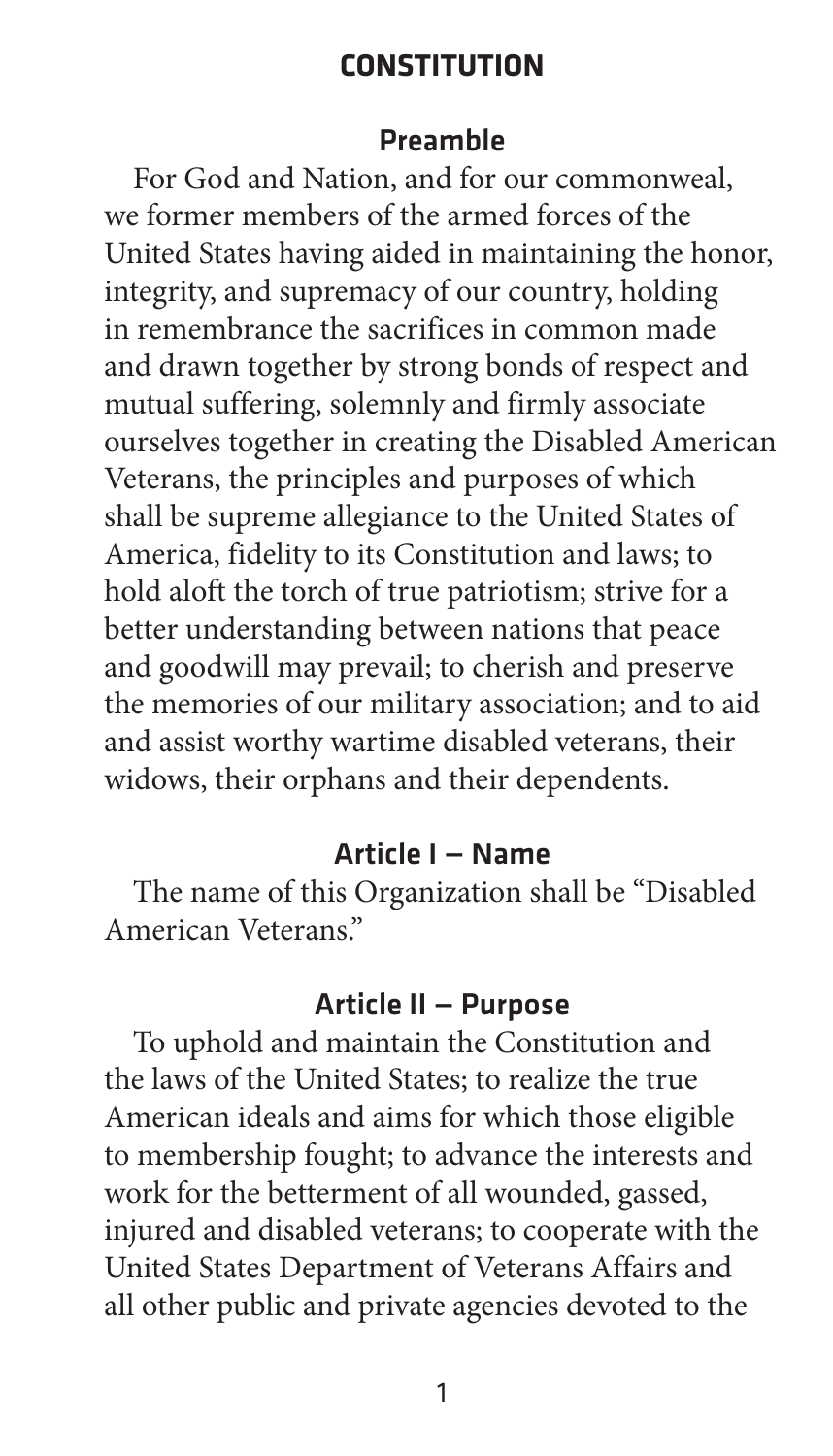# CONSTITUTION

## Preamble

For God and Nation, and for our commonweal, we former members of the armed forces of the United States having aided in maintaining the honor, integrity, and supremacy of our country, holding in remembrance the sacrifices in common made and drawn together by strong bonds of respect and mutual suffering, solemnly and firmly associate ourselves together in creating the Disabled American Veterans, the principles and purposes of which shall be supreme allegiance to the United States of America, fidelity to its Constitution and laws; to hold aloft the torch of true patriotism; strive for a better understanding between nations that peace and goodwill may prevail; to cherish and preserve the memories of our military association; and to aid and assist worthy wartime disabled veterans, their widows, their orphans and their dependents.

## Article I — Name

The name of this Organization shall be "Disabled American Veterans."

## Article II — Purpose

To uphold and maintain the Constitution and the laws of the United States; to realize the true American ideals and aims for which those eligible to membership fought; to advance the interests and work for the betterment of all wounded, gassed, injured and disabled veterans; to cooperate with the United States Department of Veterans Affairs and all other public and private agencies devoted to the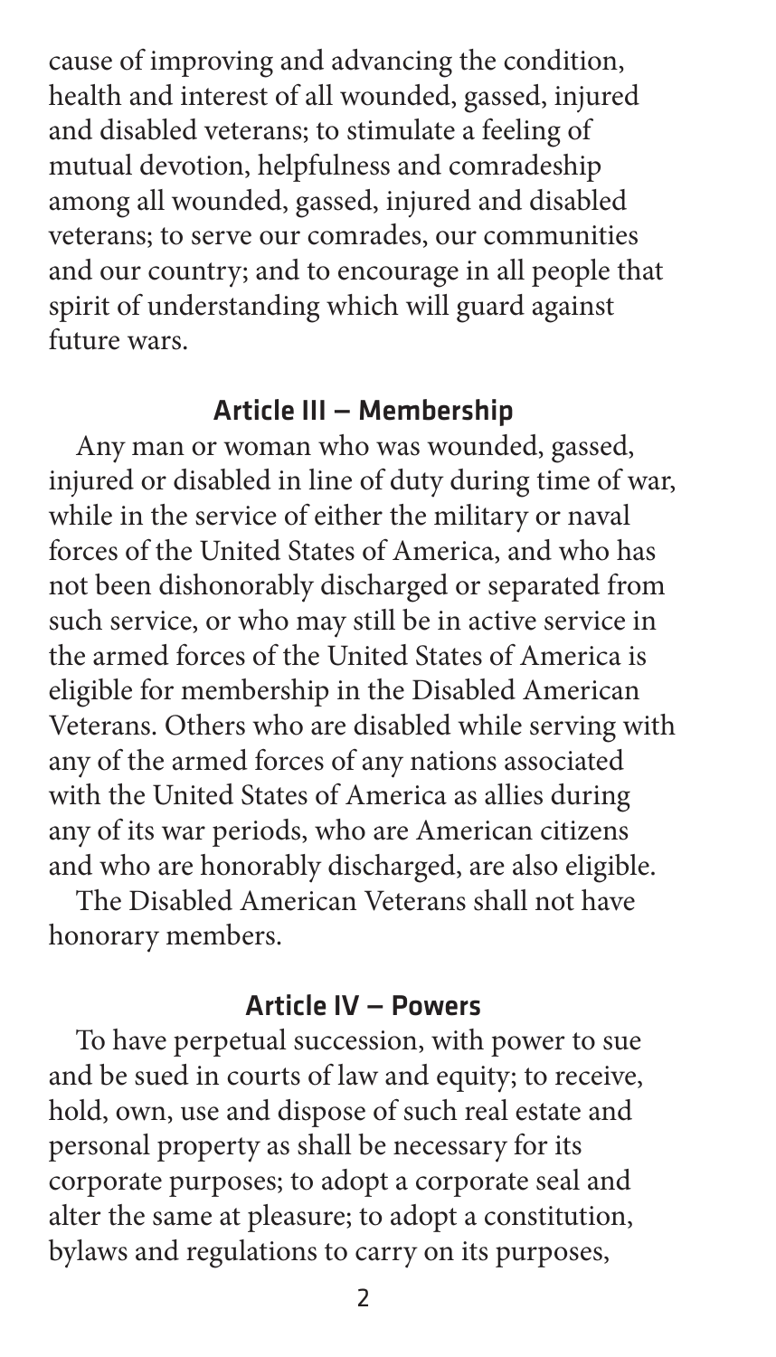cause of improving and advancing the condition, health and interest of all wounded, gassed, injured and disabled veterans; to stimulate a feeling of mutual devotion, helpfulness and comradeship among all wounded, gassed, injured and disabled veterans; to serve our comrades, our communities and our country; and to encourage in all people that spirit of understanding which will guard against future wars.

## Article III — Membership

Any man or woman who was wounded, gassed, injured or disabled in line of duty during time of war, while in the service of either the military or naval forces of the United States of America, and who has not been dishonorably discharged or separated from such service, or who may still be in active service in the armed forces of the United States of America is eligible for membership in the Disabled American Veterans. Others who are disabled while serving with any of the armed forces of any nations associated with the United States of America as allies during any of its war periods, who are American citizens and who are honorably discharged, are also eligible.

The Disabled American Veterans shall not have honorary members.

## Article IV — Powers

To have perpetual succession, with power to sue and be sued in courts of law and equity; to receive, hold, own, use and dispose of such real estate and personal property as shall be necessary for its corporate purposes; to adopt a corporate seal and alter the same at pleasure; to adopt a constitution, bylaws and regulations to carry on its purposes,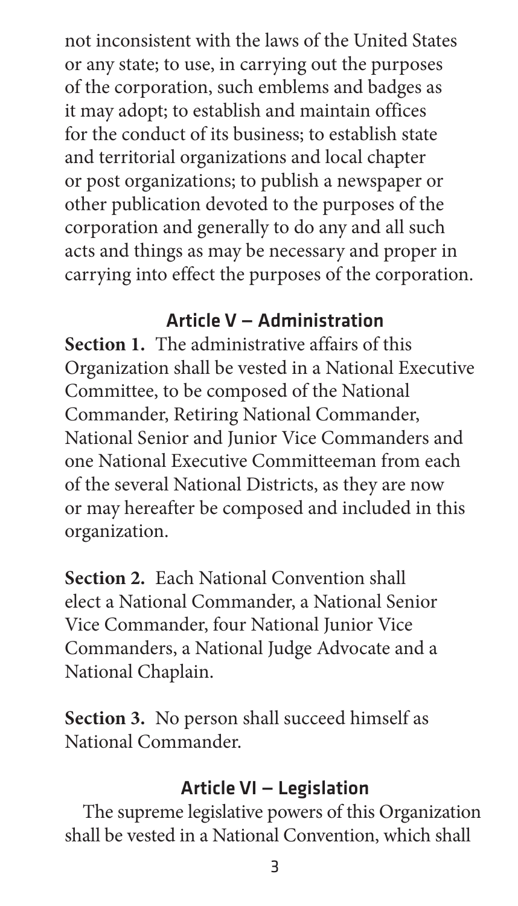not inconsistent with the laws of the United States or any state; to use, in carrying out the purposes of the corporation, such emblems and badges as it may adopt; to establish and maintain offices for the conduct of its business; to establish state and territorial organizations and local chapter or post organizations; to publish a newspaper or other publication devoted to the purposes of the corporation and generally to do any and all such acts and things as may be necessary and proper in carrying into effect the purposes of the corporation.

## Article V — Administration

**Section 1.** The administrative affairs of this Organization shall be vested in a National Executive Committee, to be composed of the National Commander, Retiring National Commander, National Senior and Junior Vice Commanders and one National Executive Committeeman from each of the several National Districts, as they are now or may hereafter be composed and included in this organization.

**Section 2.** Each National Convention shall elect a National Commander, a National Senior Vice Commander, four National Junior Vice Commanders, a National Judge Advocate and a National Chaplain.

**Section 3.** No person shall succeed himself as National Commander.

## Article VI — Legislation

The supreme legislative powers of this Organization shall be vested in a National Convention, which shall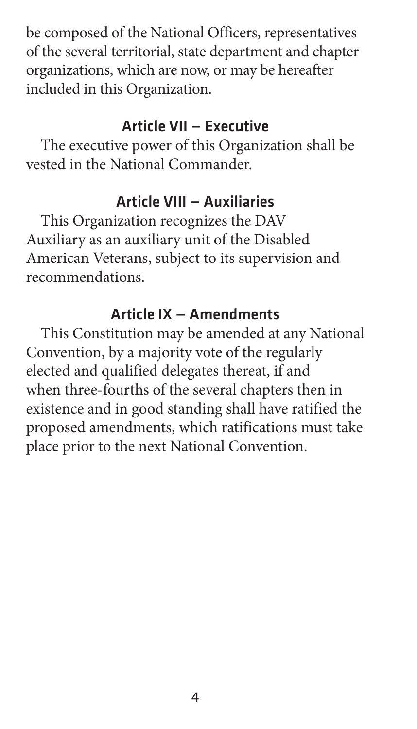be composed of the National Officers, representatives of the several territorial, state department and chapter organizations, which are now, or may be hereafter included in this Organization.

## Article VII — Executive

The executive power of this Organization shall be vested in the National Commander.

## Article VIII — Auxiliaries

This Organization recognizes the DAV Auxiliary as an auxiliary unit of the Disabled American Veterans, subject to its supervision and recommendations.

## Article IX — Amendments

This Constitution may be amended at any National Convention, by a majority vote of the regularly elected and qualified delegates thereat, if and when three-fourths of the several chapters then in existence and in good standing shall have ratified the proposed amendments, which ratifications must take place prior to the next National Convention.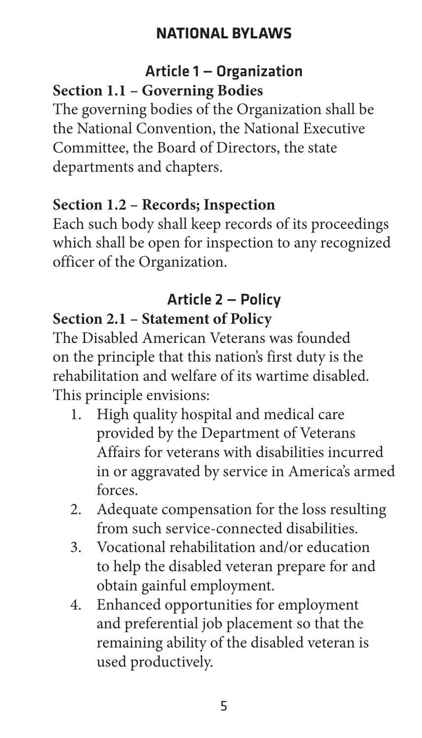# NATIONAL BYLAWS

## Article 1 — Organization

### Section 1.1 – Governing Bodies

The governing bodies of the Organization shall be the National Convention, the National Executive Committee, the Board of Directors, the state departments and chapters.

### Section 1.2 – Records; Inspection

Each such body shall keep records of its proceedings which shall be open for inspection to any recognized officer of the Organization.

## Article 2 — Policy

### Section 2.1 – Statement of Policy

The Disabled American Veterans was founded on the principle that this nation's first duty is the rehabilitation and welfare of its wartime disabled. This principle envisions:

1. High quality hospital and medical care provided by the Department of Veterans Affairs for veterans with disabilities incurred in or aggravated by service in America's armed forces.
2. Adequate compensation for the loss resulting from such service-connected disabilities.
3. Vocational rehabilitation and/or education to help the disabled veteran prepare for and obtain gainful employment.
4. Enhanced opportunities for employment and preferential job placement so that the remaining ability of the disabled veteran is used productively.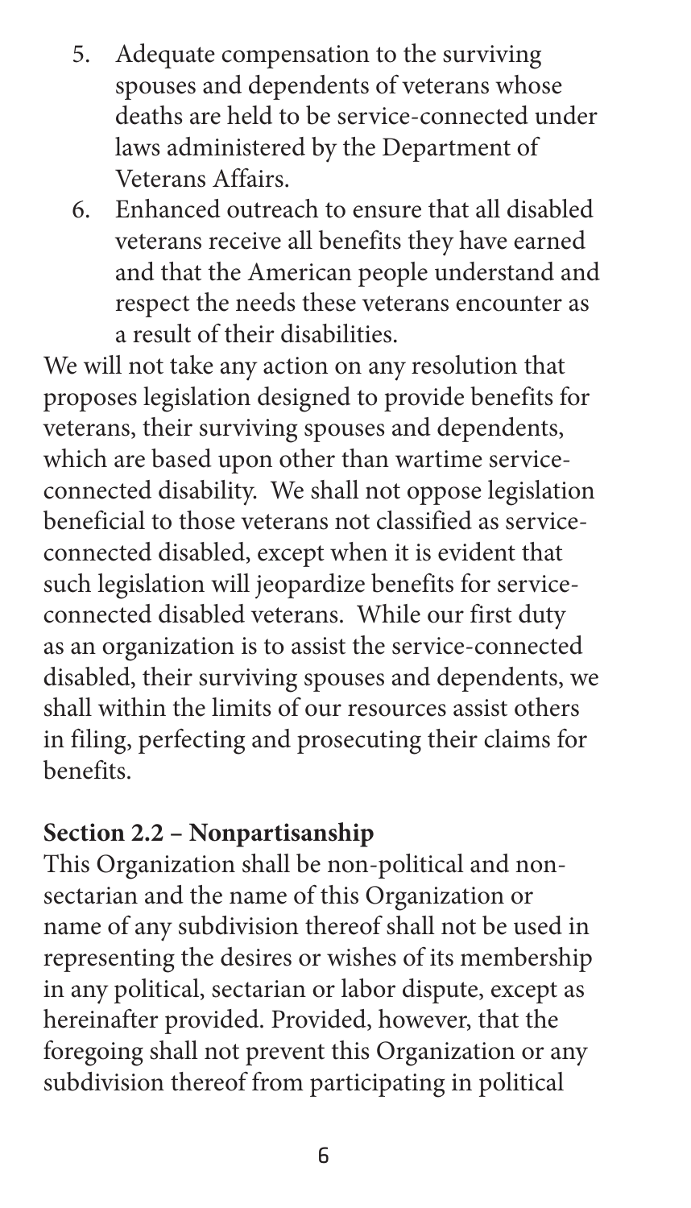5. Adequate compensation to the surviving spouses and dependents of veterans whose deaths are held to be service-connected under laws administered by the Department of Veterans Affairs.
6. Enhanced outreach to ensure that all disabled veterans receive all benefits they have earned and that the American people understand and respect the needs these veterans encounter as a result of their disabilities.

We will not take any action on any resolution that proposes legislation designed to provide benefits for veterans, their surviving spouses and dependents, which are based upon other than wartime service-connected disability. We shall not oppose legislation beneficial to those veterans not classified as service-connected disabled, except when it is evident that such legislation will jeopardize benefits for service-connected disabled veterans. While our first duty as an organization is to assist the service-connected disabled, their surviving spouses and dependents, we shall within the limits of our resources assist others in filing, perfecting and prosecuting their claims for benefits.

**Section 2.2 – Nonpartisanship**

This Organization shall be non-political and non-sectarian and the name of this Organization or name of any subdivision thereof shall not be used in representing the desires or wishes of its membership in any political, sectarian or labor dispute, except as hereinafter provided. Provided, however, that the foregoing shall not prevent this Organization or any subdivision thereof from participating in political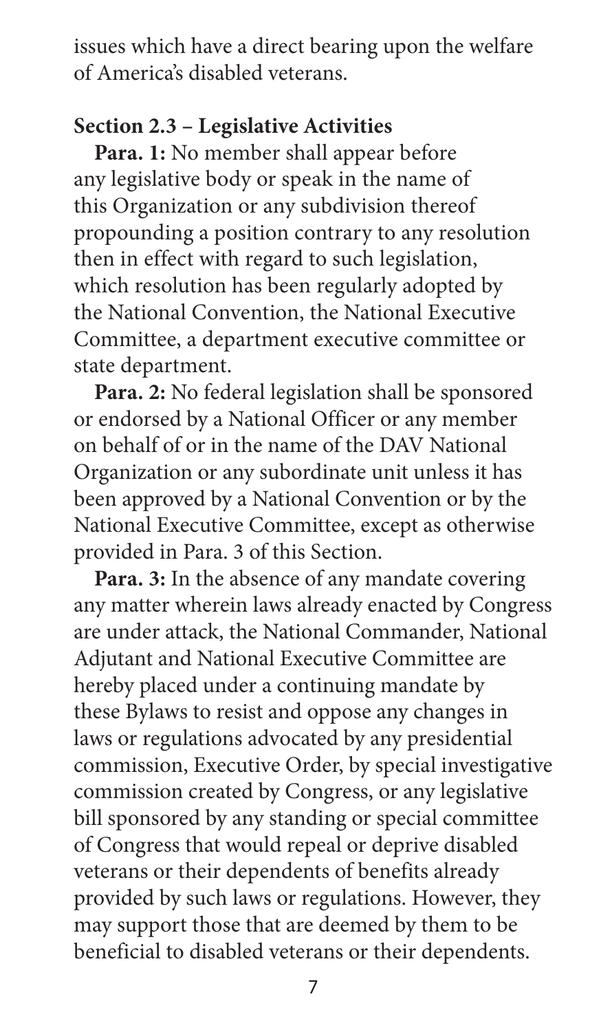issues which have a direct bearing upon the welfare of America's disabled veterans.

**Section 2.3 – Legislative Activities**

**Para. 1:** No member shall appear before any legislative body or speak in the name of this Organization or any subdivision thereof propounding a position contrary to any resolution then in effect with regard to such legislation, which resolution has been regularly adopted by the National Convention, the National Executive Committee, a department executive committee or state department.

**Para. 2:** No federal legislation shall be sponsored or endorsed by a National Officer or any member on behalf of or in the name of the DAV National Organization or any subordinate unit unless it has been approved by a National Convention or by the National Executive Committee, except as otherwise provided in Para. 3 of this Section.

**Para. 3:** In the absence of any mandate covering any matter wherein laws already enacted by Congress are under attack, the National Commander, National Adjutant and National Executive Committee are hereby placed under a continuing mandate by these Bylaws to resist and oppose any changes in laws or regulations advocated by any presidential commission, Executive Order, by special investigative commission created by Congress, or any legislative bill sponsored by any standing or special committee of Congress that would repeal or deprive disabled veterans or their dependents of benefits already provided by such laws or regulations. However, they may support those that are deemed by them to be beneficial to disabled veterans or their dependents.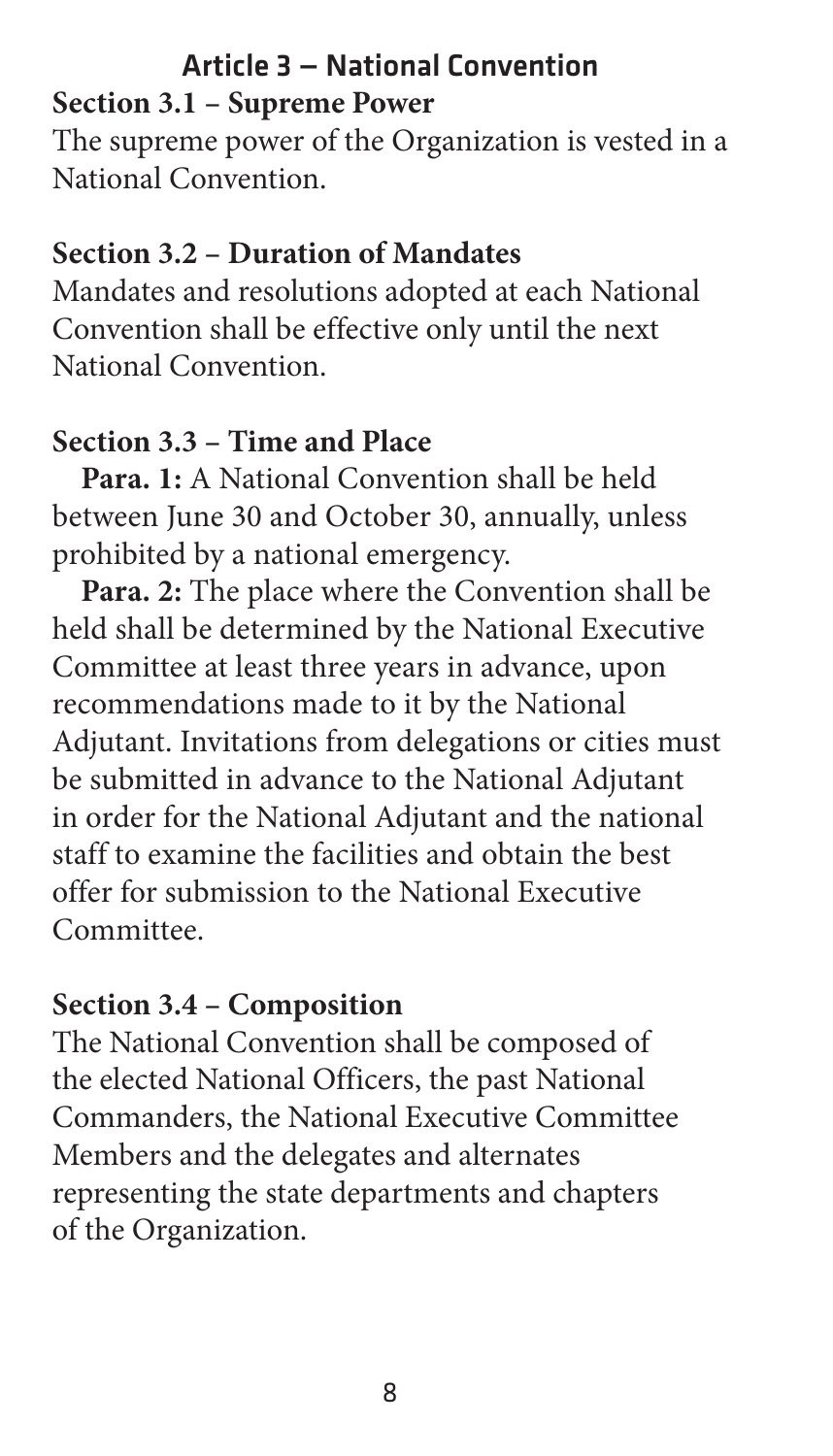## Article 3 — National Convention

### Section 3.1 – Supreme Power

The supreme power of the Organization is vested in a National Convention.

### Section 3.2 – Duration of Mandates

Mandates and resolutions adopted at each National Convention shall be effective only until the next National Convention.

### Section 3.3 – Time and Place

**Para. 1:** A National Convention shall be held between June 30 and October 30, annually, unless prohibited by a national emergency.

**Para. 2:** The place where the Convention shall be held shall be determined by the National Executive Committee at least three years in advance, upon recommendations made to it by the National Adjutant. Invitations from delegations or cities must be submitted in advance to the National Adjutant in order for the National Adjutant and the national staff to examine the facilities and obtain the best offer for submission to the National Executive Committee.

### Section 3.4 – Composition

The National Convention shall be composed of the elected National Officers, the past National Commanders, the National Executive Committee Members and the delegates and alternates representing the state departments and chapters of the Organization.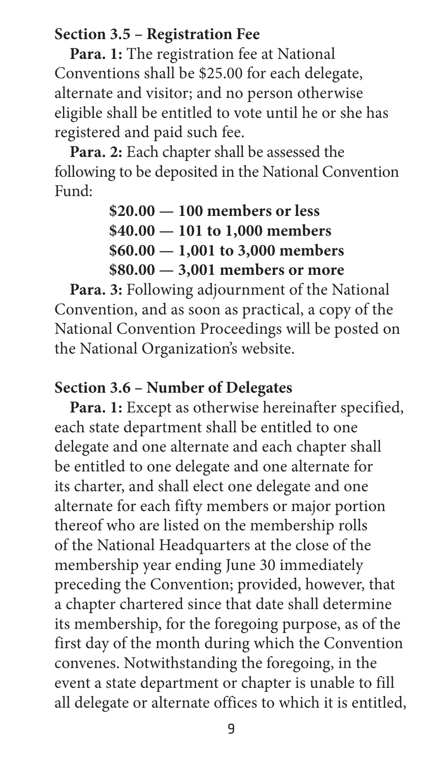### Section 3.5 – Registration Fee

**Para. 1:** The registration fee at National Conventions shall be $25.00 for each delegate, alternate and visitor; and no person otherwise eligible shall be entitled to vote until he or she has registered and paid such fee.

**Para. 2:** Each chapter shall be assessed the following to be deposited in the National Convention Fund:

**$20.00 — 100 members or less**
**$40.00 — 101 to 1,000 members**
**$60.00 — 1,001 to 3,000 members**
**$80.00 — 3,001 members or more**

**Para. 3:** Following adjournment of the National Convention, and as soon as practical, a copy of the National Convention Proceedings will be posted on the National Organization's website.

### Section 3.6 – Number of Delegates

**Para. 1:** Except as otherwise hereinafter specified, each state department shall be entitled to one delegate and one alternate and each chapter shall be entitled to one delegate and one alternate for its charter, and shall elect one delegate and one alternate for each fifty members or major portion thereof who are listed on the membership rolls of the National Headquarters at the close of the membership year ending June 30 immediately preceding the Convention; provided, however, that a chapter chartered since that date shall determine its membership, for the foregoing purpose, as of the first day of the month during which the Convention convenes. Notwithstanding the foregoing, in the event a state department or chapter is unable to fill all delegate or alternate offices to which it is entitled,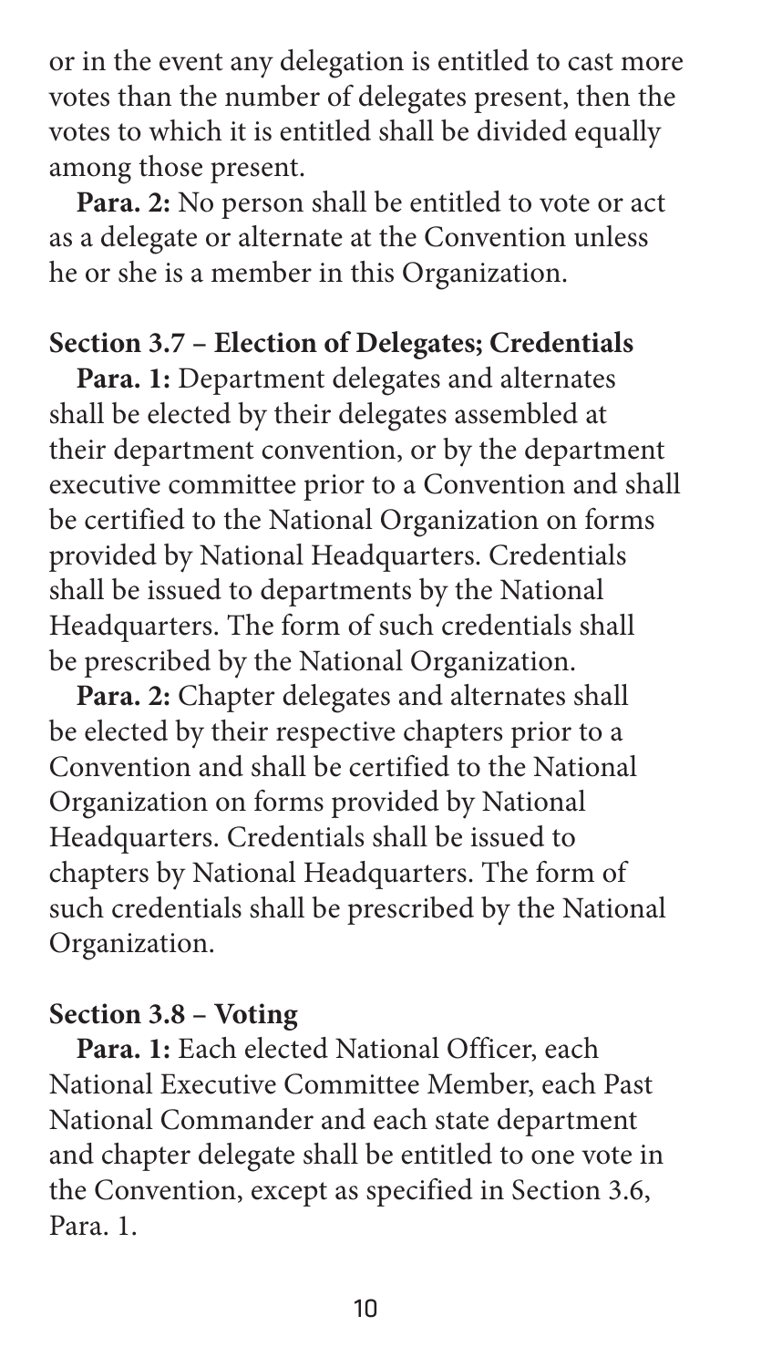or in the event any delegation is entitled to cast more votes than the number of delegates present, then the votes to which it is entitled shall be divided equally among those present.

**Para. 2:** No person shall be entitled to vote or act as a delegate or alternate at the Convention unless he or she is a member in this Organization.

### Section 3.7 – Election of Delegates; Credentials

**Para. 1:** Department delegates and alternates shall be elected by their delegates assembled at their department convention, or by the department executive committee prior to a Convention and shall be certified to the National Organization on forms provided by National Headquarters. Credentials shall be issued to departments by the National Headquarters. The form of such credentials shall be prescribed by the National Organization.

**Para. 2:** Chapter delegates and alternates shall be elected by their respective chapters prior to a Convention and shall be certified to the National Organization on forms provided by National Headquarters. Credentials shall be issued to chapters by National Headquarters. The form of such credentials shall be prescribed by the National Organization.

### Section 3.8 – Voting

**Para. 1:** Each elected National Officer, each National Executive Committee Member, each Past National Commander and each state department and chapter delegate shall be entitled to one vote in the Convention, except as specified in Section 3.6, Para. 1.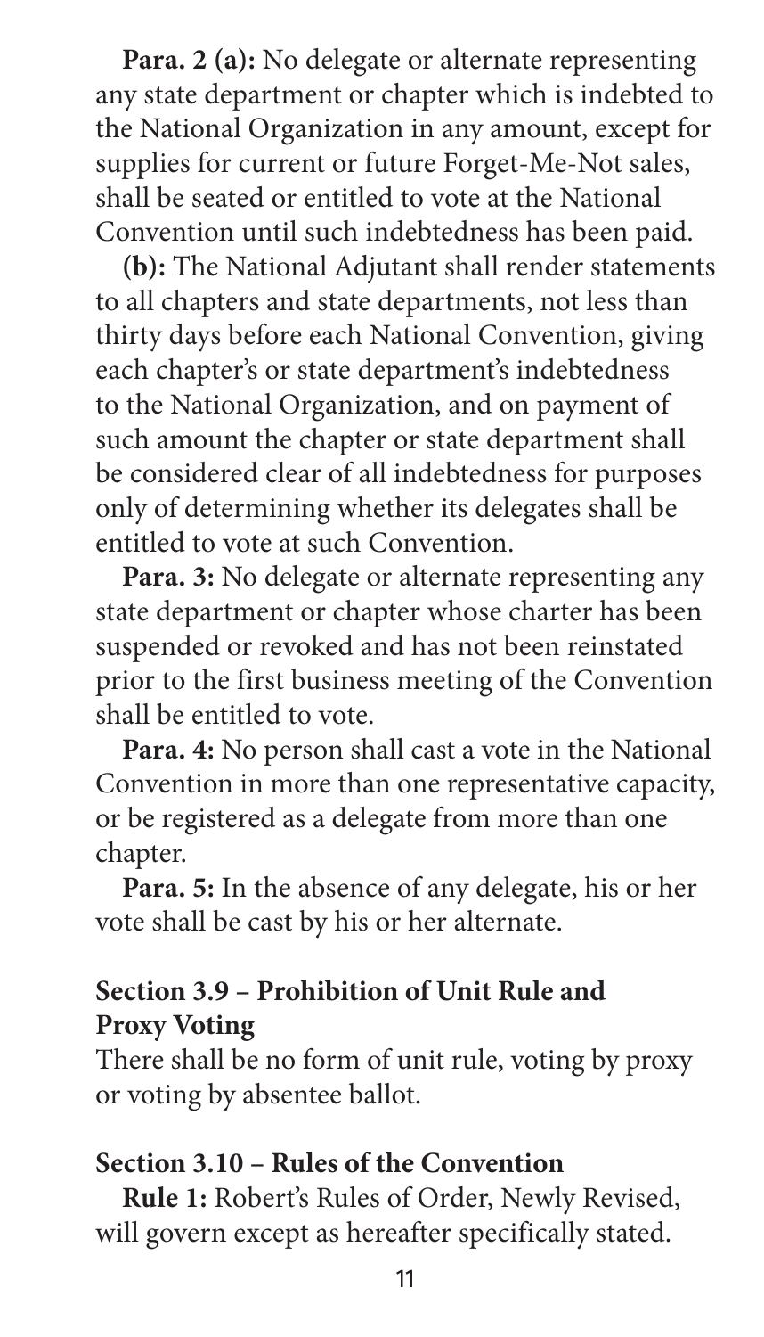**Para. 2 (a):** No delegate or alternate representing any state department or chapter which is indebted to the National Organization in any amount, except for supplies for current or future Forget-Me-Not sales, shall be seated or entitled to vote at the National Convention until such indebtedness has been paid.

**(b):** The National Adjutant shall render statements to all chapters and state departments, not less than thirty days before each National Convention, giving each chapter's or state department's indebtedness to the National Organization, and on payment of such amount the chapter or state department shall be considered clear of all indebtedness for purposes only of determining whether its delegates shall be entitled to vote at such Convention.

**Para. 3:** No delegate or alternate representing any state department or chapter whose charter has been suspended or revoked and has not been reinstated prior to the first business meeting of the Convention shall be entitled to vote.

**Para. 4:** No person shall cast a vote in the National Convention in more than one representative capacity, or be registered as a delegate from more than one chapter.

**Para. 5:** In the absence of any delegate, his or her vote shall be cast by his or her alternate.

### Section 3.9 – Prohibition of Unit Rule and Proxy Voting

There shall be no form of unit rule, voting by proxy or voting by absentee ballot.

### Section 3.10 – Rules of the Convention

**Rule 1:** Robert's Rules of Order, Newly Revised, will govern except as hereafter specifically stated.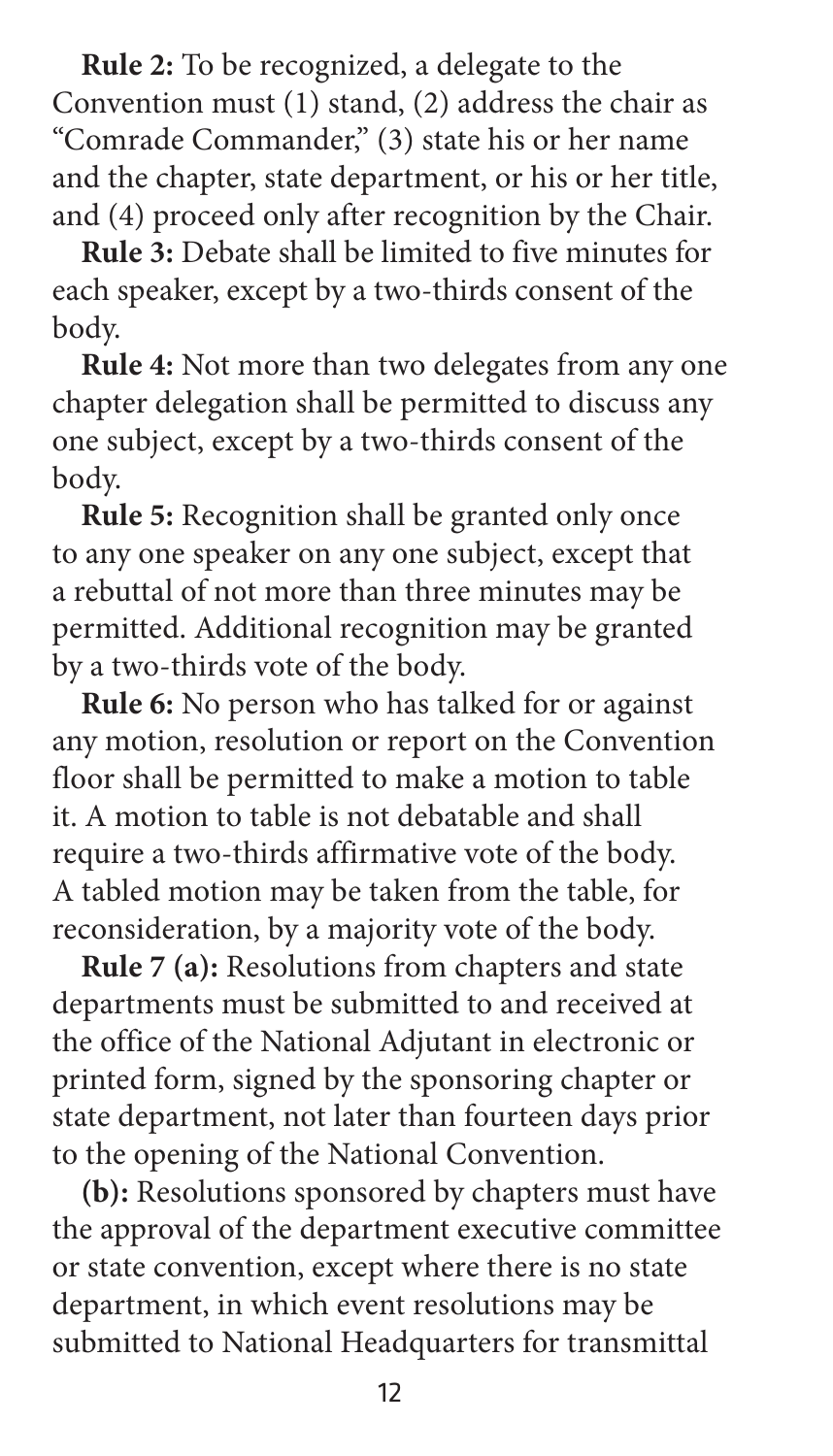**Rule 2:** To be recognized, a delegate to the Convention must (1) stand, (2) address the chair as "Comrade Commander," (3) state his or her name and the chapter, state department, or his or her title, and (4) proceed only after recognition by the Chair.

**Rule 3:** Debate shall be limited to five minutes for each speaker, except by a two-thirds consent of the body.

**Rule 4:** Not more than two delegates from any one chapter delegation shall be permitted to discuss any one subject, except by a two-thirds consent of the body.

**Rule 5:** Recognition shall be granted only once to any one speaker on any one subject, except that a rebuttal of not more than three minutes may be permitted. Additional recognition may be granted by a two-thirds vote of the body.

**Rule 6:** No person who has talked for or against any motion, resolution or report on the Convention floor shall be permitted to make a motion to table it. A motion to table is not debatable and shall require a two-thirds affirmative vote of the body. A tabled motion may be taken from the table, for reconsideration, by a majority vote of the body.

**Rule 7 (a):** Resolutions from chapters and state departments must be submitted to and received at the office of the National Adjutant in electronic or printed form, signed by the sponsoring chapter or state department, not later than fourteen days prior to the opening of the National Convention.

**(b):** Resolutions sponsored by chapters must have the approval of the department executive committee or state convention, except where there is no state department, in which event resolutions may be submitted to National Headquarters for transmittal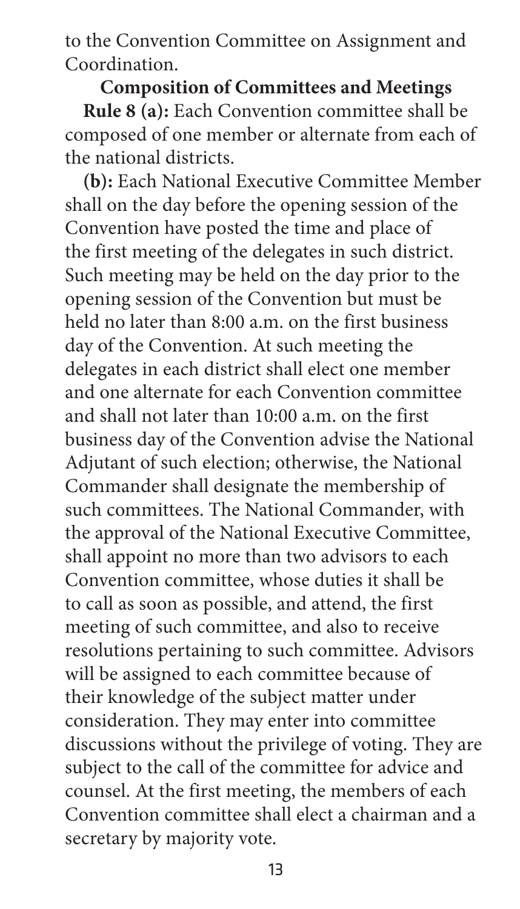to the Convention Committee on Assignment and Coordination.

### Composition of Committees and Meetings

**Rule 8 (a):** Each Convention committee shall be composed of one member or alternate from each of the national districts.

**(b):** Each National Executive Committee Member shall on the day before the opening session of the Convention have posted the time and place of the first meeting of the delegates in such district. Such meeting may be held on the day prior to the opening session of the Convention but must be held no later than 8:00 a.m. on the first business day of the Convention. At such meeting the delegates in each district shall elect one member and one alternate for each Convention committee and shall not later than 10:00 a.m. on the first business day of the Convention advise the National Adjutant of such election; otherwise, the National Commander shall designate the membership of such committees. The National Commander, with the approval of the National Executive Committee, shall appoint no more than two advisors to each Convention committee, whose duties it shall be to call as soon as possible, and attend, the first meeting of such committee, and also to receive resolutions pertaining to such committee. Advisors will be assigned to each committee because of their knowledge of the subject matter under consideration. They may enter into committee discussions without the privilege of voting. They are subject to the call of the committee for advice and counsel. At the first meeting, the members of each Convention committee shall elect a chairman and a secretary by majority vote.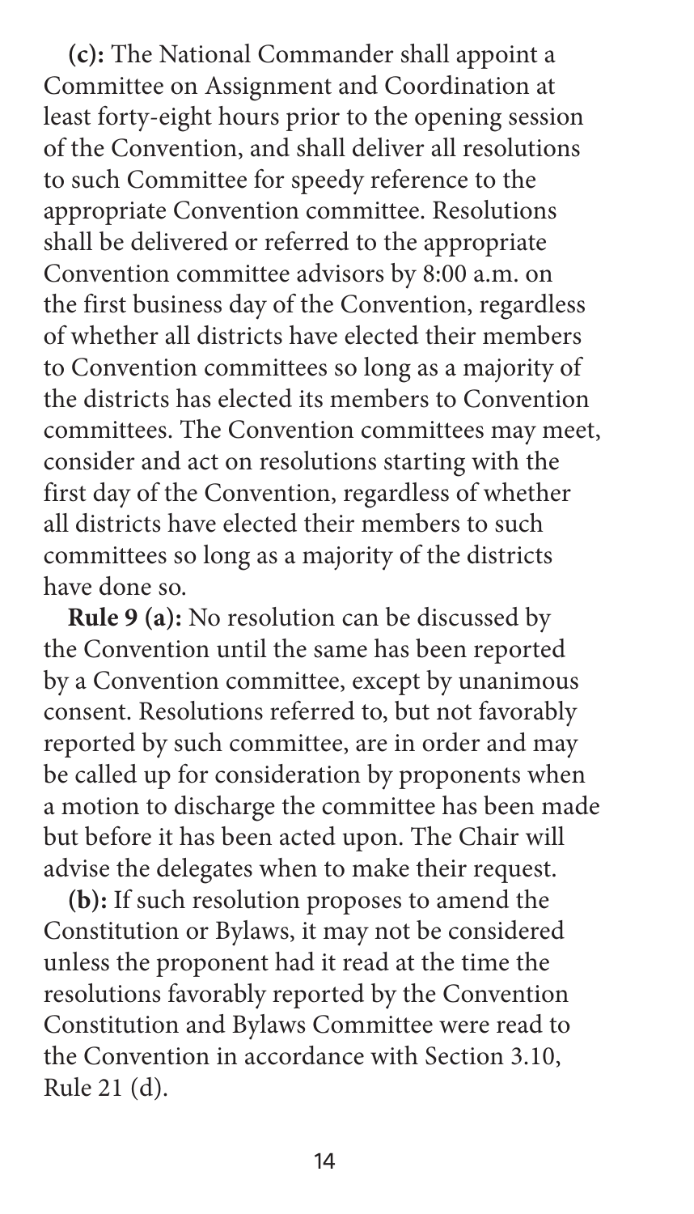**(c):** The National Commander shall appoint a Committee on Assignment and Coordination at least forty-eight hours prior to the opening session of the Convention, and shall deliver all resolutions to such Committee for speedy reference to the appropriate Convention committee. Resolutions shall be delivered or referred to the appropriate Convention committee advisors by 8:00 a.m. on the first business day of the Convention, regardless of whether all districts have elected their members to Convention committees so long as a majority of the districts has elected its members to Convention committees. The Convention committees may meet, consider and act on resolutions starting with the first day of the Convention, regardless of whether all districts have elected their members to such committees so long as a majority of the districts have done so.

**Rule 9 (a):** No resolution can be discussed by the Convention until the same has been reported by a Convention committee, except by unanimous consent. Resolutions referred to, but not favorably reported by such committee, are in order and may be called up for consideration by proponents when a motion to discharge the committee has been made but before it has been acted upon. The Chair will advise the delegates when to make their request.

**(b):** If such resolution proposes to amend the Constitution or Bylaws, it may not be considered unless the proponent had it read at the time the resolutions favorably reported by the Convention Constitution and Bylaws Committee were read to the Convention in accordance with Section 3.10, Rule 21 (d).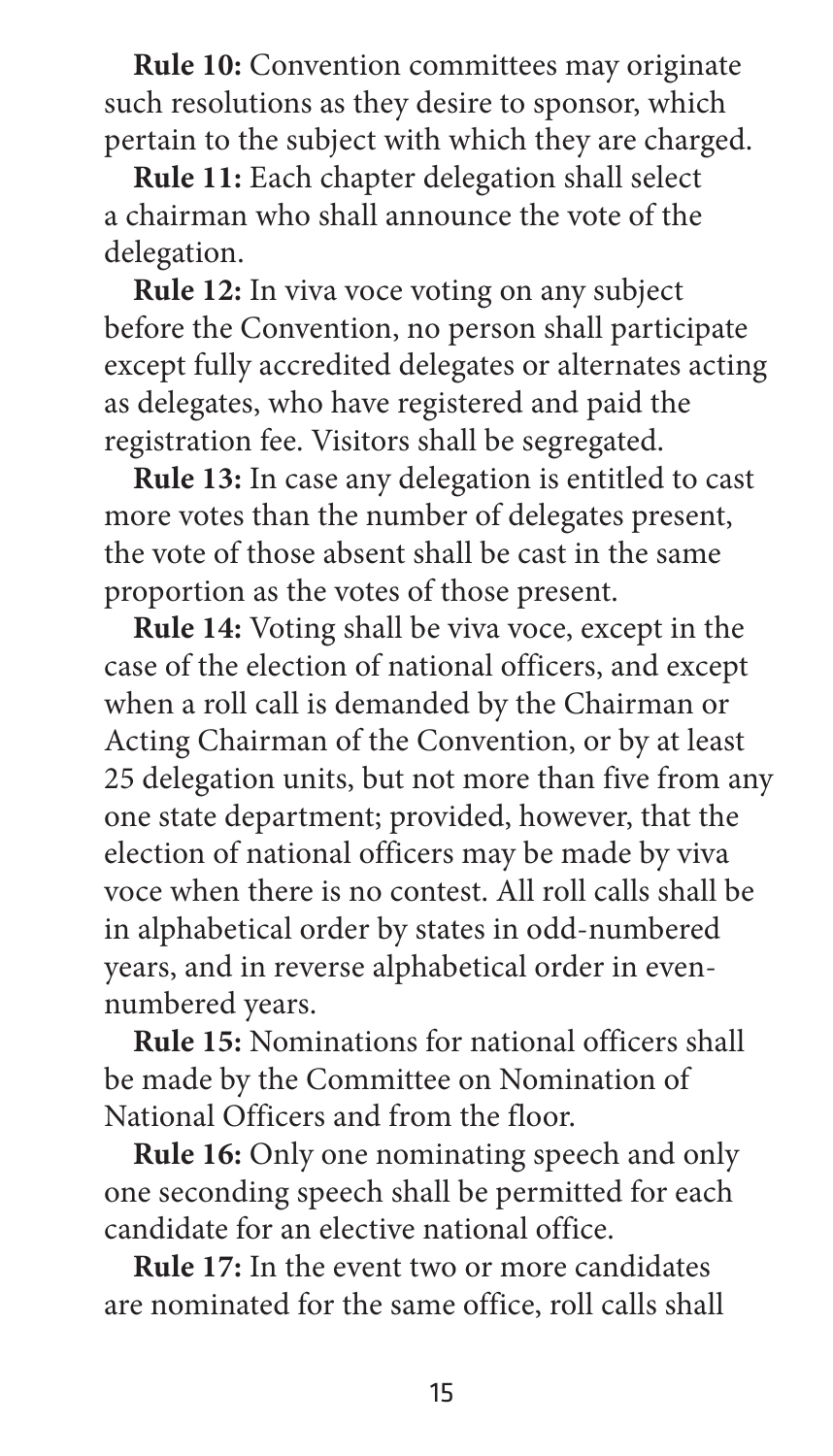**Rule 10:** Convention committees may originate such resolutions as they desire to sponsor, which pertain to the subject with which they are charged.

**Rule 11:** Each chapter delegation shall select a chairman who shall announce the vote of the delegation.

**Rule 12:** In viva voce voting on any subject before the Convention, no person shall participate except fully accredited delegates or alternates acting as delegates, who have registered and paid the registration fee. Visitors shall be segregated.

**Rule 13:** In case any delegation is entitled to cast more votes than the number of delegates present, the vote of those absent shall be cast in the same proportion as the votes of those present.

**Rule 14:** Voting shall be viva voce, except in the case of the election of national officers, and except when a roll call is demanded by the Chairman or Acting Chairman of the Convention, or by at least 25 delegation units, but not more than five from any one state department; provided, however, that the election of national officers may be made by viva voce when there is no contest. All roll calls shall be in alphabetical order by states in odd-numbered years, and in reverse alphabetical order in even-numbered years.

**Rule 15:** Nominations for national officers shall be made by the Committee on Nomination of National Officers and from the floor.

**Rule 16:** Only one nominating speech and only one seconding speech shall be permitted for each candidate for an elective national office.

**Rule 17:** In the event two or more candidates are nominated for the same office, roll calls shall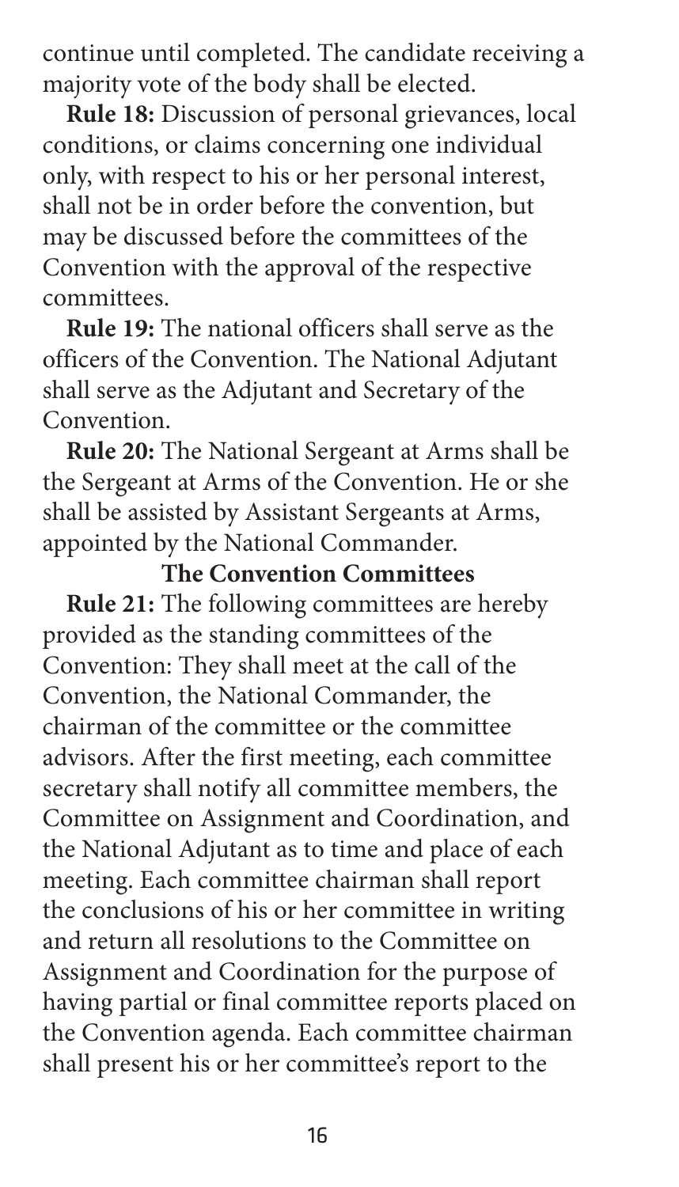continue until completed. The candidate receiving a majority vote of the body shall be elected.

**Rule 18:** Discussion of personal grievances, local conditions, or claims concerning one individual only, with respect to his or her personal interest, shall not be in order before the convention, but may be discussed before the committees of the Convention with the approval of the respective committees.

**Rule 19:** The national officers shall serve as the officers of the Convention. The National Adjutant shall serve as the Adjutant and Secretary of the Convention.

**Rule 20:** The National Sergeant at Arms shall be the Sergeant at Arms of the Convention. He or she shall be assisted by Assistant Sergeants at Arms, appointed by the National Commander.

### The Convention Committees

**Rule 21:** The following committees are hereby provided as the standing committees of the Convention: They shall meet at the call of the Convention, the National Commander, the chairman of the committee or the committee advisors. After the first meeting, each committee secretary shall notify all committee members, the Committee on Assignment and Coordination, and the National Adjutant as to time and place of each meeting. Each committee chairman shall report the conclusions of his or her committee in writing and return all resolutions to the Committee on Assignment and Coordination for the purpose of having partial or final committee reports placed on the Convention agenda. Each committee chairman shall present his or her committee's report to the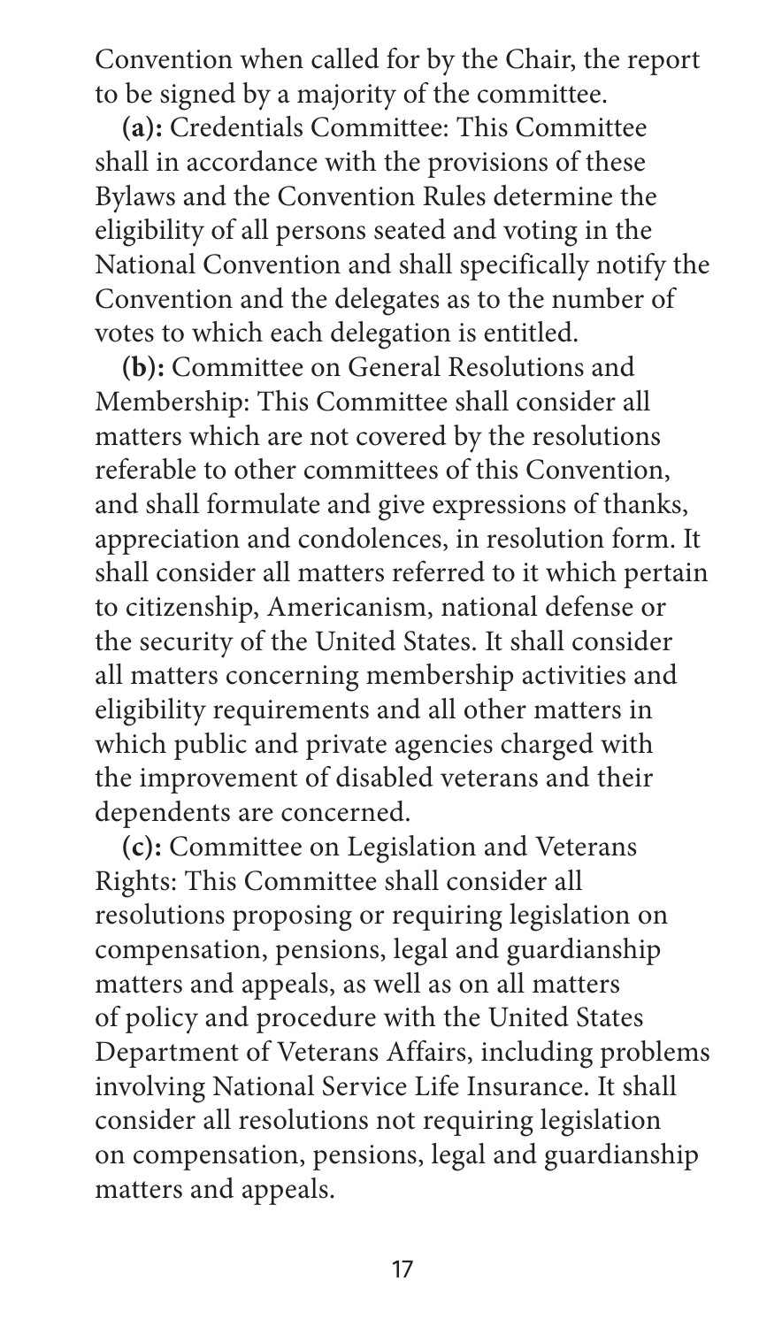Convention when called for by the Chair, the report to be signed by a majority of the committee.

**(a):** Credentials Committee: This Committee shall in accordance with the provisions of these Bylaws and the Convention Rules determine the eligibility of all persons seated and voting in the National Convention and shall specifically notify the Convention and the delegates as to the number of votes to which each delegation is entitled.

**(b):** Committee on General Resolutions and Membership: This Committee shall consider all matters which are not covered by the resolutions referable to other committees of this Convention, and shall formulate and give expressions of thanks, appreciation and condolences, in resolution form. It shall consider all matters referred to it which pertain to citizenship, Americanism, national defense or the security of the United States. It shall consider all matters concerning membership activities and eligibility requirements and all other matters in which public and private agencies charged with the improvement of disabled veterans and their dependents are concerned.

**(c):** Committee on Legislation and Veterans Rights: This Committee shall consider all resolutions proposing or requiring legislation on compensation, pensions, legal and guardianship matters and appeals, as well as on all matters of policy and procedure with the United States Department of Veterans Affairs, including problems involving National Service Life Insurance. It shall consider all resolutions not requiring legislation on compensation, pensions, legal and guardianship matters and appeals.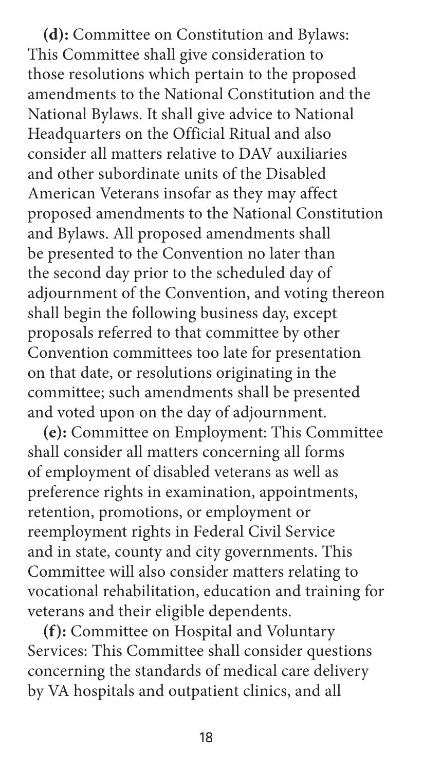**(d):** Committee on Constitution and Bylaws: This Committee shall give consideration to those resolutions which pertain to the proposed amendments to the National Constitution and the National Bylaws. It shall give advice to National Headquarters on the Official Ritual and also consider all matters relative to DAV auxiliaries and other subordinate units of the Disabled American Veterans insofar as they may affect proposed amendments to the National Constitution and Bylaws. All proposed amendments shall be presented to the Convention no later than the second day prior to the scheduled day of adjournment of the Convention, and voting thereon shall begin the following business day, except proposals referred to that committee by other Convention committees too late for presentation on that date, or resolutions originating in the committee; such amendments shall be presented and voted upon on the day of adjournment.

**(e):** Committee on Employment: This Committee shall consider all matters concerning all forms of employment of disabled veterans as well as preference rights in examination, appointments, retention, promotions, or employment or reemployment rights in Federal Civil Service and in state, county and city governments. This Committee will also consider matters relating to vocational rehabilitation, education and training for veterans and their eligible dependents.

**(f):** Committee on Hospital and Voluntary Services: This Committee shall consider questions concerning the standards of medical care delivery by VA hospitals and outpatient clinics, and all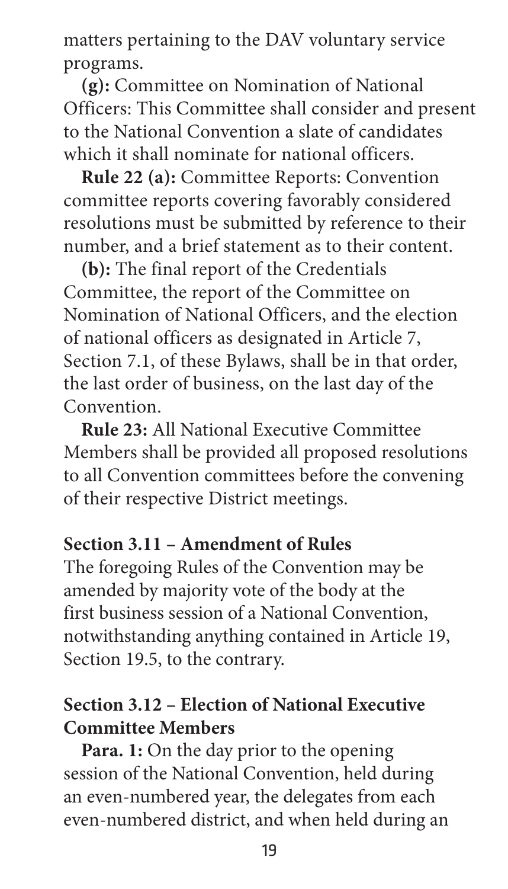matters pertaining to the DAV voluntary service programs.

**(g):** Committee on Nomination of National Officers: This Committee shall consider and present to the National Convention a slate of candidates which it shall nominate for national officers.

**Rule 22 (a):** Committee Reports: Convention committee reports covering favorably considered resolutions must be submitted by reference to their number, and a brief statement as to their content.

**(b):** The final report of the Credentials Committee, the report of the Committee on Nomination of National Officers, and the election of national officers as designated in Article 7, Section 7.1, of these Bylaws, shall be in that order, the last order of business, on the last day of the Convention.

**Rule 23:** All National Executive Committee Members shall be provided all proposed resolutions to all Convention committees before the convening of their respective District meetings.

### Section 3.11 – Amendment of Rules

The foregoing Rules of the Convention may be amended by majority vote of the body at the first business session of a National Convention, notwithstanding anything contained in Article 19, Section 19.5, to the contrary.

### Section 3.12 – Election of National Executive Committee Members

**Para. 1:** On the day prior to the opening session of the National Convention, held during an even-numbered year, the delegates from each even-numbered district, and when held during an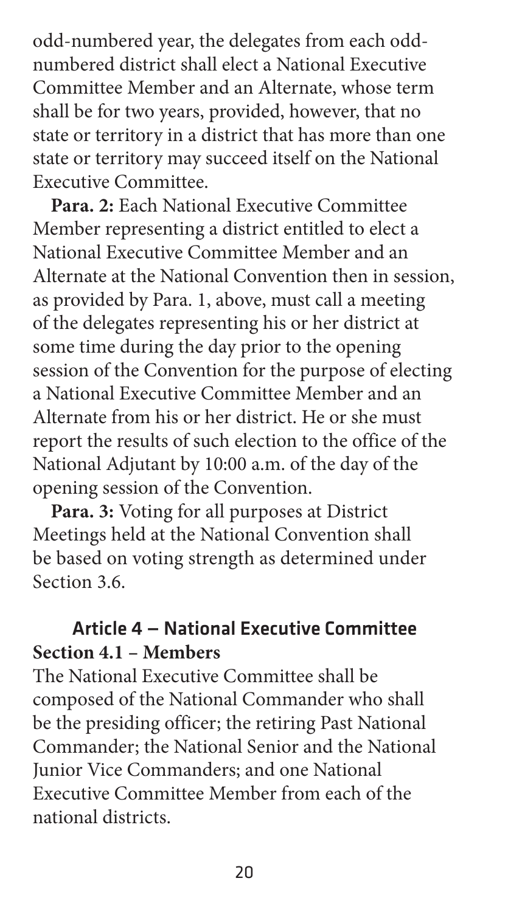odd-numbered year, the delegates from each odd-numbered district shall elect a National Executive Committee Member and an Alternate, whose term shall be for two years, provided, however, that no state or territory in a district that has more than one state or territory may succeed itself on the National Executive Committee.

**Para. 2:** Each National Executive Committee Member representing a district entitled to elect a National Executive Committee Member and an Alternate at the National Convention then in session, as provided by Para. 1, above, must call a meeting of the delegates representing his or her district at some time during the day prior to the opening session of the Convention for the purpose of electing a National Executive Committee Member and an Alternate from his or her district. He or she must report the results of such election to the office of the National Adjutant by 10:00 a.m. of the day of the opening session of the Convention.

**Para. 3:** Voting for all purposes at District Meetings held at the National Convention shall be based on voting strength as determined under Section 3.6.

## Article 4 — National Executive Committee

### Section 4.1 – Members

The National Executive Committee shall be composed of the National Commander who shall be the presiding officer; the retiring Past National Commander; the National Senior and the National Junior Vice Commanders; and one National Executive Committee Member from each of the national districts.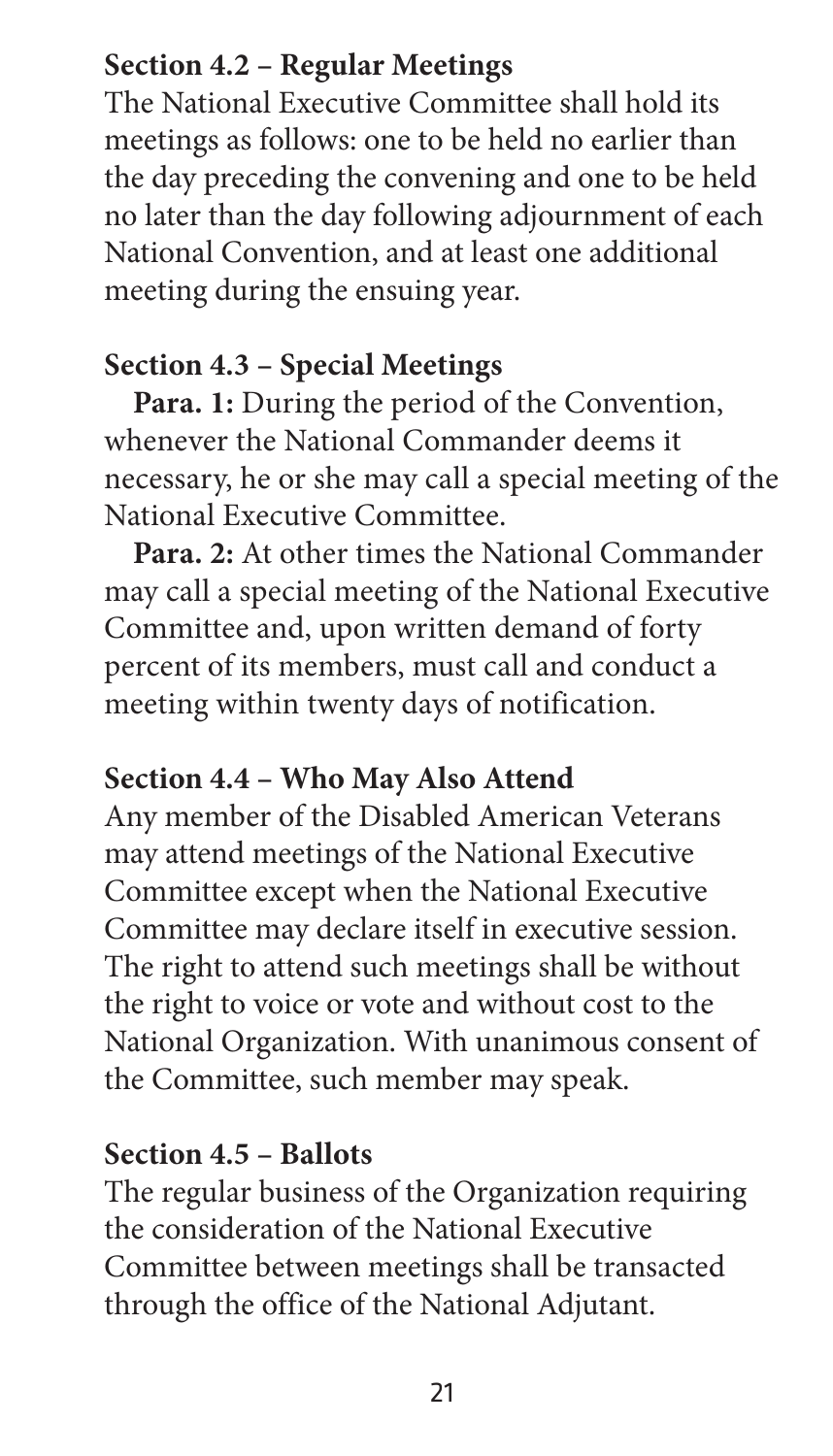**Section 4.2 – Regular Meetings**

The National Executive Committee shall hold its meetings as follows: one to be held no earlier than the day preceding the convening and one to be held no later than the day following adjournment of each National Convention, and at least one additional meeting during the ensuing year.

**Section 4.3 – Special Meetings**

**Para. 1:** During the period of the Convention, whenever the National Commander deems it necessary, he or she may call a special meeting of the National Executive Committee.

**Para. 2:** At other times the National Commander may call a special meeting of the National Executive Committee and, upon written demand of forty percent of its members, must call and conduct a meeting within twenty days of notification.

**Section 4.4 – Who May Also Attend**

Any member of the Disabled American Veterans may attend meetings of the National Executive Committee except when the National Executive Committee may declare itself in executive session. The right to attend such meetings shall be without the right to voice or vote and without cost to the National Organization. With unanimous consent of the Committee, such member may speak.

**Section 4.5 – Ballots**

The regular business of the Organization requiring the consideration of the National Executive Committee between meetings shall be transacted through the office of the National Adjutant.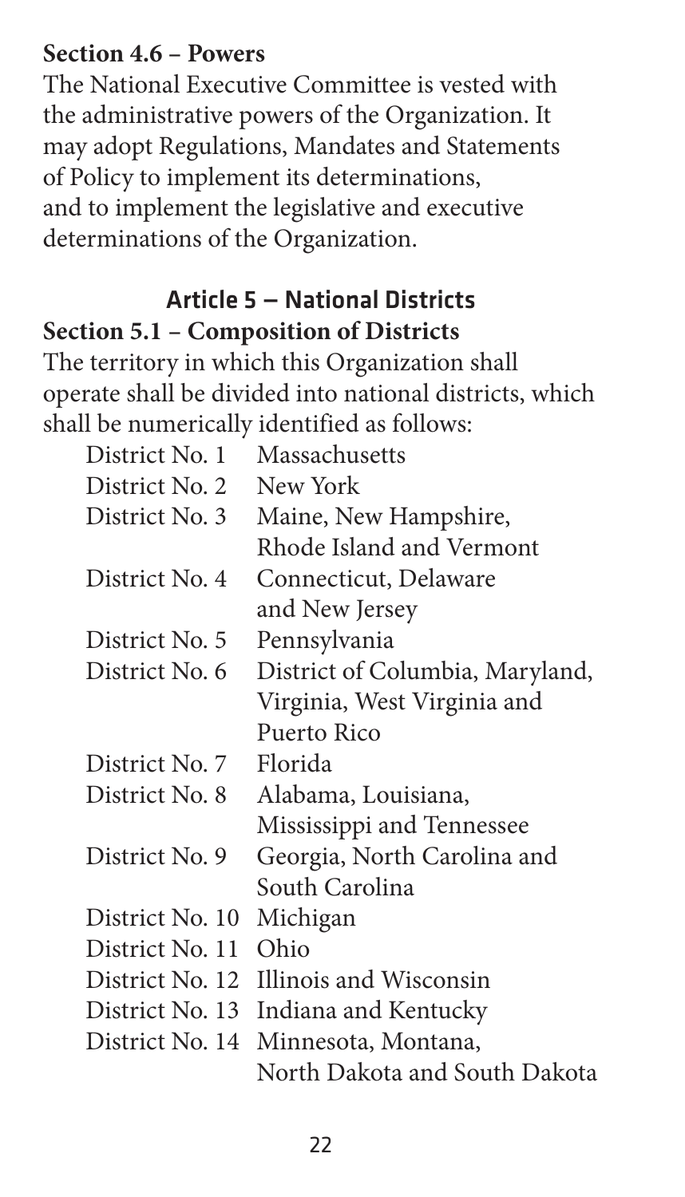**Section 4.6 – Powers**

The National Executive Committee is vested with the administrative powers of the Organization. It may adopt Regulations, Mandates and Statements of Policy to implement its determinations, and to implement the legislative and executive determinations of the Organization.

## Article 5 — National Districts

**Section 5.1 – Composition of Districts**

The territory in which this Organization shall operate shall be divided into national districts, which shall be numerically identified as follows:

| | |
|---|---|
| District No. 1 | Massachusetts |
| District No. 2 | New York |
| District No. 3 | Maine, New Hampshire, Rhode Island and Vermont |
| District No. 4 | Connecticut, Delaware and New Jersey |
| District No. 5 | Pennsylvania |
| District No. 6 | District of Columbia, Maryland, Virginia, West Virginia and Puerto Rico |
| District No. 7 | Florida |
| District No. 8 | Alabama, Louisiana, Mississippi and Tennessee |
| District No. 9 | Georgia, North Carolina and South Carolina |
| District No. 10 | Michigan |
| District No. 11 | Ohio |
| District No. 12 | Illinois and Wisconsin |
| District No. 13 | Indiana and Kentucky |
| District No. 14 | Minnesota, Montana, North Dakota and South Dakota |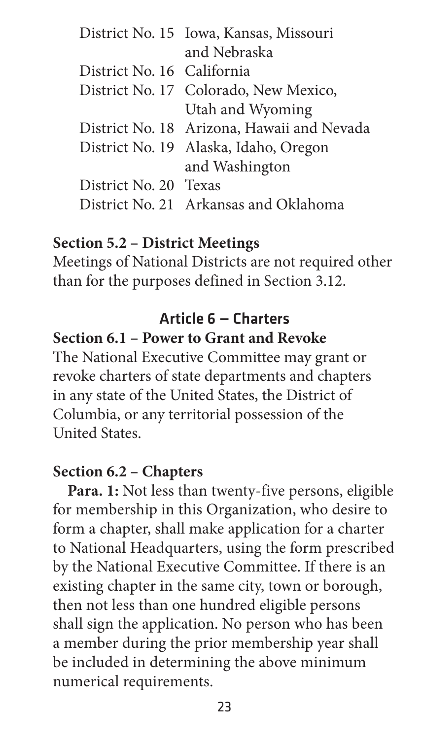District No. 15 Iowa, Kansas, Missouri and Nebraska
District No. 16 California
District No. 17 Colorado, New Mexico, Utah and Wyoming
District No. 18 Arizona, Hawaii and Nevada
District No. 19 Alaska, Idaho, Oregon and Washington
District No. 20 Texas
District No. 21 Arkansas and Oklahoma

**Section 5.2 – District Meetings**

Meetings of National Districts are not required other than for the purposes defined in Section 3.12.

## Article 6 — Charters

**Section 6.1 – Power to Grant and Revoke**

The National Executive Committee may grant or revoke charters of state departments and chapters in any state of the United States, the District of Columbia, or any territorial possession of the United States.

**Section 6.2 – Chapters**

**Para. 1:** Not less than twenty-five persons, eligible for membership in this Organization, who desire to form a chapter, shall make application for a charter to National Headquarters, using the form prescribed by the National Executive Committee. If there is an existing chapter in the same city, town or borough, then not less than one hundred eligible persons shall sign the application. No person who has been a member during the prior membership year shall be included in determining the above minimum numerical requirements.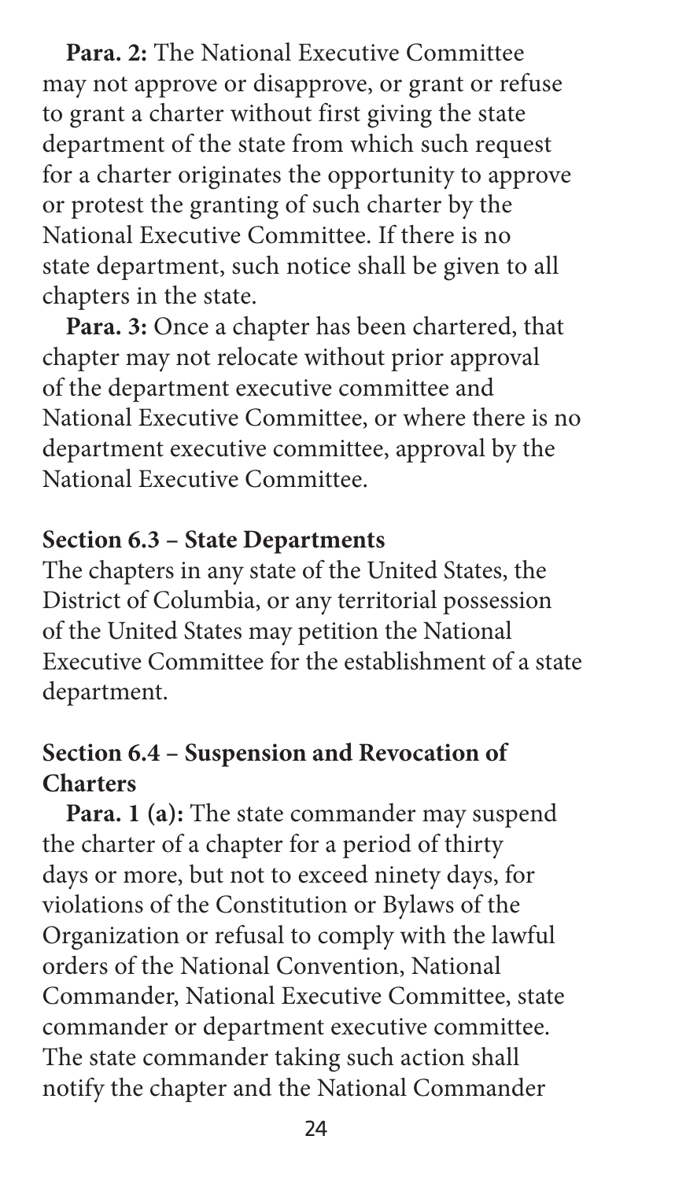**Para. 2:** The National Executive Committee may not approve or disapprove, or grant or refuse to grant a charter without first giving the state department of the state from which such request for a charter originates the opportunity to approve or protest the granting of such charter by the National Executive Committee. If there is no state department, such notice shall be given to all chapters in the state.

**Para. 3:** Once a chapter has been chartered, that chapter may not relocate without prior approval of the department executive committee and National Executive Committee, or where there is no department executive committee, approval by the National Executive Committee.

### Section 6.3 – State Departments

The chapters in any state of the United States, the District of Columbia, or any territorial possession of the United States may petition the National Executive Committee for the establishment of a state department.

### Section 6.4 – Suspension and Revocation of Charters

**Para. 1 (a):** The state commander may suspend the charter of a chapter for a period of thirty days or more, but not to exceed ninety days, for violations of the Constitution or Bylaws of the Organization or refusal to comply with the lawful orders of the National Convention, National Commander, National Executive Committee, state commander or department executive committee. The state commander taking such action shall notify the chapter and the National Commander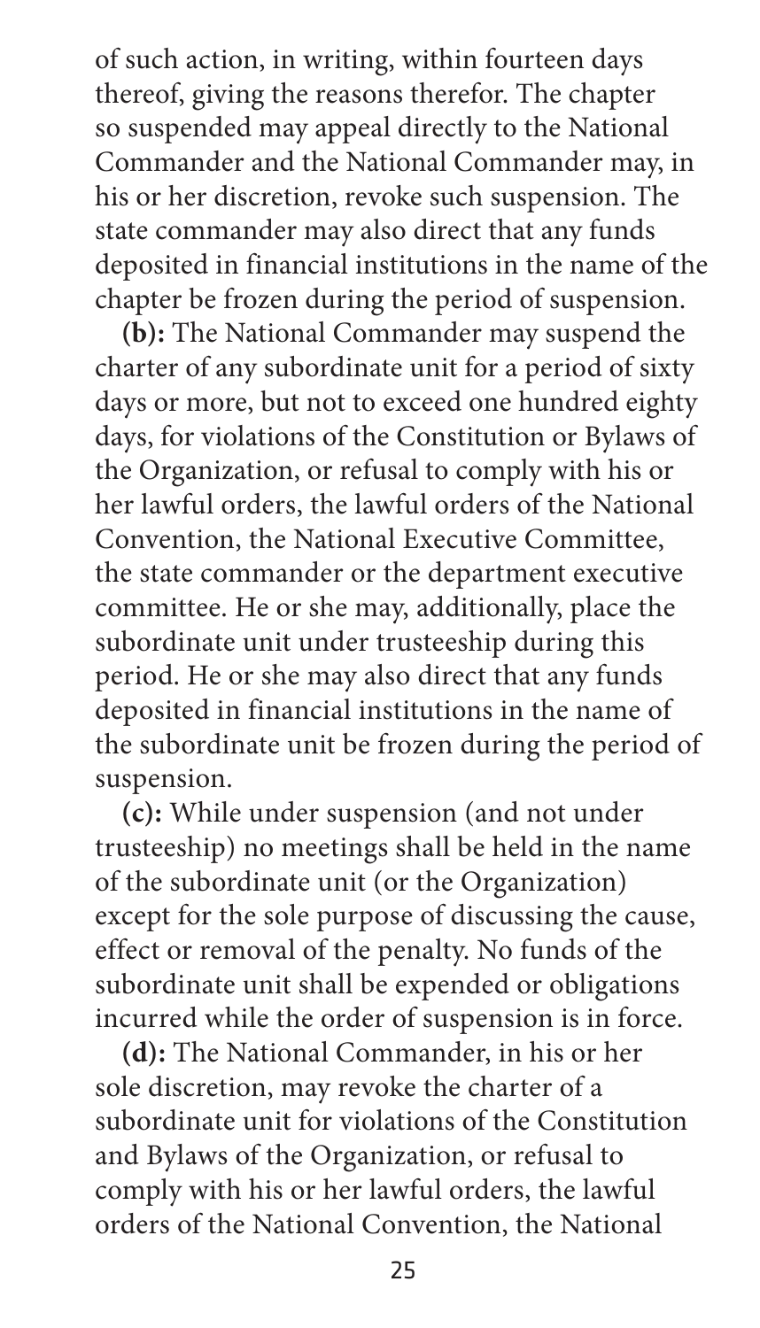of such action, in writing, within fourteen days thereof, giving the reasons therefor. The chapter so suspended may appeal directly to the National Commander and the National Commander may, in his or her discretion, revoke such suspension. The state commander may also direct that any funds deposited in financial institutions in the name of the chapter be frozen during the period of suspension.

**(b):** The National Commander may suspend the charter of any subordinate unit for a period of sixty days or more, but not to exceed one hundred eighty days, for violations of the Constitution or Bylaws of the Organization, or refusal to comply with his or her lawful orders, the lawful orders of the National Convention, the National Executive Committee, the state commander or the department executive committee. He or she may, additionally, place the subordinate unit under trusteeship during this period. He or she may also direct that any funds deposited in financial institutions in the name of the subordinate unit be frozen during the period of suspension.

**(c):** While under suspension (and not under trusteeship) no meetings shall be held in the name of the subordinate unit (or the Organization) except for the sole purpose of discussing the cause, effect or removal of the penalty. No funds of the subordinate unit shall be expended or obligations incurred while the order of suspension is in force.

**(d):** The National Commander, in his or her sole discretion, may revoke the charter of a subordinate unit for violations of the Constitution and Bylaws of the Organization, or refusal to comply with his or her lawful orders, the lawful orders of the National Convention, the National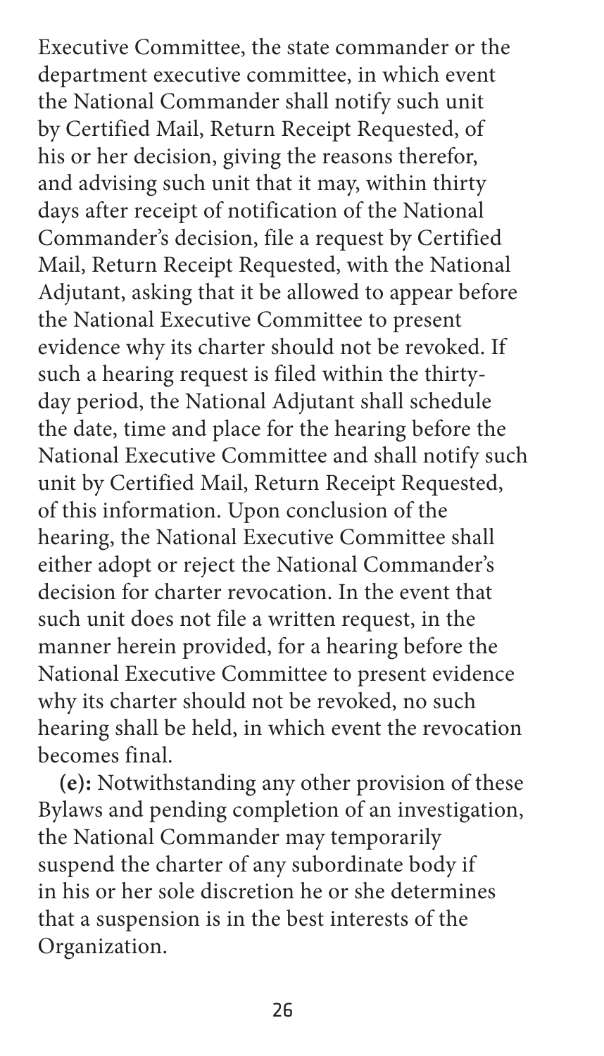Executive Committee, the state commander or the department executive committee, in which event the National Commander shall notify such unit by Certified Mail, Return Receipt Requested, of his or her decision, giving the reasons therefor, and advising such unit that it may, within thirty days after receipt of notification of the National Commander's decision, file a request by Certified Mail, Return Receipt Requested, with the National Adjutant, asking that it be allowed to appear before the National Executive Committee to present evidence why its charter should not be revoked. If such a hearing request is filed within the thirty-day period, the National Adjutant shall schedule the date, time and place for the hearing before the National Executive Committee and shall notify such unit by Certified Mail, Return Receipt Requested, of this information. Upon conclusion of the hearing, the National Executive Committee shall either adopt or reject the National Commander's decision for charter revocation. In the event that such unit does not file a written request, in the manner herein provided, for a hearing before the National Executive Committee to present evidence why its charter should not be revoked, no such hearing shall be held, in which event the revocation becomes final.

**(e):** Notwithstanding any other provision of these Bylaws and pending completion of an investigation, the National Commander may temporarily suspend the charter of any subordinate body if in his or her sole discretion he or she determines that a suspension is in the best interests of the Organization.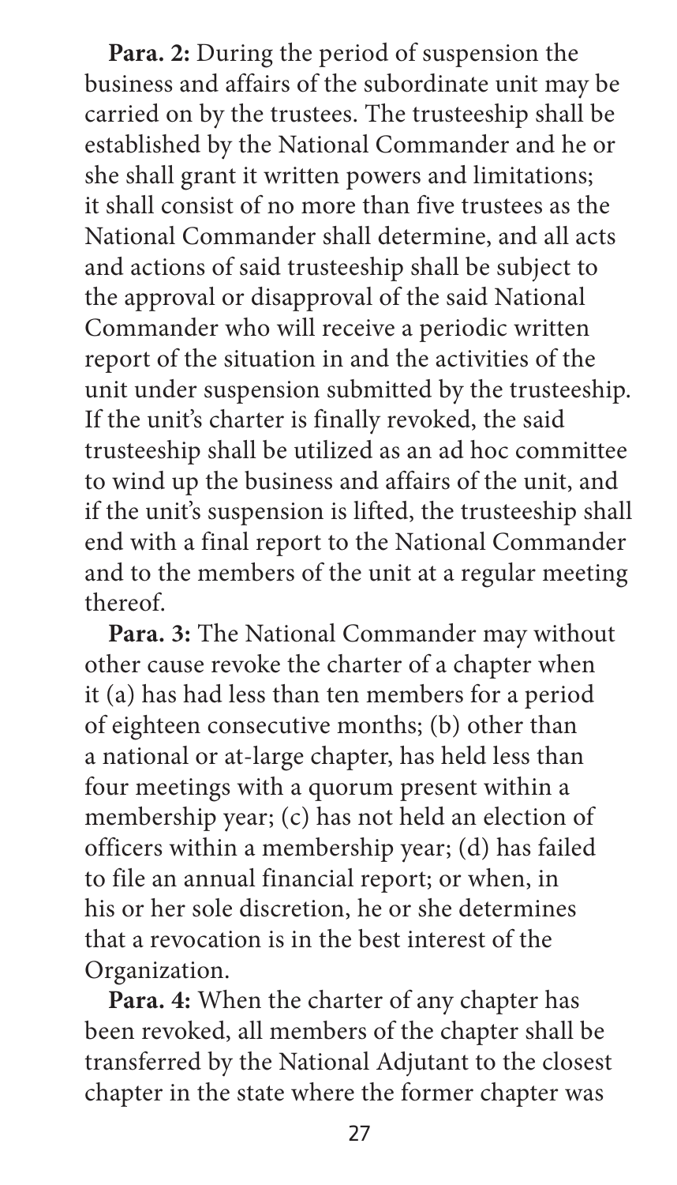**Para. 2:** During the period of suspension the business and affairs of the subordinate unit may be carried on by the trustees. The trusteeship shall be established by the National Commander and he or she shall grant it written powers and limitations; it shall consist of no more than five trustees as the National Commander shall determine, and all acts and actions of said trusteeship shall be subject to the approval or disapproval of the said National Commander who will receive a periodic written report of the situation in and the activities of the unit under suspension submitted by the trusteeship. If the unit's charter is finally revoked, the said trusteeship shall be utilized as an ad hoc committee to wind up the business and affairs of the unit, and if the unit's suspension is lifted, the trusteeship shall end with a final report to the National Commander and to the members of the unit at a regular meeting thereof.

**Para. 3:** The National Commander may without other cause revoke the charter of a chapter when it (a) has had less than ten members for a period of eighteen consecutive months; (b) other than a national or at-large chapter, has held less than four meetings with a quorum present within a membership year; (c) has not held an election of officers within a membership year; (d) has failed to file an annual financial report; or when, in his or her sole discretion, he or she determines that a revocation is in the best interest of the Organization.

**Para. 4:** When the charter of any chapter has been revoked, all members of the chapter shall be transferred by the National Adjutant to the closest chapter in the state where the former chapter was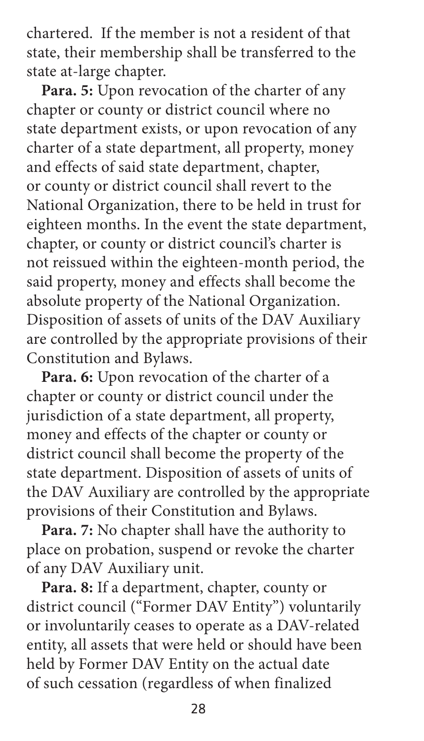chartered. If the member is not a resident of that state, their membership shall be transferred to the state at-large chapter.

**Para. 5:** Upon revocation of the charter of any chapter or county or district council where no state department exists, or upon revocation of any charter of a state department, all property, money and effects of said state department, chapter, or county or district council shall revert to the National Organization, there to be held in trust for eighteen months. In the event the state department, chapter, or county or district council's charter is not reissued within the eighteen-month period, the said property, money and effects shall become the absolute property of the National Organization. Disposition of assets of units of the DAV Auxiliary are controlled by the appropriate provisions of their Constitution and Bylaws.

**Para. 6:** Upon revocation of the charter of a chapter or county or district council under the jurisdiction of a state department, all property, money and effects of the chapter or county or district council shall become the property of the state department. Disposition of assets of units of the DAV Auxiliary are controlled by the appropriate provisions of their Constitution and Bylaws.

**Para. 7:** No chapter shall have the authority to place on probation, suspend or revoke the charter of any DAV Auxiliary unit.

**Para. 8:** If a department, chapter, county or district council ("Former DAV Entity") voluntarily or involuntarily ceases to operate as a DAV-related entity, all assets that were held or should have been held by Former DAV Entity on the actual date of such cessation (regardless of when finalized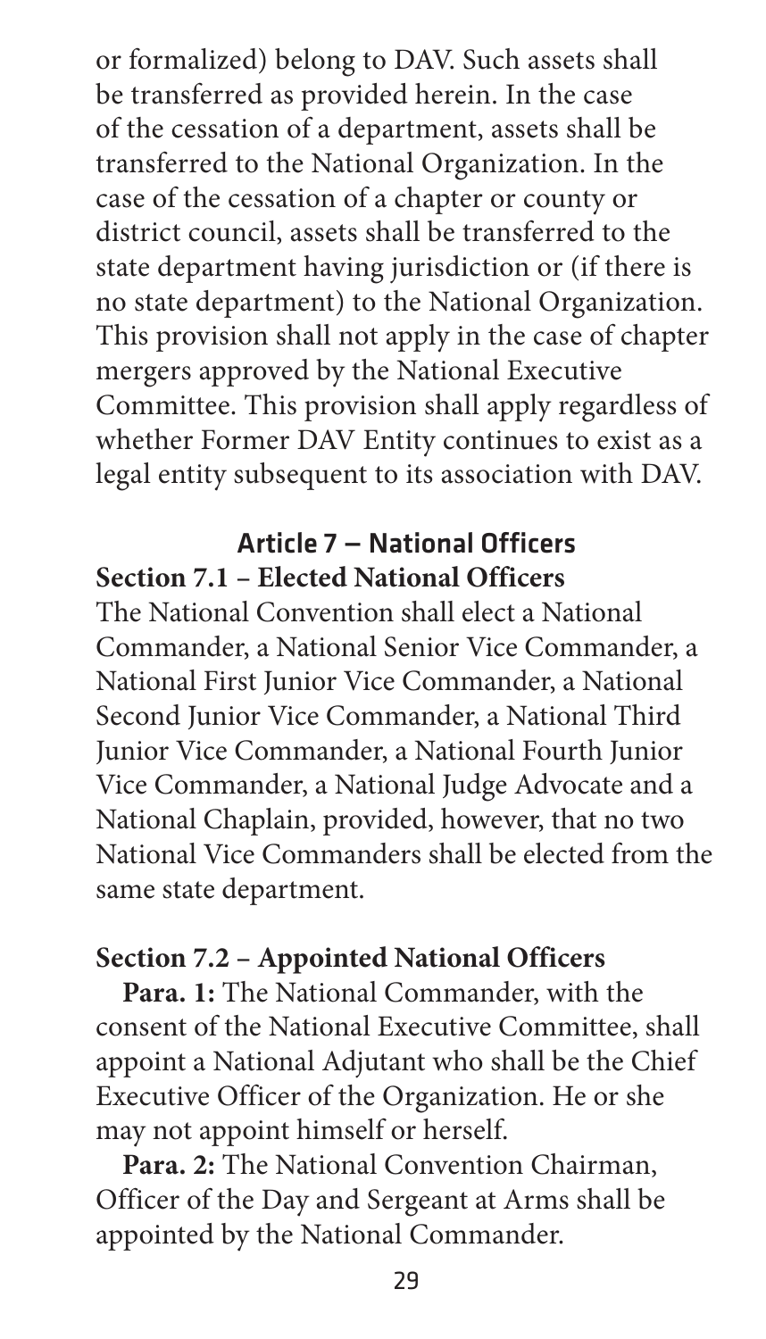or formalized) belong to DAV. Such assets shall be transferred as provided herein. In the case of the cessation of a department, assets shall be transferred to the National Organization. In the case of the cessation of a chapter or county or district council, assets shall be transferred to the state department having jurisdiction or (if there is no state department) to the National Organization. This provision shall not apply in the case of chapter mergers approved by the National Executive Committee. This provision shall apply regardless of whether Former DAV Entity continues to exist as a legal entity subsequent to its association with DAV.

## Article 7 — National Officers

### Section 7.1 – Elected National Officers

The National Convention shall elect a National Commander, a National Senior Vice Commander, a National First Junior Vice Commander, a National Second Junior Vice Commander, a National Third Junior Vice Commander, a National Fourth Junior Vice Commander, a National Judge Advocate and a National Chaplain, provided, however, that no two National Vice Commanders shall be elected from the same state department.

### Section 7.2 – Appointed National Officers

**Para. 1:** The National Commander, with the consent of the National Executive Committee, shall appoint a National Adjutant who shall be the Chief Executive Officer of the Organization. He or she may not appoint himself or herself.

**Para. 2:** The National Convention Chairman, Officer of the Day and Sergeant at Arms shall be appointed by the National Commander.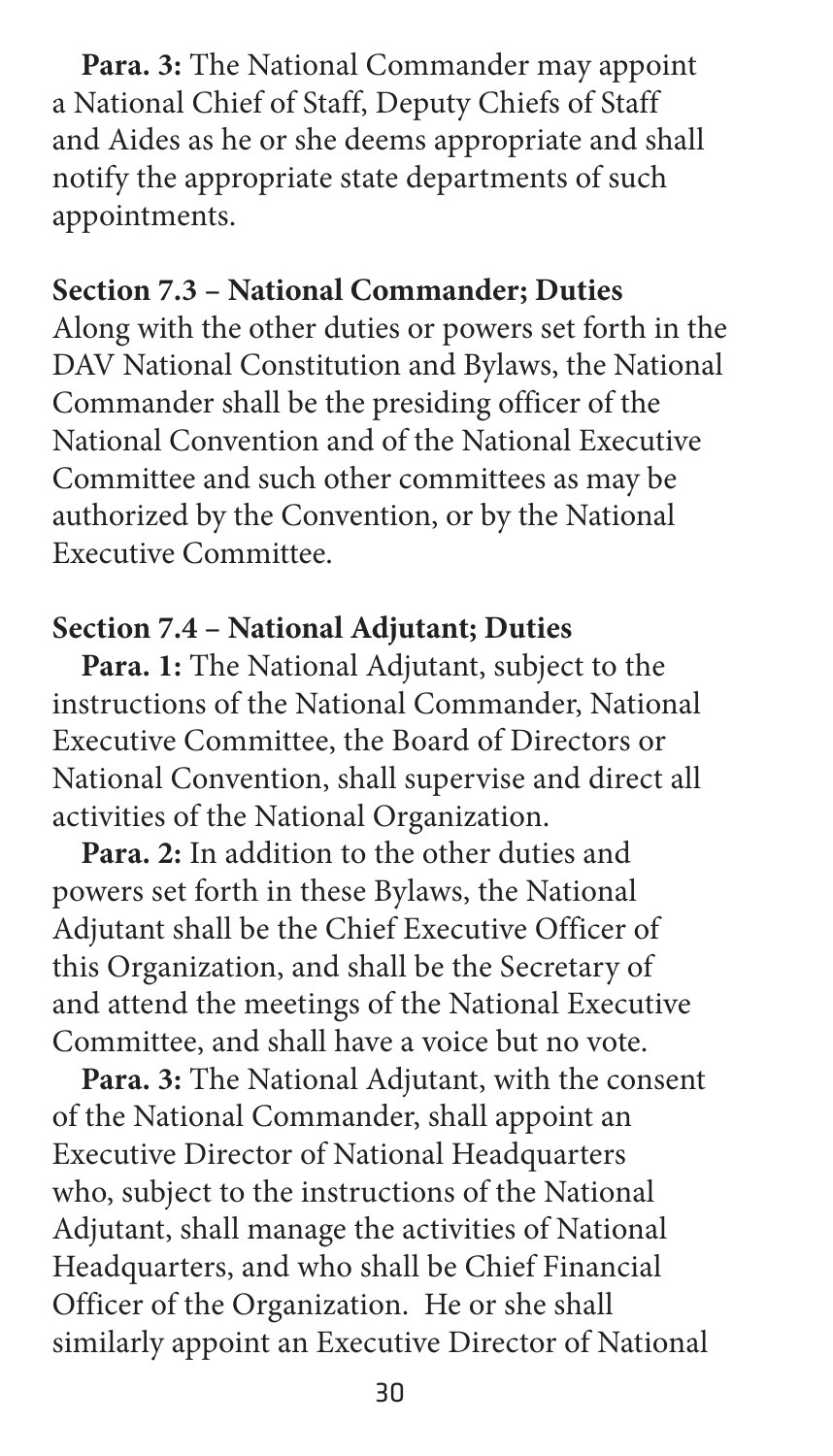**Para. 3:** The National Commander may appoint a National Chief of Staff, Deputy Chiefs of Staff and Aides as he or she deems appropriate and shall notify the appropriate state departments of such appointments.

**Section 7.3 – National Commander; Duties**

Along with the other duties or powers set forth in the DAV National Constitution and Bylaws, the National Commander shall be the presiding officer of the National Convention and of the National Executive Committee and such other committees as may be authorized by the Convention, or by the National Executive Committee.

**Section 7.4 – National Adjutant; Duties**

**Para. 1:** The National Adjutant, subject to the instructions of the National Commander, National Executive Committee, the Board of Directors or National Convention, shall supervise and direct all activities of the National Organization.

**Para. 2:** In addition to the other duties and powers set forth in these Bylaws, the National Adjutant shall be the Chief Executive Officer of this Organization, and shall be the Secretary of and attend the meetings of the National Executive Committee, and shall have a voice but no vote.

**Para. 3:** The National Adjutant, with the consent of the National Commander, shall appoint an Executive Director of National Headquarters who, subject to the instructions of the National Adjutant, shall manage the activities of National Headquarters, and who shall be Chief Financial Officer of the Organization. He or she shall similarly appoint an Executive Director of National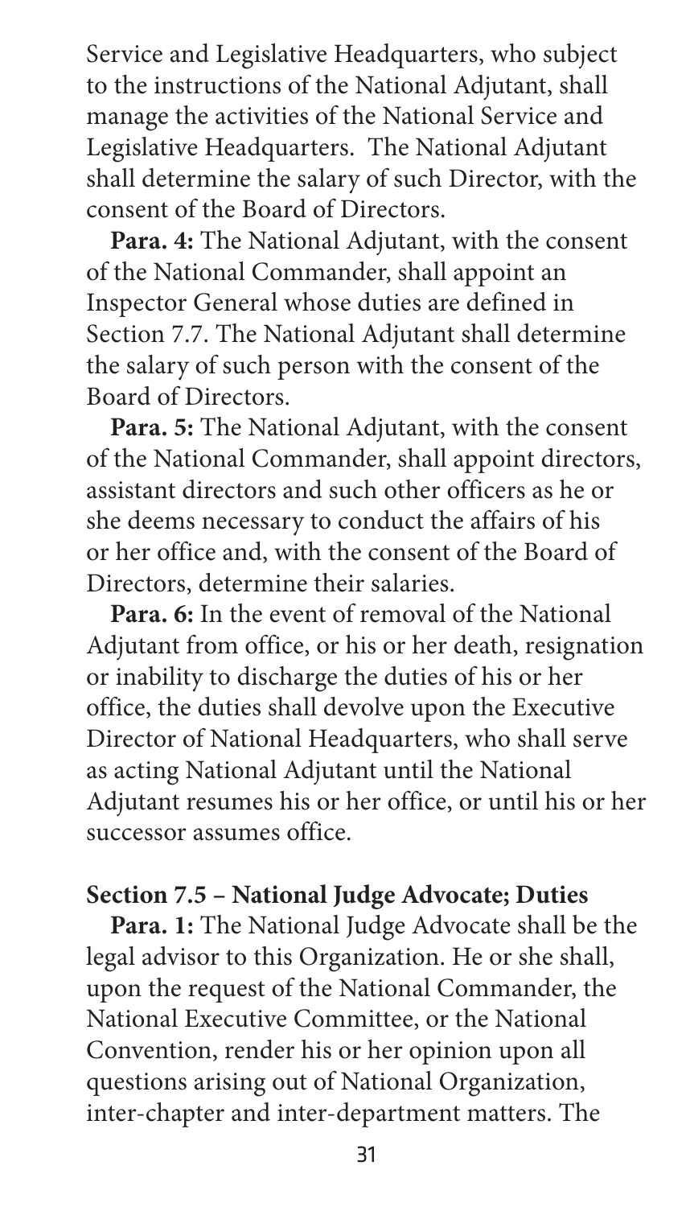Service and Legislative Headquarters, who subject to the instructions of the National Adjutant, shall manage the activities of the National Service and Legislative Headquarters. The National Adjutant shall determine the salary of such Director, with the consent of the Board of Directors.

**Para. 4:** The National Adjutant, with the consent of the National Commander, shall appoint an Inspector General whose duties are defined in Section 7.7. The National Adjutant shall determine the salary of such person with the consent of the Board of Directors.

**Para. 5:** The National Adjutant, with the consent of the National Commander, shall appoint directors, assistant directors and such other officers as he or she deems necessary to conduct the affairs of his or her office and, with the consent of the Board of Directors, determine their salaries.

**Para. 6:** In the event of removal of the National Adjutant from office, or his or her death, resignation or inability to discharge the duties of his or her office, the duties shall devolve upon the Executive Director of National Headquarters, who shall serve as acting National Adjutant until the National Adjutant resumes his or her office, or until his or her successor assumes office.

**Section 7.5 – National Judge Advocate; Duties**

**Para. 1:** The National Judge Advocate shall be the legal advisor to this Organization. He or she shall, upon the request of the National Commander, the National Executive Committee, or the National Convention, render his or her opinion upon all questions arising out of National Organization, inter-chapter and inter-department matters. The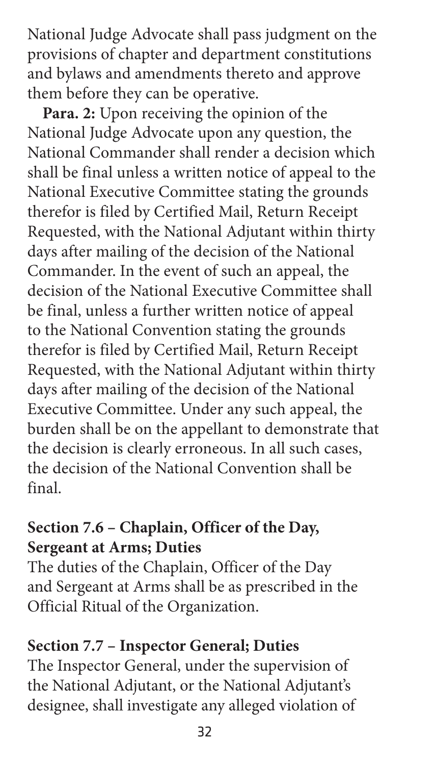National Judge Advocate shall pass judgment on the provisions of chapter and department constitutions and bylaws and amendments thereto and approve them before they can be operative.

**Para. 2:** Upon receiving the opinion of the National Judge Advocate upon any question, the National Commander shall render a decision which shall be final unless a written notice of appeal to the National Executive Committee stating the grounds therefor is filed by Certified Mail, Return Receipt Requested, with the National Adjutant within thirty days after mailing of the decision of the National Commander. In the event of such an appeal, the decision of the National Executive Committee shall be final, unless a further written notice of appeal to the National Convention stating the grounds therefor is filed by Certified Mail, Return Receipt Requested, with the National Adjutant within thirty days after mailing of the decision of the National Executive Committee. Under any such appeal, the burden shall be on the appellant to demonstrate that the decision is clearly erroneous. In all such cases, the decision of the National Convention shall be final.

### Section 7.6 – Chaplain, Officer of the Day, Sergeant at Arms; Duties

The duties of the Chaplain, Officer of the Day and Sergeant at Arms shall be as prescribed in the Official Ritual of the Organization.

### Section 7.7 – Inspector General; Duties

The Inspector General, under the supervision of the National Adjutant, or the National Adjutant's designee, shall investigate any alleged violation of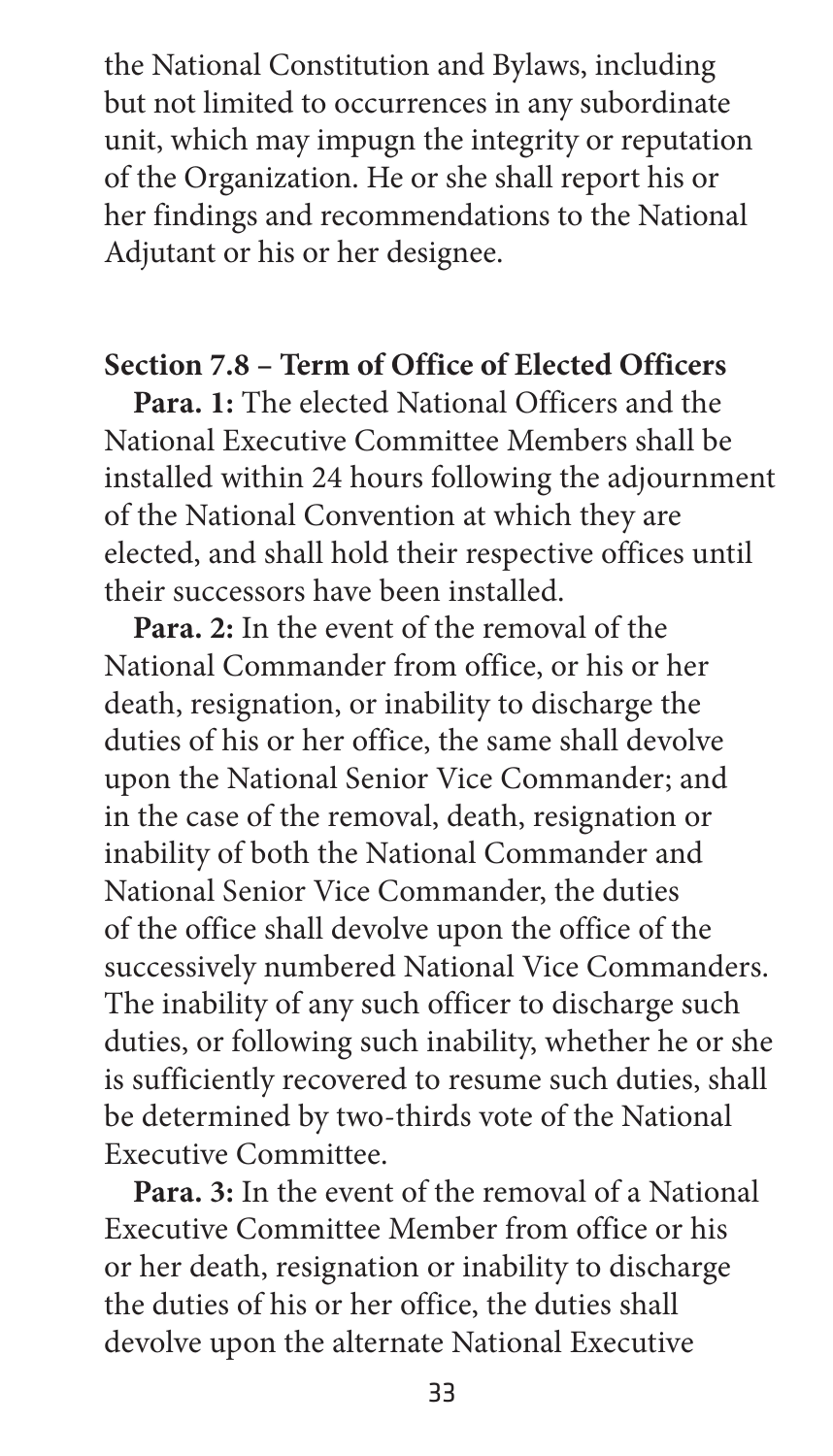the National Constitution and Bylaws, including but not limited to occurrences in any subordinate unit, which may impugn the integrity or reputation of the Organization. He or she shall report his or her findings and recommendations to the National Adjutant or his or her designee.

### Section 7.8 – Term of Office of Elected Officers

**Para. 1:** The elected National Officers and the National Executive Committee Members shall be installed within 24 hours following the adjournment of the National Convention at which they are elected, and shall hold their respective offices until their successors have been installed.

**Para. 2:** In the event of the removal of the National Commander from office, or his or her death, resignation, or inability to discharge the duties of his or her office, the same shall devolve upon the National Senior Vice Commander; and in the case of the removal, death, resignation or inability of both the National Commander and National Senior Vice Commander, the duties of the office shall devolve upon the office of the successively numbered National Vice Commanders. The inability of any such officer to discharge such duties, or following such inability, whether he or she is sufficiently recovered to resume such duties, shall be determined by two-thirds vote of the National Executive Committee.

**Para. 3:** In the event of the removal of a National Executive Committee Member from office or his or her death, resignation or inability to discharge the duties of his or her office, the duties shall devolve upon the alternate National Executive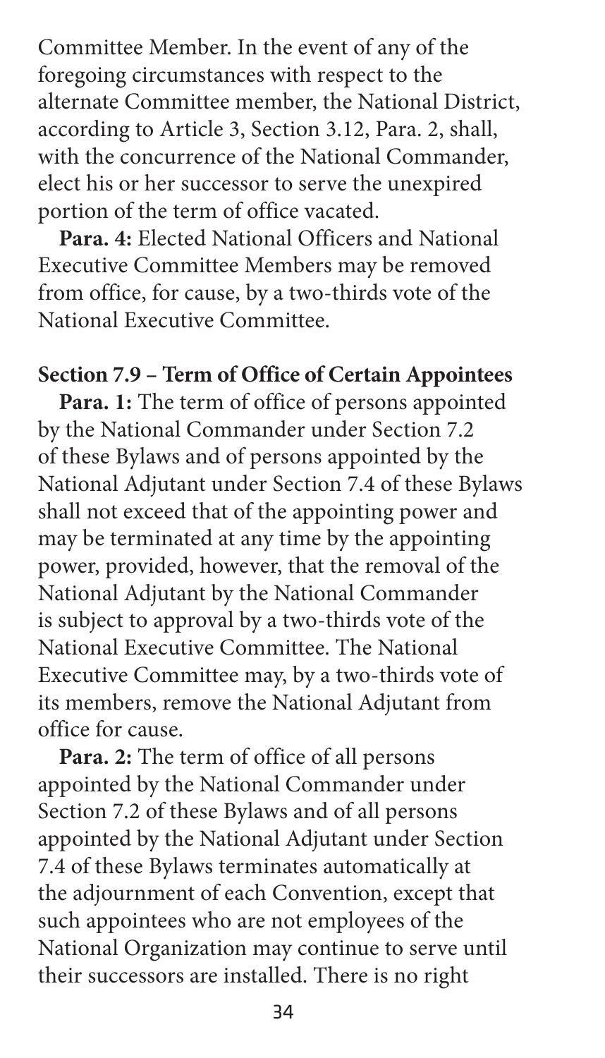Committee Member. In the event of any of the foregoing circumstances with respect to the alternate Committee member, the National District, according to Article 3, Section 3.12, Para. 2, shall, with the concurrence of the National Commander, elect his or her successor to serve the unexpired portion of the term of office vacated.

**Para. 4:** Elected National Officers and National Executive Committee Members may be removed from office, for cause, by a two-thirds vote of the National Executive Committee.

**Section 7.9 – Term of Office of Certain Appointees**

**Para. 1:** The term of office of persons appointed by the National Commander under Section 7.2 of these Bylaws and of persons appointed by the National Adjutant under Section 7.4 of these Bylaws shall not exceed that of the appointing power and may be terminated at any time by the appointing power, provided, however, that the removal of the National Adjutant by the National Commander is subject to approval by a two-thirds vote of the National Executive Committee. The National Executive Committee may, by a two-thirds vote of its members, remove the National Adjutant from office for cause.

**Para. 2:** The term of office of all persons appointed by the National Commander under Section 7.2 of these Bylaws and of all persons appointed by the National Adjutant under Section 7.4 of these Bylaws terminates automatically at the adjournment of each Convention, except that such appointees who are not employees of the National Organization may continue to serve until their successors are installed. There is no right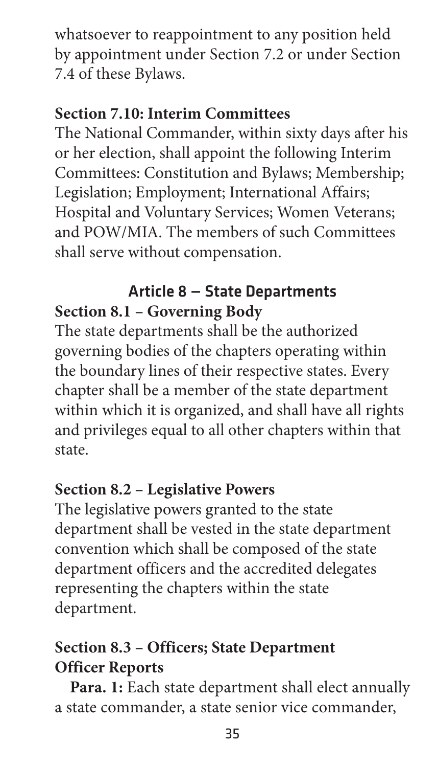whatsoever to reappointment to any position held by appointment under Section 7.2 or under Section 7.4 of these Bylaws.

### Section 7.10: Interim Committees

The National Commander, within sixty days after his or her election, shall appoint the following Interim Committees: Constitution and Bylaws; Membership; Legislation; Employment; International Affairs; Hospital and Voluntary Services; Women Veterans; and POW/MIA. The members of such Committees shall serve without compensation.

## Article 8 — State Departments

### Section 8.1 – Governing Body

The state departments shall be the authorized governing bodies of the chapters operating within the boundary lines of their respective states. Every chapter shall be a member of the state department within which it is organized, and shall have all rights and privileges equal to all other chapters within that state.

### Section 8.2 – Legislative Powers

The legislative powers granted to the state department shall be vested in the state department convention which shall be composed of the state department officers and the accredited delegates representing the chapters within the state department.

### Section 8.3 – Officers; State Department Officer Reports

**Para. 1:** Each state department shall elect annually a state commander, a state senior vice commander,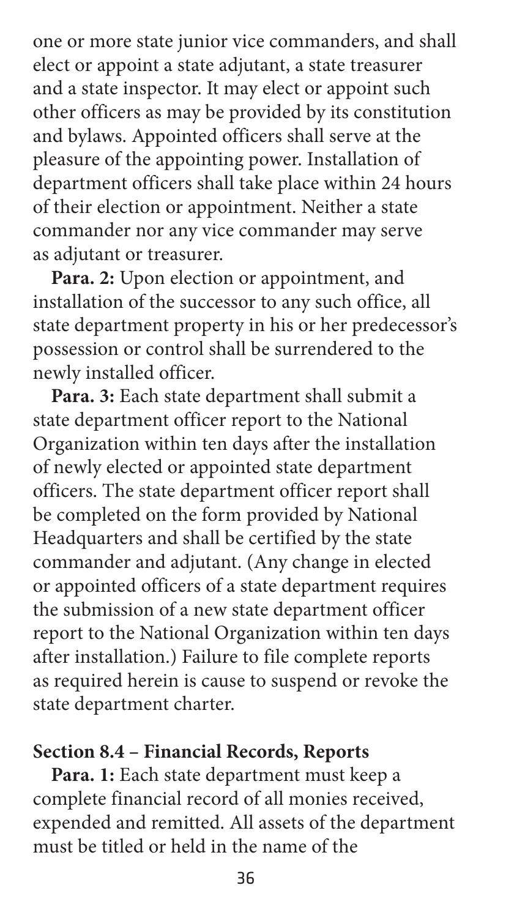one or more state junior vice commanders, and shall elect or appoint a state adjutant, a state treasurer and a state inspector. It may elect or appoint such other officers as may be provided by its constitution and bylaws. Appointed officers shall serve at the pleasure of the appointing power. Installation of department officers shall take place within 24 hours of their election or appointment. Neither a state commander nor any vice commander may serve as adjutant or treasurer.

**Para. 2:** Upon election or appointment, and installation of the successor to any such office, all state department property in his or her predecessor's possession or control shall be surrendered to the newly installed officer.

**Para. 3:** Each state department shall submit a state department officer report to the National Organization within ten days after the installation of newly elected or appointed state department officers. The state department officer report shall be completed on the form provided by National Headquarters and shall be certified by the state commander and adjutant. (Any change in elected or appointed officers of a state department requires the submission of a new state department officer report to the National Organization within ten days after installation.) Failure to file complete reports as required herein is cause to suspend or revoke the state department charter.

### Section 8.4 – Financial Records, Reports

**Para. 1:** Each state department must keep a complete financial record of all monies received, expended and remitted. All assets of the department must be titled or held in the name of the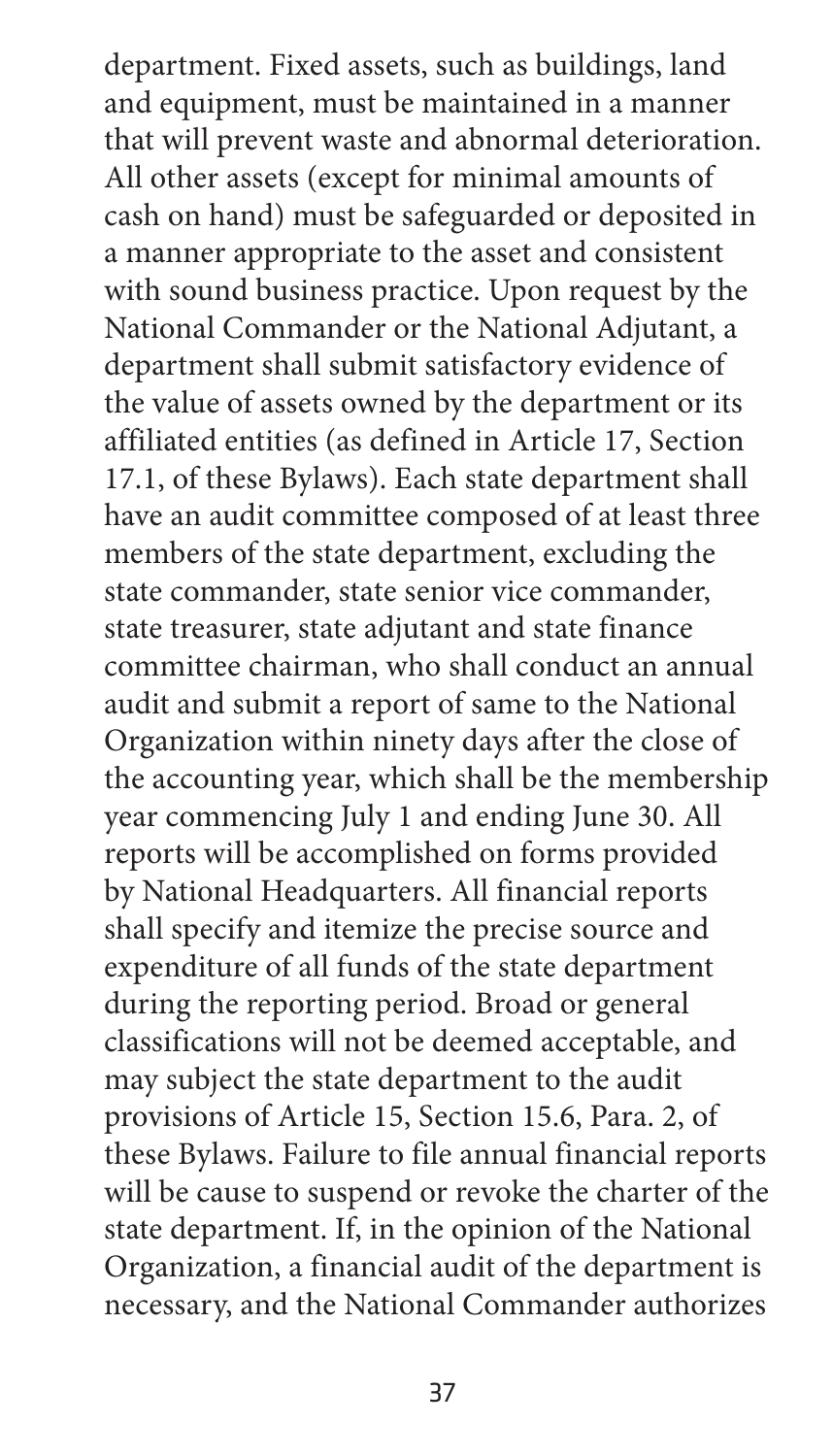department. Fixed assets, such as buildings, land and equipment, must be maintained in a manner that will prevent waste and abnormal deterioration. All other assets (except for minimal amounts of cash on hand) must be safeguarded or deposited in a manner appropriate to the asset and consistent with sound business practice. Upon request by the National Commander or the National Adjutant, a department shall submit satisfactory evidence of the value of assets owned by the department or its affiliated entities (as defined in Article 17, Section 17.1, of these Bylaws). Each state department shall have an audit committee composed of at least three members of the state department, excluding the state commander, state senior vice commander, state treasurer, state adjutant and state finance committee chairman, who shall conduct an annual audit and submit a report of same to the National Organization within ninety days after the close of the accounting year, which shall be the membership year commencing July 1 and ending June 30. All reports will be accomplished on forms provided by National Headquarters. All financial reports shall specify and itemize the precise source and expenditure of all funds of the state department during the reporting period. Broad or general classifications will not be deemed acceptable, and may subject the state department to the audit provisions of Article 15, Section 15.6, Para. 2, of these Bylaws. Failure to file annual financial reports will be cause to suspend or revoke the charter of the state department. If, in the opinion of the National Organization, a financial audit of the department is necessary, and the National Commander authorizes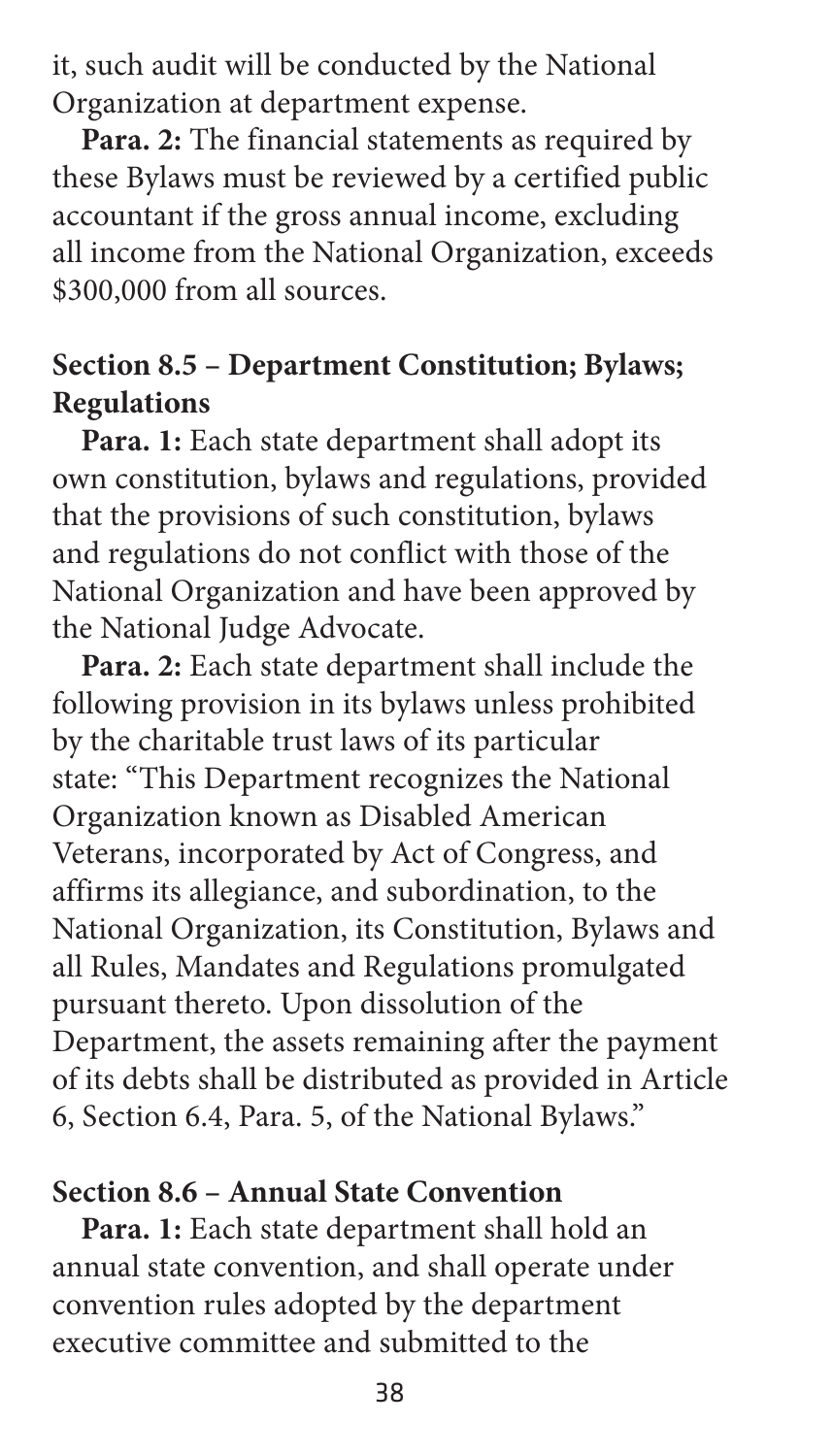it, such audit will be conducted by the National Organization at department expense.

**Para. 2:** The financial statements as required by these Bylaws must be reviewed by a certified public accountant if the gross annual income, excluding all income from the National Organization, exceeds $300,000 from all sources.

### Section 8.5 – Department Constitution; Bylaws; Regulations

**Para. 1:** Each state department shall adopt its own constitution, bylaws and regulations, provided that the provisions of such constitution, bylaws and regulations do not conflict with those of the National Organization and have been approved by the National Judge Advocate.

**Para. 2:** Each state department shall include the following provision in its bylaws unless prohibited by the charitable trust laws of its particular state: "This Department recognizes the National Organization known as Disabled American Veterans, incorporated by Act of Congress, and affirms its allegiance, and subordination, to the National Organization, its Constitution, Bylaws and all Rules, Mandates and Regulations promulgated pursuant thereto. Upon dissolution of the Department, the assets remaining after the payment of its debts shall be distributed as provided in Article 6, Section 6.4, Para. 5, of the National Bylaws."

### Section 8.6 – Annual State Convention

**Para. 1:** Each state department shall hold an annual state convention, and shall operate under convention rules adopted by the department executive committee and submitted to the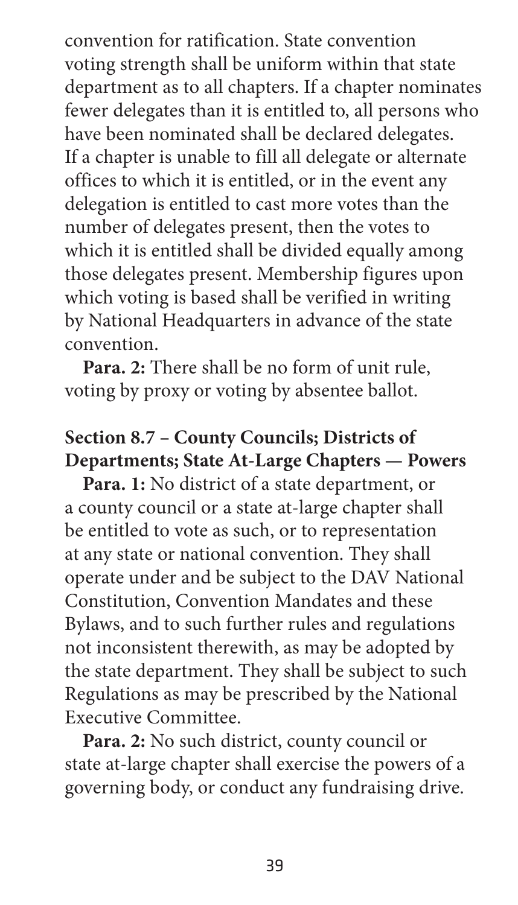convention for ratification. State convention voting strength shall be uniform within that state department as to all chapters. If a chapter nominates fewer delegates than it is entitled to, all persons who have been nominated shall be declared delegates. If a chapter is unable to fill all delegate or alternate offices to which it is entitled, or in the event any delegation is entitled to cast more votes than the number of delegates present, then the votes to which it is entitled shall be divided equally among those delegates present. Membership figures upon which voting is based shall be verified in writing by National Headquarters in advance of the state convention.

**Para. 2:** There shall be no form of unit rule, voting by proxy or voting by absentee ballot.

### Section 8.7 – County Councils; Districts of Departments; State At-Large Chapters — Powers

**Para. 1:** No district of a state department, or a county council or a state at-large chapter shall be entitled to vote as such, or to representation at any state or national convention. They shall operate under and be subject to the DAV National Constitution, Convention Mandates and these Bylaws, and to such further rules and regulations not inconsistent therewith, as may be adopted by the state department. They shall be subject to such Regulations as may be prescribed by the National Executive Committee.

**Para. 2:** No such district, county council or state at-large chapter shall exercise the powers of a governing body, or conduct any fundraising drive.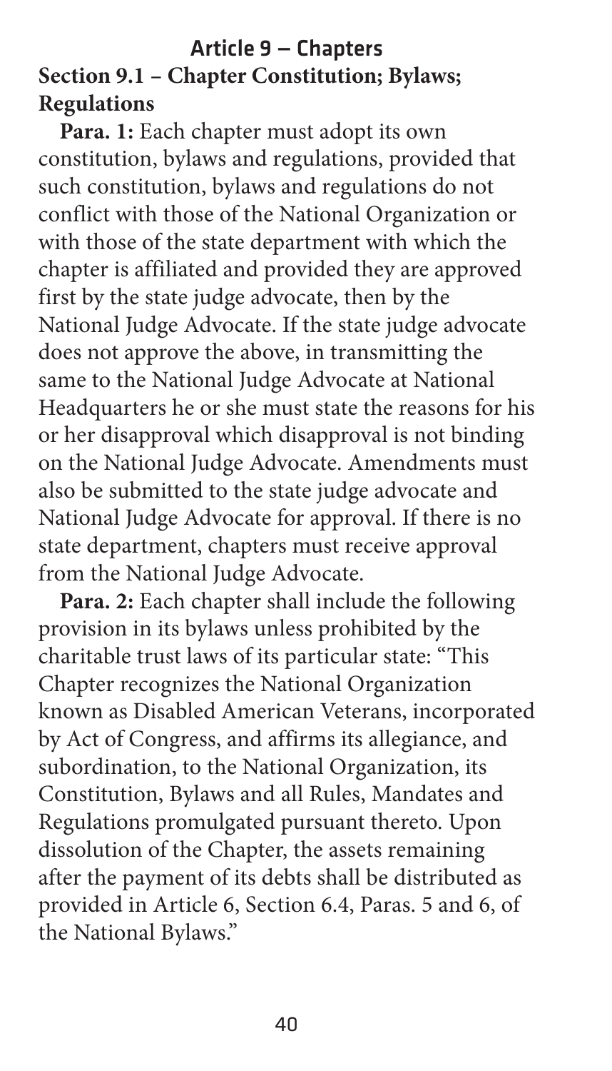## Article 9 — Chapters

### Section 9.1 – Chapter Constitution; Bylaws; Regulations

**Para. 1:** Each chapter must adopt its own constitution, bylaws and regulations, provided that such constitution, bylaws and regulations do not conflict with those of the National Organization or with those of the state department with which the chapter is affiliated and provided they are approved first by the state judge advocate, then by the National Judge Advocate. If the state judge advocate does not approve the above, in transmitting the same to the National Judge Advocate at National Headquarters he or she must state the reasons for his or her disapproval which disapproval is not binding on the National Judge Advocate. Amendments must also be submitted to the state judge advocate and National Judge Advocate for approval. If there is no state department, chapters must receive approval from the National Judge Advocate.

**Para. 2:** Each chapter shall include the following provision in its bylaws unless prohibited by the charitable trust laws of its particular state: "This Chapter recognizes the National Organization known as Disabled American Veterans, incorporated by Act of Congress, and affirms its allegiance, and subordination, to the National Organization, its Constitution, Bylaws and all Rules, Mandates and Regulations promulgated pursuant thereto. Upon dissolution of the Chapter, the assets remaining after the payment of its debts shall be distributed as provided in Article 6, Section 6.4, Paras. 5 and 6, of the National Bylaws."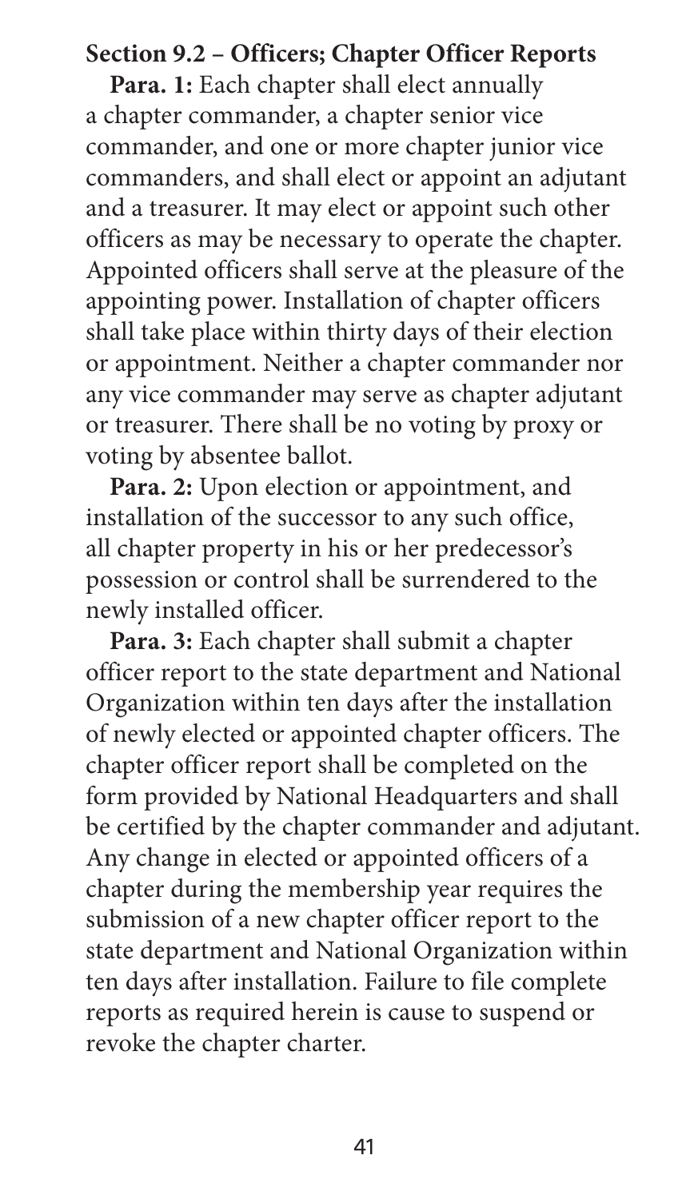### Section 9.2 – Officers; Chapter Officer Reports

**Para. 1:** Each chapter shall elect annually a chapter commander, a chapter senior vice commander, and one or more chapter junior vice commanders, and shall elect or appoint an adjutant and a treasurer. It may elect or appoint such other officers as may be necessary to operate the chapter. Appointed officers shall serve at the pleasure of the appointing power. Installation of chapter officers shall take place within thirty days of their election or appointment. Neither a chapter commander nor any vice commander may serve as chapter adjutant or treasurer. There shall be no voting by proxy or voting by absentee ballot.

**Para. 2:** Upon election or appointment, and installation of the successor to any such office, all chapter property in his or her predecessor's possession or control shall be surrendered to the newly installed officer.

**Para. 3:** Each chapter shall submit a chapter officer report to the state department and National Organization within ten days after the installation of newly elected or appointed chapter officers. The chapter officer report shall be completed on the form provided by National Headquarters and shall be certified by the chapter commander and adjutant. Any change in elected or appointed officers of a chapter during the membership year requires the submission of a new chapter officer report to the state department and National Organization within ten days after installation. Failure to file complete reports as required herein is cause to suspend or revoke the chapter charter.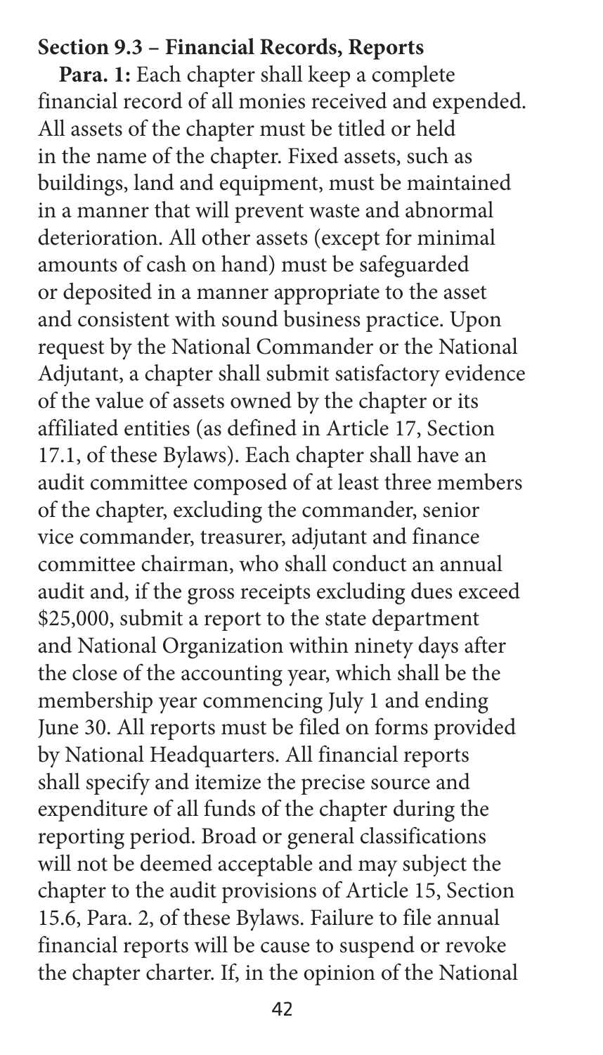**Section 9.3 – Financial Records, Reports**

**Para. 1:** Each chapter shall keep a complete financial record of all monies received and expended. All assets of the chapter must be titled or held in the name of the chapter. Fixed assets, such as buildings, land and equipment, must be maintained in a manner that will prevent waste and abnormal deterioration. All other assets (except for minimal amounts of cash on hand) must be safeguarded or deposited in a manner appropriate to the asset and consistent with sound business practice. Upon request by the National Commander or the National Adjutant, a chapter shall submit satisfactory evidence of the value of assets owned by the chapter or its affiliated entities (as defined in Article 17, Section 17.1, of these Bylaws). Each chapter shall have an audit committee composed of at least three members of the chapter, excluding the commander, senior vice commander, treasurer, adjutant and finance committee chairman, who shall conduct an annual audit and, if the gross receipts excluding dues exceed $25,000, submit a report to the state department and National Organization within ninety days after the close of the accounting year, which shall be the membership year commencing July 1 and ending June 30. All reports must be filed on forms provided by National Headquarters. All financial reports shall specify and itemize the precise source and expenditure of all funds of the chapter during the reporting period. Broad or general classifications will not be deemed acceptable and may subject the chapter to the audit provisions of Article 15, Section 15.6, Para. 2, of these Bylaws. Failure to file annual financial reports will be cause to suspend or revoke the chapter charter. If, in the opinion of the National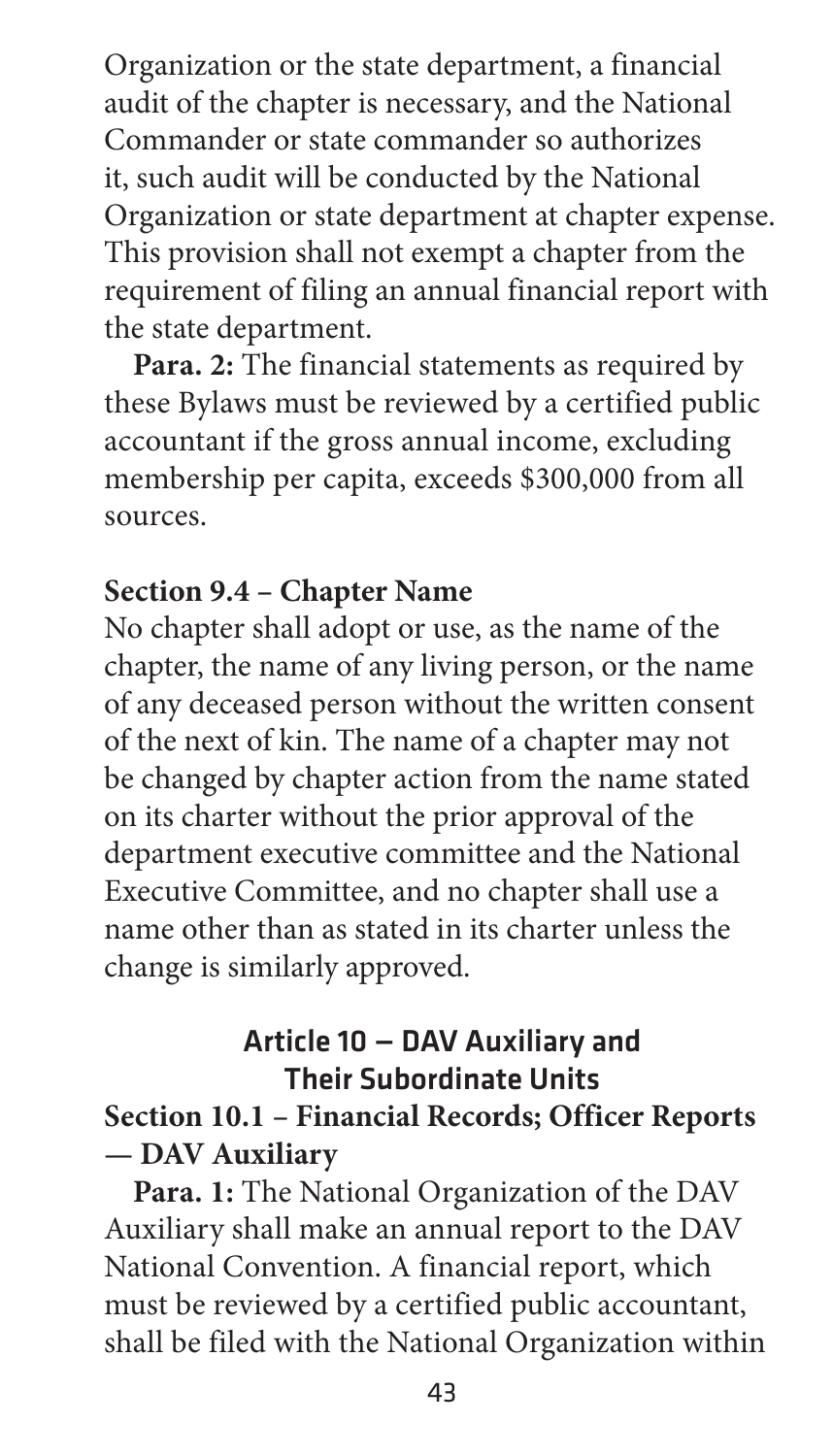Organization or the state department, a financial audit of the chapter is necessary, and the National Commander or state commander so authorizes it, such audit will be conducted by the National Organization or state department at chapter expense. This provision shall not exempt a chapter from the requirement of filing an annual financial report with the state department.

**Para. 2:** The financial statements as required by these Bylaws must be reviewed by a certified public accountant if the gross annual income, excluding membership per capita, exceeds $300,000 from all sources.

### Section 9.4 – Chapter Name

No chapter shall adopt or use, as the name of the chapter, the name of any living person, or the name of any deceased person without the written consent of the next of kin. The name of a chapter may not be changed by chapter action from the name stated on its charter without the prior approval of the department executive committee and the National Executive Committee, and no chapter shall use a name other than as stated in its charter unless the change is similarly approved.

## Article 10 — DAV Auxiliary and Their Subordinate Units

### Section 10.1 – Financial Records; Officer Reports — DAV Auxiliary

**Para. 1:** The National Organization of the DAV Auxiliary shall make an annual report to the DAV National Convention. A financial report, which must be reviewed by a certified public accountant, shall be filed with the National Organization within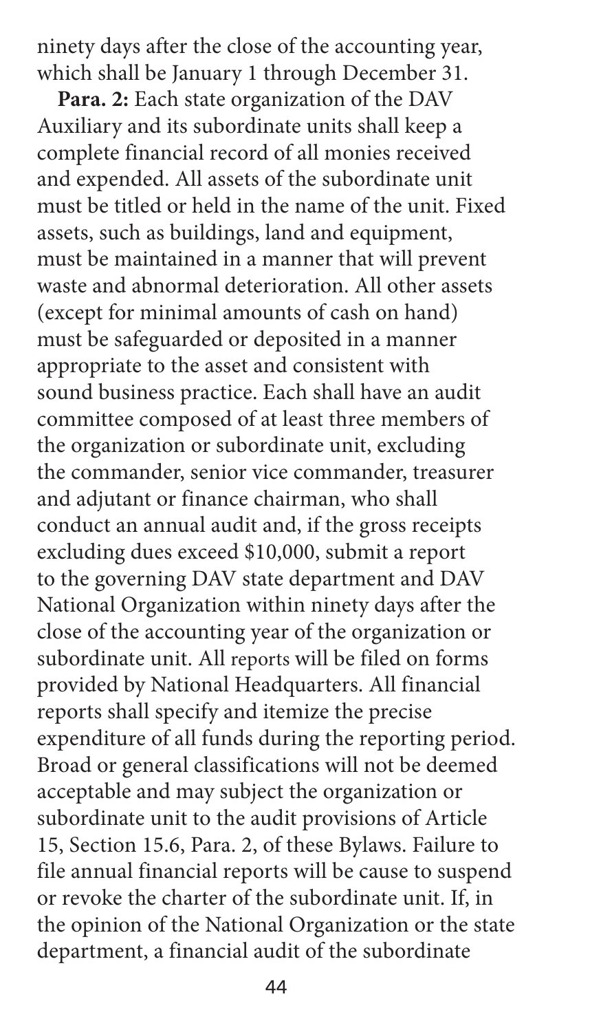ninety days after the close of the accounting year, which shall be January 1 through December 31.

**Para. 2:** Each state organization of the DAV Auxiliary and its subordinate units shall keep a complete financial record of all monies received and expended. All assets of the subordinate unit must be titled or held in the name of the unit. Fixed assets, such as buildings, land and equipment, must be maintained in a manner that will prevent waste and abnormal deterioration. All other assets (except for minimal amounts of cash on hand) must be safeguarded or deposited in a manner appropriate to the asset and consistent with sound business practice. Each shall have an audit committee composed of at least three members of the organization or subordinate unit, excluding the commander, senior vice commander, treasurer and adjutant or finance chairman, who shall conduct an annual audit and, if the gross receipts excluding dues exceed $10,000, submit a report to the governing DAV state department and DAV National Organization within ninety days after the close of the accounting year of the organization or subordinate unit. All reports will be filed on forms provided by National Headquarters. All financial reports shall specify and itemize the precise expenditure of all funds during the reporting period. Broad or general classifications will not be deemed acceptable and may subject the organization or subordinate unit to the audit provisions of Article 15, Section 15.6, Para. 2, of these Bylaws. Failure to file annual financial reports will be cause to suspend or revoke the charter of the subordinate unit. If, in the opinion of the National Organization or the state department, a financial audit of the subordinate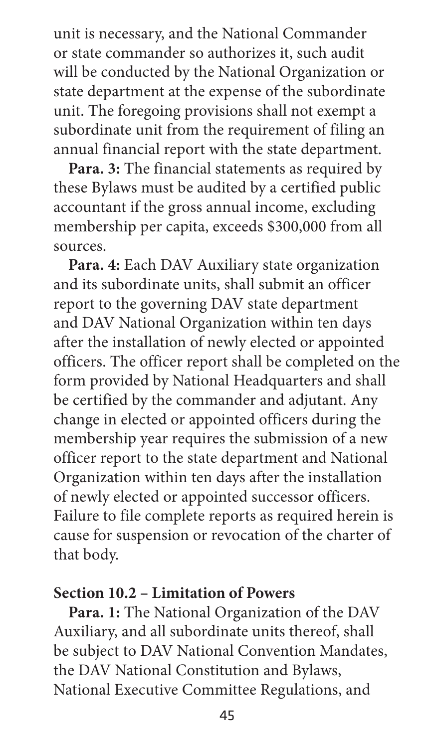unit is necessary, and the National Commander or state commander so authorizes it, such audit will be conducted by the National Organization or state department at the expense of the subordinate unit. The foregoing provisions shall not exempt a subordinate unit from the requirement of filing an annual financial report with the state department.

**Para. 3:** The financial statements as required by these Bylaws must be audited by a certified public accountant if the gross annual income, excluding membership per capita, exceeds $300,000 from all sources.

**Para. 4:** Each DAV Auxiliary state organization and its subordinate units, shall submit an officer report to the governing DAV state department and DAV National Organization within ten days after the installation of newly elected or appointed officers. The officer report shall be completed on the form provided by National Headquarters and shall be certified by the commander and adjutant. Any change in elected or appointed officers during the membership year requires the submission of a new officer report to the state department and National Organization within ten days after the installation of newly elected or appointed successor officers. Failure to file complete reports as required herein is cause for suspension or revocation of the charter of that body.

### Section 10.2 – Limitation of Powers

**Para. 1:** The National Organization of the DAV Auxiliary, and all subordinate units thereof, shall be subject to DAV National Convention Mandates, the DAV National Constitution and Bylaws, National Executive Committee Regulations, and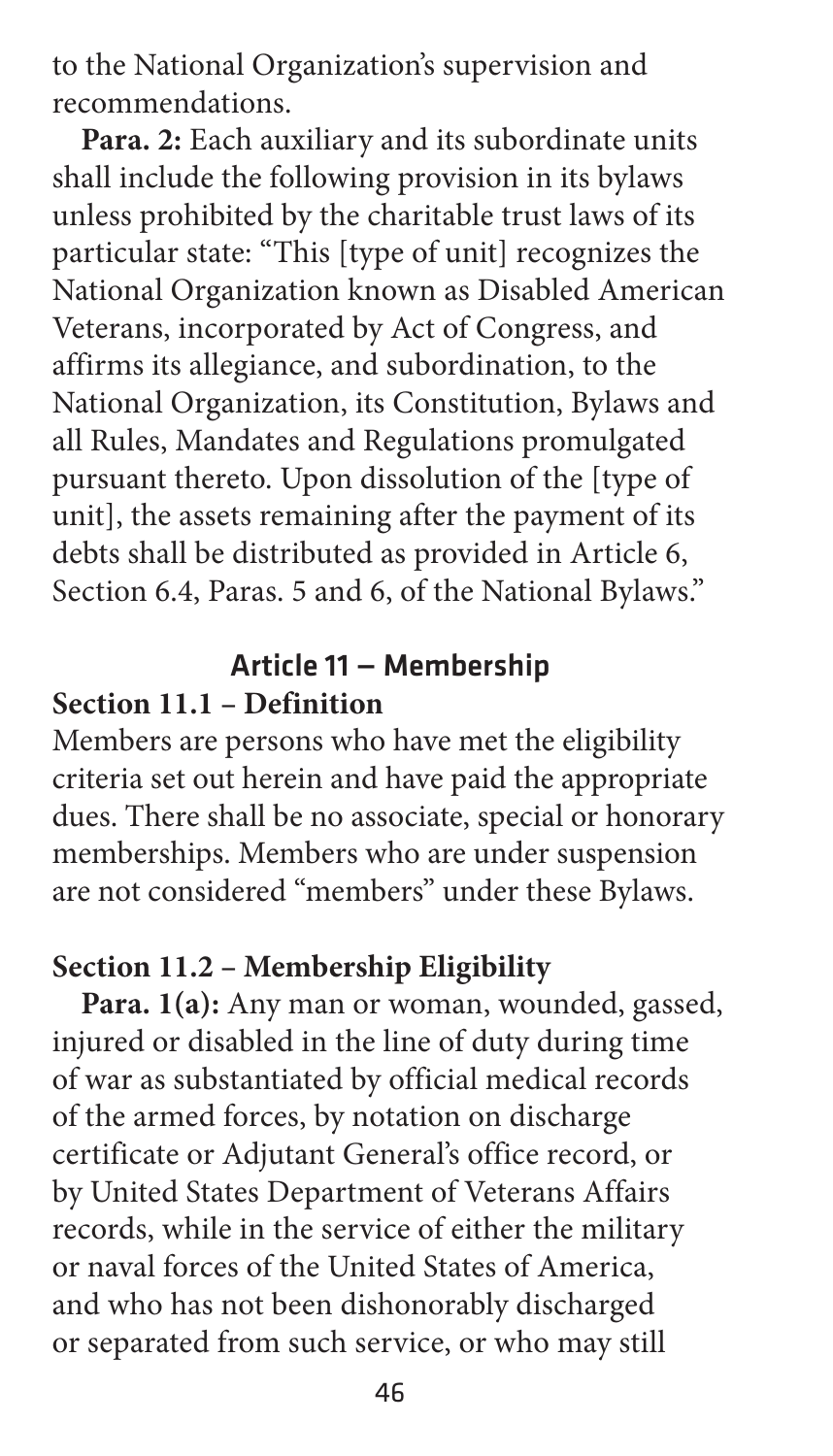to the National Organization's supervision and recommendations.

**Para. 2:** Each auxiliary and its subordinate units shall include the following provision in its bylaws unless prohibited by the charitable trust laws of its particular state: "This [type of unit] recognizes the National Organization known as Disabled American Veterans, incorporated by Act of Congress, and affirms its allegiance, and subordination, to the National Organization, its Constitution, Bylaws and all Rules, Mandates and Regulations promulgated pursuant thereto. Upon dissolution of the [type of unit], the assets remaining after the payment of its debts shall be distributed as provided in Article 6, Section 6.4, Paras. 5 and 6, of the National Bylaws."

## Article 11 – Membership

### Section 11.1 – Definition

Members are persons who have met the eligibility criteria set out herein and have paid the appropriate dues. There shall be no associate, special or honorary memberships. Members who are under suspension are not considered "members" under these Bylaws.

### Section 11.2 – Membership Eligibility

**Para. 1(a):** Any man or woman, wounded, gassed, injured or disabled in the line of duty during time of war as substantiated by official medical records of the armed forces, by notation on discharge certificate or Adjutant General's office record, or by United States Department of Veterans Affairs records, while in the service of either the military or naval forces of the United States of America, and who has not been dishonorably discharged or separated from such service, or who may still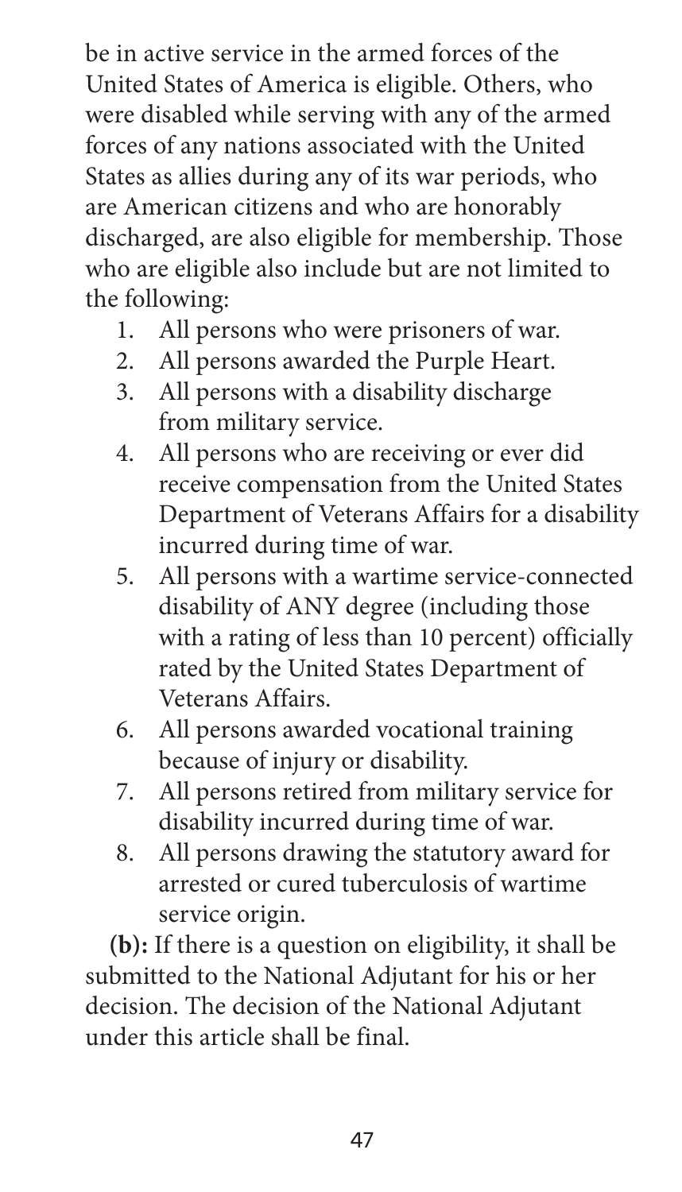be in active service in the armed forces of the United States of America is eligible. Others, who were disabled while serving with any of the armed forces of any nations associated with the United States as allies during any of its war periods, who are American citizens and who are honorably discharged, are also eligible for membership. Those who are eligible also include but are not limited to the following:

1. All persons who were prisoners of war.
2. All persons awarded the Purple Heart.
3. All persons with a disability discharge from military service.
4. All persons who are receiving or ever did receive compensation from the United States Department of Veterans Affairs for a disability incurred during time of war.
5. All persons with a wartime service-connected disability of ANY degree (including those with a rating of less than 10 percent) officially rated by the United States Department of Veterans Affairs.
6. All persons awarded vocational training because of injury or disability.
7. All persons retired from military service for disability incurred during time of war.
8. All persons drawing the statutory award for arrested or cured tuberculosis of wartime service origin.

**(b):** If there is a question on eligibility, it shall be submitted to the National Adjutant for his or her decision. The decision of the National Adjutant under this article shall be final.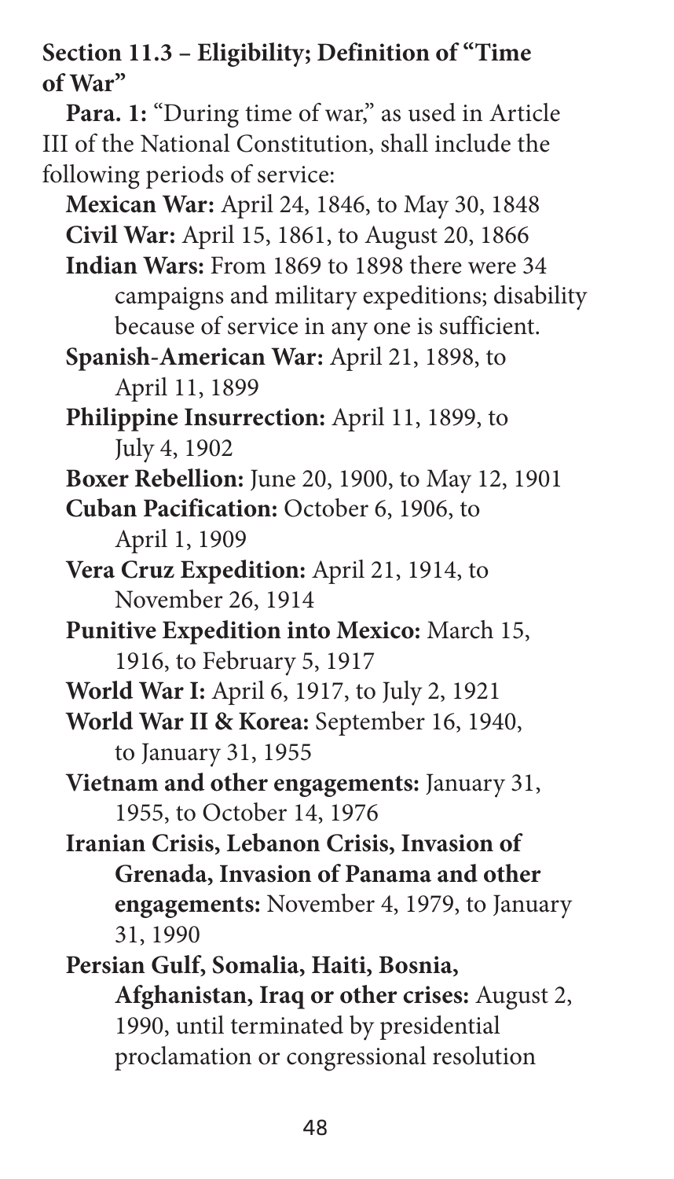### Section 11.3 – Eligibility; Definition of "Time of War"

**Para. 1:** "During time of war," as used in Article III of the National Constitution, shall include the following periods of service:

- **Mexican War:** April 24, 1846, to May 30, 1848
- **Civil War:** April 15, 1861, to August 20, 1866
- **Indian Wars:** From 1869 to 1898 there were 34 campaigns and military expeditions; disability because of service in any one is sufficient.
- **Spanish-American War:** April 21, 1898, to April 11, 1899
- **Philippine Insurrection:** April 11, 1899, to July 4, 1902
- **Boxer Rebellion:** June 20, 1900, to May 12, 1901
- **Cuban Pacification:** October 6, 1906, to April 1, 1909
- **Vera Cruz Expedition:** April 21, 1914, to November 26, 1914
- **Punitive Expedition into Mexico:** March 15, 1916, to February 5, 1917
- **World War I:** April 6, 1917, to July 2, 1921
- **World War II & Korea:** September 16, 1940, to January 31, 1955
- **Vietnam and other engagements:** January 31, 1955, to October 14, 1976
- **Iranian Crisis, Lebanon Crisis, Invasion of Grenada, Invasion of Panama and other engagements:** November 4, 1979, to January 31, 1990
- **Persian Gulf, Somalia, Haiti, Bosnia, Afghanistan, Iraq or other crises:** August 2, 1990, until terminated by presidential proclamation or congressional resolution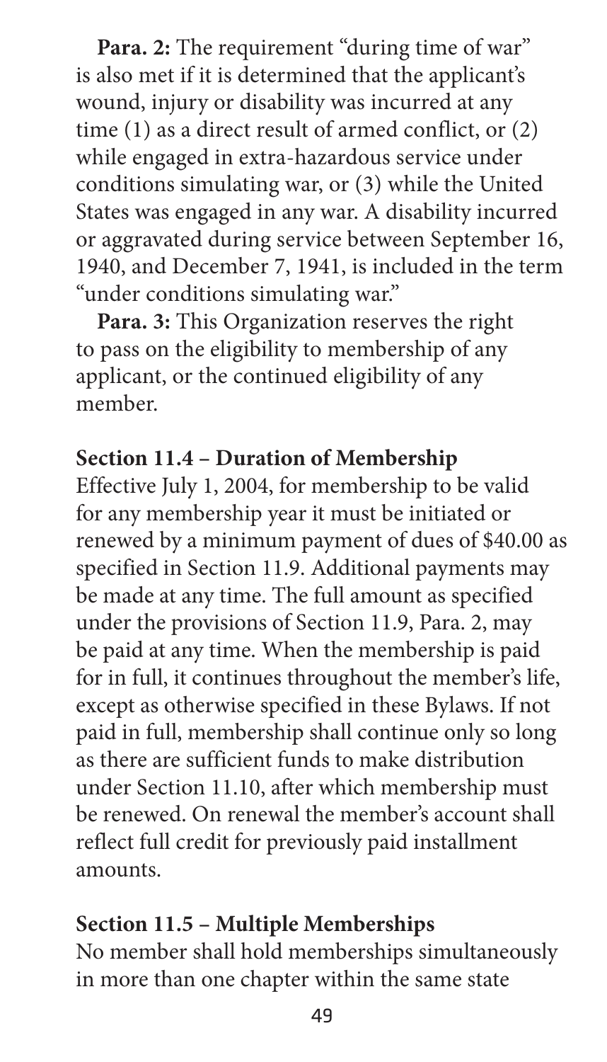**Para. 2:** The requirement "during time of war" is also met if it is determined that the applicant's wound, injury or disability was incurred at any time (1) as a direct result of armed conflict, or (2) while engaged in extra-hazardous service under conditions simulating war, or (3) while the United States was engaged in any war. A disability incurred or aggravated during service between September 16, 1940, and December 7, 1941, is included in the term "under conditions simulating war."

**Para. 3:** This Organization reserves the right to pass on the eligibility to membership of any applicant, or the continued eligibility of any member.

### Section 11.4 – Duration of Membership

Effective July 1, 2004, for membership to be valid for any membership year it must be initiated or renewed by a minimum payment of dues of $40.00 as specified in Section 11.9. Additional payments may be made at any time. The full amount as specified under the provisions of Section 11.9, Para. 2, may be paid at any time. When the membership is paid for in full, it continues throughout the member's life, except as otherwise specified in these Bylaws. If not paid in full, membership shall continue only so long as there are sufficient funds to make distribution under Section 11.10, after which membership must be renewed. On renewal the member's account shall reflect full credit for previously paid installment amounts.

### Section 11.5 – Multiple Memberships

No member shall hold memberships simultaneously in more than one chapter within the same state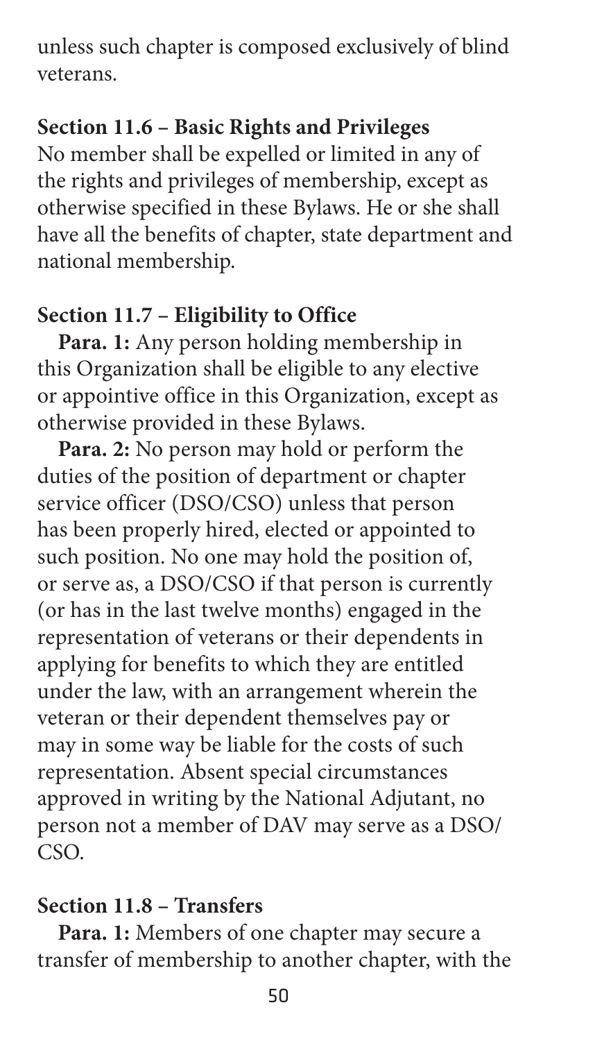unless such chapter is composed exclusively of blind veterans.

**Section 11.6 – Basic Rights and Privileges**
No member shall be expelled or limited in any of the rights and privileges of membership, except as otherwise specified in these Bylaws. He or she shall have all the benefits of chapter, state department and national membership.

**Section 11.7 – Eligibility to Office**

**Para. 1:** Any person holding membership in this Organization shall be eligible to any elective or appointive office in this Organization, except as otherwise provided in these Bylaws.

**Para. 2:** No person may hold or perform the duties of the position of department or chapter service officer (DSO/CSO) unless that person has been properly hired, elected or appointed to such position. No one may hold the position of, or serve as, a DSO/CSO if that person is currently (or has in the last twelve months) engaged in the representation of veterans or their dependents in applying for benefits to which they are entitled under the law, with an arrangement wherein the veteran or their dependent themselves pay or may in some way be liable for the costs of such representation. Absent special circumstances approved in writing by the National Adjutant, no person not a member of DAV may serve as a DSO/CSO.

**Section 11.8 – Transfers**

**Para. 1:** Members of one chapter may secure a transfer of membership to another chapter, with the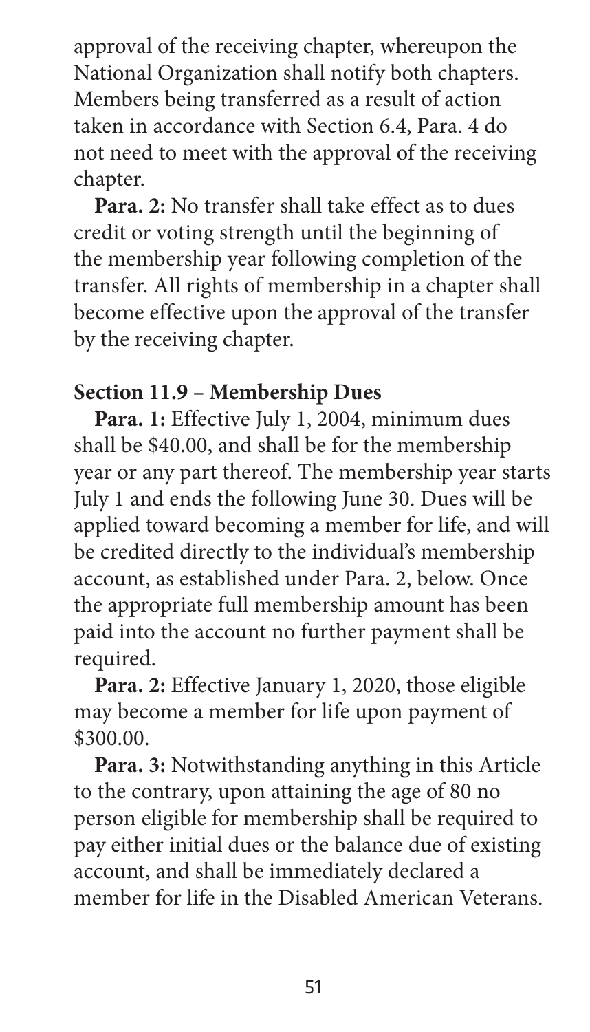approval of the receiving chapter, whereupon the National Organization shall notify both chapters. Members being transferred as a result of action taken in accordance with Section 6.4, Para. 4 do not need to meet with the approval of the receiving chapter.

**Para. 2:** No transfer shall take effect as to dues credit or voting strength until the beginning of the membership year following completion of the transfer. All rights of membership in a chapter shall become effective upon the approval of the transfer by the receiving chapter.

**Section 11.9 – Membership Dues**

**Para. 1:** Effective July 1, 2004, minimum dues shall be $40.00, and shall be for the membership year or any part thereof. The membership year starts July 1 and ends the following June 30. Dues will be applied toward becoming a member for life, and will be credited directly to the individual's membership account, as established under Para. 2, below. Once the appropriate full membership amount has been paid into the account no further payment shall be required.

**Para. 2:** Effective January 1, 2020, those eligible may become a member for life upon payment of $300.00.

**Para. 3:** Notwithstanding anything in this Article to the contrary, upon attaining the age of 80 no person eligible for membership shall be required to pay either initial dues or the balance due of existing account, and shall be immediately declared a member for life in the Disabled American Veterans.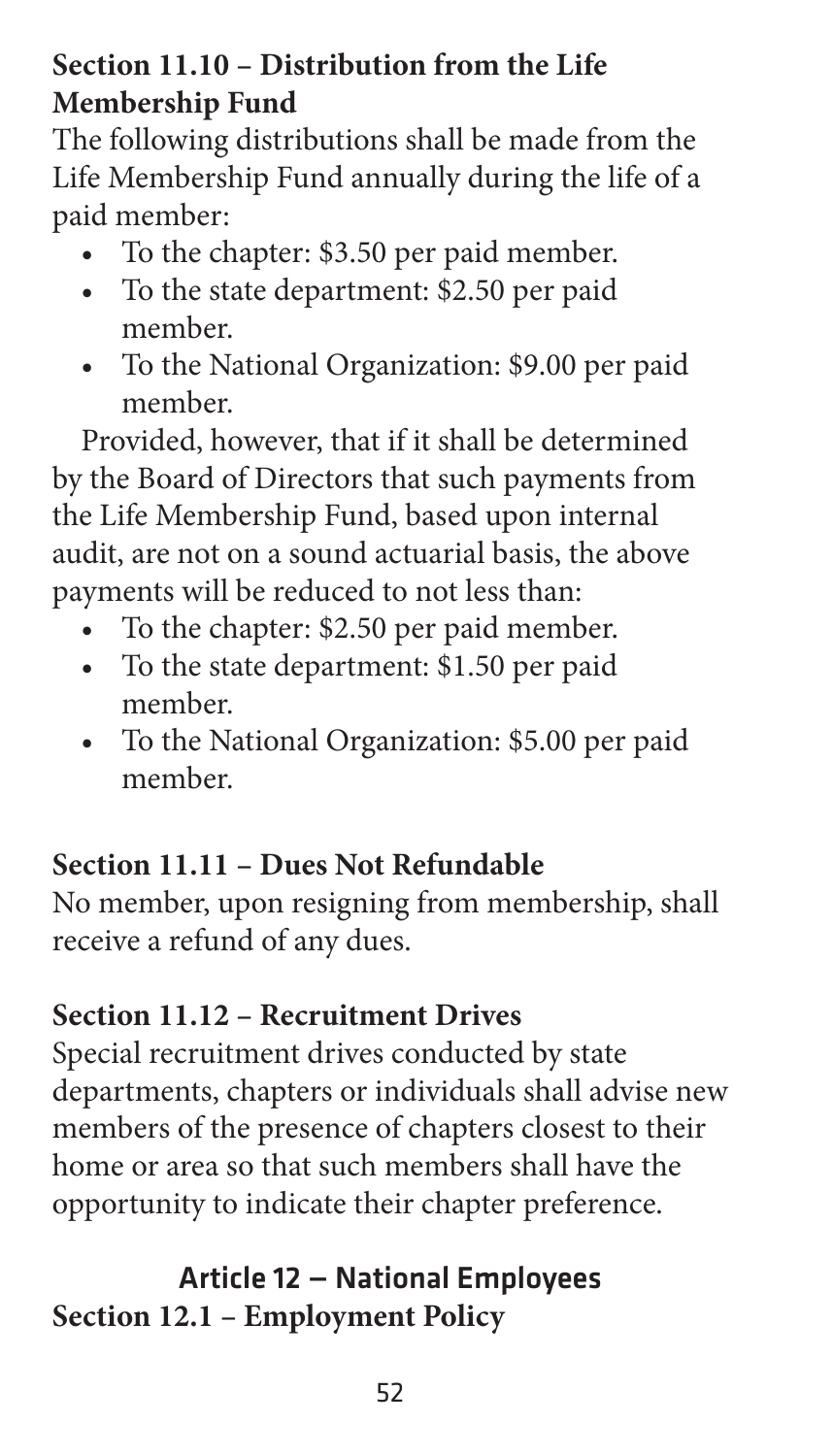### Section 11.10 – Distribution from the Life Membership Fund

The following distributions shall be made from the Life Membership Fund annually during the life of a paid member:

- To the chapter: $3.50 per paid member.
- To the state department: $2.50 per paid member.
- To the National Organization: $9.00 per paid member.

Provided, however, that if it shall be determined by the Board of Directors that such payments from the Life Membership Fund, based upon internal audit, are not on a sound actuarial basis, the above payments will be reduced to not less than:

- To the chapter: $2.50 per paid member.
- To the state department: $1.50 per paid member.
- To the National Organization: $5.00 per paid member.

### Section 11.11 – Dues Not Refundable

No member, upon resigning from membership, shall receive a refund of any dues.

### Section 11.12 – Recruitment Drives

Special recruitment drives conducted by state departments, chapters or individuals shall advise new members of the presence of chapters closest to their home or area so that such members shall have the opportunity to indicate their chapter preference.

## Article 12 — National Employees

### Section 12.1 – Employment Policy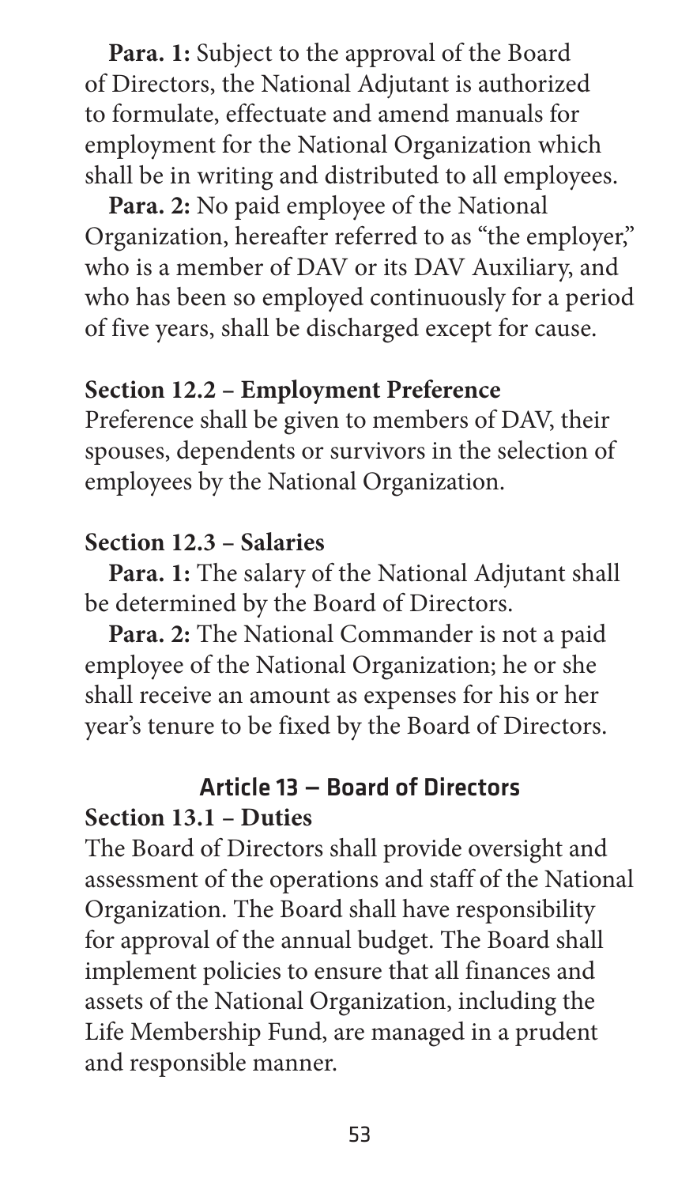**Para. 1:** Subject to the approval of the Board of Directors, the National Adjutant is authorized to formulate, effectuate and amend manuals for employment for the National Organization which shall be in writing and distributed to all employees.

**Para. 2:** No paid employee of the National Organization, hereafter referred to as "the employer," who is a member of DAV or its DAV Auxiliary, and who has been so employed continuously for a period of five years, shall be discharged except for cause.

### Section 12.2 – Employment Preference

Preference shall be given to members of DAV, their spouses, dependents or survivors in the selection of employees by the National Organization.

### Section 12.3 – Salaries

**Para. 1:** The salary of the National Adjutant shall be determined by the Board of Directors.

**Para. 2:** The National Commander is not a paid employee of the National Organization; he or she shall receive an amount as expenses for his or her year's tenure to be fixed by the Board of Directors.

## Article 13 — Board of Directors

### Section 13.1 – Duties

The Board of Directors shall provide oversight and assessment of the operations and staff of the National Organization. The Board shall have responsibility for approval of the annual budget. The Board shall implement policies to ensure that all finances and assets of the National Organization, including the Life Membership Fund, are managed in a prudent and responsible manner.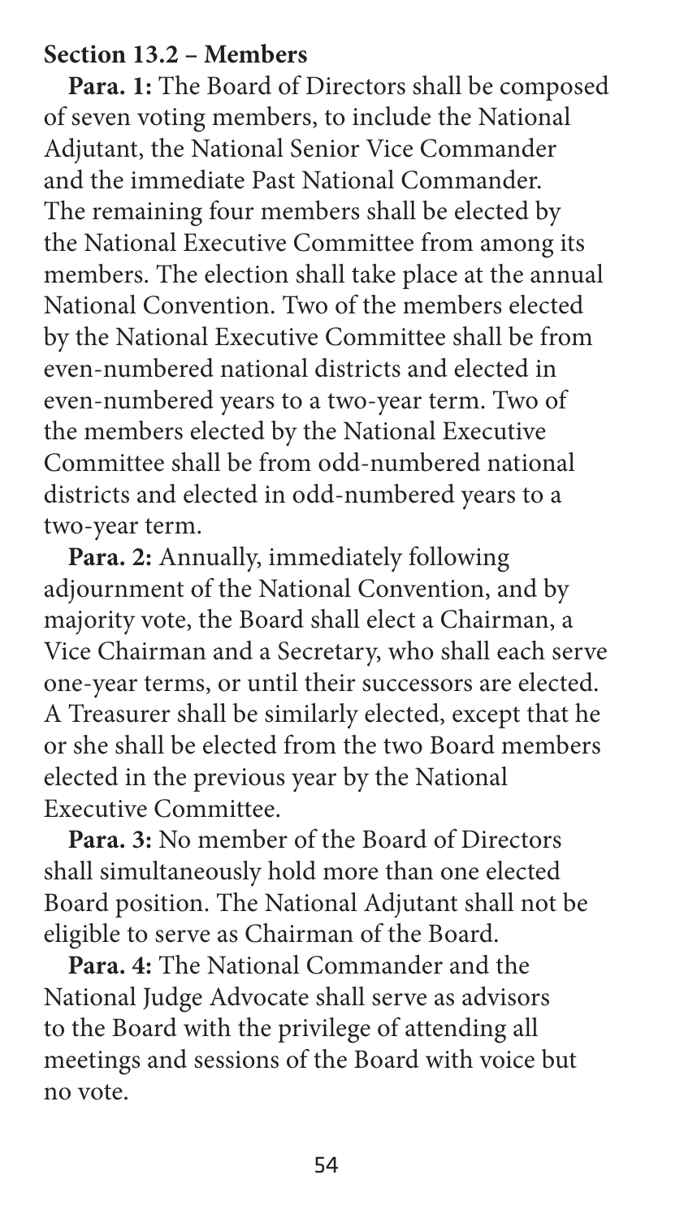### Section 13.2 – Members

**Para. 1:** The Board of Directors shall be composed of seven voting members, to include the National Adjutant, the National Senior Vice Commander and the immediate Past National Commander. The remaining four members shall be elected by the National Executive Committee from among its members. The election shall take place at the annual National Convention. Two of the members elected by the National Executive Committee shall be from even-numbered national districts and elected in even-numbered years to a two-year term. Two of the members elected by the National Executive Committee shall be from odd-numbered national districts and elected in odd-numbered years to a two-year term.

**Para. 2:** Annually, immediately following adjournment of the National Convention, and by majority vote, the Board shall elect a Chairman, a Vice Chairman and a Secretary, who shall each serve one-year terms, or until their successors are elected. A Treasurer shall be similarly elected, except that he or she shall be elected from the two Board members elected in the previous year by the National Executive Committee.

**Para. 3:** No member of the Board of Directors shall simultaneously hold more than one elected Board position. The National Adjutant shall not be eligible to serve as Chairman of the Board.

**Para. 4:** The National Commander and the National Judge Advocate shall serve as advisors to the Board with the privilege of attending all meetings and sessions of the Board with voice but no vote.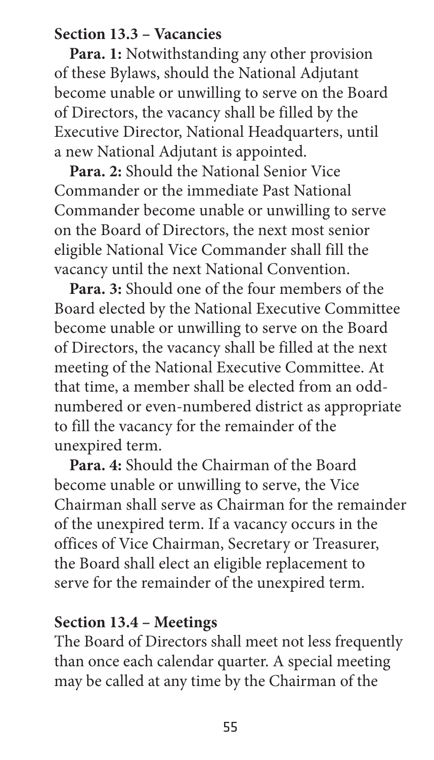### Section 13.3 – Vacancies

**Para. 1:** Notwithstanding any other provision of these Bylaws, should the National Adjutant become unable or unwilling to serve on the Board of Directors, the vacancy shall be filled by the Executive Director, National Headquarters, until a new National Adjutant is appointed.

**Para. 2:** Should the National Senior Vice Commander or the immediate Past National Commander become unable or unwilling to serve on the Board of Directors, the next most senior eligible National Vice Commander shall fill the vacancy until the next National Convention.

**Para. 3:** Should one of the four members of the Board elected by the National Executive Committee become unable or unwilling to serve on the Board of Directors, the vacancy shall be filled at the next meeting of the National Executive Committee. At that time, a member shall be elected from an odd-numbered or even-numbered district as appropriate to fill the vacancy for the remainder of the unexpired term.

**Para. 4:** Should the Chairman of the Board become unable or unwilling to serve, the Vice Chairman shall serve as Chairman for the remainder of the unexpired term. If a vacancy occurs in the offices of Vice Chairman, Secretary or Treasurer, the Board shall elect an eligible replacement to serve for the remainder of the unexpired term.

### Section 13.4 – Meetings

The Board of Directors shall meet not less frequently than once each calendar quarter. A special meeting may be called at any time by the Chairman of the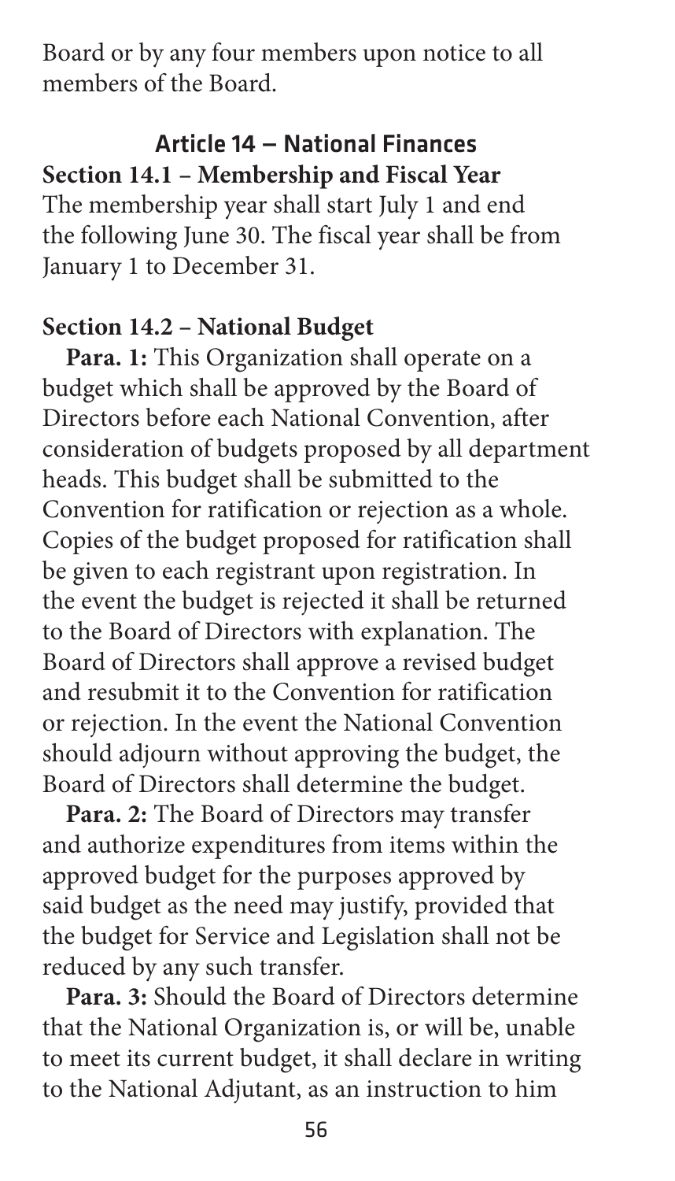Board or by any four members upon notice to all members of the Board.

## Article 14 — National Finances

### Section 14.1 – Membership and Fiscal Year

The membership year shall start July 1 and end the following June 30. The fiscal year shall be from January 1 to December 31.

### Section 14.2 – National Budget

**Para. 1:** This Organization shall operate on a budget which shall be approved by the Board of Directors before each National Convention, after consideration of budgets proposed by all department heads. This budget shall be submitted to the Convention for ratification or rejection as a whole. Copies of the budget proposed for ratification shall be given to each registrant upon registration. In the event the budget is rejected it shall be returned to the Board of Directors with explanation. The Board of Directors shall approve a revised budget and resubmit it to the Convention for ratification or rejection. In the event the National Convention should adjourn without approving the budget, the Board of Directors shall determine the budget.

**Para. 2:** The Board of Directors may transfer and authorize expenditures from items within the approved budget for the purposes approved by said budget as the need may justify, provided that the budget for Service and Legislation shall not be reduced by any such transfer.

**Para. 3:** Should the Board of Directors determine that the National Organization is, or will be, unable to meet its current budget, it shall declare in writing to the National Adjutant, as an instruction to him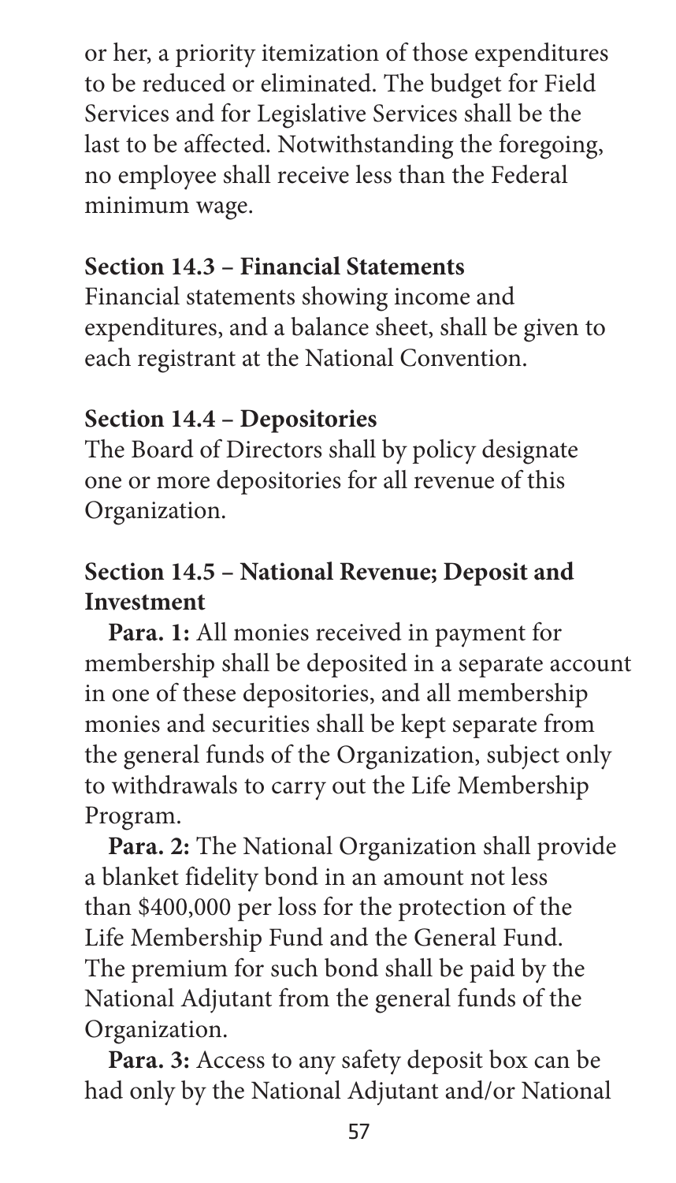or her, a priority itemization of those expenditures to be reduced or eliminated. The budget for Field Services and for Legislative Services shall be the last to be affected. Notwithstanding the foregoing, no employee shall receive less than the Federal minimum wage.

### Section 14.3 – Financial Statements

Financial statements showing income and expenditures, and a balance sheet, shall be given to each registrant at the National Convention.

### Section 14.4 – Depositories

The Board of Directors shall by policy designate one or more depositories for all revenue of this Organization.

### Section 14.5 – National Revenue; Deposit and Investment

**Para. 1:** All monies received in payment for membership shall be deposited in a separate account in one of these depositories, and all membership monies and securities shall be kept separate from the general funds of the Organization, subject only to withdrawals to carry out the Life Membership Program.

**Para. 2:** The National Organization shall provide a blanket fidelity bond in an amount not less than $400,000 per loss for the protection of the Life Membership Fund and the General Fund. The premium for such bond shall be paid by the National Adjutant from the general funds of the Organization.

**Para. 3:** Access to any safety deposit box can be had only by the National Adjutant and/or National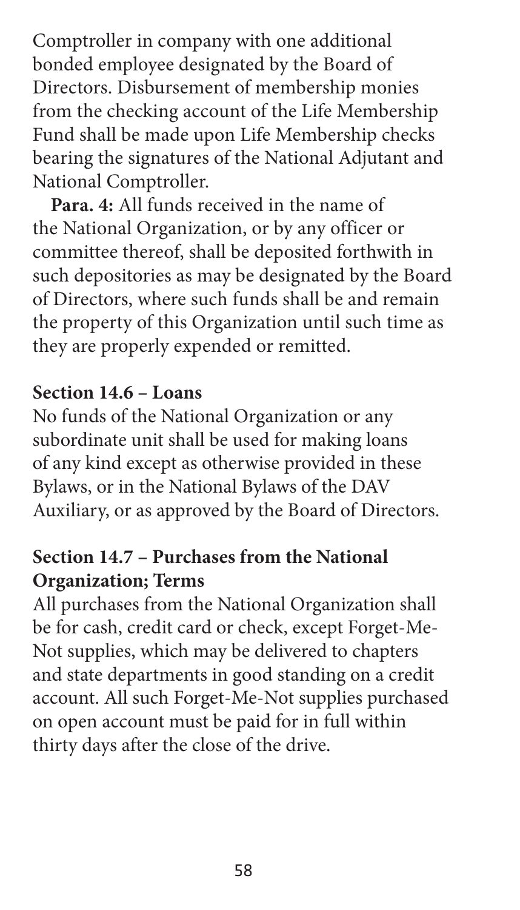Comptroller in company with one additional bonded employee designated by the Board of Directors. Disbursement of membership monies from the checking account of the Life Membership Fund shall be made upon Life Membership checks bearing the signatures of the National Adjutant and National Comptroller.

**Para. 4:** All funds received in the name of the National Organization, or by any officer or committee thereof, shall be deposited forthwith in such depositories as may be designated by the Board of Directors, where such funds shall be and remain the property of this Organization until such time as they are properly expended or remitted.

### Section 14.6 – Loans

No funds of the National Organization or any subordinate unit shall be used for making loans of any kind except as otherwise provided in these Bylaws, or in the National Bylaws of the DAV Auxiliary, or as approved by the Board of Directors.

### Section 14.7 – Purchases from the National Organization; Terms

All purchases from the National Organization shall be for cash, credit card or check, except Forget-Me-Not supplies, which may be delivered to chapters and state departments in good standing on a credit account. All such Forget-Me-Not supplies purchased on open account must be paid for in full within thirty days after the close of the drive.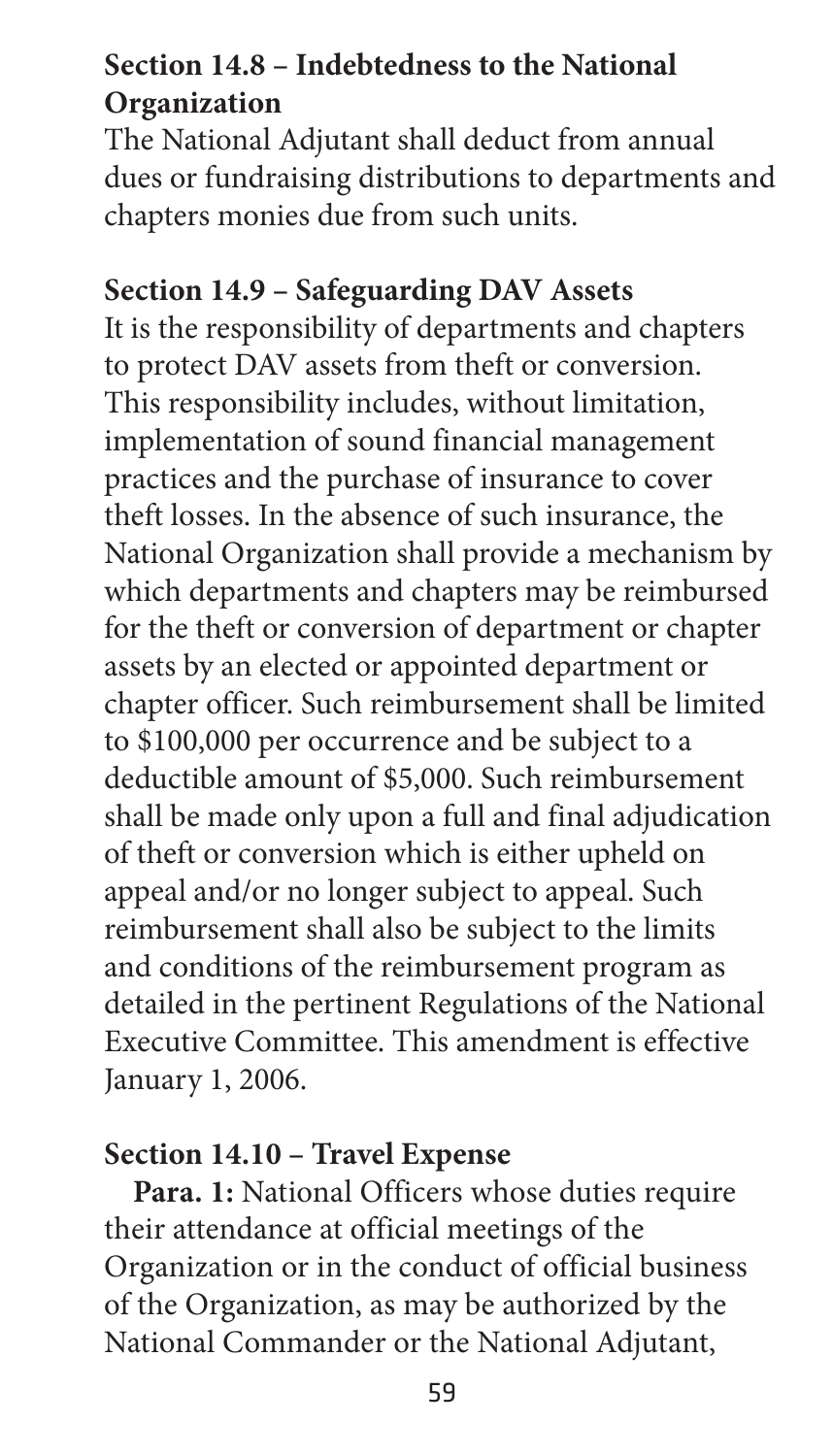**Section 14.8 – Indebtedness to the National Organization**

The National Adjutant shall deduct from annual dues or fundraising distributions to departments and chapters monies due from such units.

**Section 14.9 – Safeguarding DAV Assets**

It is the responsibility of departments and chapters to protect DAV assets from theft or conversion. This responsibility includes, without limitation, implementation of sound financial management practices and the purchase of insurance to cover theft losses. In the absence of such insurance, the National Organization shall provide a mechanism by which departments and chapters may be reimbursed for the theft or conversion of department or chapter assets by an elected or appointed department or chapter officer. Such reimbursement shall be limited to $100,000 per occurrence and be subject to a deductible amount of $5,000. Such reimbursement shall be made only upon a full and final adjudication of theft or conversion which is either upheld on appeal and/or no longer subject to appeal. Such reimbursement shall also be subject to the limits and conditions of the reimbursement program as detailed in the pertinent Regulations of the National Executive Committee. This amendment is effective January 1, 2006.

**Section 14.10 – Travel Expense**

**Para. 1:** National Officers whose duties require their attendance at official meetings of the Organization or in the conduct of official business of the Organization, as may be authorized by the National Commander or the National Adjutant,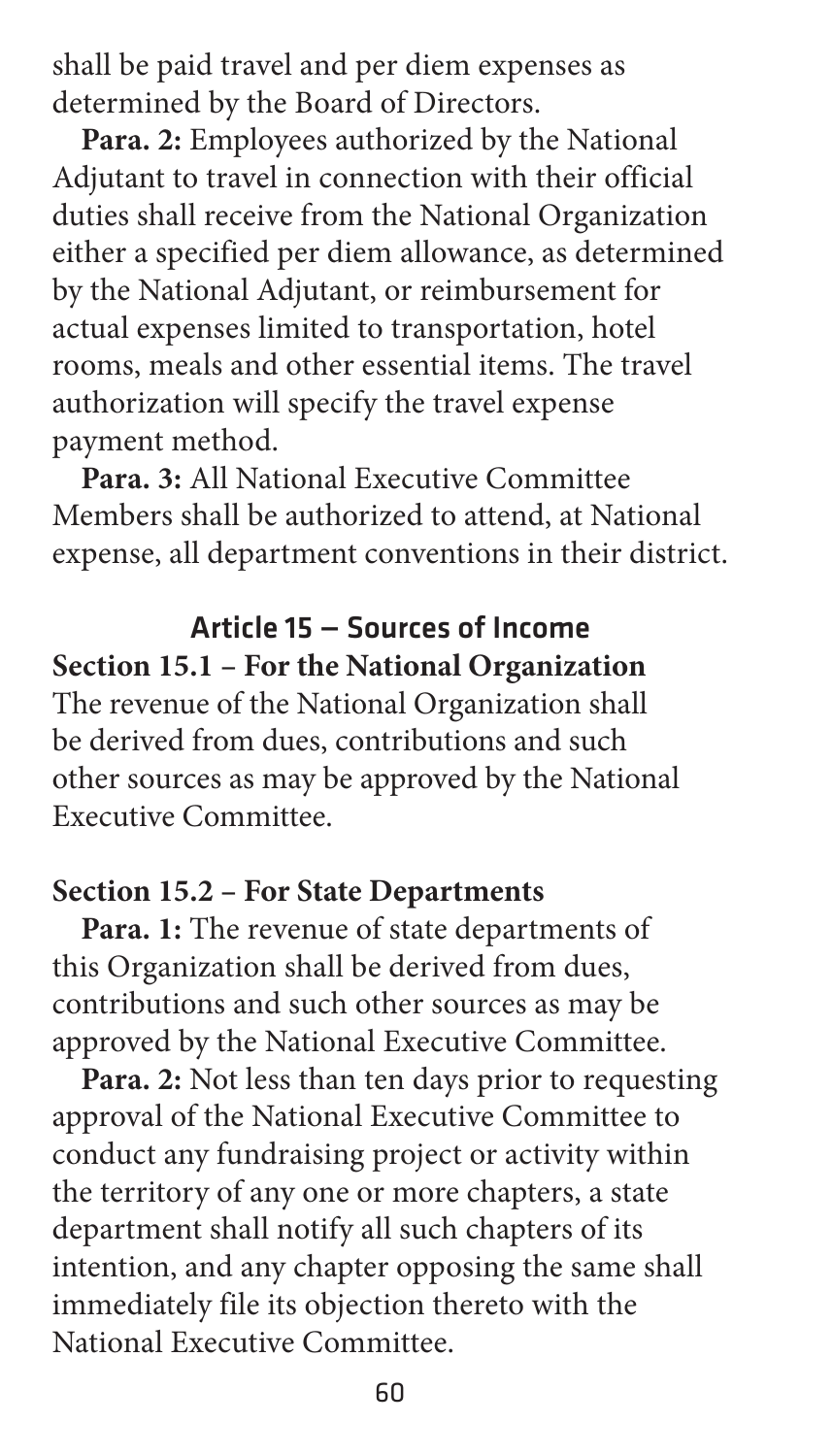shall be paid travel and per diem expenses as determined by the Board of Directors.

**Para. 2:** Employees authorized by the National Adjutant to travel in connection with their official duties shall receive from the National Organization either a specified per diem allowance, as determined by the National Adjutant, or reimbursement for actual expenses limited to transportation, hotel rooms, meals and other essential items. The travel authorization will specify the travel expense payment method.

**Para. 3:** All National Executive Committee Members shall be authorized to attend, at National expense, all department conventions in their district.

## Article 15 — Sources of Income

### Section 15.1 – For the National Organization

The revenue of the National Organization shall be derived from dues, contributions and such other sources as may be approved by the National Executive Committee.

### Section 15.2 – For State Departments

**Para. 1:** The revenue of state departments of this Organization shall be derived from dues, contributions and such other sources as may be approved by the National Executive Committee.

**Para. 2:** Not less than ten days prior to requesting approval of the National Executive Committee to conduct any fundraising project or activity within the territory of any one or more chapters, a state department shall notify all such chapters of its intention, and any chapter opposing the same shall immediately file its objection thereto with the National Executive Committee.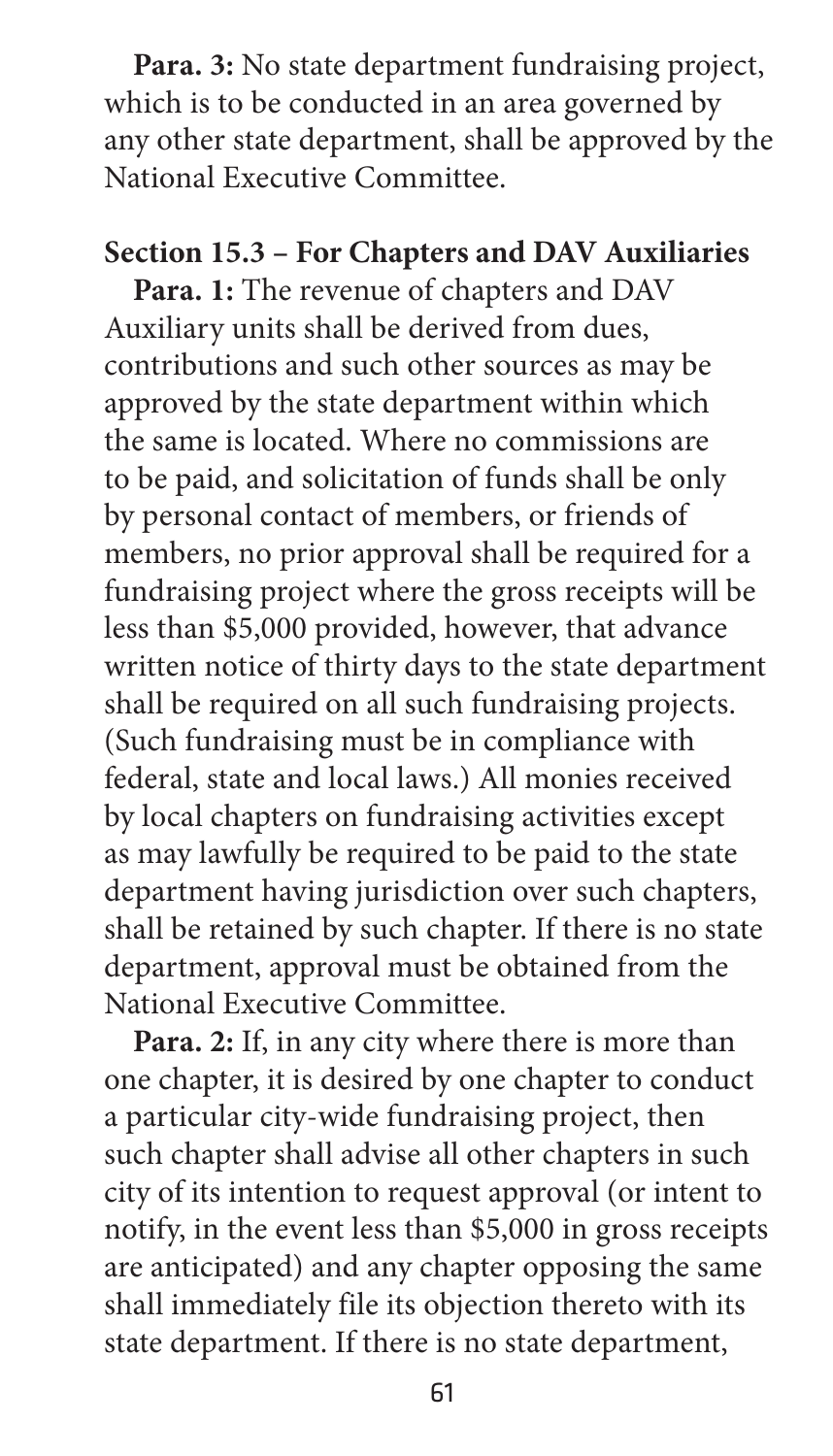**Para. 3:** No state department fundraising project, which is to be conducted in an area governed by any other state department, shall be approved by the National Executive Committee.

### Section 15.3 – For Chapters and DAV Auxiliaries

**Para. 1:** The revenue of chapters and DAV Auxiliary units shall be derived from dues, contributions and such other sources as may be approved by the state department within which the same is located. Where no commissions are to be paid, and solicitation of funds shall be only by personal contact of members, or friends of members, no prior approval shall be required for a fundraising project where the gross receipts will be less than $5,000 provided, however, that advance written notice of thirty days to the state department shall be required on all such fundraising projects. (Such fundraising must be in compliance with federal, state and local laws.) All monies received by local chapters on fundraising activities except as may lawfully be required to be paid to the state department having jurisdiction over such chapters, shall be retained by such chapter. If there is no state department, approval must be obtained from the National Executive Committee.

**Para. 2:** If, in any city where there is more than one chapter, it is desired by one chapter to conduct a particular city-wide fundraising project, then such chapter shall advise all other chapters in such city of its intention to request approval (or intent to notify, in the event less than $5,000 in gross receipts are anticipated) and any chapter opposing the same shall immediately file its objection thereto with its state department. If there is no state department,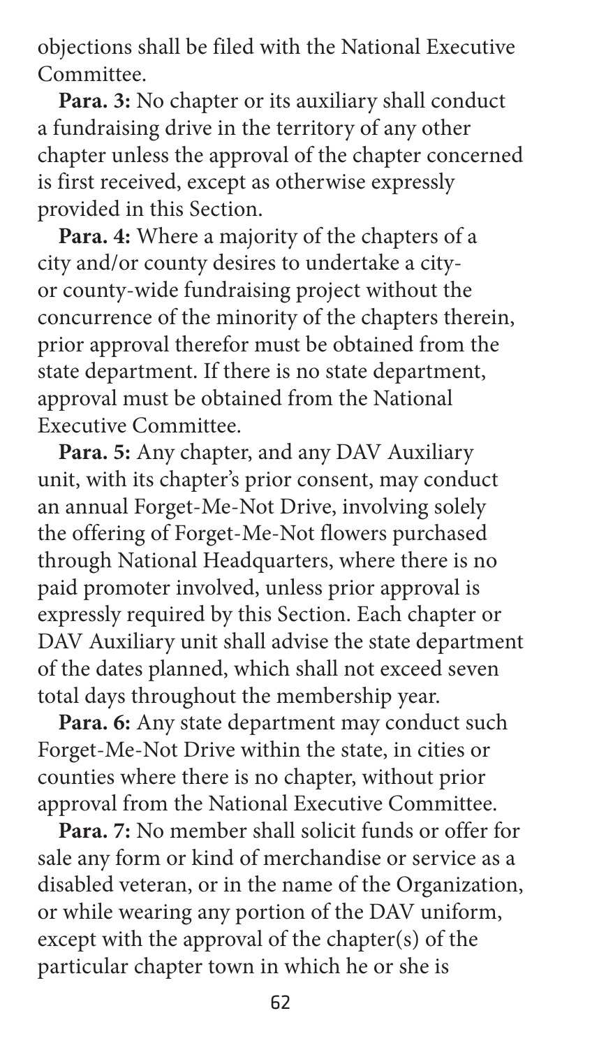objections shall be filed with the National Executive Committee.

**Para. 3:** No chapter or its auxiliary shall conduct a fundraising drive in the territory of any other chapter unless the approval of the chapter concerned is first received, except as otherwise expressly provided in this Section.

**Para. 4:** Where a majority of the chapters of a city and/or county desires to undertake a city- or county-wide fundraising project without the concurrence of the minority of the chapters therein, prior approval therefor must be obtained from the state department. If there is no state department, approval must be obtained from the National Executive Committee.

**Para. 5:** Any chapter, and any DAV Auxiliary unit, with its chapter's prior consent, may conduct an annual Forget-Me-Not Drive, involving solely the offering of Forget-Me-Not flowers purchased through National Headquarters, where there is no paid promoter involved, unless prior approval is expressly required by this Section. Each chapter or DAV Auxiliary unit shall advise the state department of the dates planned, which shall not exceed seven total days throughout the membership year.

**Para. 6:** Any state department may conduct such Forget-Me-Not Drive within the state, in cities or counties where there is no chapter, without prior approval from the National Executive Committee.

**Para. 7:** No member shall solicit funds or offer for sale any form or kind of merchandise or service as a disabled veteran, or in the name of the Organization, or while wearing any portion of the DAV uniform, except with the approval of the chapter(s) of the particular chapter town in which he or she is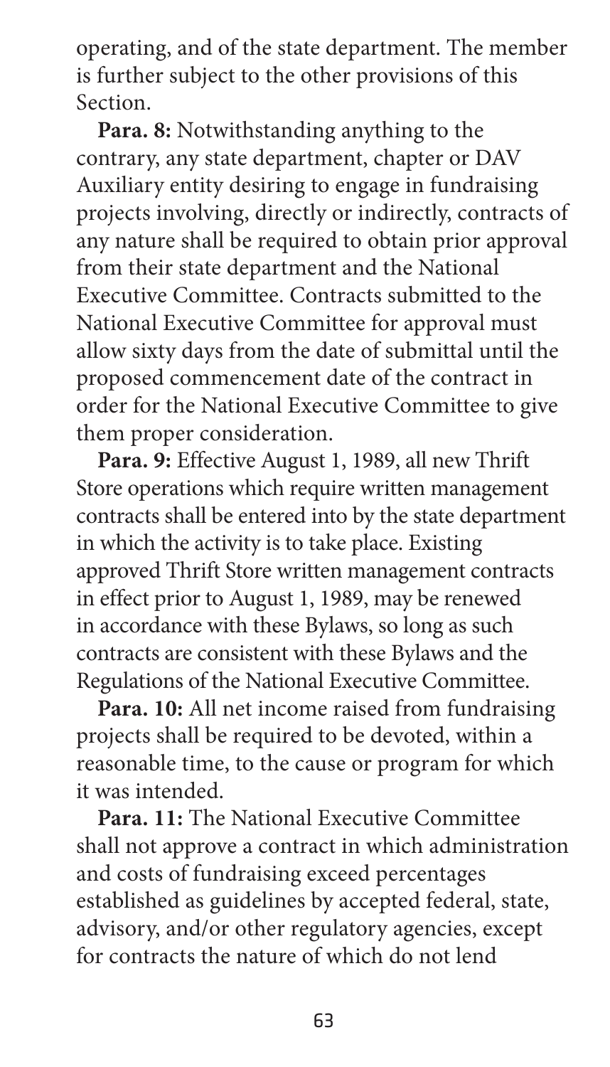operating, and of the state department. The member is further subject to the other provisions of this Section.

**Para. 8:** Notwithstanding anything to the contrary, any state department, chapter or DAV Auxiliary entity desiring to engage in fundraising projects involving, directly or indirectly, contracts of any nature shall be required to obtain prior approval from their state department and the National Executive Committee. Contracts submitted to the National Executive Committee for approval must allow sixty days from the date of submittal until the proposed commencement date of the contract in order for the National Executive Committee to give them proper consideration.

**Para. 9:** Effective August 1, 1989, all new Thrift Store operations which require written management contracts shall be entered into by the state department in which the activity is to take place. Existing approved Thrift Store written management contracts in effect prior to August 1, 1989, may be renewed in accordance with these Bylaws, so long as such contracts are consistent with these Bylaws and the Regulations of the National Executive Committee.

**Para. 10:** All net income raised from fundraising projects shall be required to be devoted, within a reasonable time, to the cause or program for which it was intended.

**Para. 11:** The National Executive Committee shall not approve a contract in which administration and costs of fundraising exceed percentages established as guidelines by accepted federal, state, advisory, and/or other regulatory agencies, except for contracts the nature of which do not lend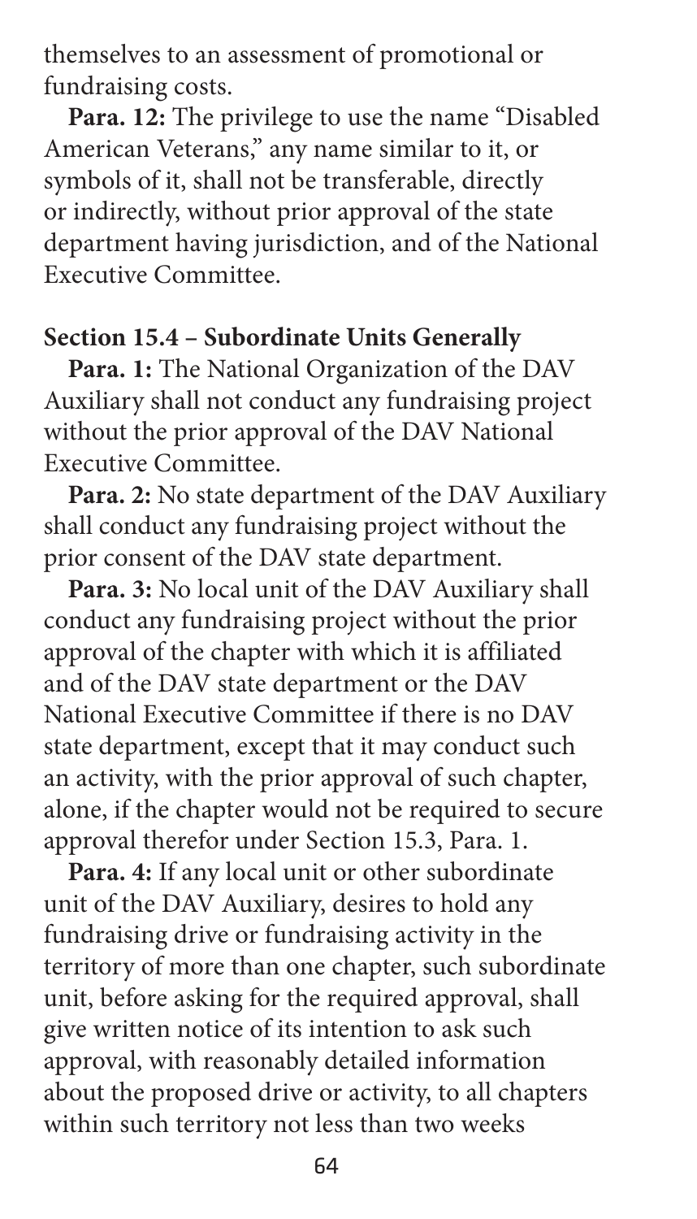themselves to an assessment of promotional or fundraising costs.

**Para. 12:** The privilege to use the name "Disabled American Veterans," any name similar to it, or symbols of it, shall not be transferable, directly or indirectly, without prior approval of the state department having jurisdiction, and of the National Executive Committee.

### Section 15.4 – Subordinate Units Generally

**Para. 1:** The National Organization of the DAV Auxiliary shall not conduct any fundraising project without the prior approval of the DAV National Executive Committee.

**Para. 2:** No state department of the DAV Auxiliary shall conduct any fundraising project without the prior consent of the DAV state department.

**Para. 3:** No local unit of the DAV Auxiliary shall conduct any fundraising project without the prior approval of the chapter with which it is affiliated and of the DAV state department or the DAV National Executive Committee if there is no DAV state department, except that it may conduct such an activity, with the prior approval of such chapter, alone, if the chapter would not be required to secure approval therefor under Section 15.3, Para. 1.

**Para. 4:** If any local unit or other subordinate unit of the DAV Auxiliary, desires to hold any fundraising drive or fundraising activity in the territory of more than one chapter, such subordinate unit, before asking for the required approval, shall give written notice of its intention to ask such approval, with reasonably detailed information about the proposed drive or activity, to all chapters within such territory not less than two weeks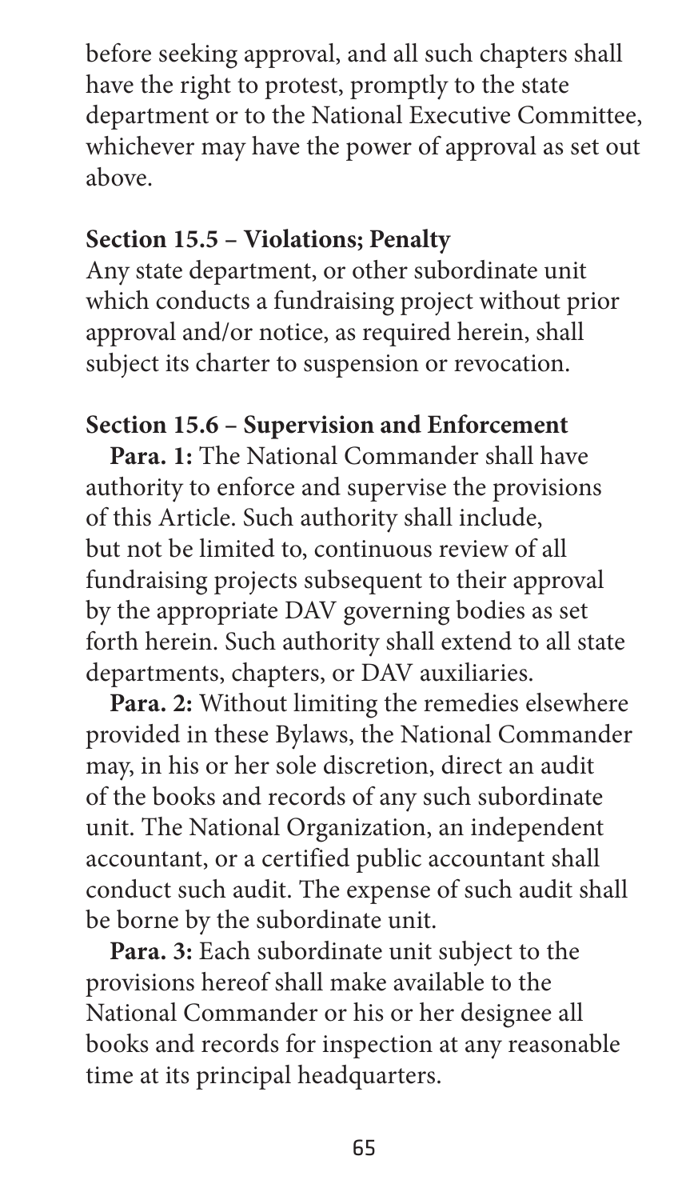before seeking approval, and all such chapters shall have the right to protest, promptly to the state department or to the National Executive Committee, whichever may have the power of approval as set out above.

### Section 15.5 – Violations; Penalty

Any state department, or other subordinate unit which conducts a fundraising project without prior approval and/or notice, as required herein, shall subject its charter to suspension or revocation.

### Section 15.6 – Supervision and Enforcement

**Para. 1:** The National Commander shall have authority to enforce and supervise the provisions of this Article. Such authority shall include, but not be limited to, continuous review of all fundraising projects subsequent to their approval by the appropriate DAV governing bodies as set forth herein. Such authority shall extend to all state departments, chapters, or DAV auxiliaries.

**Para. 2:** Without limiting the remedies elsewhere provided in these Bylaws, the National Commander may, in his or her sole discretion, direct an audit of the books and records of any such subordinate unit. The National Organization, an independent accountant, or a certified public accountant shall conduct such audit. The expense of such audit shall be borne by the subordinate unit.

**Para. 3:** Each subordinate unit subject to the provisions hereof shall make available to the National Commander or his or her designee all books and records for inspection at any reasonable time at its principal headquarters.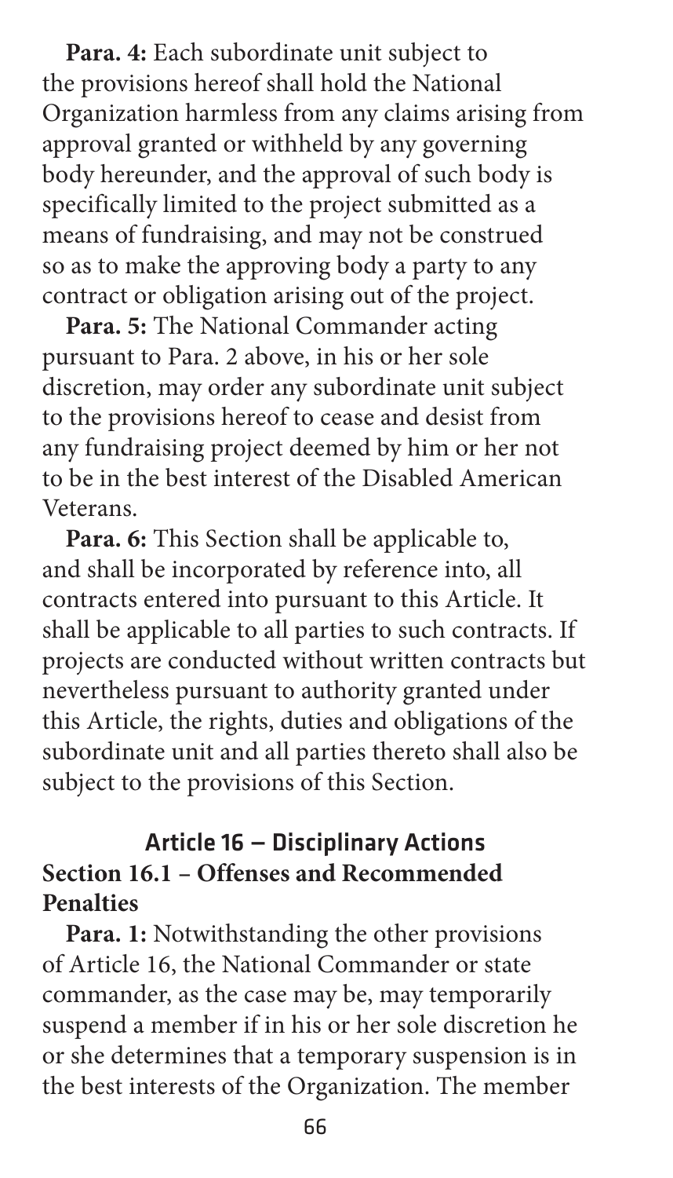**Para. 4:** Each subordinate unit subject to the provisions hereof shall hold the National Organization harmless from any claims arising from approval granted or withheld by any governing body hereunder, and the approval of such body is specifically limited to the project submitted as a means of fundraising, and may not be construed so as to make the approving body a party to any contract or obligation arising out of the project.

**Para. 5:** The National Commander acting pursuant to Para. 2 above, in his or her sole discretion, may order any subordinate unit subject to the provisions hereof to cease and desist from any fundraising project deemed by him or her not to be in the best interest of the Disabled American Veterans.

**Para. 6:** This Section shall be applicable to, and shall be incorporated by reference into, all contracts entered into pursuant to this Article. It shall be applicable to all parties to such contracts. If projects are conducted without written contracts but nevertheless pursuant to authority granted under this Article, the rights, duties and obligations of the subordinate unit and all parties thereto shall also be subject to the provisions of this Section.

## Article 16 — Disciplinary Actions

### Section 16.1 – Offenses and Recommended Penalties

**Para. 1:** Notwithstanding the other provisions of Article 16, the National Commander or state commander, as the case may be, may temporarily suspend a member if in his or her sole discretion he or she determines that a temporary suspension is in the best interests of the Organization. The member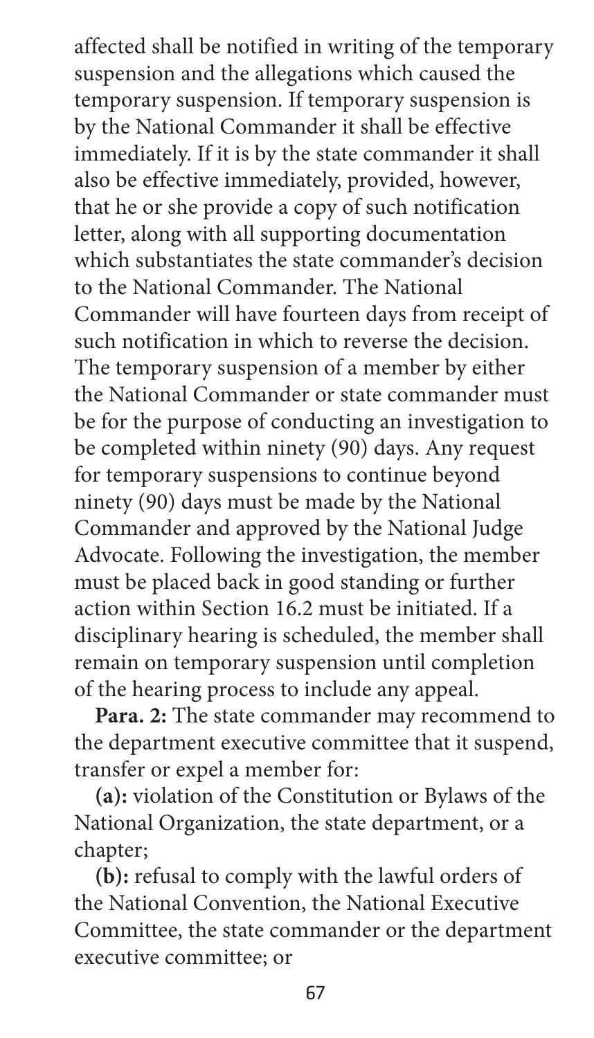affected shall be notified in writing of the temporary suspension and the allegations which caused the temporary suspension. If temporary suspension is by the National Commander it shall be effective immediately. If it is by the state commander it shall also be effective immediately, provided, however, that he or she provide a copy of such notification letter, along with all supporting documentation which substantiates the state commander's decision to the National Commander. The National Commander will have fourteen days from receipt of such notification in which to reverse the decision. The temporary suspension of a member by either the National Commander or state commander must be for the purpose of conducting an investigation to be completed within ninety (90) days. Any request for temporary suspensions to continue beyond ninety (90) days must be made by the National Commander and approved by the National Judge Advocate. Following the investigation, the member must be placed back in good standing or further action within Section 16.2 must be initiated. If a disciplinary hearing is scheduled, the member shall remain on temporary suspension until completion of the hearing process to include any appeal.

**Para. 2:** The state commander may recommend to the department executive committee that it suspend, transfer or expel a member for:

**(a):** violation of the Constitution or Bylaws of the National Organization, the state department, or a chapter;

**(b):** refusal to comply with the lawful orders of the National Convention, the National Executive Committee, the state commander or the department executive committee; or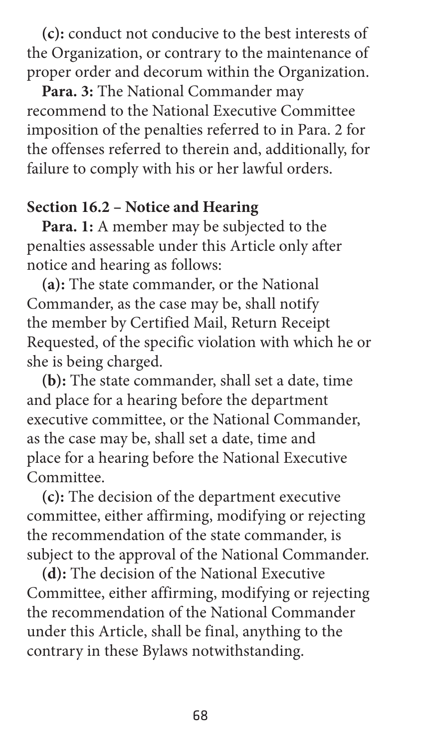**(c):** conduct not conducive to the best interests of the Organization, or contrary to the maintenance of proper order and decorum within the Organization.

**Para. 3:** The National Commander may recommend to the National Executive Committee imposition of the penalties referred to in Para. 2 for the offenses referred to therein and, additionally, for failure to comply with his or her lawful orders.

### Section 16.2 – Notice and Hearing

**Para. 1:** A member may be subjected to the penalties assessable under this Article only after notice and hearing as follows:

**(a):** The state commander, or the National Commander, as the case may be, shall notify the member by Certified Mail, Return Receipt Requested, of the specific violation with which he or she is being charged.

**(b):** The state commander, shall set a date, time and place for a hearing before the department executive committee, or the National Commander, as the case may be, shall set a date, time and place for a hearing before the National Executive Committee.

**(c):** The decision of the department executive committee, either affirming, modifying or rejecting the recommendation of the state commander, is subject to the approval of the National Commander.

**(d):** The decision of the National Executive Committee, either affirming, modifying or rejecting the recommendation of the National Commander under this Article, shall be final, anything to the contrary in these Bylaws notwithstanding.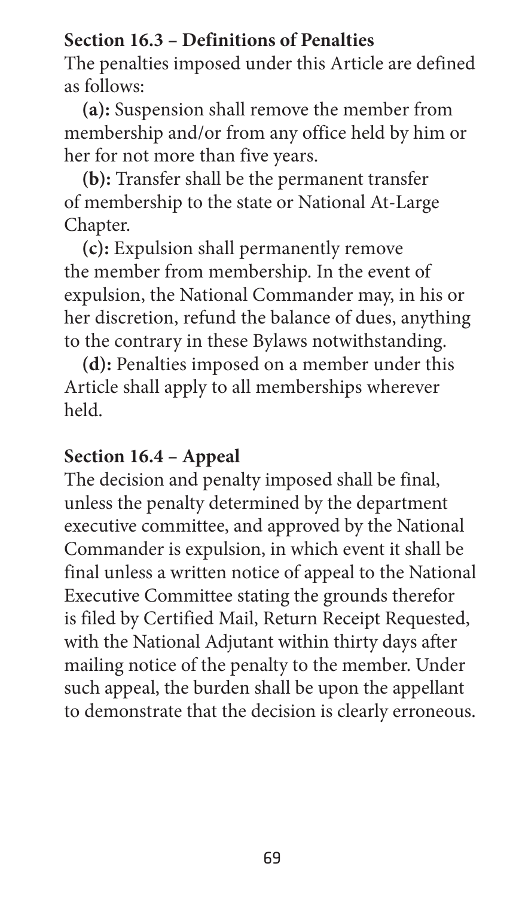**Section 16.3 – Definitions of Penalties**

The penalties imposed under this Article are defined as follows:

**(a):** Suspension shall remove the member from membership and/or from any office held by him or her for not more than five years.

**(b):** Transfer shall be the permanent transfer of membership to the state or National At-Large Chapter.

**(c):** Expulsion shall permanently remove the member from membership. In the event of expulsion, the National Commander may, in his or her discretion, refund the balance of dues, anything to the contrary in these Bylaws notwithstanding.

**(d):** Penalties imposed on a member under this Article shall apply to all memberships wherever held.

**Section 16.4 – Appeal**

The decision and penalty imposed shall be final, unless the penalty determined by the department executive committee, and approved by the National Commander is expulsion, in which event it shall be final unless a written notice of appeal to the National Executive Committee stating the grounds therefor is filed by Certified Mail, Return Receipt Requested, with the National Adjutant within thirty days after mailing notice of the penalty to the member. Under such appeal, the burden shall be upon the appellant to demonstrate that the decision is clearly erroneous.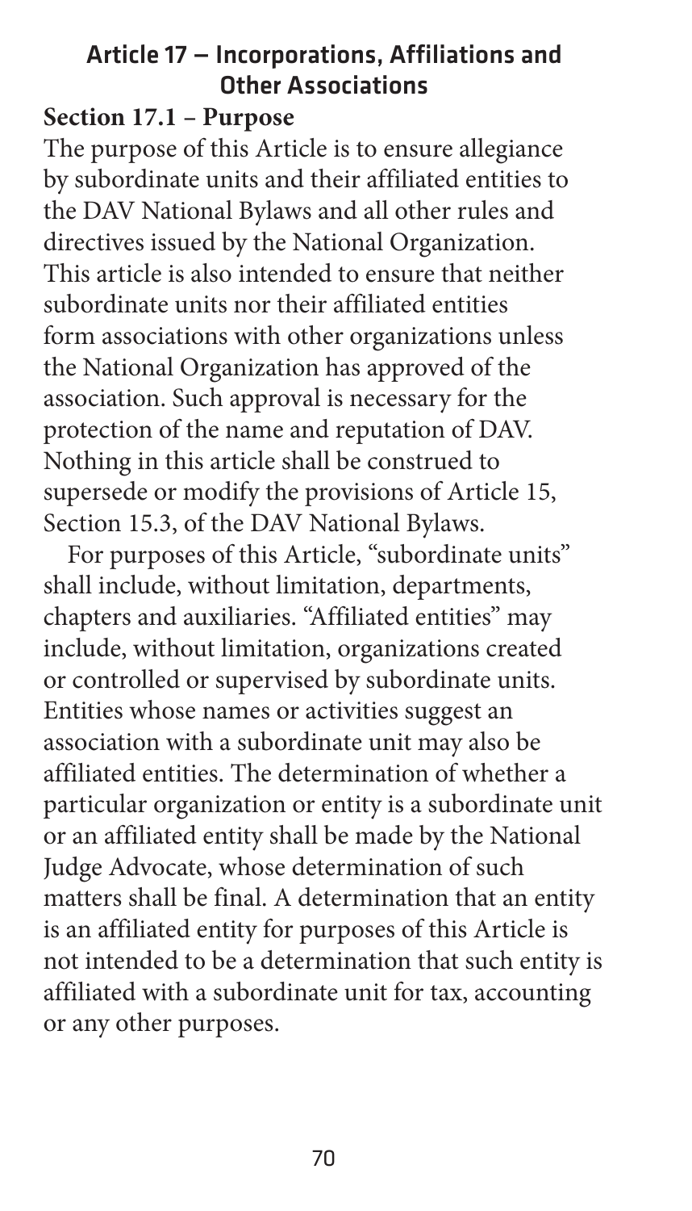## Article 17 — Incorporations, Affiliations and Other Associations

### Section 17.1 – Purpose

The purpose of this Article is to ensure allegiance by subordinate units and their affiliated entities to the DAV National Bylaws and all other rules and directives issued by the National Organization. This article is also intended to ensure that neither subordinate units nor their affiliated entities form associations with other organizations unless the National Organization has approved of the association. Such approval is necessary for the protection of the name and reputation of DAV. Nothing in this article shall be construed to supersede or modify the provisions of Article 15, Section 15.3, of the DAV National Bylaws.

For purposes of this Article, "subordinate units" shall include, without limitation, departments, chapters and auxiliaries. "Affiliated entities" may include, without limitation, organizations created or controlled or supervised by subordinate units. Entities whose names or activities suggest an association with a subordinate unit may also be affiliated entities. The determination of whether a particular organization or entity is a subordinate unit or an affiliated entity shall be made by the National Judge Advocate, whose determination of such matters shall be final. A determination that an entity is an affiliated entity for purposes of this Article is not intended to be a determination that such entity is affiliated with a subordinate unit for tax, accounting or any other purposes.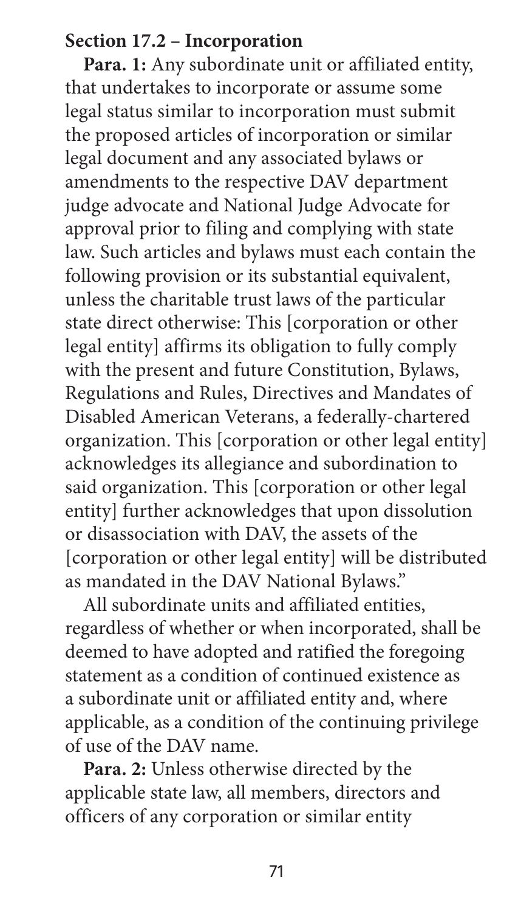**Section 17.2 – Incorporation**

**Para. 1:** Any subordinate unit or affiliated entity, that undertakes to incorporate or assume some legal status similar to incorporation must submit the proposed articles of incorporation or similar legal document and any associated bylaws or amendments to the respective DAV department judge advocate and National Judge Advocate for approval prior to filing and complying with state law. Such articles and bylaws must each contain the following provision or its substantial equivalent, unless the charitable trust laws of the particular state direct otherwise: This [corporation or other legal entity] affirms its obligation to fully comply with the present and future Constitution, Bylaws, Regulations and Rules, Directives and Mandates of Disabled American Veterans, a federally-chartered organization. This [corporation or other legal entity] acknowledges its allegiance and subordination to said organization. This [corporation or other legal entity] further acknowledges that upon dissolution or disassociation with DAV, the assets of the [corporation or other legal entity] will be distributed as mandated in the DAV National Bylaws."

All subordinate units and affiliated entities, regardless of whether or when incorporated, shall be deemed to have adopted and ratified the foregoing statement as a condition of continued existence as a subordinate unit or affiliated entity and, where applicable, as a condition of the continuing privilege of use of the DAV name.

**Para. 2:** Unless otherwise directed by the applicable state law, all members, directors and officers of any corporation or similar entity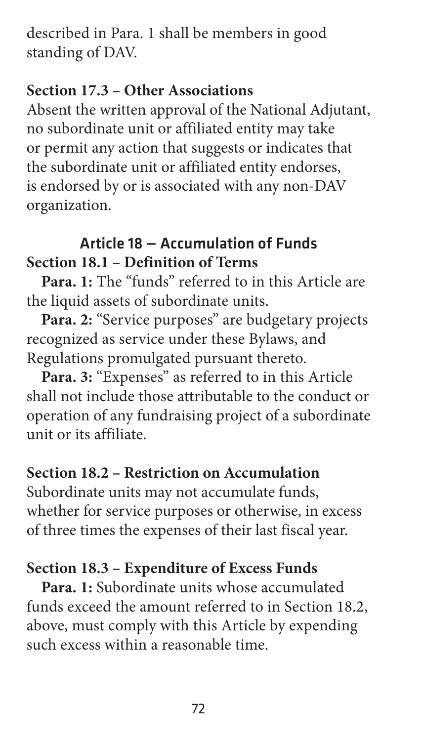described in Para. 1 shall be members in good standing of DAV.

### Section 17.3 – Other Associations

Absent the written approval of the National Adjutant, no subordinate unit or affiliated entity may take or permit any action that suggests or indicates that the subordinate unit or affiliated entity endorses, is endorsed by or is associated with any non-DAV organization.

## Article 18 — Accumulation of Funds

### Section 18.1 – Definition of Terms

**Para. 1:** The "funds" referred to in this Article are the liquid assets of subordinate units.

**Para. 2:** "Service purposes" are budgetary projects recognized as service under these Bylaws, and Regulations promulgated pursuant thereto.

**Para. 3:** "Expenses" as referred to in this Article shall not include those attributable to the conduct or operation of any fundraising project of a subordinate unit or its affiliate.

### Section 18.2 – Restriction on Accumulation

Subordinate units may not accumulate funds, whether for service purposes or otherwise, in excess of three times the expenses of their last fiscal year.

### Section 18.3 – Expenditure of Excess Funds

**Para. 1:** Subordinate units whose accumulated funds exceed the amount referred to in Section 18.2, above, must comply with this Article by expending such excess within a reasonable time.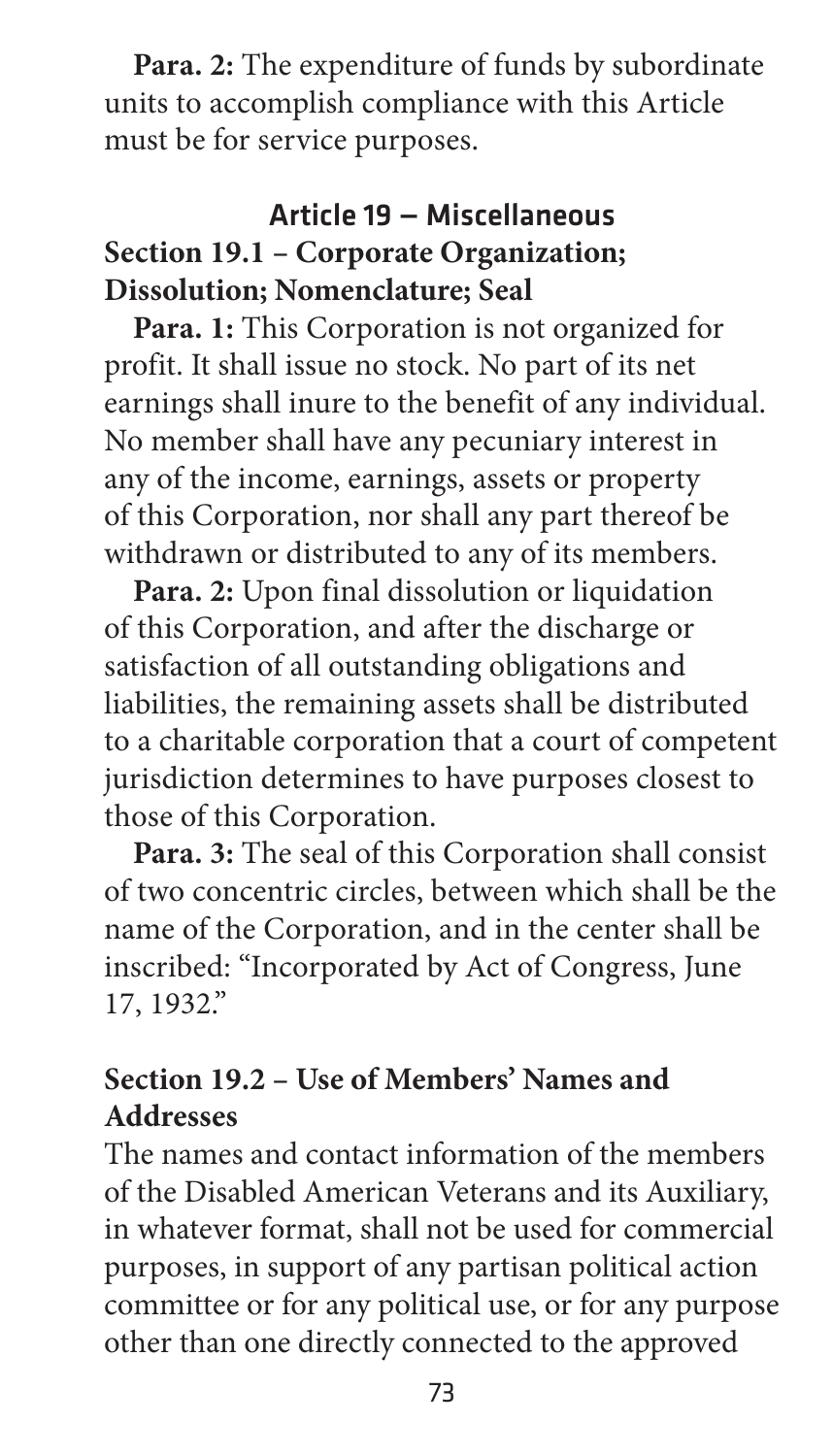**Para. 2:** The expenditure of funds by subordinate units to accomplish compliance with this Article must be for service purposes.

## Article 19 — Miscellaneous

### Section 19.1 – Corporate Organization; Dissolution; Nomenclature; Seal

**Para. 1:** This Corporation is not organized for profit. It shall issue no stock. No part of its net earnings shall inure to the benefit of any individual. No member shall have any pecuniary interest in any of the income, earnings, assets or property of this Corporation, nor shall any part thereof be withdrawn or distributed to any of its members.

**Para. 2:** Upon final dissolution or liquidation of this Corporation, and after the discharge or satisfaction of all outstanding obligations and liabilities, the remaining assets shall be distributed to a charitable corporation that a court of competent jurisdiction determines to have purposes closest to those of this Corporation.

**Para. 3:** The seal of this Corporation shall consist of two concentric circles, between which shall be the name of the Corporation, and in the center shall be inscribed: "Incorporated by Act of Congress, June 17, 1932."

### Section 19.2 – Use of Members' Names and Addresses

The names and contact information of the members of the Disabled American Veterans and its Auxiliary, in whatever format, shall not be used for commercial purposes, in support of any partisan political action committee or for any political use, or for any purpose other than one directly connected to the approved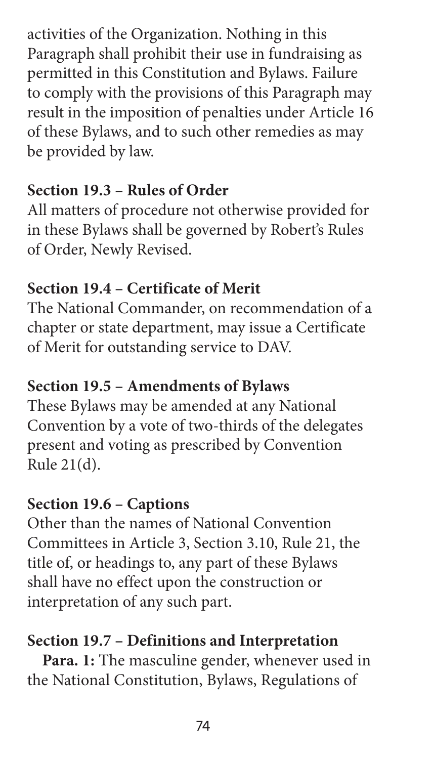activities of the Organization. Nothing in this Paragraph shall prohibit their use in fundraising as permitted in this Constitution and Bylaws. Failure to comply with the provisions of this Paragraph may result in the imposition of penalties under Article 16 of these Bylaws, and to such other remedies as may be provided by law.

**Section 19.3 – Rules of Order**

All matters of procedure not otherwise provided for in these Bylaws shall be governed by Robert's Rules of Order, Newly Revised.

**Section 19.4 – Certificate of Merit**

The National Commander, on recommendation of a chapter or state department, may issue a Certificate of Merit for outstanding service to DAV.

**Section 19.5 – Amendments of Bylaws**

These Bylaws may be amended at any National Convention by a vote of two-thirds of the delegates present and voting as prescribed by Convention Rule 21(d).

**Section 19.6 – Captions**

Other than the names of National Convention Committees in Article 3, Section 3.10, Rule 21, the title of, or headings to, any part of these Bylaws shall have no effect upon the construction or interpretation of any such part.

**Section 19.7 – Definitions and Interpretation**

**Para. 1:** The masculine gender, whenever used in the National Constitution, Bylaws, Regulations of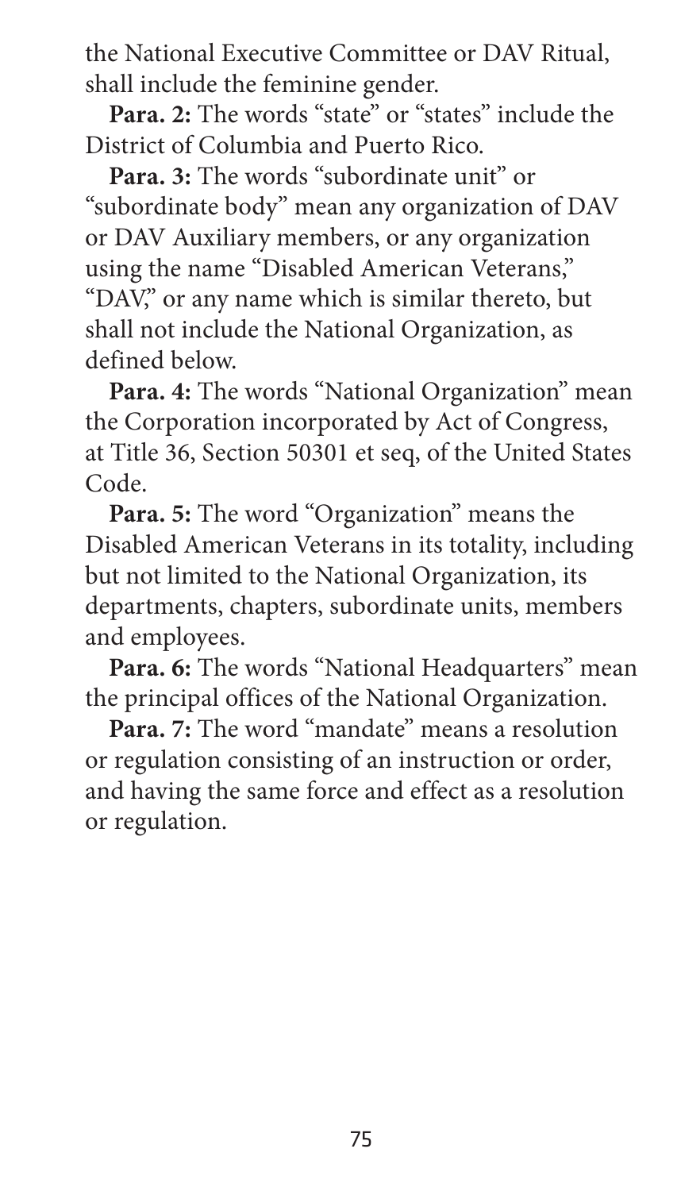the National Executive Committee or DAV Ritual, shall include the feminine gender.

**Para. 2:** The words "state" or "states" include the District of Columbia and Puerto Rico.

**Para. 3:** The words "subordinate unit" or "subordinate body" mean any organization of DAV or DAV Auxiliary members, or any organization using the name "Disabled American Veterans," "DAV," or any name which is similar thereto, but shall not include the National Organization, as defined below.

**Para. 4:** The words "National Organization" mean the Corporation incorporated by Act of Congress, at Title 36, Section 50301 et seq, of the United States Code.

**Para. 5:** The word "Organization" means the Disabled American Veterans in its totality, including but not limited to the National Organization, its departments, chapters, subordinate units, members and employees.

**Para. 6:** The words "National Headquarters" mean the principal offices of the National Organization.

**Para. 7:** The word "mandate" means a resolution or regulation consisting of an instruction or order, and having the same force and effect as a resolution or regulation.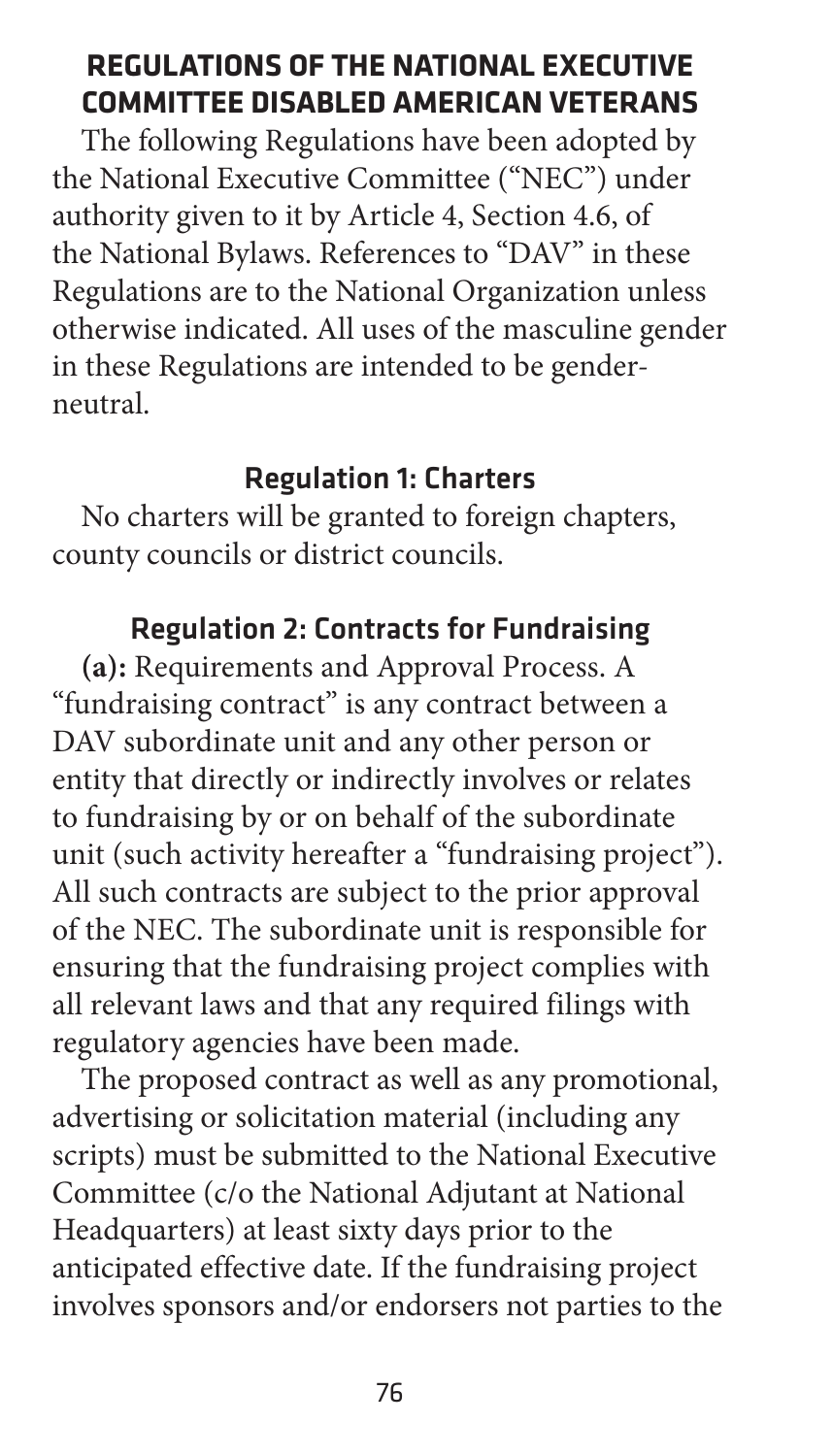## REGULATIONS OF THE NATIONAL EXECUTIVE COMMITTEE DISABLED AMERICAN VETERANS

The following Regulations have been adopted by the National Executive Committee ("NEC") under authority given to it by Article 4, Section 4.6, of the National Bylaws. References to "DAV" in these Regulations are to the National Organization unless otherwise indicated. All uses of the masculine gender in these Regulations are intended to be gender-neutral.

### Regulation 1: Charters

No charters will be granted to foreign chapters, county councils or district councils.

### Regulation 2: Contracts for Fundraising

**(a):** Requirements and Approval Process. A "fundraising contract" is any contract between a DAV subordinate unit and any other person or entity that directly or indirectly involves or relates to fundraising by or on behalf of the subordinate unit (such activity hereafter a "fundraising project"). All such contracts are subject to the prior approval of the NEC. The subordinate unit is responsible for ensuring that the fundraising project complies with all relevant laws and that any required filings with regulatory agencies have been made.

The proposed contract as well as any promotional, advertising or solicitation material (including any scripts) must be submitted to the National Executive Committee (c/o the National Adjutant at National Headquarters) at least sixty days prior to the anticipated effective date. If the fundraising project involves sponsors and/or endorsers not parties to the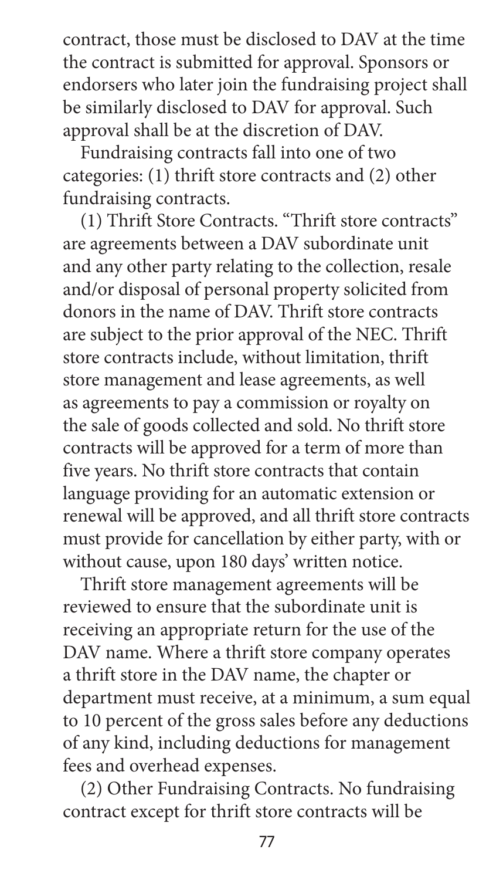contract, those must be disclosed to DAV at the time the contract is submitted for approval. Sponsors or endorsers who later join the fundraising project shall be similarly disclosed to DAV for approval. Such approval shall be at the discretion of DAV.

Fundraising contracts fall into one of two categories: (1) thrift store contracts and (2) other fundraising contracts.

(1) Thrift Store Contracts. "Thrift store contracts" are agreements between a DAV subordinate unit and any other party relating to the collection, resale and/or disposal of personal property solicited from donors in the name of DAV. Thrift store contracts are subject to the prior approval of the NEC. Thrift store contracts include, without limitation, thrift store management and lease agreements, as well as agreements to pay a commission or royalty on the sale of goods collected and sold. No thrift store contracts will be approved for a term of more than five years. No thrift store contracts that contain language providing for an automatic extension or renewal will be approved, and all thrift store contracts must provide for cancellation by either party, with or without cause, upon 180 days' written notice.

Thrift store management agreements will be reviewed to ensure that the subordinate unit is receiving an appropriate return for the use of the DAV name. Where a thrift store company operates a thrift store in the DAV name, the chapter or department must receive, at a minimum, a sum equal to 10 percent of the gross sales before any deductions of any kind, including deductions for management fees and overhead expenses.

(2) Other Fundraising Contracts. No fundraising contract except for thrift store contracts will be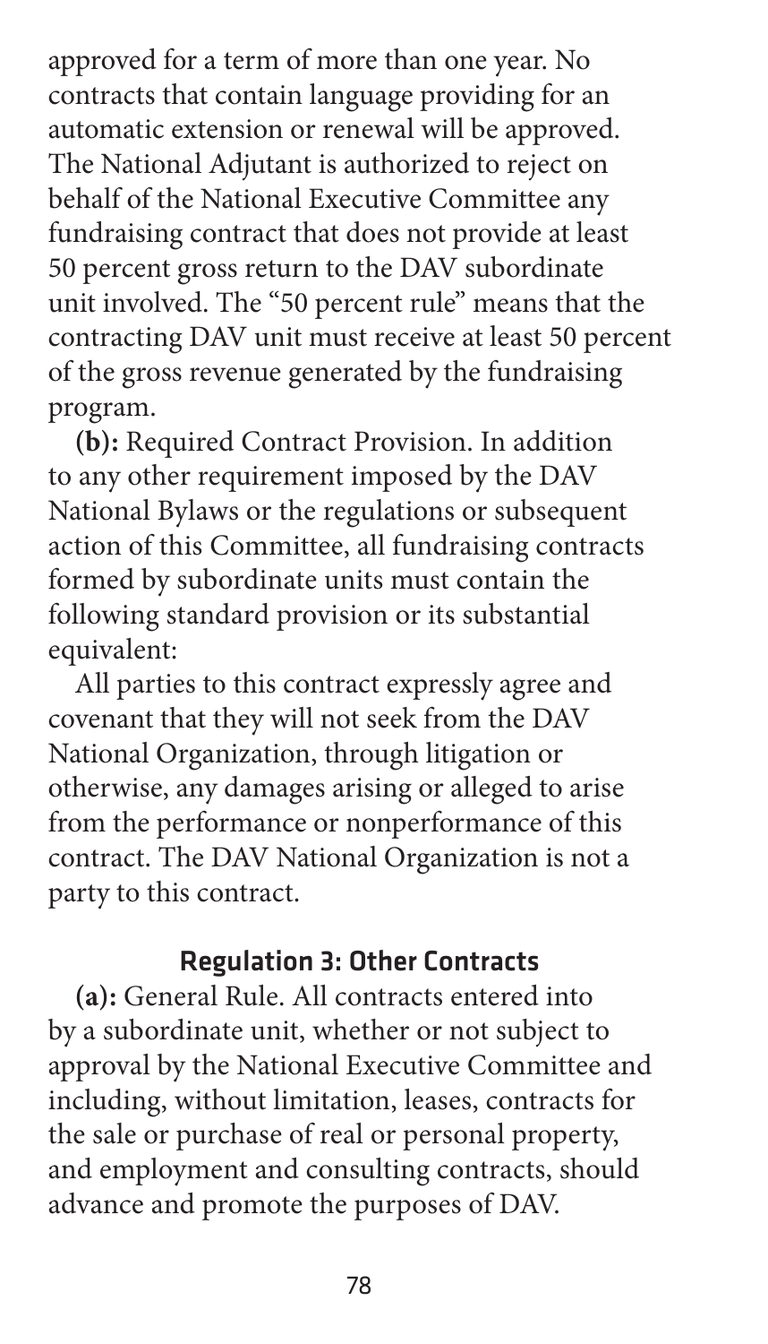approved for a term of more than one year. No contracts that contain language providing for an automatic extension or renewal will be approved. The National Adjutant is authorized to reject on behalf of the National Executive Committee any fundraising contract that does not provide at least 50 percent gross return to the DAV subordinate unit involved. The "50 percent rule" means that the contracting DAV unit must receive at least 50 percent of the gross revenue generated by the fundraising program.

**(b):** Required Contract Provision. In addition to any other requirement imposed by the DAV National Bylaws or the regulations or subsequent action of this Committee, all fundraising contracts formed by subordinate units must contain the following standard provision or its substantial equivalent:

All parties to this contract expressly agree and covenant that they will not seek from the DAV National Organization, through litigation or otherwise, any damages arising or alleged to arise from the performance or nonperformance of this contract. The DAV National Organization is not a party to this contract.

### Regulation 3: Other Contracts

**(a):** General Rule. All contracts entered into by a subordinate unit, whether or not subject to approval by the National Executive Committee and including, without limitation, leases, contracts for the sale or purchase of real or personal property, and employment and consulting contracts, should advance and promote the purposes of DAV.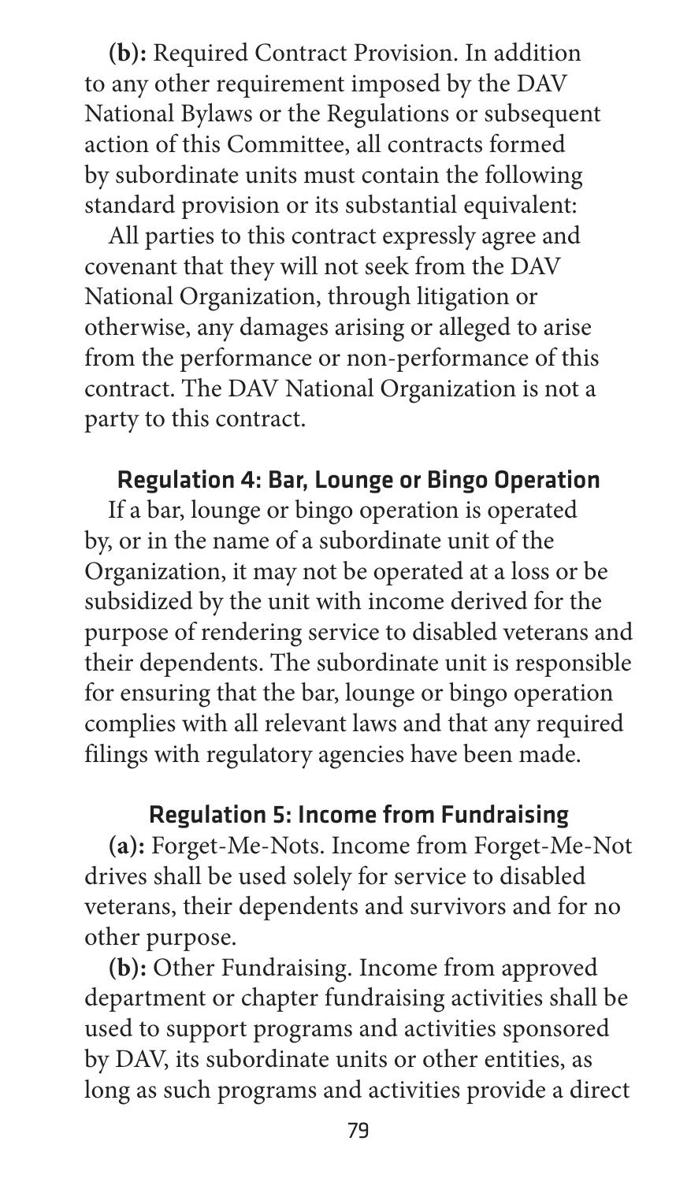**(b):** Required Contract Provision. In addition to any other requirement imposed by the DAV National Bylaws or the Regulations or subsequent action of this Committee, all contracts formed by subordinate units must contain the following standard provision or its substantial equivalent:

All parties to this contract expressly agree and covenant that they will not seek from the DAV National Organization, through litigation or otherwise, any damages arising or alleged to arise from the performance or non-performance of this contract. The DAV National Organization is not a party to this contract.

### Regulation 4: Bar, Lounge or Bingo Operation

If a bar, lounge or bingo operation is operated by, or in the name of a subordinate unit of the Organization, it may not be operated at a loss or be subsidized by the unit with income derived for the purpose of rendering service to disabled veterans and their dependents. The subordinate unit is responsible for ensuring that the bar, lounge or bingo operation complies with all relevant laws and that any required filings with regulatory agencies have been made.

### Regulation 5: Income from Fundraising

**(a):** Forget-Me-Nots. Income from Forget-Me-Not drives shall be used solely for service to disabled veterans, their dependents and survivors and for no other purpose.

**(b):** Other Fundraising. Income from approved department or chapter fundraising activities shall be used to support programs and activities sponsored by DAV, its subordinate units or other entities, as long as such programs and activities provide a direct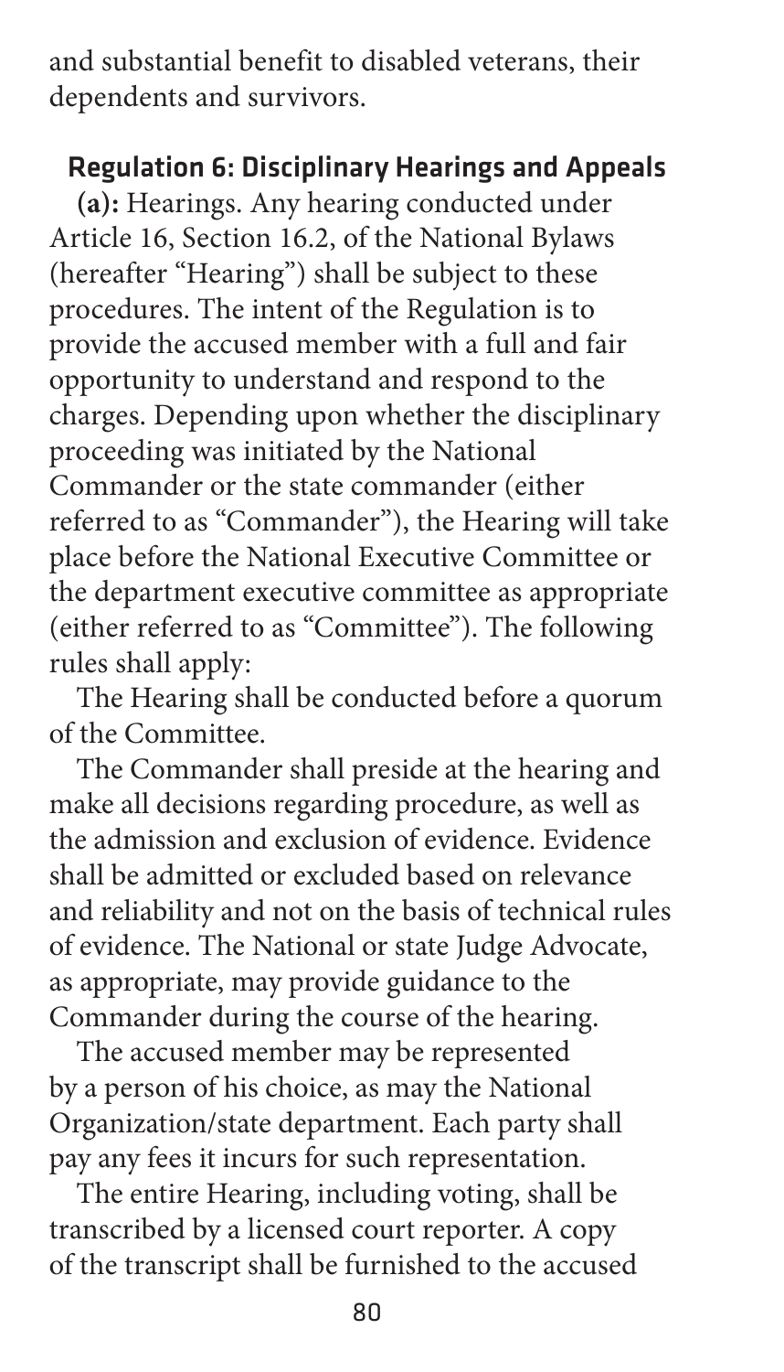and substantial benefit to disabled veterans, their dependents and survivors.

## Regulation 6: Disciplinary Hearings and Appeals

**(a):** Hearings. Any hearing conducted under Article 16, Section 16.2, of the National Bylaws (hereafter "Hearing") shall be subject to these procedures. The intent of the Regulation is to provide the accused member with a full and fair opportunity to understand and respond to the charges. Depending upon whether the disciplinary proceeding was initiated by the National Commander or the state commander (either referred to as "Commander"), the Hearing will take place before the National Executive Committee or the department executive committee as appropriate (either referred to as "Committee"). The following rules shall apply:

The Hearing shall be conducted before a quorum of the Committee.

The Commander shall preside at the hearing and make all decisions regarding procedure, as well as the admission and exclusion of evidence. Evidence shall be admitted or excluded based on relevance and reliability and not on the basis of technical rules of evidence. The National or state Judge Advocate, as appropriate, may provide guidance to the Commander during the course of the hearing.

The accused member may be represented by a person of his choice, as may the National Organization/state department. Each party shall pay any fees it incurs for such representation.

The entire Hearing, including voting, shall be transcribed by a licensed court reporter. A copy of the transcript shall be furnished to the accused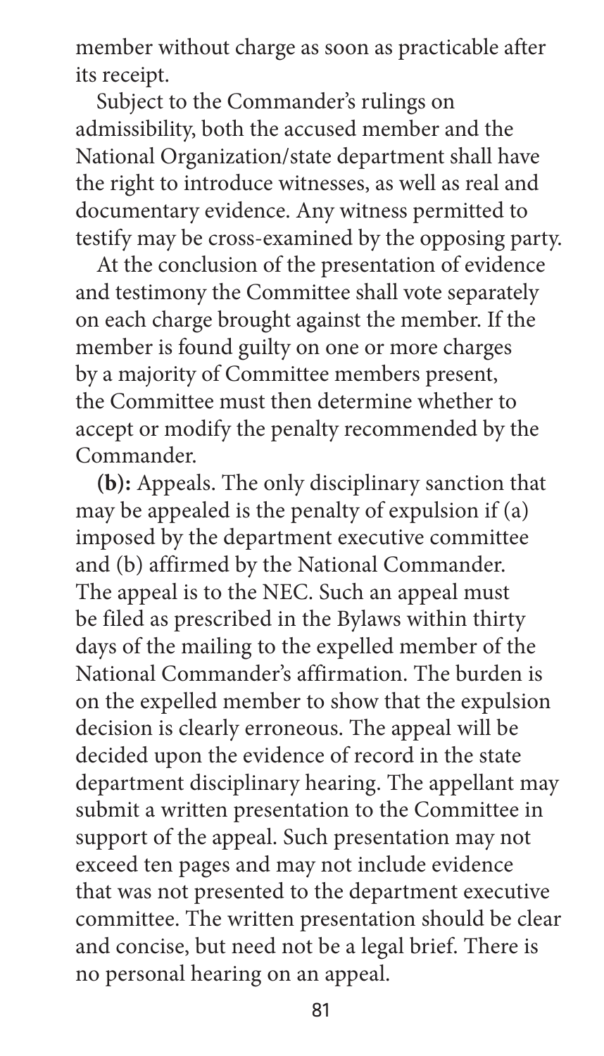member without charge as soon as practicable after its receipt.

Subject to the Commander's rulings on admissibility, both the accused member and the National Organization/state department shall have the right to introduce witnesses, as well as real and documentary evidence. Any witness permitted to testify may be cross-examined by the opposing party.

At the conclusion of the presentation of evidence and testimony the Committee shall vote separately on each charge brought against the member. If the member is found guilty on one or more charges by a majority of Committee members present, the Committee must then determine whether to accept or modify the penalty recommended by the Commander.

**(b):** Appeals. The only disciplinary sanction that may be appealed is the penalty of expulsion if (a) imposed by the department executive committee and (b) affirmed by the National Commander. The appeal is to the NEC. Such an appeal must be filed as prescribed in the Bylaws within thirty days of the mailing to the expelled member of the National Commander's affirmation. The burden is on the expelled member to show that the expulsion decision is clearly erroneous. The appeal will be decided upon the evidence of record in the state department disciplinary hearing. The appellant may submit a written presentation to the Committee in support of the appeal. Such presentation may not exceed ten pages and may not include evidence that was not presented to the department executive committee. The written presentation should be clear and concise, but need not be a legal brief. There is no personal hearing on an appeal.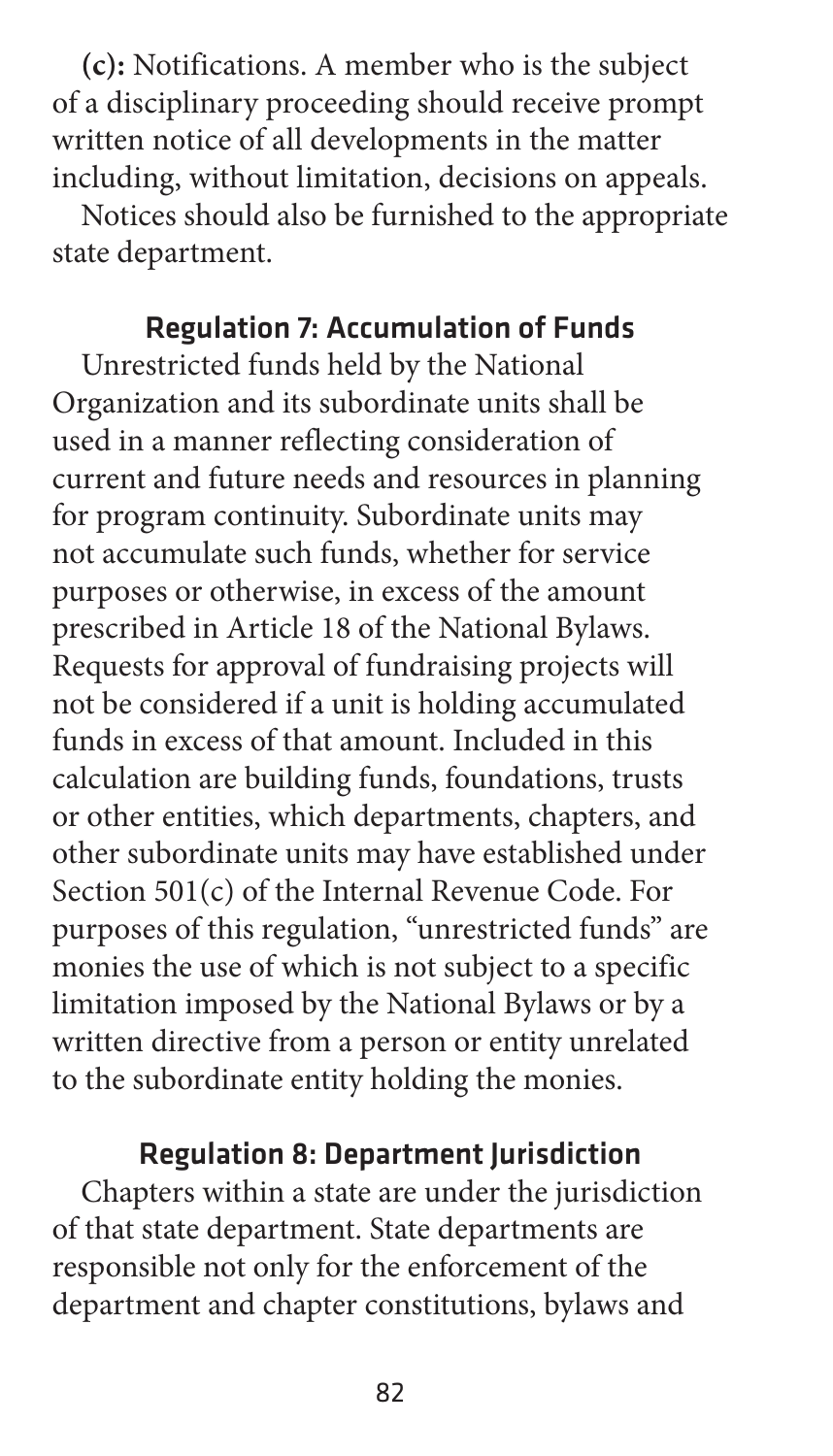**(c):** Notifications. A member who is the subject of a disciplinary proceeding should receive prompt written notice of all developments in the matter including, without limitation, decisions on appeals.

Notices should also be furnished to the appropriate state department.

### Regulation 7: Accumulation of Funds

Unrestricted funds held by the National Organization and its subordinate units shall be used in a manner reflecting consideration of current and future needs and resources in planning for program continuity. Subordinate units may not accumulate such funds, whether for service purposes or otherwise, in excess of the amount prescribed in Article 18 of the National Bylaws. Requests for approval of fundraising projects will not be considered if a unit is holding accumulated funds in excess of that amount. Included in this calculation are building funds, foundations, trusts or other entities, which departments, chapters, and other subordinate units may have established under Section 501(c) of the Internal Revenue Code. For purposes of this regulation, "unrestricted funds" are monies the use of which is not subject to a specific limitation imposed by the National Bylaws or by a written directive from a person or entity unrelated to the subordinate entity holding the monies.

### Regulation 8: Department Jurisdiction

Chapters within a state are under the jurisdiction of that state department. State departments are responsible not only for the enforcement of the department and chapter constitutions, bylaws and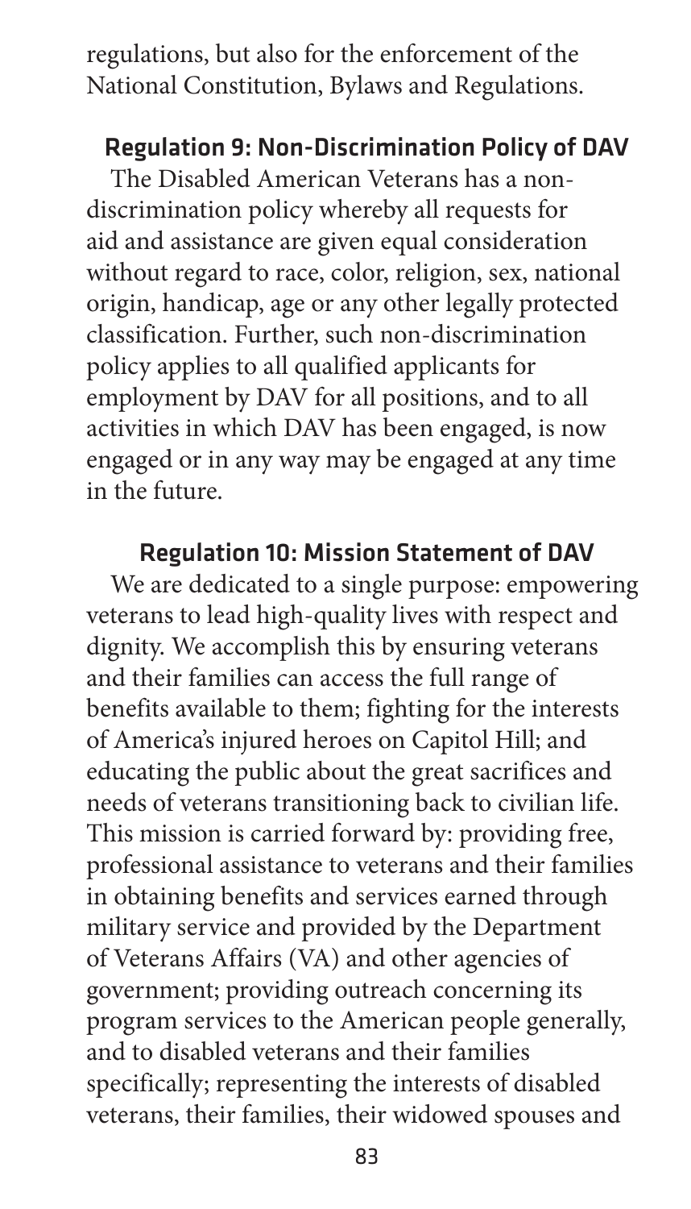regulations, but also for the enforcement of the National Constitution, Bylaws and Regulations.

## Regulation 9: Non-Discrimination Policy of DAV

The Disabled American Veterans has a non-discrimination policy whereby all requests for aid and assistance are given equal consideration without regard to race, color, religion, sex, national origin, handicap, age or any other legally protected classification. Further, such non-discrimination policy applies to all qualified applicants for employment by DAV for all positions, and to all activities in which DAV has been engaged, is now engaged or in any way may be engaged at any time in the future.

## Regulation 10: Mission Statement of DAV

We are dedicated to a single purpose: empowering veterans to lead high-quality lives with respect and dignity. We accomplish this by ensuring veterans and their families can access the full range of benefits available to them; fighting for the interests of America's injured heroes on Capitol Hill; and educating the public about the great sacrifices and needs of veterans transitioning back to civilian life. This mission is carried forward by: providing free, professional assistance to veterans and their families in obtaining benefits and services earned through military service and provided by the Department of Veterans Affairs (VA) and other agencies of government; providing outreach concerning its program services to the American people generally, and to disabled veterans and their families specifically; representing the interests of disabled veterans, their families, their widowed spouses and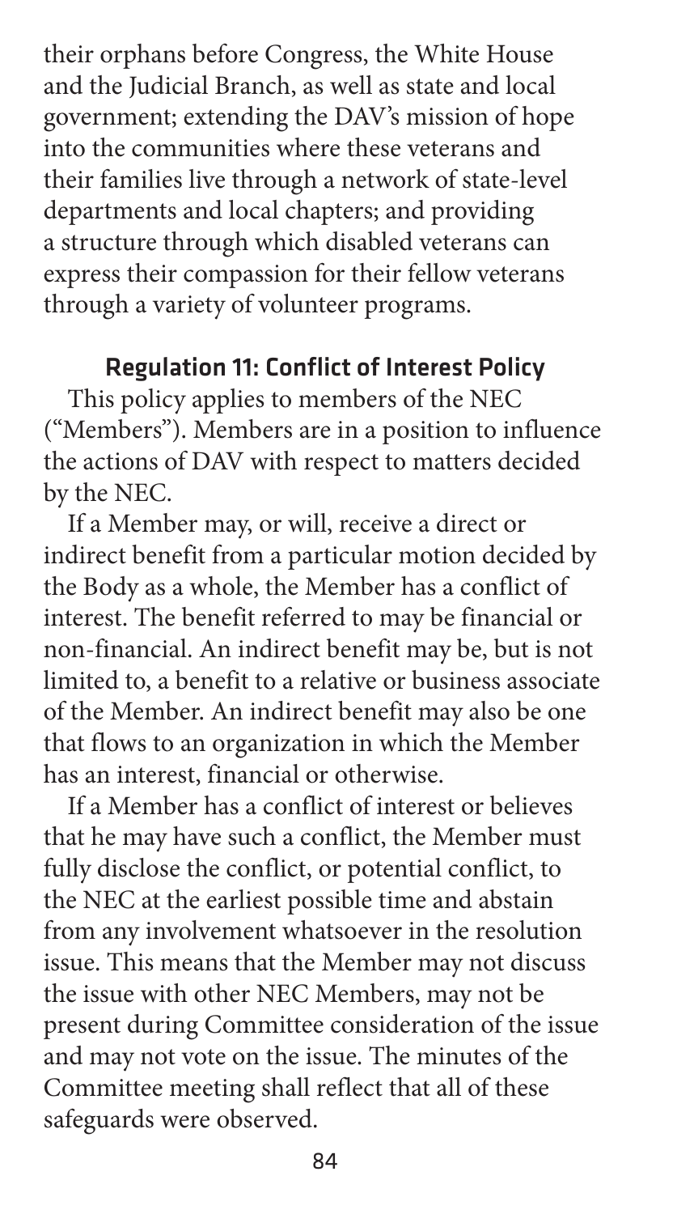their orphans before Congress, the White House and the Judicial Branch, as well as state and local government; extending the DAV's mission of hope into the communities where these veterans and their families live through a network of state-level departments and local chapters; and providing a structure through which disabled veterans can express their compassion for their fellow veterans through a variety of volunteer programs.

### Regulation 11: Conflict of Interest Policy

This policy applies to members of the NEC ("Members"). Members are in a position to influence the actions of DAV with respect to matters decided by the NEC.

If a Member may, or will, receive a direct or indirect benefit from a particular motion decided by the Body as a whole, the Member has a conflict of interest. The benefit referred to may be financial or non-financial. An indirect benefit may be, but is not limited to, a benefit to a relative or business associate of the Member. An indirect benefit may also be one that flows to an organization in which the Member has an interest, financial or otherwise.

If a Member has a conflict of interest or believes that he may have such a conflict, the Member must fully disclose the conflict, or potential conflict, to the NEC at the earliest possible time and abstain from any involvement whatsoever in the resolution issue. This means that the Member may not discuss the issue with other NEC Members, may not be present during Committee consideration of the issue and may not vote on the issue. The minutes of the Committee meeting shall reflect that all of these safeguards were observed.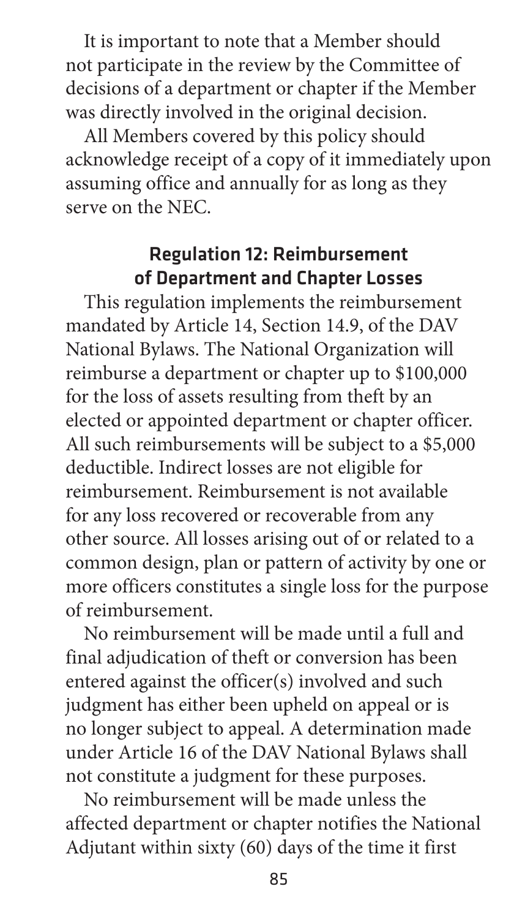It is important to note that a Member should not participate in the review by the Committee of decisions of a department or chapter if the Member was directly involved in the original decision.

All Members covered by this policy should acknowledge receipt of a copy of it immediately upon assuming office and annually for as long as they serve on the NEC.

## Regulation 12: Reimbursement of Department and Chapter Losses

This regulation implements the reimbursement mandated by Article 14, Section 14.9, of the DAV National Bylaws. The National Organization will reimburse a department or chapter up to $100,000 for the loss of assets resulting from theft by an elected or appointed department or chapter officer. All such reimbursements will be subject to a $5,000 deductible. Indirect losses are not eligible for reimbursement. Reimbursement is not available for any loss recovered or recoverable from any other source. All losses arising out of or related to a common design, plan or pattern of activity by one or more officers constitutes a single loss for the purpose of reimbursement.

No reimbursement will be made until a full and final adjudication of theft or conversion has been entered against the officer(s) involved and such judgment has either been upheld on appeal or is no longer subject to appeal. A determination made under Article 16 of the DAV National Bylaws shall not constitute a judgment for these purposes.

No reimbursement will be made unless the affected department or chapter notifies the National Adjutant within sixty (60) days of the time it first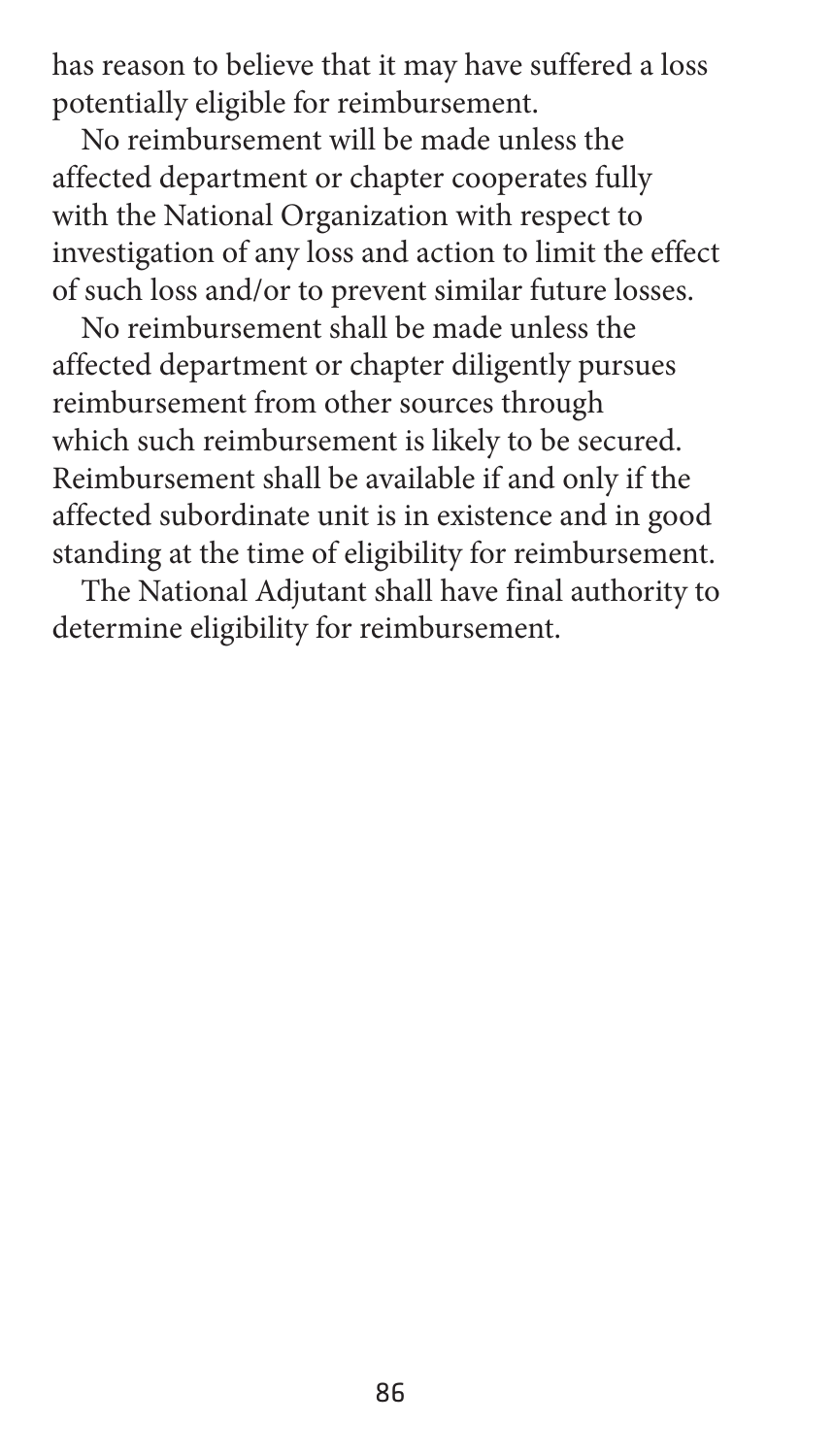has reason to believe that it may have suffered a loss potentially eligible for reimbursement.

No reimbursement will be made unless the affected department or chapter cooperates fully with the National Organization with respect to investigation of any loss and action to limit the effect of such loss and/or to prevent similar future losses.

No reimbursement shall be made unless the affected department or chapter diligently pursues reimbursement from other sources through which such reimbursement is likely to be secured. Reimbursement shall be available if and only if the affected subordinate unit is in existence and in good standing at the time of eligibility for reimbursement.

The National Adjutant shall have final authority to determine eligibility for reimbursement.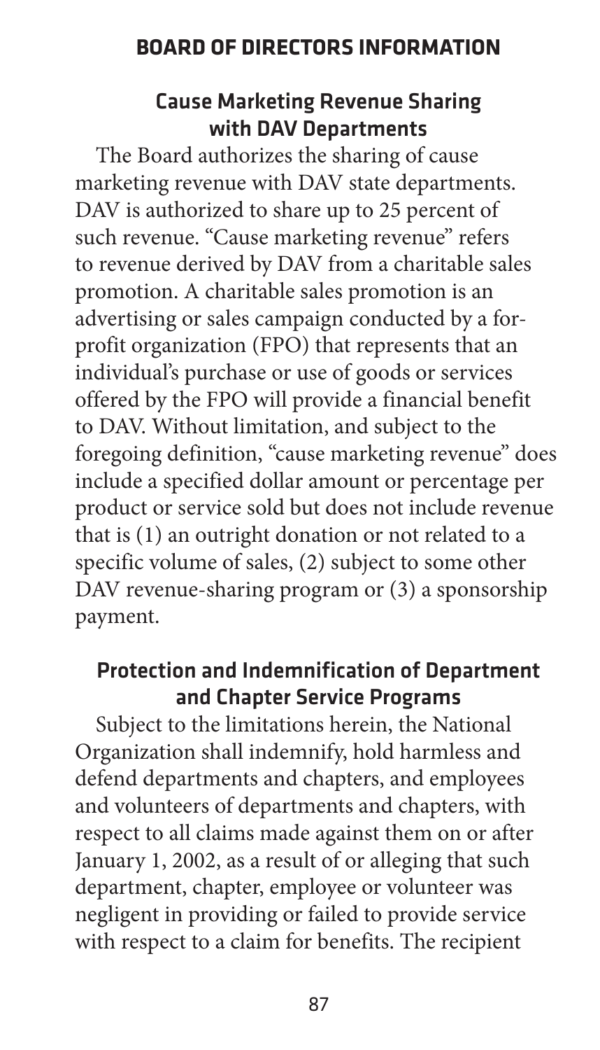## Cause Marketing Revenue Sharing with DAV Departments

The Board authorizes the sharing of cause marketing revenue with DAV state departments. DAV is authorized to share up to 25 percent of such revenue. "Cause marketing revenue" refers to revenue derived by DAV from a charitable sales promotion. A charitable sales promotion is an advertising or sales campaign conducted by a for-profit organization (FPO) that represents that an individual's purchase or use of goods or services offered by the FPO will provide a financial benefit to DAV. Without limitation, and subject to the foregoing definition, "cause marketing revenue" does include a specified dollar amount or percentage per product or service sold but does not include revenue that is (1) an outright donation or not related to a specific volume of sales, (2) subject to some other DAV revenue-sharing program or (3) a sponsorship payment.

## Protection and Indemnification of Department and Chapter Service Programs

Subject to the limitations herein, the National Organization shall indemnify, hold harmless and defend departments and chapters, and employees and volunteers of departments and chapters, with respect to all claims made against them on or after January 1, 2002, as a result of or alleging that such department, chapter, employee or volunteer was negligent in providing or failed to provide service with respect to a claim for benefits. The recipient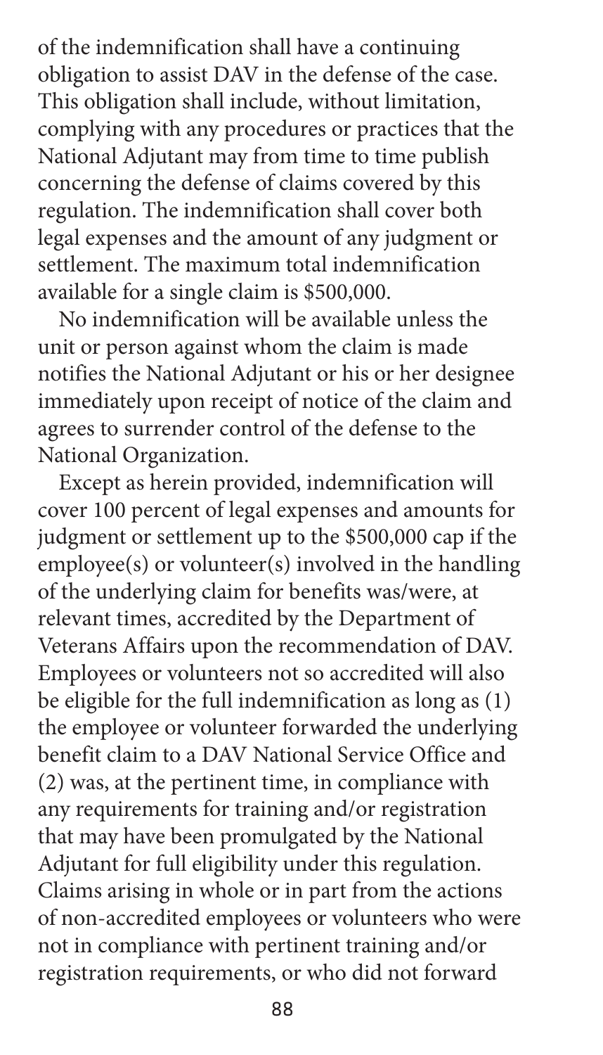of the indemnification shall have a continuing obligation to assist DAV in the defense of the case. This obligation shall include, without limitation, complying with any procedures or practices that the National Adjutant may from time to time publish concerning the defense of claims covered by this regulation. The indemnification shall cover both legal expenses and the amount of any judgment or settlement. The maximum total indemnification available for a single claim is $500,000.

No indemnification will be available unless the unit or person against whom the claim is made notifies the National Adjutant or his or her designee immediately upon receipt of notice of the claim and agrees to surrender control of the defense to the National Organization.

Except as herein provided, indemnification will cover 100 percent of legal expenses and amounts for judgment or settlement up to the $500,000 cap if the employee(s) or volunteer(s) involved in the handling of the underlying claim for benefits was/were, at relevant times, accredited by the Department of Veterans Affairs upon the recommendation of DAV. Employees or volunteers not so accredited will also be eligible for the full indemnification as long as (1) the employee or volunteer forwarded the underlying benefit claim to a DAV National Service Office and (2) was, at the pertinent time, in compliance with any requirements for training and/or registration that may have been promulgated by the National Adjutant for full eligibility under this regulation. Claims arising in whole or in part from the actions of non-accredited employees or volunteers who were not in compliance with pertinent training and/or registration requirements, or who did not forward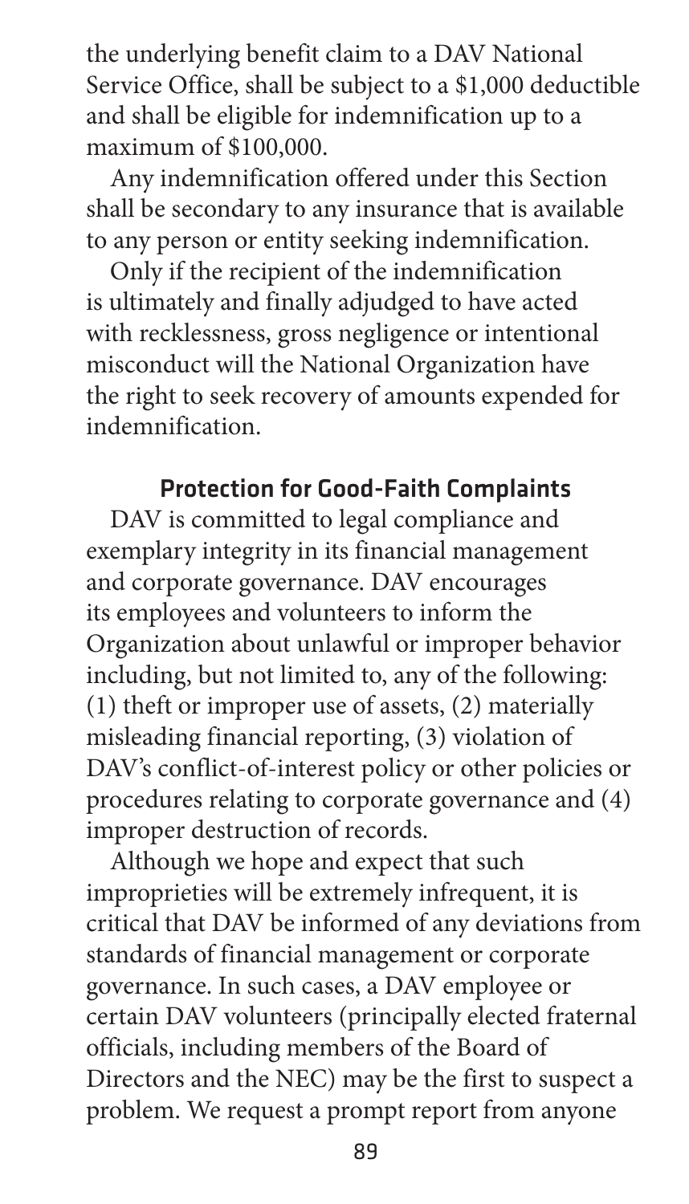the underlying benefit claim to a DAV National Service Office, shall be subject to a $1,000 deductible and shall be eligible for indemnification up to a maximum of $100,000.

Any indemnification offered under this Section shall be secondary to any insurance that is available to any person or entity seeking indemnification.

Only if the recipient of the indemnification is ultimately and finally adjudged to have acted with recklessness, gross negligence or intentional misconduct will the National Organization have the right to seek recovery of amounts expended for indemnification.

### Protection for Good-Faith Complaints

DAV is committed to legal compliance and exemplary integrity in its financial management and corporate governance. DAV encourages its employees and volunteers to inform the Organization about unlawful or improper behavior including, but not limited to, any of the following: (1) theft or improper use of assets, (2) materially misleading financial reporting, (3) violation of DAV's conflict-of-interest policy or other policies or procedures relating to corporate governance and (4) improper destruction of records.

Although we hope and expect that such improprieties will be extremely infrequent, it is critical that DAV be informed of any deviations from standards of financial management or corporate governance. In such cases, a DAV employee or certain DAV volunteers (principally elected fraternal officials, including members of the Board of Directors and the NEC) may be the first to suspect a problem. We request a prompt report from anyone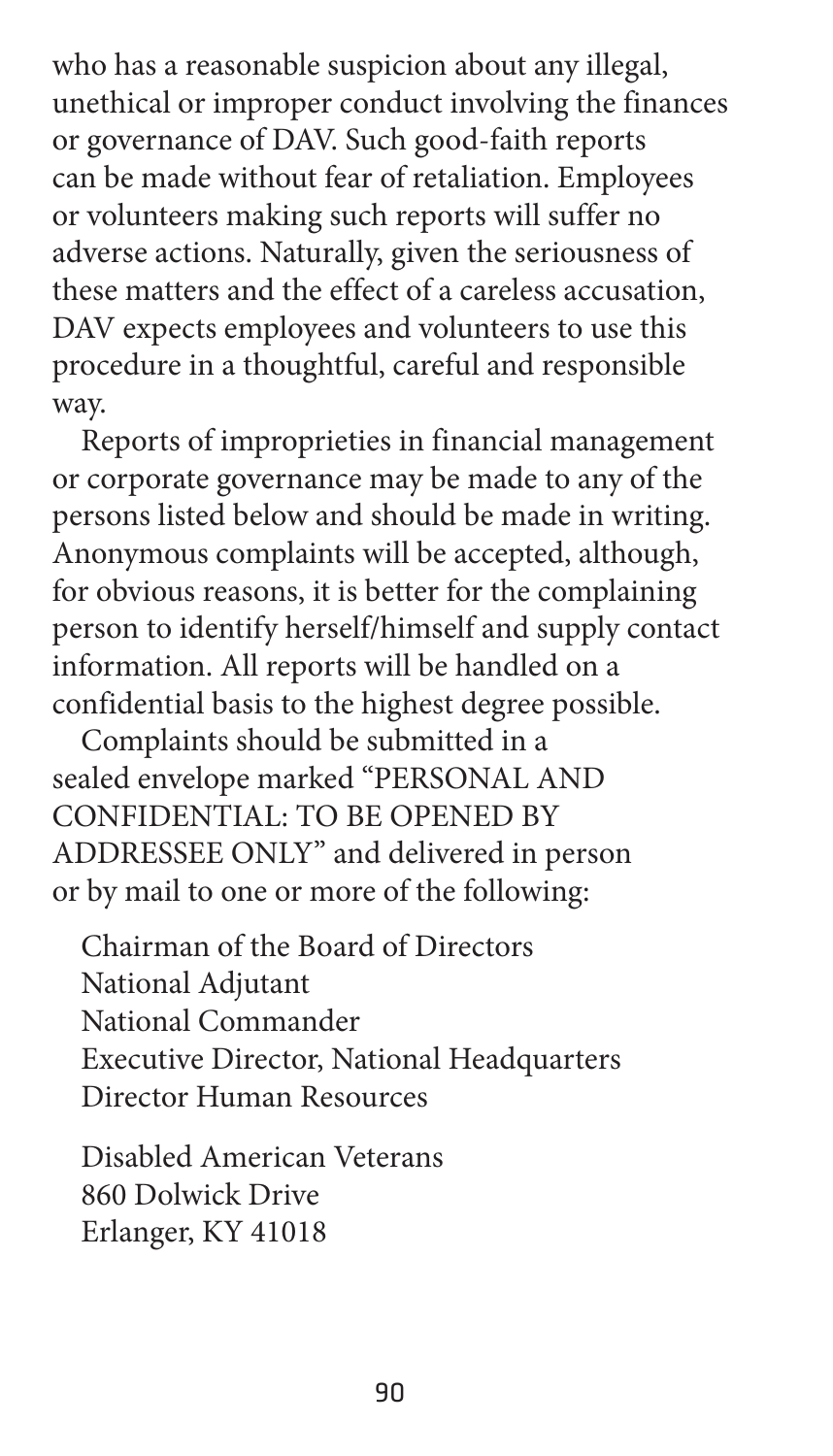who has a reasonable suspicion about any illegal, unethical or improper conduct involving the finances or governance of DAV. Such good-faith reports can be made without fear of retaliation. Employees or volunteers making such reports will suffer no adverse actions. Naturally, given the seriousness of these matters and the effect of a careless accusation, DAV expects employees and volunteers to use this procedure in a thoughtful, careful and responsible way.

Reports of improprieties in financial management or corporate governance may be made to any of the persons listed below and should be made in writing. Anonymous complaints will be accepted, although, for obvious reasons, it is better for the complaining person to identify herself/himself and supply contact information. All reports will be handled on a confidential basis to the highest degree possible.

Complaints should be submitted in a sealed envelope marked "PERSONAL AND CONFIDENTIAL: TO BE OPENED BY ADDRESSEE ONLY" and delivered in person or by mail to one or more of the following:

Chairman of the Board of Directors
National Adjutant
National Commander
Executive Director, National Headquarters
Director Human Resources

Disabled American Veterans
860 Dolwick Drive
Erlanger, KY 41018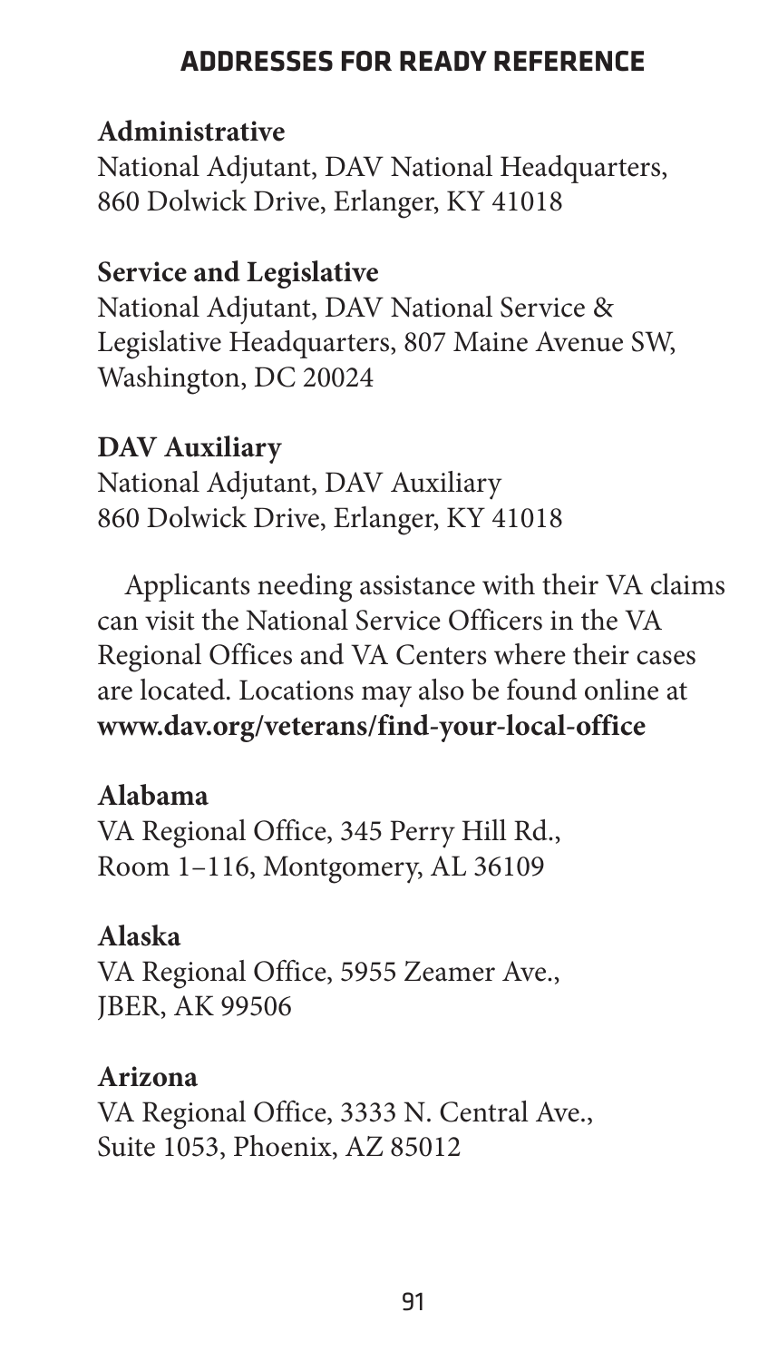## ADDRESSES FOR READY REFERENCE

**Administrative**
National Adjutant, DAV National Headquarters, 860 Dolwick Drive, Erlanger, KY 41018

**Service and Legislative**
National Adjutant, DAV National Service & Legislative Headquarters, 807 Maine Avenue SW, Washington, DC 20024

**DAV Auxiliary**
National Adjutant, DAV Auxiliary
860 Dolwick Drive, Erlanger, KY 41018

Applicants needing assistance with their VA claims can visit the National Service Officers in the VA Regional Offices and VA Centers where their cases are located. Locations may also be found online at **www.dav.org/veterans/find-your-local-office**

**Alabama**
VA Regional Office, 345 Perry Hill Rd., Room 1–116, Montgomery, AL 36109

**Alaska**
VA Regional Office, 5955 Zeamer Ave., JBER, AK 99506

**Arizona**
VA Regional Office, 3333 N. Central Ave., Suite 1053, Phoenix, AZ 85012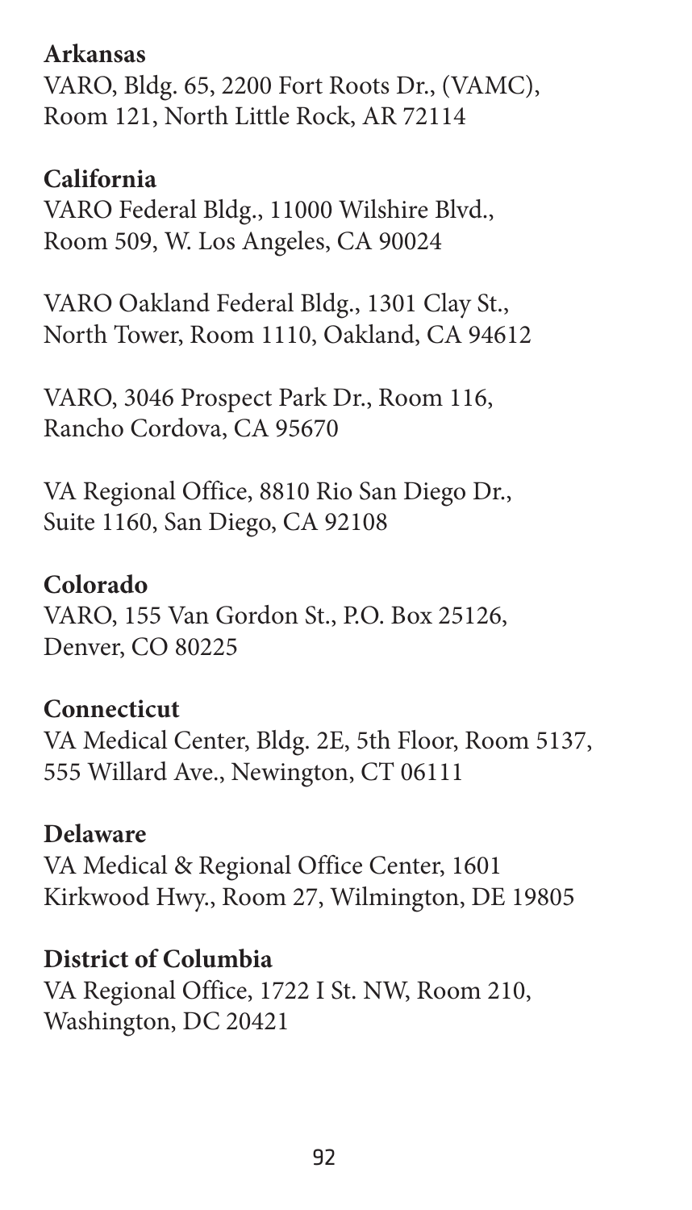**Arkansas**
VARO, Bldg. 65, 2200 Fort Roots Dr., (VAMC), Room 121, North Little Rock, AR 72114

**California**
VARO Federal Bldg., 11000 Wilshire Blvd., Room 509, W. Los Angeles, CA 90024

VARO Oakland Federal Bldg., 1301 Clay St., North Tower, Room 1110, Oakland, CA 94612

VARO, 3046 Prospect Park Dr., Room 116, Rancho Cordova, CA 95670

VA Regional Office, 8810 Rio San Diego Dr., Suite 1160, San Diego, CA 92108

**Colorado**
VARO, 155 Van Gordon St., P.O. Box 25126, Denver, CO 80225

**Connecticut**
VA Medical Center, Bldg. 2E, 5th Floor, Room 5137, 555 Willard Ave., Newington, CT 06111

**Delaware**
VA Medical & Regional Office Center, 1601 Kirkwood Hwy., Room 27, Wilmington, DE 19805

**District of Columbia**
VA Regional Office, 1722 I St. NW, Room 210, Washington, DC 20421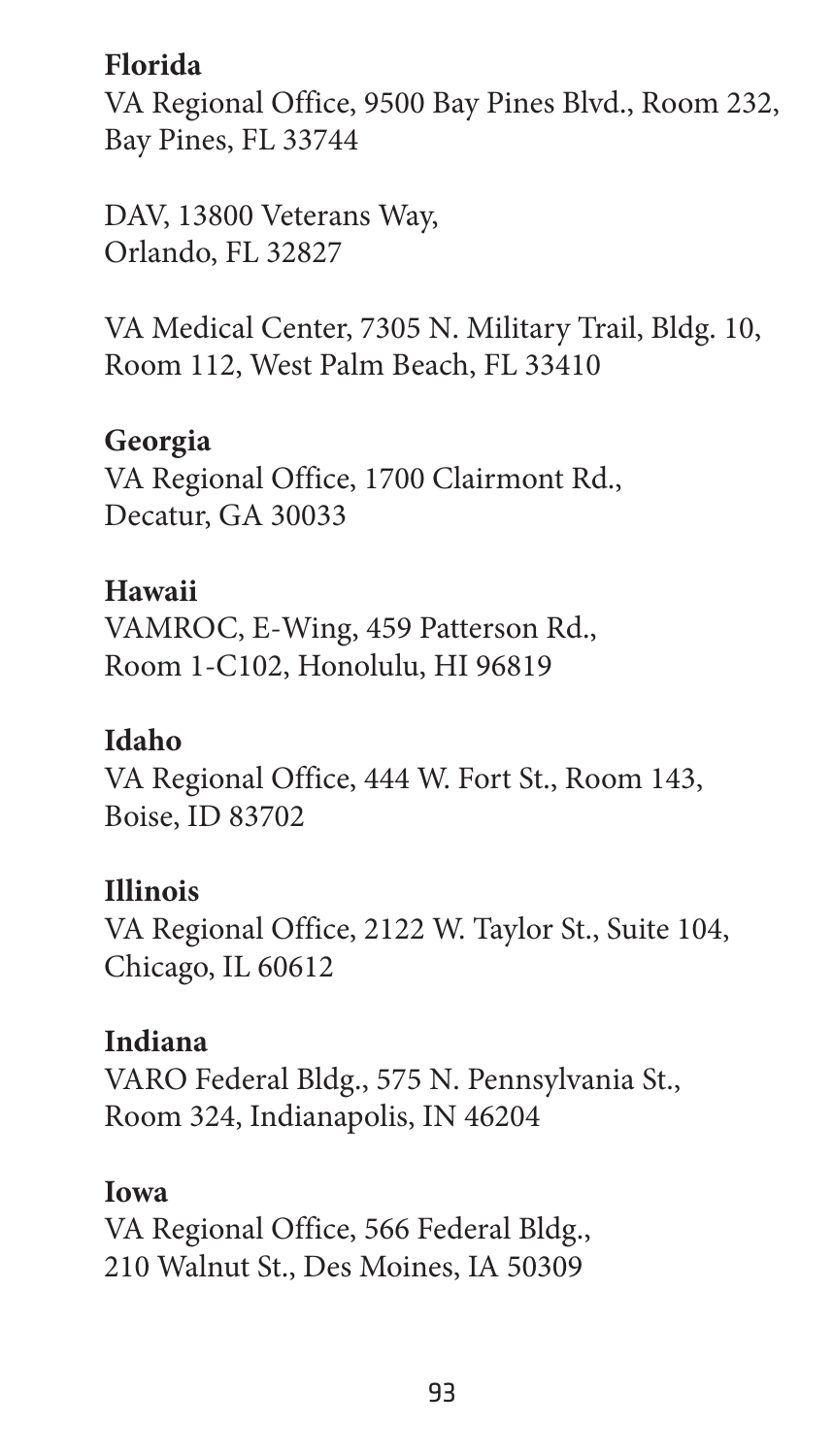**Florida**

VA Regional Office, 9500 Bay Pines Blvd., Room 232, Bay Pines, FL 33744

DAV, 13800 Veterans Way, Orlando, FL 32827

VA Medical Center, 7305 N. Military Trail, Bldg. 10, Room 112, West Palm Beach, FL 33410

**Georgia**

VA Regional Office, 1700 Clairmont Rd., Decatur, GA 30033

**Hawaii**

VAMROC, E-Wing, 459 Patterson Rd., Room 1-C102, Honolulu, HI 96819

**Idaho**

VA Regional Office, 444 W. Fort St., Room 143, Boise, ID 83702

**Illinois**

VA Regional Office, 2122 W. Taylor St., Suite 104, Chicago, IL 60612

**Indiana**

VARO Federal Bldg., 575 N. Pennsylvania St., Room 324, Indianapolis, IN 46204

**Iowa**

VA Regional Office, 566 Federal Bldg., 210 Walnut St., Des Moines, IA 50309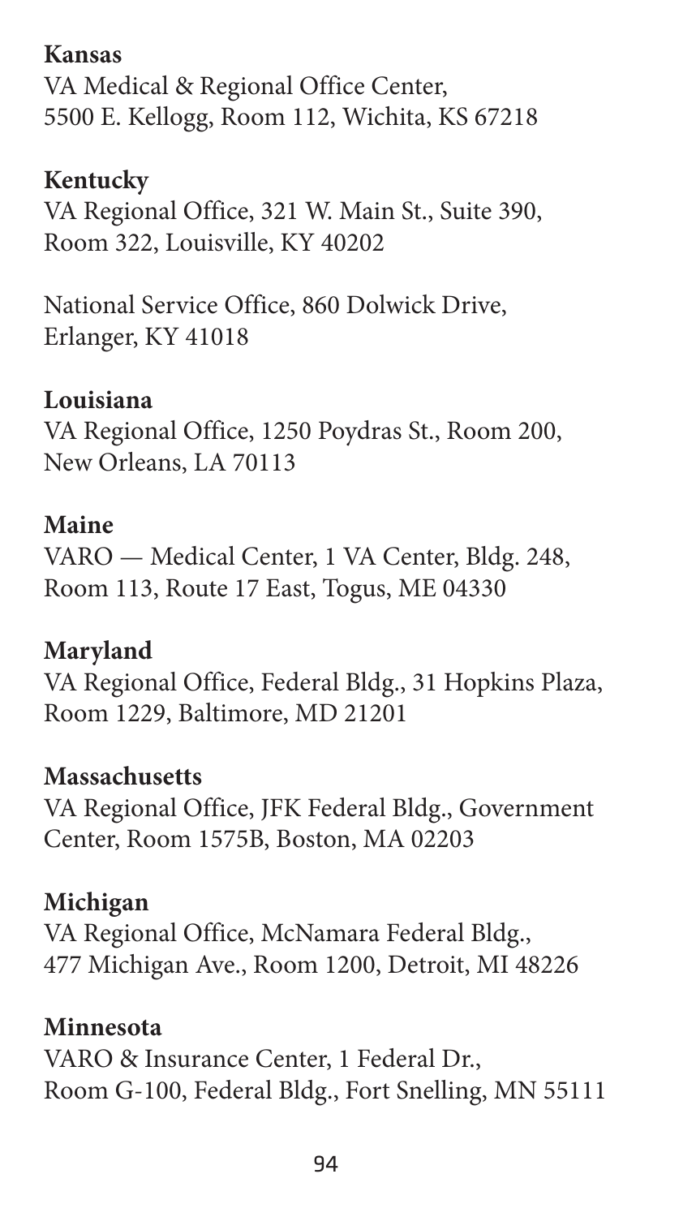**Kansas**
VA Medical & Regional Office Center,
5500 E. Kellogg, Room 112, Wichita, KS 67218

**Kentucky**
VA Regional Office, 321 W. Main St., Suite 390,
Room 322, Louisville, KY 40202

National Service Office, 860 Dolwick Drive,
Erlanger, KY 41018

**Louisiana**
VA Regional Office, 1250 Poydras St., Room 200,
New Orleans, LA 70113

**Maine**
VARO — Medical Center, 1 VA Center, Bldg. 248,
Room 113, Route 17 East, Togus, ME 04330

**Maryland**
VA Regional Office, Federal Bldg., 31 Hopkins Plaza,
Room 1229, Baltimore, MD 21201

**Massachusetts**
VA Regional Office, JFK Federal Bldg., Government
Center, Room 1575B, Boston, MA 02203

**Michigan**
VA Regional Office, McNamara Federal Bldg.,
477 Michigan Ave., Room 1200, Detroit, MI 48226

**Minnesota**
VARO & Insurance Center, 1 Federal Dr.,
Room G-100, Federal Bldg., Fort Snelling, MN 55111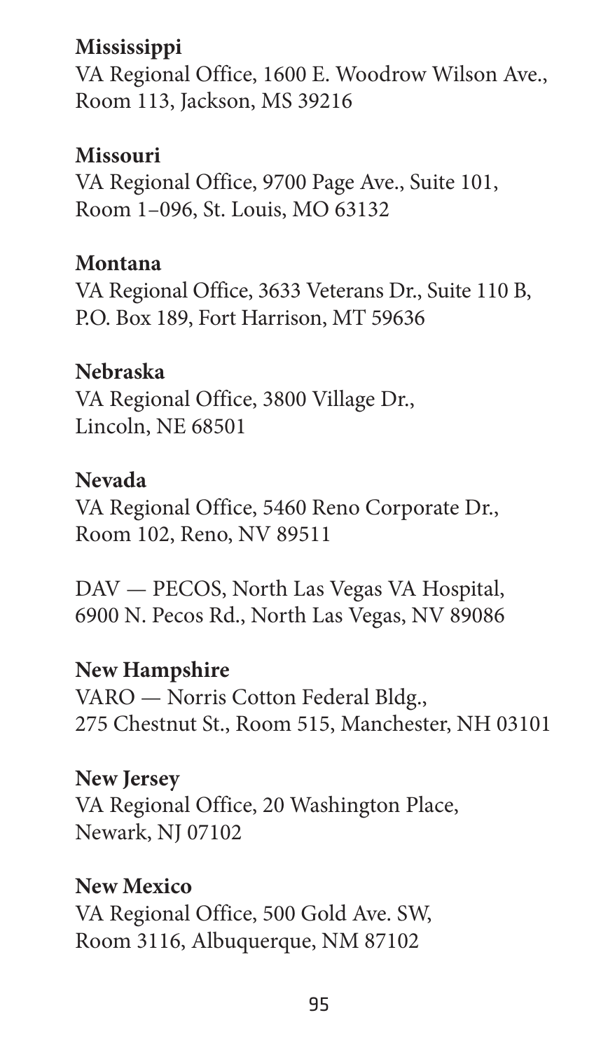**Mississippi**
VA Regional Office, 1600 E. Woodrow Wilson Ave., Room 113, Jackson, MS 39216

**Missouri**
VA Regional Office, 9700 Page Ave., Suite 101, Room 1–096, St. Louis, MO 63132

**Montana**
VA Regional Office, 3633 Veterans Dr., Suite 110 B, P.O. Box 189, Fort Harrison, MT 59636

**Nebraska**
VA Regional Office, 3800 Village Dr., Lincoln, NE 68501

**Nevada**
VA Regional Office, 5460 Reno Corporate Dr., Room 102, Reno, NV 89511

DAV — PECOS, North Las Vegas VA Hospital, 6900 N. Pecos Rd., North Las Vegas, NV 89086

**New Hampshire**
VARO — Norris Cotton Federal Bldg., 275 Chestnut St., Room 515, Manchester, NH 03101

**New Jersey**
VA Regional Office, 20 Washington Place, Newark, NJ 07102

**New Mexico**
VA Regional Office, 500 Gold Ave. SW, Room 3116, Albuquerque, NM 87102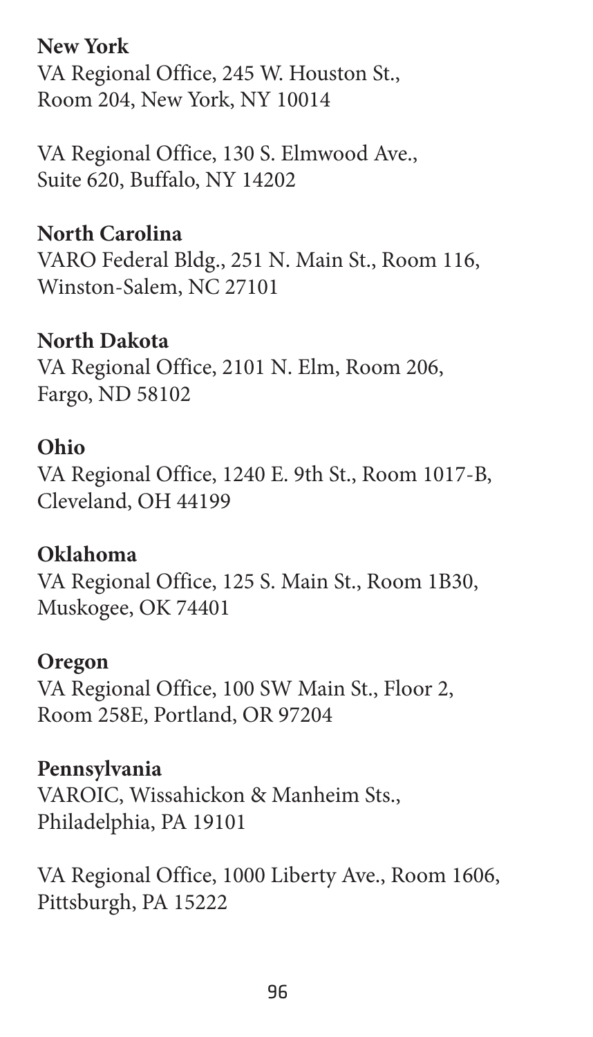**New York**
VA Regional Office, 245 W. Houston St., Room 204, New York, NY 10014

VA Regional Office, 130 S. Elmwood Ave., Suite 620, Buffalo, NY 14202

**North Carolina**
VARO Federal Bldg., 251 N. Main St., Room 116, Winston-Salem, NC 27101

**North Dakota**
VA Regional Office, 2101 N. Elm, Room 206, Fargo, ND 58102

**Ohio**
VA Regional Office, 1240 E. 9th St., Room 1017-B, Cleveland, OH 44199

**Oklahoma**
VA Regional Office, 125 S. Main St., Room 1B30, Muskogee, OK 74401

**Oregon**
VA Regional Office, 100 SW Main St., Floor 2, Room 258E, Portland, OR 97204

**Pennsylvania**
VAROIC, Wissahickon & Manheim Sts., Philadelphia, PA 19101

VA Regional Office, 1000 Liberty Ave., Room 1606, Pittsburgh, PA 15222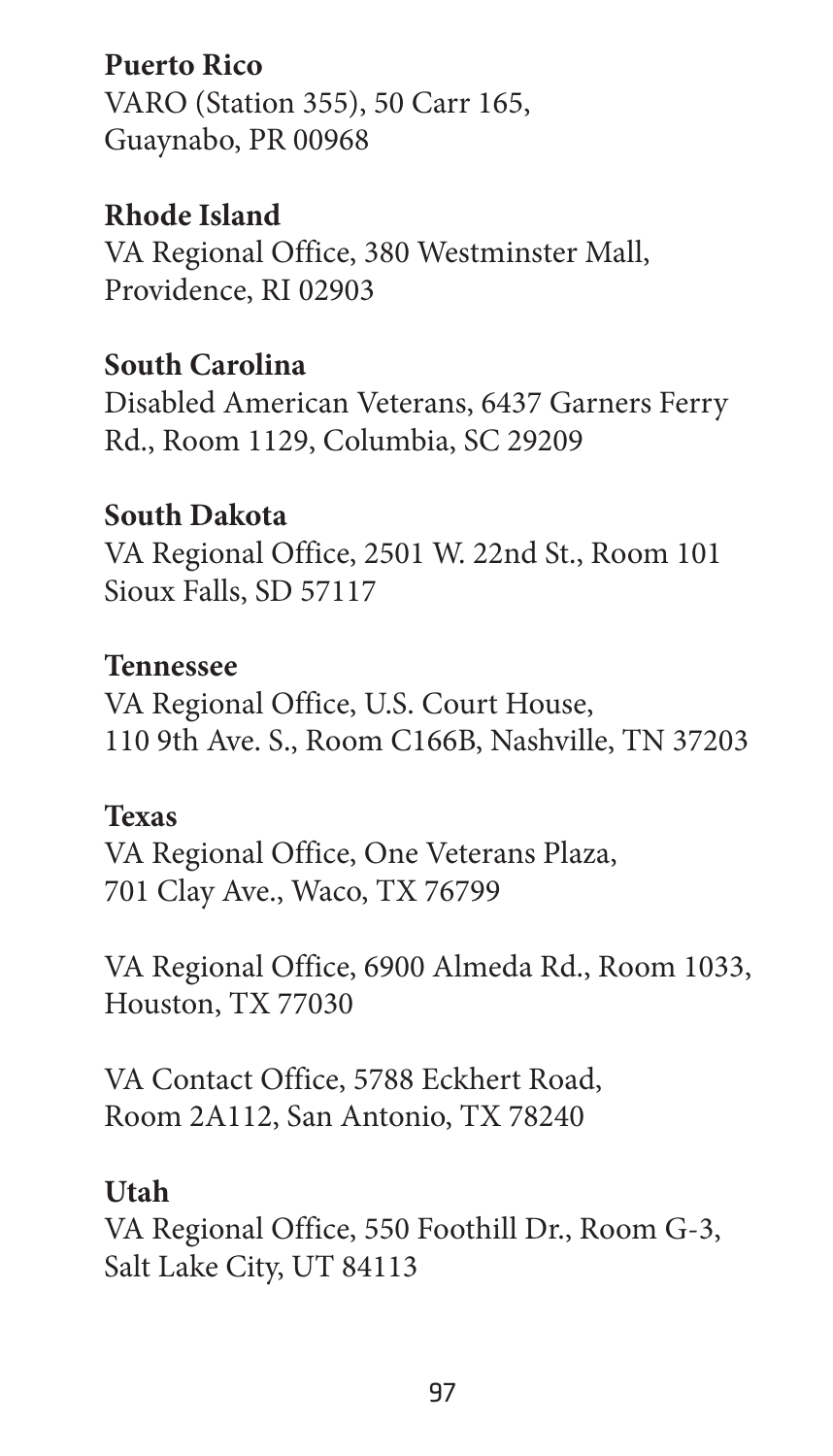**Puerto Rico**
VARO (Station 355), 50 Carr 165,
Guaynabo, PR 00968

**Rhode Island**
VA Regional Office, 380 Westminster Mall,
Providence, RI 02903

**South Carolina**
Disabled American Veterans, 6437 Garners Ferry Rd., Room 1129, Columbia, SC 29209

**South Dakota**
VA Regional Office, 2501 W. 22nd St., Room 101
Sioux Falls, SD 57117

**Tennessee**
VA Regional Office, U.S. Court House,
110 9th Ave. S., Room C166B, Nashville, TN 37203

**Texas**
VA Regional Office, One Veterans Plaza,
701 Clay Ave., Waco, TX 76799

VA Regional Office, 6900 Almeda Rd., Room 1033,
Houston, TX 77030

VA Contact Office, 5788 Eckhert Road,
Room 2A112, San Antonio, TX 78240

**Utah**
VA Regional Office, 550 Foothill Dr., Room G-3,
Salt Lake City, UT 84113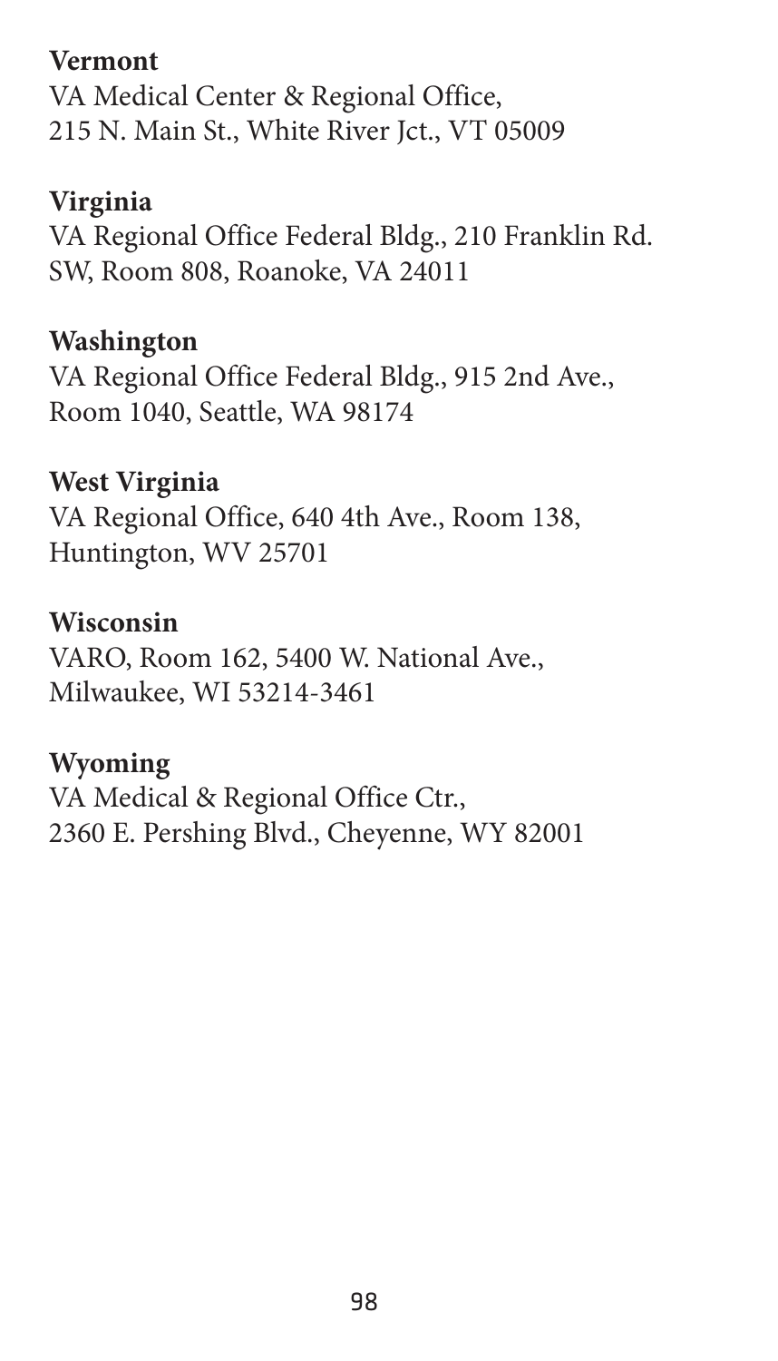**Vermont**
VA Medical Center & Regional Office,
215 N. Main St., White River Jct., VT 05009

**Virginia**
VA Regional Office Federal Bldg., 210 Franklin Rd.
SW, Room 808, Roanoke, VA 24011

**Washington**
VA Regional Office Federal Bldg., 915 2nd Ave.,
Room 1040, Seattle, WA 98174

**West Virginia**
VA Regional Office, 640 4th Ave., Room 138,
Huntington, WV 25701

**Wisconsin**
VARO, Room 162, 5400 W. National Ave.,
Milwaukee, WI 53214-3461

**Wyoming**
VA Medical & Regional Office Ctr.,
2360 E. Pershing Blvd., Cheyenne, WY 82001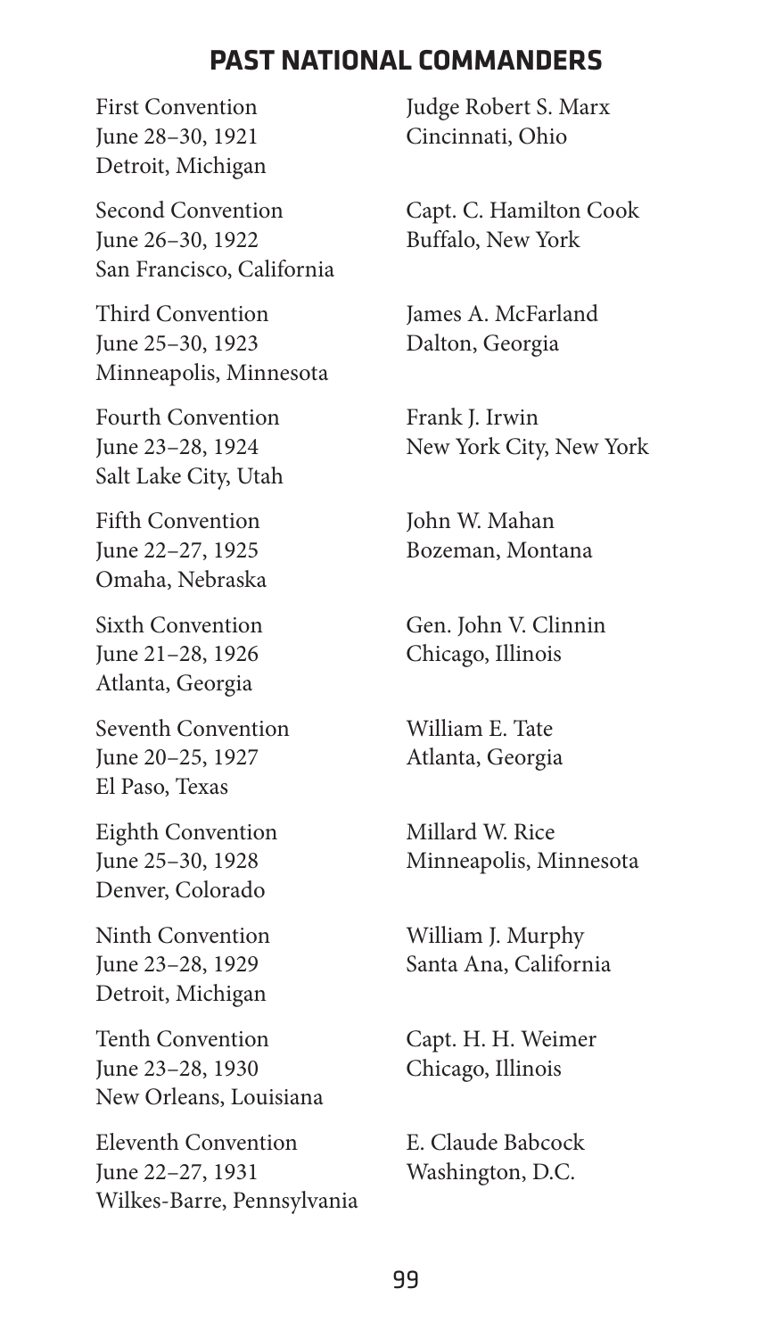## PAST NATIONAL COMMANDERS

| Convention | Commander |
| --- | --- |
| First Convention<br>June 28–30, 1921<br>Detroit, Michigan | Judge Robert S. Marx<br>Cincinnati, Ohio |
| Second Convention<br>June 26–30, 1922<br>San Francisco, California | Capt. C. Hamilton Cook<br>Buffalo, New York |
| Third Convention<br>June 25–30, 1923<br>Minneapolis, Minnesota | James A. McFarland<br>Dalton, Georgia |
| Fourth Convention<br>June 23–28, 1924<br>Salt Lake City, Utah | Frank J. Irwin<br>New York City, New York |
| Fifth Convention<br>June 22–27, 1925<br>Omaha, Nebraska | John W. Mahan<br>Bozeman, Montana |
| Sixth Convention<br>June 21–28, 1926<br>Atlanta, Georgia | Gen. John V. Clinnin<br>Chicago, Illinois |
| Seventh Convention<br>June 20–25, 1927<br>El Paso, Texas | William E. Tate<br>Atlanta, Georgia |
| Eighth Convention<br>June 25–30, 1928<br>Denver, Colorado | Millard W. Rice<br>Minneapolis, Minnesota |
| Ninth Convention<br>June 23–28, 1929<br>Detroit, Michigan | William J. Murphy<br>Santa Ana, California |
| Tenth Convention<br>June 23–28, 1930<br>New Orleans, Louisiana | Capt. H. H. Weimer<br>Chicago, Illinois |
| Eleventh Convention<br>June 22–27, 1931<br>Wilkes-Barre, Pennsylvania | E. Claude Babcock<br>Washington, D.C. |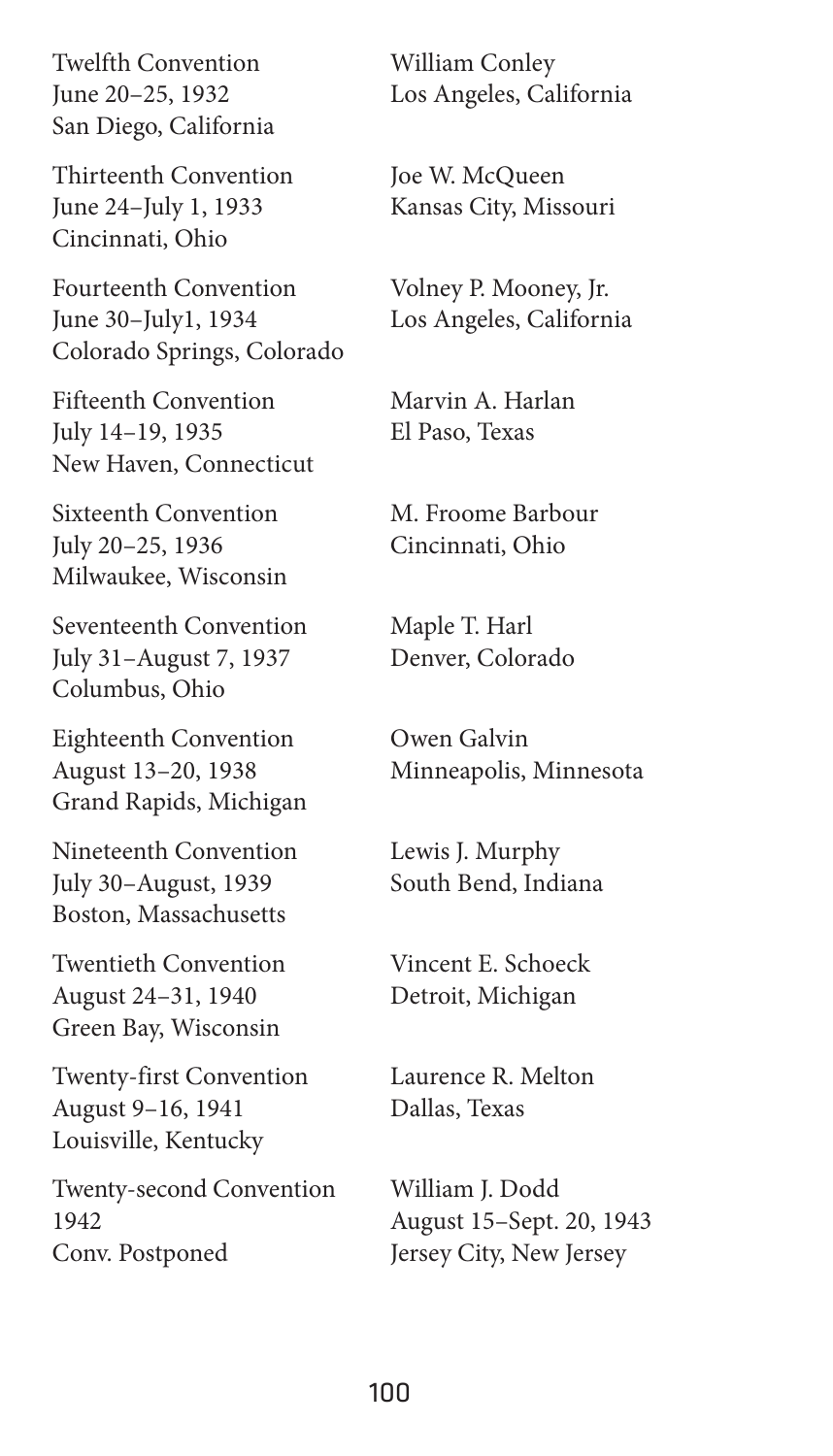Twelfth Convention
June 20–25, 1932
San Diego, California

William Conley
Los Angeles, California

Thirteenth Convention
June 24–July 1, 1933
Cincinnati, Ohio

Joe W. McQueen
Kansas City, Missouri

Fourteenth Convention
June 30–July1, 1934
Colorado Springs, Colorado

Volney P. Mooney, Jr.
Los Angeles, California

Fifteenth Convention
July 14–19, 1935
New Haven, Connecticut

Marvin A. Harlan
El Paso, Texas

Sixteenth Convention
July 20–25, 1936
Milwaukee, Wisconsin

M. Froome Barbour
Cincinnati, Ohio

Seventeenth Convention
July 31–August 7, 1937
Columbus, Ohio

Maple T. Harl
Denver, Colorado

Eighteenth Convention
August 13–20, 1938
Grand Rapids, Michigan

Owen Galvin
Minneapolis, Minnesota

Nineteenth Convention
July 30–August, 1939
Boston, Massachusetts

Lewis J. Murphy
South Bend, Indiana

Twentieth Convention
August 24–31, 1940
Green Bay, Wisconsin

Vincent E. Schoeck
Detroit, Michigan

Twenty-first Convention
August 9–16, 1941
Louisville, Kentucky

Laurence R. Melton
Dallas, Texas

Twenty-second Convention
1942
Conv. Postponed

William J. Dodd
August 15–Sept. 20, 1943
Jersey City, New Jersey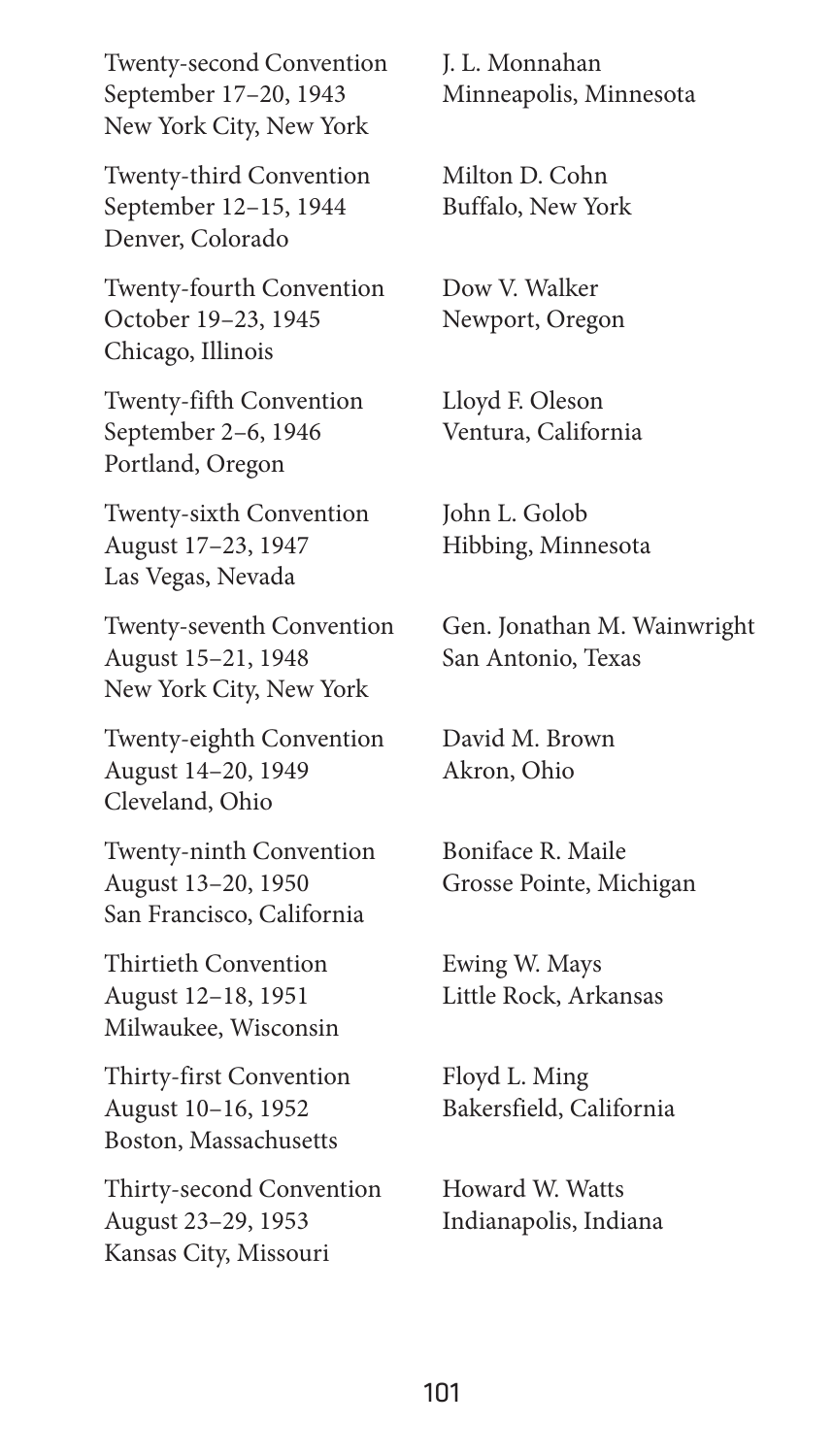Twenty-second Convention
September 17–20, 1943
New York City, New York

J. L. Monnahan
Minneapolis, Minnesota

Twenty-third Convention
September 12–15, 1944
Denver, Colorado

Milton D. Cohn
Buffalo, New York

Twenty-fourth Convention
October 19–23, 1945
Chicago, Illinois

Dow V. Walker
Newport, Oregon

Twenty-fifth Convention
September 2–6, 1946
Portland, Oregon

Lloyd F. Oleson
Ventura, California

Twenty-sixth Convention
August 17–23, 1947
Las Vegas, Nevada

John L. Golob
Hibbing, Minnesota

Twenty-seventh Convention
August 15–21, 1948
New York City, New York

Gen. Jonathan M. Wainwright
San Antonio, Texas

Twenty-eighth Convention
August 14–20, 1949
Cleveland, Ohio

David M. Brown
Akron, Ohio

Twenty-ninth Convention
August 13–20, 1950
San Francisco, California

Boniface R. Maile
Grosse Pointe, Michigan

Thirtieth Convention
August 12–18, 1951
Milwaukee, Wisconsin

Ewing W. Mays
Little Rock, Arkansas

Thirty-first Convention
August 10–16, 1952
Boston, Massachusetts

Floyd L. Ming
Bakersfield, California

Thirty-second Convention
August 23–29, 1953
Kansas City, Missouri

Howard W. Watts
Indianapolis, Indiana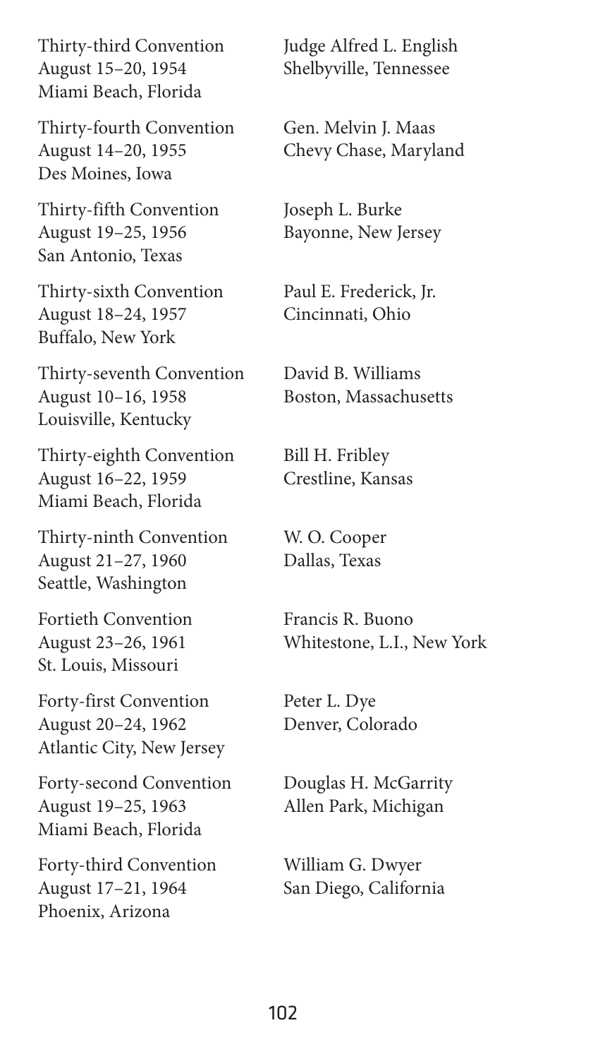| Convention | Commander |
|---|---|
| Thirty-third Convention<br>August 15–20, 1954<br>Miami Beach, Florida | Judge Alfred L. English<br>Shelbyville, Tennessee |
| Thirty-fourth Convention<br>August 14–20, 1955<br>Des Moines, Iowa | Gen. Melvin J. Maas<br>Chevy Chase, Maryland |
| Thirty-fifth Convention<br>August 19–25, 1956<br>San Antonio, Texas | Joseph L. Burke<br>Bayonne, New Jersey |
| Thirty-sixth Convention<br>August 18–24, 1957<br>Buffalo, New York | Paul E. Frederick, Jr.<br>Cincinnati, Ohio |
| Thirty-seventh Convention<br>August 10–16, 1958<br>Louisville, Kentucky | David B. Williams<br>Boston, Massachusetts |
| Thirty-eighth Convention<br>August 16–22, 1959<br>Miami Beach, Florida | Bill H. Fribley<br>Crestline, Kansas |
| Thirty-ninth Convention<br>August 21–27, 1960<br>Seattle, Washington | W. O. Cooper<br>Dallas, Texas |
| Fortieth Convention<br>August 23–26, 1961<br>St. Louis, Missouri | Francis R. Buono<br>Whitestone, L.I., New York |
| Forty-first Convention<br>August 20–24, 1962<br>Atlantic City, New Jersey | Peter L. Dye<br>Denver, Colorado |
| Forty-second Convention<br>August 19–25, 1963<br>Miami Beach, Florida | Douglas H. McGarrity<br>Allen Park, Michigan |
| Forty-third Convention<br>August 17–21, 1964<br>Phoenix, Arizona | William G. Dwyer<br>San Diego, California |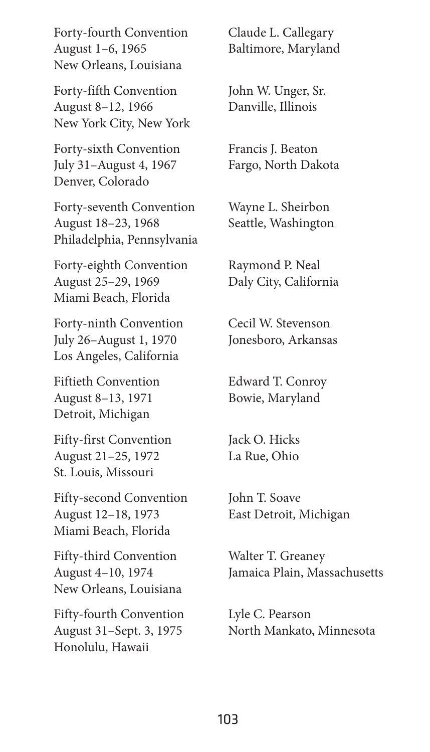Forty-fourth Convention
August 1–6, 1965
New Orleans, Louisiana

Claude L. Callegary
Baltimore, Maryland

Forty-fifth Convention
August 8–12, 1966
New York City, New York

John W. Unger, Sr.
Danville, Illinois

Forty-sixth Convention
July 31–August 4, 1967
Denver, Colorado

Francis J. Beaton
Fargo, North Dakota

Forty-seventh Convention
August 18–23, 1968
Philadelphia, Pennsylvania

Wayne L. Sheirbon
Seattle, Washington

Forty-eighth Convention
August 25–29, 1969
Miami Beach, Florida

Raymond P. Neal
Daly City, California

Forty-ninth Convention
July 26–August 1, 1970
Los Angeles, California

Cecil W. Stevenson
Jonesboro, Arkansas

Fiftieth Convention
August 8–13, 1971
Detroit, Michigan

Edward T. Conroy
Bowie, Maryland

Fifty-first Convention
August 21–25, 1972
St. Louis, Missouri

Jack O. Hicks
La Rue, Ohio

Fifty-second Convention
August 12–18, 1973
Miami Beach, Florida

John T. Soave
East Detroit, Michigan

Fifty-third Convention
August 4–10, 1974
New Orleans, Louisiana

Walter T. Greaney
Jamaica Plain, Massachusetts

Fifty-fourth Convention
August 31–Sept. 3, 1975
Honolulu, Hawaii

Lyle C. Pearson
North Mankato, Minnesota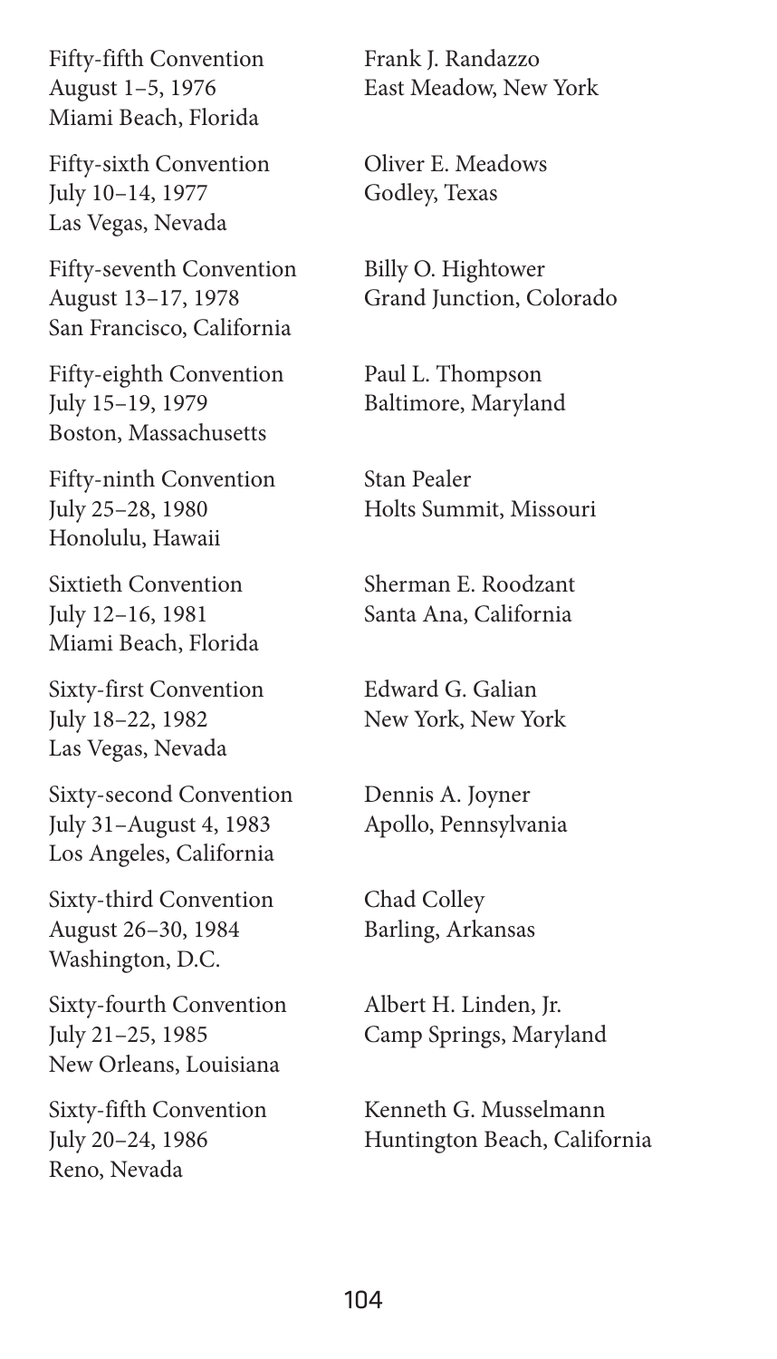Fifty-fifth Convention
August 1–5, 1976
Miami Beach, Florida

Frank J. Randazzo
East Meadow, New York

Fifty-sixth Convention
July 10–14, 1977
Las Vegas, Nevada

Oliver E. Meadows
Godley, Texas

Fifty-seventh Convention
August 13–17, 1978
San Francisco, California

Billy O. Hightower
Grand Junction, Colorado

Fifty-eighth Convention
July 15–19, 1979
Boston, Massachusetts

Paul L. Thompson
Baltimore, Maryland

Fifty-ninth Convention
July 25–28, 1980
Honolulu, Hawaii

Stan Pealer
Holts Summit, Missouri

Sixtieth Convention
July 12–16, 1981
Miami Beach, Florida

Sherman E. Roodzant
Santa Ana, California

Sixty-first Convention
July 18–22, 1982
Las Vegas, Nevada

Edward G. Galian
New York, New York

Sixty-second Convention
July 31–August 4, 1983
Los Angeles, California

Dennis A. Joyner
Apollo, Pennsylvania

Sixty-third Convention
August 26–30, 1984
Washington, D.C.

Chad Colley
Barling, Arkansas

Sixty-fourth Convention
July 21–25, 1985
New Orleans, Louisiana

Albert H. Linden, Jr.
Camp Springs, Maryland

Sixty-fifth Convention
July 20–24, 1986
Reno, Nevada

Kenneth G. Musselmann
Huntington Beach, California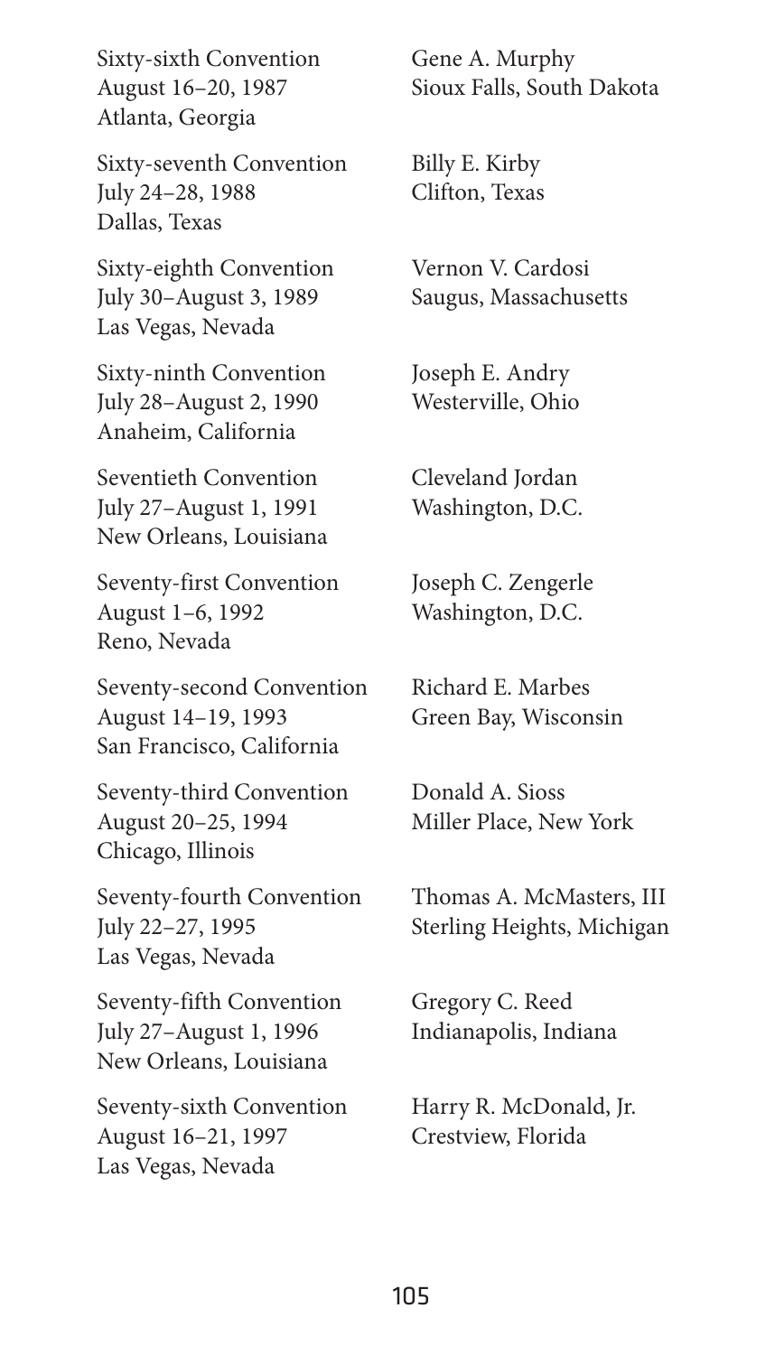Sixty-sixth Convention
August 16–20, 1987
Atlanta, Georgia

Gene A. Murphy
Sioux Falls, South Dakota

Sixty-seventh Convention
July 24–28, 1988
Dallas, Texas

Billy E. Kirby
Clifton, Texas

Sixty-eighth Convention
July 30–August 3, 1989
Las Vegas, Nevada

Vernon V. Cardosi
Saugus, Massachusetts

Sixty-ninth Convention
July 28–August 2, 1990
Anaheim, California

Joseph E. Andry
Westerville, Ohio

Seventieth Convention
July 27–August 1, 1991
New Orleans, Louisiana

Cleveland Jordan
Washington, D.C.

Seventy-first Convention
August 1–6, 1992
Reno, Nevada

Joseph C. Zengerle
Washington, D.C.

Seventy-second Convention
August 14–19, 1993
San Francisco, California

Richard E. Marbes
Green Bay, Wisconsin

Seventy-third Convention
August 20–25, 1994
Chicago, Illinois

Donald A. Sioss
Miller Place, New York

Seventy-fourth Convention
July 22–27, 1995
Las Vegas, Nevada

Thomas A. McMasters, III
Sterling Heights, Michigan

Seventy-fifth Convention
July 27–August 1, 1996
New Orleans, Louisiana

Gregory C. Reed
Indianapolis, Indiana

Seventy-sixth Convention
August 16–21, 1997
Las Vegas, Nevada

Harry R. McDonald, Jr.
Crestview, Florida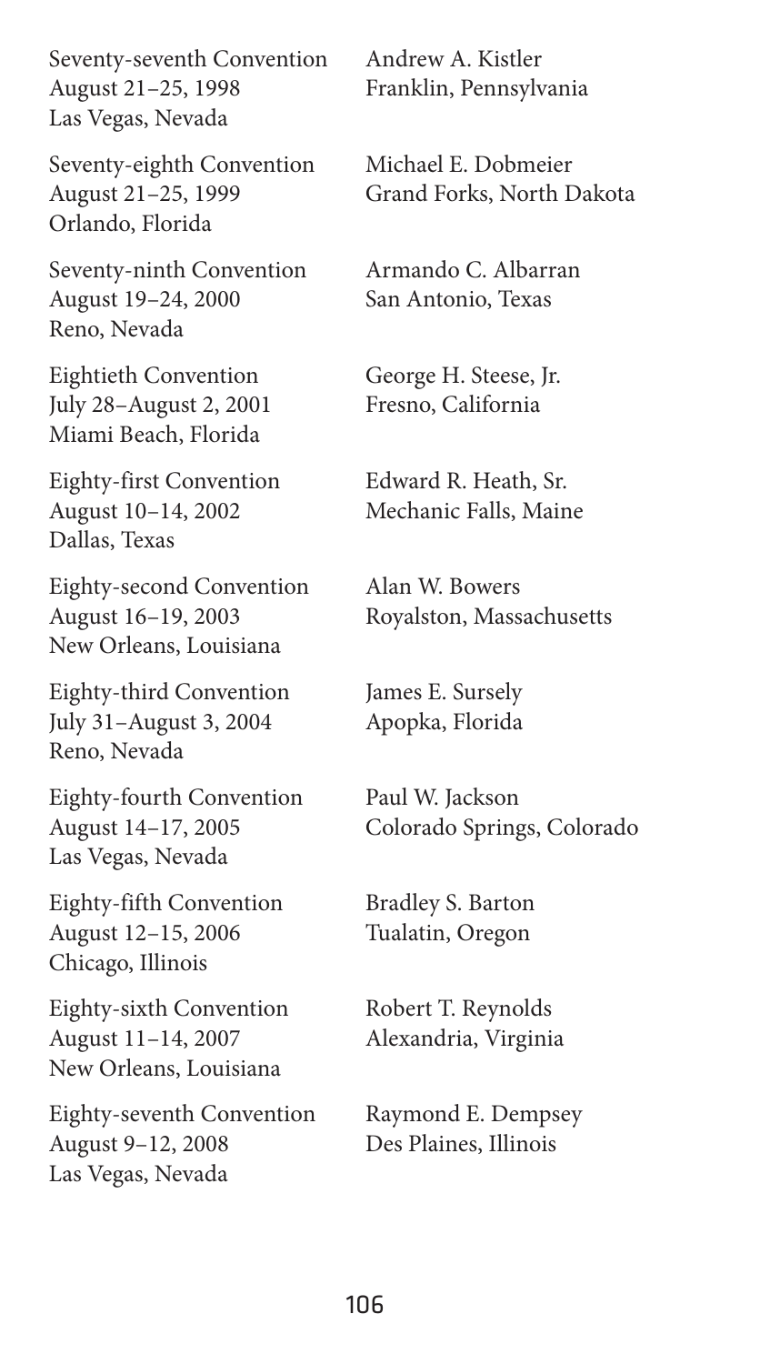Seventy-seventh Convention
August 21–25, 1998
Las Vegas, Nevada

Andrew A. Kistler
Franklin, Pennsylvania

Seventy-eighth Convention
August 21–25, 1999
Orlando, Florida

Michael E. Dobmeier
Grand Forks, North Dakota

Seventy-ninth Convention
August 19–24, 2000
Reno, Nevada

Armando C. Albarran
San Antonio, Texas

Eightieth Convention
July 28–August 2, 2001
Miami Beach, Florida

George H. Steese, Jr.
Fresno, California

Eighty-first Convention
August 10–14, 2002
Dallas, Texas

Edward R. Heath, Sr.
Mechanic Falls, Maine

Eighty-second Convention
August 16–19, 2003
New Orleans, Louisiana

Alan W. Bowers
Royalston, Massachusetts

Eighty-third Convention
July 31–August 3, 2004
Reno, Nevada

James E. Sursely
Apopka, Florida

Eighty-fourth Convention
August 14–17, 2005
Las Vegas, Nevada

Paul W. Jackson
Colorado Springs, Colorado

Eighty-fifth Convention
August 12–15, 2006
Chicago, Illinois

Bradley S. Barton
Tualatin, Oregon

Eighty-sixth Convention
August 11–14, 2007
New Orleans, Louisiana

Robert T. Reynolds
Alexandria, Virginia

Eighty-seventh Convention
August 9–12, 2008
Las Vegas, Nevada

Raymond E. Dempsey
Des Plaines, Illinois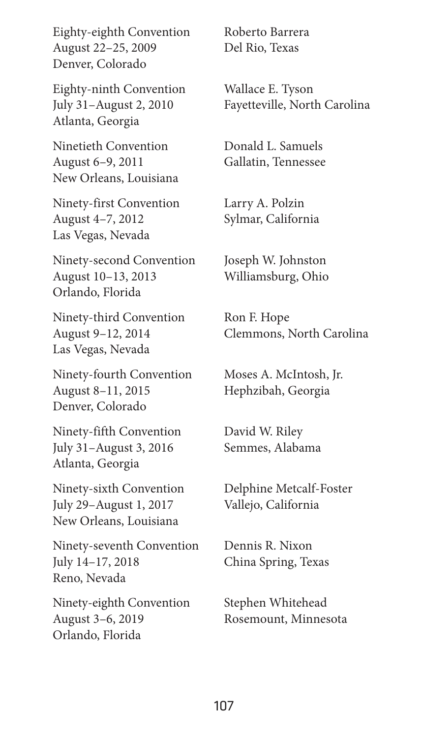| | |
|---|---|
| Eighty-eighth Convention<br>August 22–25, 2009<br>Denver, Colorado | Roberto Barrera<br>Del Rio, Texas |
| Eighty-ninth Convention<br>July 31–August 2, 2010<br>Atlanta, Georgia | Wallace E. Tyson<br>Fayetteville, North Carolina |
| Ninetieth Convention<br>August 6–9, 2011<br>New Orleans, Louisiana | Donald L. Samuels<br>Gallatin, Tennessee |
| Ninety-first Convention<br>August 4–7, 2012<br>Las Vegas, Nevada | Larry A. Polzin<br>Sylmar, California |
| Ninety-second Convention<br>August 10–13, 2013<br>Orlando, Florida | Joseph W. Johnston<br>Williamsburg, Ohio |
| Ninety-third Convention<br>August 9–12, 2014<br>Las Vegas, Nevada | Ron F. Hope<br>Clemmons, North Carolina |
| Ninety-fourth Convention<br>August 8–11, 2015<br>Denver, Colorado | Moses A. McIntosh, Jr.<br>Hephzibah, Georgia |
| Ninety-fifth Convention<br>July 31–August 3, 2016<br>Atlanta, Georgia | David W. Riley<br>Semmes, Alabama |
| Ninety-sixth Convention<br>July 29–August 1, 2017<br>New Orleans, Louisiana | Delphine Metcalf-Foster<br>Vallejo, California |
| Ninety-seventh Convention<br>July 14–17, 2018<br>Reno, Nevada | Dennis R. Nixon<br>China Spring, Texas |
| Ninety-eighth Convention<br>August 3–6, 2019<br>Orlando, Florida | Stephen Whitehead<br>Rosemount, Minnesota |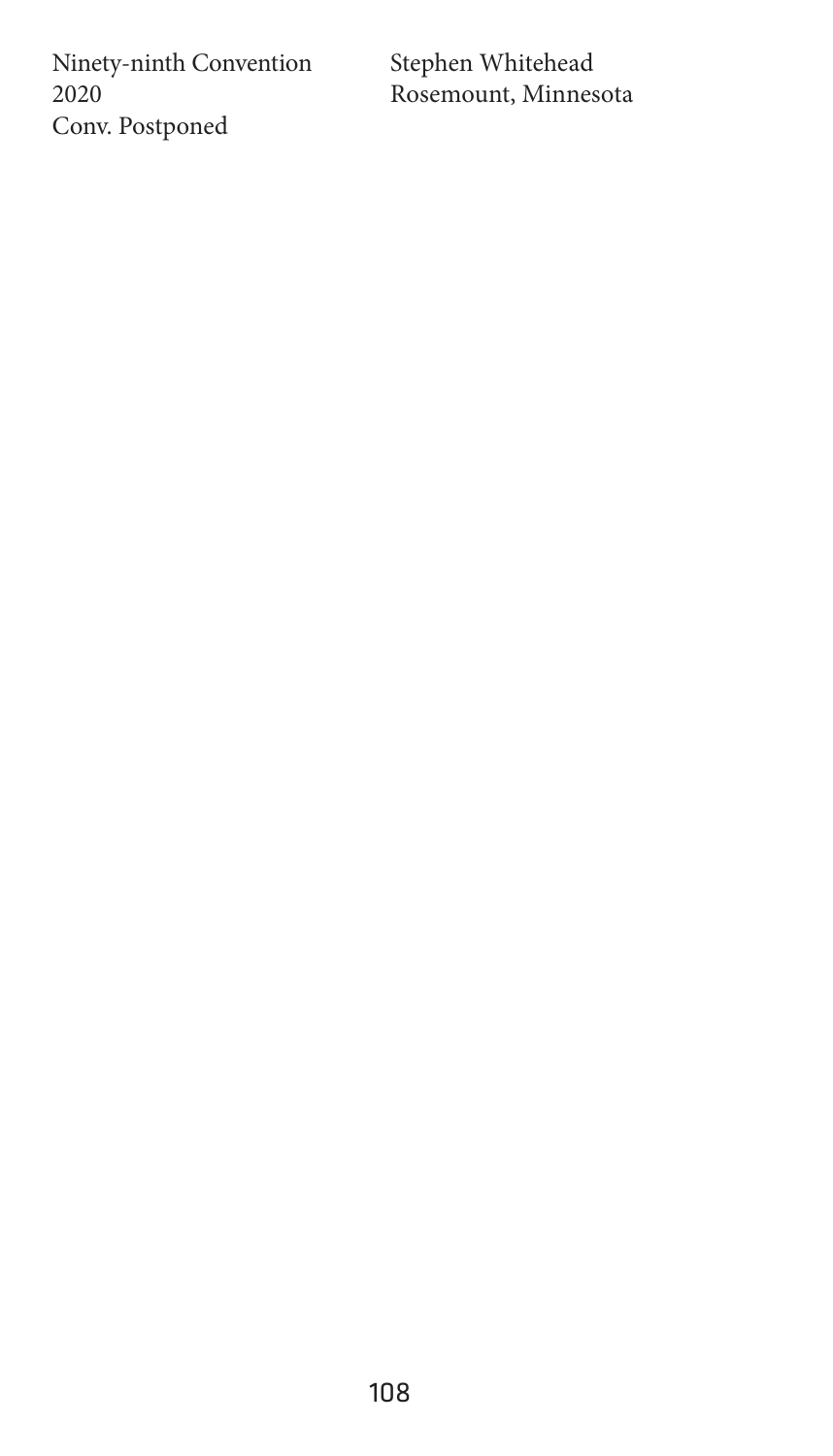| | |
|---|---|
| Ninety-ninth Convention<br>2020<br>Conv. Postponed | Stephen Whitehead<br>Rosemount, Minnesota |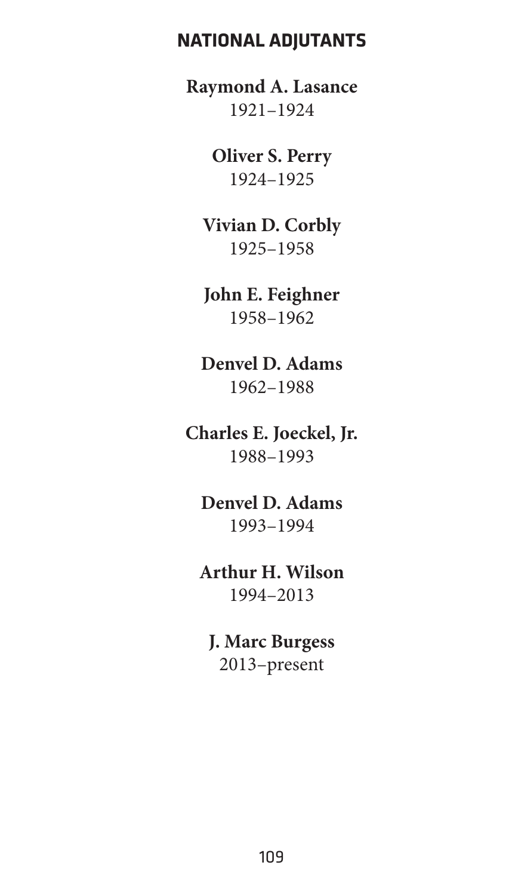## NATIONAL ADJUTANTS

**Raymond A. Lasance**
1921–1924

**Oliver S. Perry**
1924–1925

**Vivian D. Corbly**
1925–1958

**John E. Feighner**
1958–1962

**Denvel D. Adams**
1962–1988

**Charles E. Joeckel, Jr.**
1988–1993

**Denvel D. Adams**
1993–1994

**Arthur H. Wilson**
1994–2013

**J. Marc Burgess**
2013–present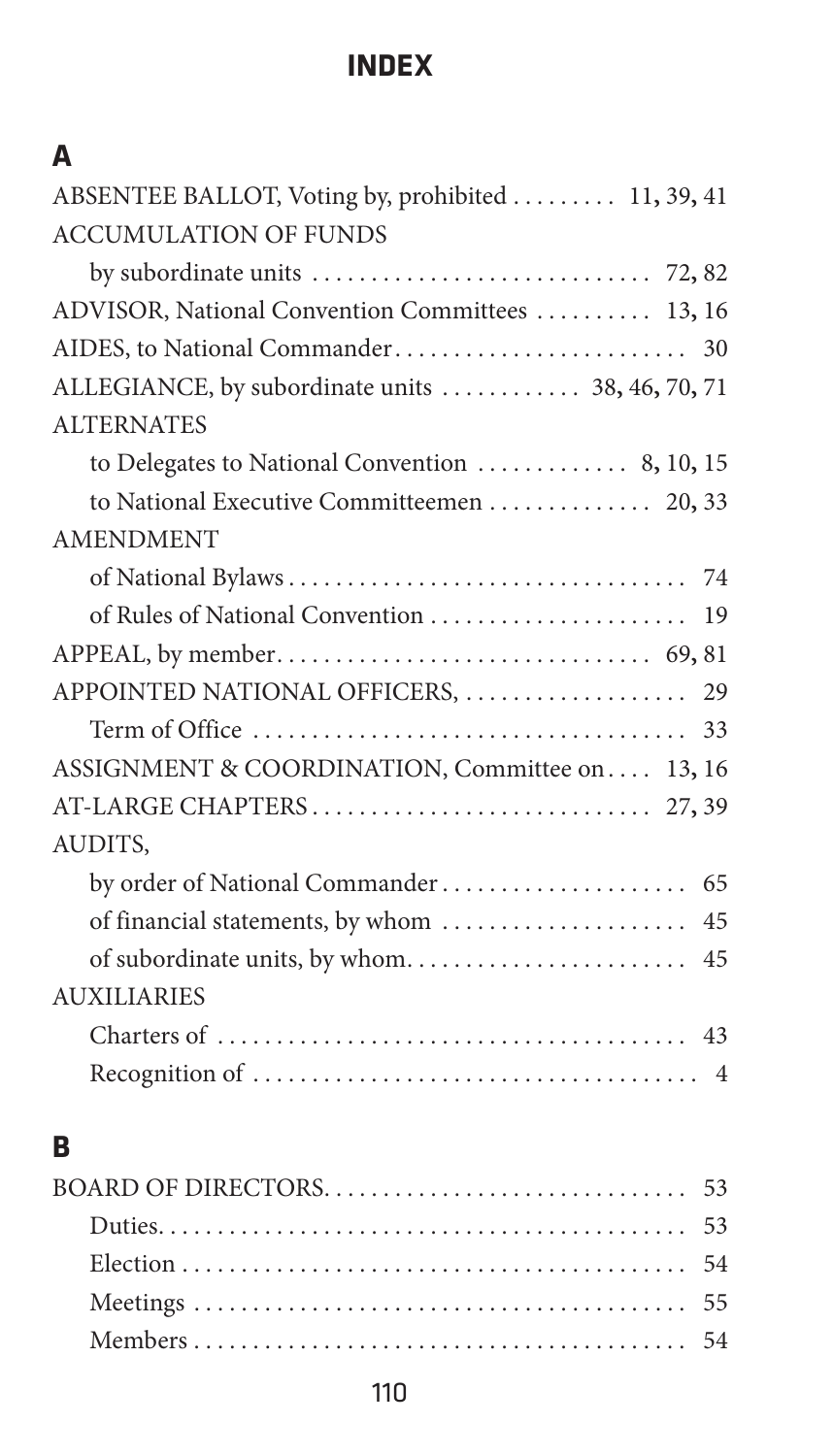# INDEX

## A

ABSENTEE BALLOT, Voting by, prohibited ......... 11, 39, 41

ACCUMULATION OF FUNDS

- by subordinate units ............................. 72, 82

ADVISOR, National Convention Committees .......... 13, 16

AIDES, to National Commander.......................... 30

ALLEGIANCE, by subordinate units ............ 38, 46, 70, 71

ALTERNATES

- to Delegates to National Convention ............. 8, 10, 15
- to National Executive Committeemen .............. 20, 33

AMENDMENT

- of National Bylaws.................................. 74
- of Rules of National Convention ...................... 19

APPEAL, by member................................ 69, 81

APPOINTED NATIONAL OFFICERS, .................... 29

- Term of Office .................................... 33

ASSIGNMENT & COORDINATION, Committee on.... 13, 16

AT-LARGE CHAPTERS............................. 27, 39

AUDITS,

- by order of National Commander..................... 65
- of financial statements, by whom ..................... 45
- of subordinate units, by whom........................ 45

AUXILIARIES

- Charters of ........................................ 43
- Recognition of ...................................... 4

## B

BOARD OF DIRECTORS.............................. 53

- Duties............................................ 53
- Election .......................................... 54
- Meetings .......................................... 55
- Members .......................................... 54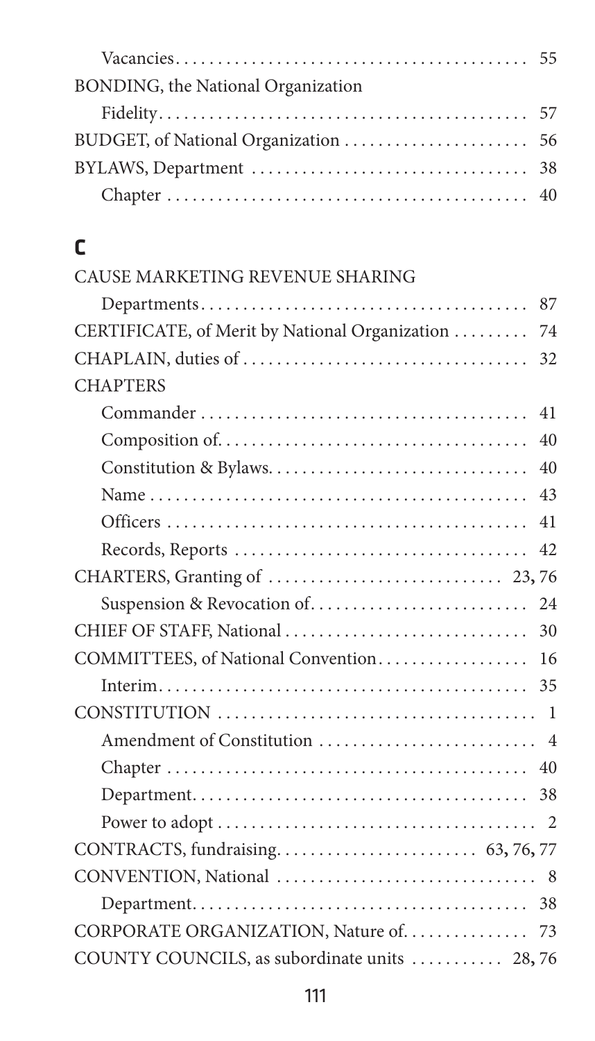Vacancies.......................................... 55

BONDING, the National Organization

Fidelity........................................... 57

BUDGET, of National Organization ...................... 56

BYLAWS, Department ................................. 38

Chapter ........................................... 40

## C

CAUSE MARKETING REVENUE SHARING

Departments....................................... 87

CERTIFICATE, of Merit by National Organization ......... 74

CHAPLAIN, duties of .................................. 32

CHAPTERS

Commander ....................................... 41

Composition of..................................... 40

Constitution & Bylaws............................... 40

Name ............................................. 43

Officers ........................................... 41

Records, Reports ................................... 42

CHARTERS, Granting of ............................ 23, 76

Suspension & Revocation of.......................... 24

CHIEF OF STAFF, National ............................. 30

COMMITTEES, of National Convention................... 16

Interim............................................ 35

CONSTITUTION ...................................... 1

Amendment of Constitution .......................... 4

Chapter ........................................... 40

Department........................................ 38

Power to adopt ..................................... 2

CONTRACTS, fundraising........................ 63, 76, 77

CONVENTION, National ............................... 8

Department........................................ 38

CORPORATE ORGANIZATION, Nature of............... 73

COUNTY COUNCILS, as subordinate units ........... 28, 76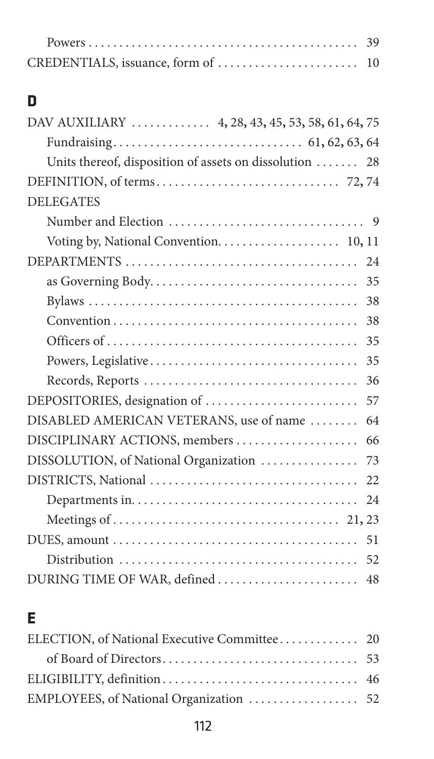Powers ........................................... 39
CREDENTIALS, issuance, form of ...................... 10

## D

DAV AUXILIARY ............ 4, 28, 43, 45, 53, 58, 61, 64, 75
Fundraising............................. 61, 62, 63, 64
Units thereof, disposition of assets on dissolution ....... 28
DEFINITION, of terms............................. 72, 74
DELEGATES
Number and Election ............................... 9
Voting by, National Convention.................... 10, 11
DEPARTMENTS ...................................... 24
as Governing Body................................. 35
Bylaws ........................................... 38
Convention ........................................ 38
Officers of ........................................ 35
Powers, Legislative................................. 35
Records, Reports .................................. 36
DEPOSITORIES, designation of ........................ 57
DISABLED AMERICAN VETERANS, use of name ........ 64
DISCIPLINARY ACTIONS, members .................... 66
DISSOLUTION, of National Organization ................ 73
DISTRICTS, National .................................. 22
Departments in..................................... 24
Meetings of.................................... 21, 23
DUES, amount ....................................... 51
Distribution ....................................... 52
DURING TIME OF WAR, defined ....................... 48

## E

ELECTION, of National Executive Committee............ 20
of Board of Directors............................... 53
ELIGIBILITY, definition ............................... 46
EMPLOYEES, of National Organization ................. 52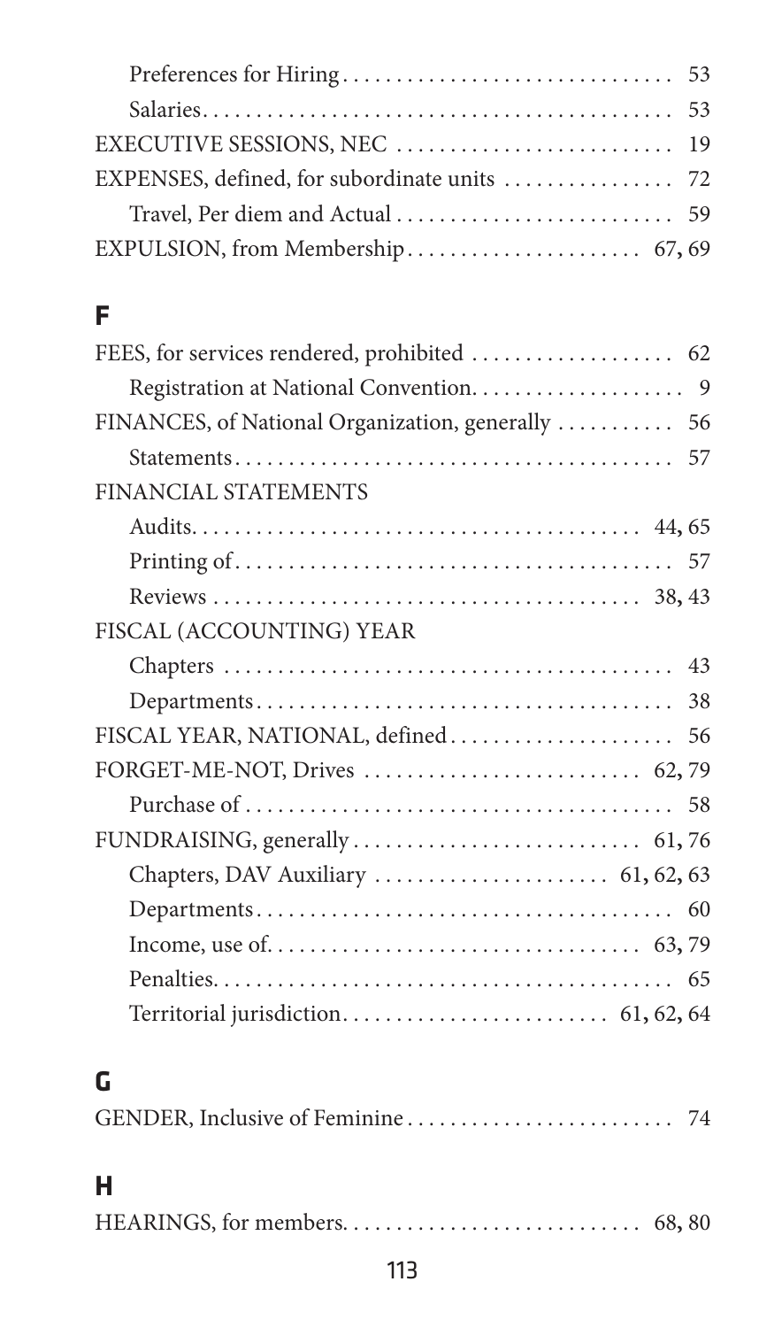Preferences for Hiring ............................. 53

Salaries ............................. 53

EXECUTIVE SESSIONS, NEC ............................. 19

EXPENSES, defined, for subordinate units ............................. 72

Travel, Per diem and Actual ............................. 59

EXPULSION, from Membership ............................. 67, 69

## F

FEES, for services rendered, prohibited ............................. 62

Registration at National Convention ............................. 9

FINANCES, of National Organization, generally ............................. 56

Statements ............................. 57

FINANCIAL STATEMENTS

Audits ............................. 44, 65

Printing of ............................. 57

Reviews ............................. 38, 43

FISCAL (ACCOUNTING) YEAR

Chapters ............................. 43

Departments ............................. 38

FISCAL YEAR, NATIONAL, defined ............................. 56

FORGET-ME-NOT, Drives ............................. 62, 79

Purchase of ............................. 58

FUNDRAISING, generally ............................. 61, 76

Chapters, DAV Auxiliary ............................. 61, 62, 63

Departments ............................. 60

Income, use of ............................. 63, 79

Penalties ............................. 65

Territorial jurisdiction ............................. 61, 62, 64

## G

GENDER, Inclusive of Feminine ............................. 74

## H

HEARINGS, for members ............................. 68, 80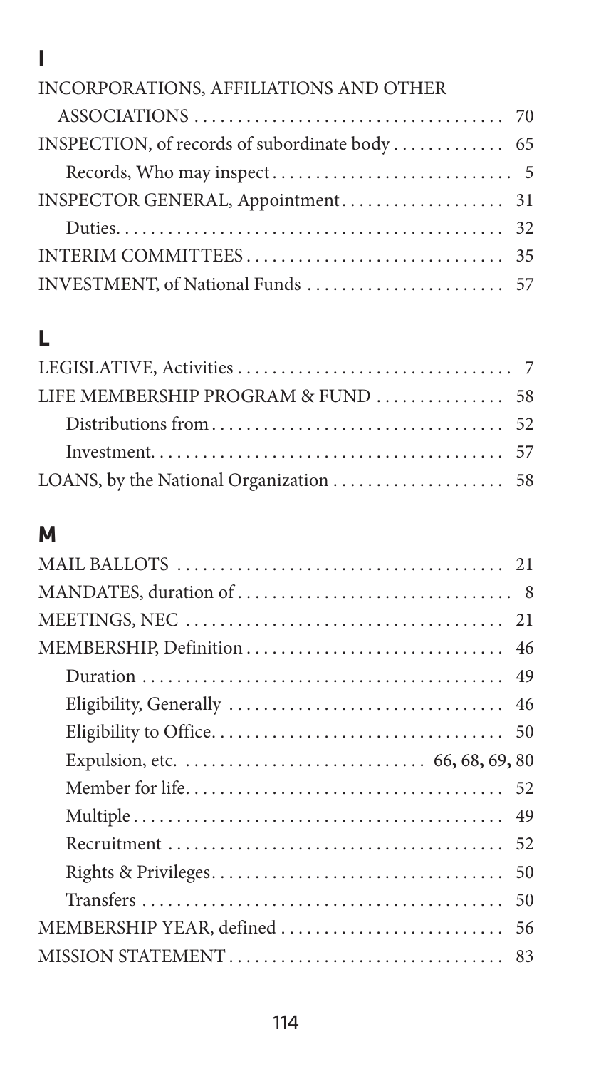## I

INCORPORATIONS, AFFILIATIONS AND OTHER ASSOCIATIONS .................................. 70

INSPECTION, of records of subordinate body ............ 65

- Records, Who may inspect ........................... 5

INSPECTOR GENERAL, Appointment .................. 31

- Duties ........................................... 32

INTERIM COMMITTEES ............................. 35

INVESTMENT, of National Funds ...................... 57

## L

LEGISLATIVE, Activities ............................... 7

LIFE MEMBERSHIP PROGRAM & FUND .............. 58

- Distributions from ................................. 52
- Investment ........................................ 57

LOANS, by the National Organization ................... 58

## M

MAIL BALLOTS ..................................... 21

MANDATES, duration of ............................... 8

MEETINGS, NEC .................................... 21

MEMBERSHIP, Definition ............................. 46

- Duration .......................................... 49
- Eligibility, Generally ............................... 46
- Eligibility to Office ................................. 50
- Expulsion, etc. ........................... 66, 68, 69, 80
- Member for life .................................... 52
- Multiple ........................................... 49
- Recruitment ....................................... 52
- Rights & Privileges ................................. 50
- Transfers .......................................... 50

MEMBERSHIP YEAR, defined .......................... 56

MISSION STATEMENT ................................ 83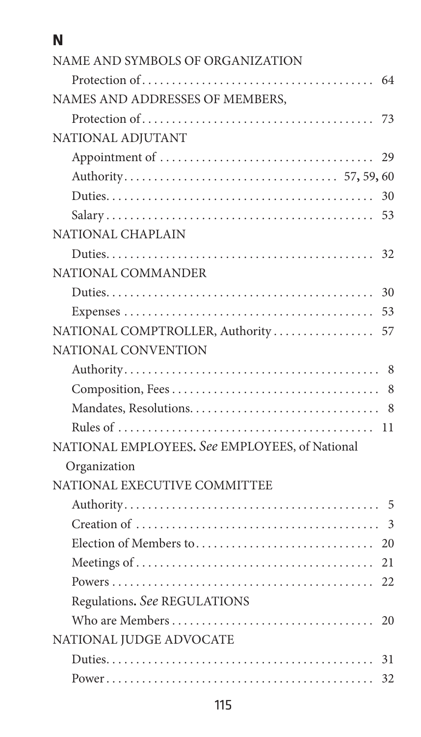## N

NAME AND SYMBOLS OF ORGANIZATION
- Protection of . . . . . . . . . . . . . . . . . . . . . . . . . . . . . . . . . . . . . . 64

NAMES AND ADDRESSES OF MEMBERS,
- Protection of . . . . . . . . . . . . . . . . . . . . . . . . . . . . . . . . . . . . . . 73

NATIONAL ADJUTANT
- Appointment of . . . . . . . . . . . . . . . . . . . . . . . . . . . . . . . . . . . 29
- Authority . . . . . . . . . . . . . . . . . . . . . . . . . . . . . . . . . . 57, 59, 60
- Duties . . . . . . . . . . . . . . . . . . . . . . . . . . . . . . . . . . . . . . . . . . . 30
- Salary . . . . . . . . . . . . . . . . . . . . . . . . . . . . . . . . . . . . . . . . . . . 53

NATIONAL CHAPLAIN
- Duties . . . . . . . . . . . . . . . . . . . . . . . . . . . . . . . . . . . . . . . . . . . 32

NATIONAL COMMANDER
- Duties . . . . . . . . . . . . . . . . . . . . . . . . . . . . . . . . . . . . . . . . . . . 30
- Expenses . . . . . . . . . . . . . . . . . . . . . . . . . . . . . . . . . . . . . . . . . 53

NATIONAL COMPTROLLER, Authority . . . . . . . . . . . . . . . . . 57

NATIONAL CONVENTION
- Authority . . . . . . . . . . . . . . . . . . . . . . . . . . . . . . . . . . . . . . . . . . 8
- Composition, Fees . . . . . . . . . . . . . . . . . . . . . . . . . . . . . . . . . . 8
- Mandates, Resolutions . . . . . . . . . . . . . . . . . . . . . . . . . . . . . . . 8
- Rules of . . . . . . . . . . . . . . . . . . . . . . . . . . . . . . . . . . . . . . . . . . 11

NATIONAL EMPLOYEES. *See* EMPLOYEES, of National Organization

NATIONAL EXECUTIVE COMMITTEE
- Authority . . . . . . . . . . . . . . . . . . . . . . . . . . . . . . . . . . . . . . . . . . 5
- Creation of . . . . . . . . . . . . . . . . . . . . . . . . . . . . . . . . . . . . . . . . 3
- Election of Members to . . . . . . . . . . . . . . . . . . . . . . . . . . . . . 20
- Meetings of . . . . . . . . . . . . . . . . . . . . . . . . . . . . . . . . . . . . . . . 21
- Powers . . . . . . . . . . . . . . . . . . . . . . . . . . . . . . . . . . . . . . . . . . . 22
- Regulations. *See* REGULATIONS
- Who are Members . . . . . . . . . . . . . . . . . . . . . . . . . . . . . . . . . . 20

NATIONAL JUDGE ADVOCATE
- Duties . . . . . . . . . . . . . . . . . . . . . . . . . . . . . . . . . . . . . . . . . . . 31
- Power . . . . . . . . . . . . . . . . . . . . . . . . . . . . . . . . . . . . . . . . . . . . 32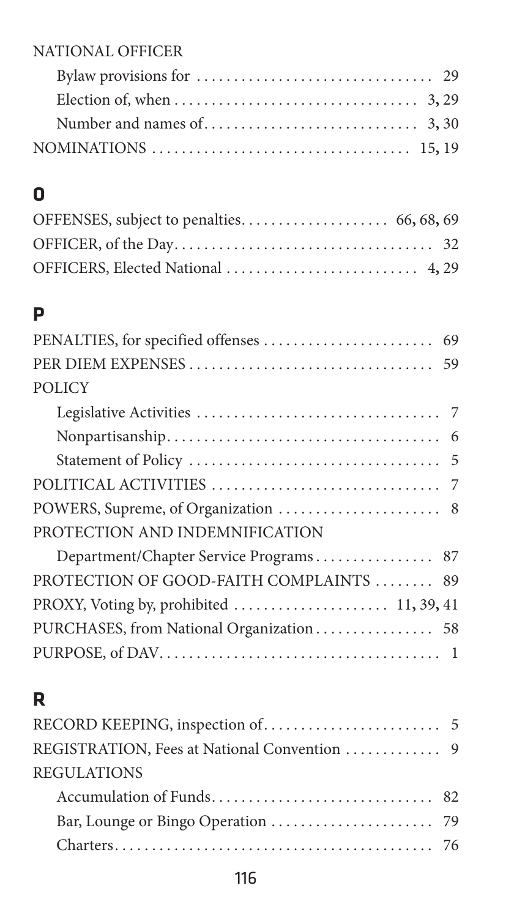NATIONAL OFFICER

- Bylaw provisions for . . . . . . . . . . . . . . . . . . . . . . . . . . . . . . . 29
- Election of, when . . . . . . . . . . . . . . . . . . . . . . . . . . . . . . . . 3, 29
- Number and names of. . . . . . . . . . . . . . . . . . . . . . . . . . . . 3, 30

NOMINATIONS . . . . . . . . . . . . . . . . . . . . . . . . . . . . . . . . . . . 15, 19

## O

OFFENSES, subject to penalties. . . . . . . . . . . . . . . . . . . . 66, 68, 69

OFFICER, of the Day. . . . . . . . . . . . . . . . . . . . . . . . . . . . . . . . . . 32

OFFICERS, Elected National . . . . . . . . . . . . . . . . . . . . . . . . . . 4, 29

## P

PENALTIES, for specified offenses . . . . . . . . . . . . . . . . . . . . . . . 69

PER DIEM EXPENSES . . . . . . . . . . . . . . . . . . . . . . . . . . . . . . . . 59

POLICY

- Legislative Activities . . . . . . . . . . . . . . . . . . . . . . . . . . . . . . . . 7
- Nonpartisanship. . . . . . . . . . . . . . . . . . . . . . . . . . . . . . . . . . . . 6
- Statement of Policy . . . . . . . . . . . . . . . . . . . . . . . . . . . . . . . . . 5

POLITICAL ACTIVITIES . . . . . . . . . . . . . . . . . . . . . . . . . . . . . . . 7

POWERS, Supreme, of Organization . . . . . . . . . . . . . . . . . . . . . . 8

PROTECTION AND INDEMNIFICATION

- Department/Chapter Service Programs . . . . . . . . . . . . . . . . 87

PROTECTION OF GOOD-FAITH COMPLAINTS . . . . . . . . 89

PROXY, Voting by, prohibited . . . . . . . . . . . . . . . . . . . . . 11, 39, 41

PURCHASES, from National Organization . . . . . . . . . . . . . . . . 58

PURPOSE, of DAV. . . . . . . . . . . . . . . . . . . . . . . . . . . . . . . . . . . . 1

## R

RECORD KEEPING, inspection of. . . . . . . . . . . . . . . . . . . . . . . . 5

REGISTRATION, Fees at National Convention . . . . . . . . . . . . 9

REGULATIONS

- Accumulation of Funds. . . . . . . . . . . . . . . . . . . . . . . . . . . . . . 82
- Bar, Lounge or Bingo Operation . . . . . . . . . . . . . . . . . . . . . . 79
- Charters. . . . . . . . . . . . . . . . . . . . . . . . . . . . . . . . . . . . . . . . . 76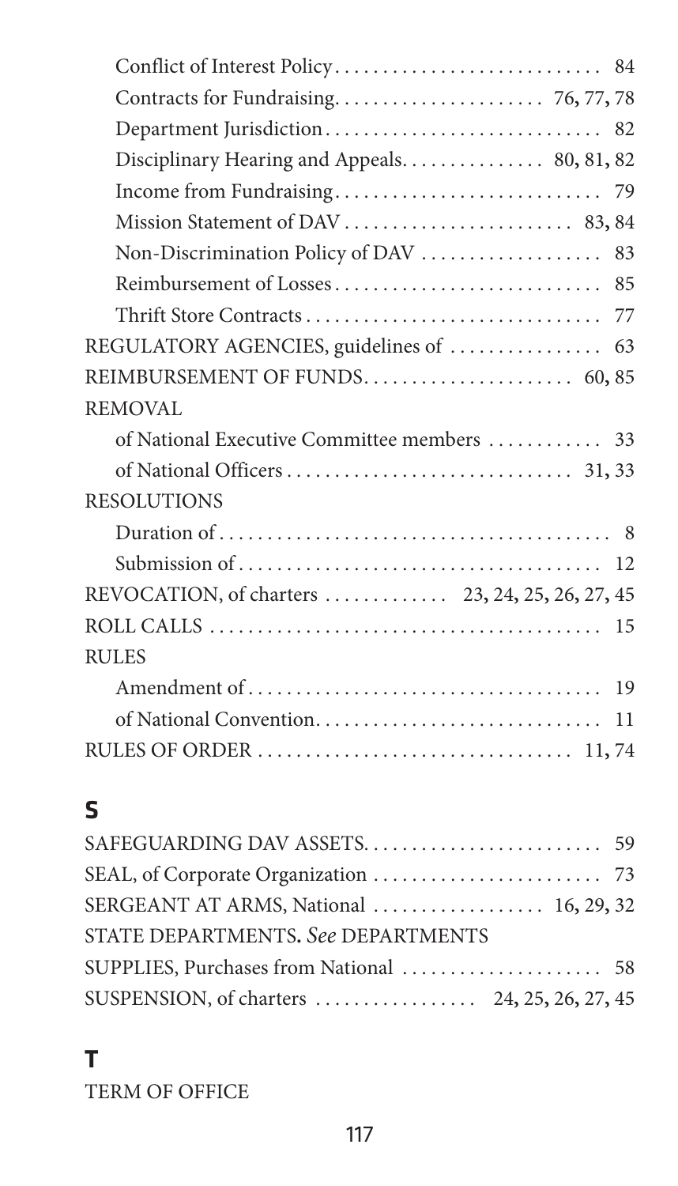Conflict of Interest Policy . . . . . . . . . . . . . . . . . . . . . . . . . . . . 84
Contracts for Fundraising . . . . . . . . . . . . . . . . . . . . . 76, 77, 78
Department Jurisdiction . . . . . . . . . . . . . . . . . . . . . . . . . . . . 82
Disciplinary Hearing and Appeals . . . . . . . . . . . . . . . 80, 81, 82
Income from Fundraising . . . . . . . . . . . . . . . . . . . . . . . . . . . 79
Mission Statement of DAV . . . . . . . . . . . . . . . . . . . . . . . . 83, 84
Non-Discrimination Policy of DAV . . . . . . . . . . . . . . . . . . . 83
Reimbursement of Losses . . . . . . . . . . . . . . . . . . . . . . . . . . . 85
Thrift Store Contracts . . . . . . . . . . . . . . . . . . . . . . . . . . . . . . 77

REGULATORY AGENCIES, guidelines of . . . . . . . . . . . . . . . . 63
REIMBURSEMENT OF FUNDS . . . . . . . . . . . . . . . . . . . . . . 60, 85
REMOVAL
of National Executive Committee members . . . . . . . . . . . . 33
of National Officers . . . . . . . . . . . . . . . . . . . . . . . . . . . . . 31, 33
RESOLUTIONS
Duration of . . . . . . . . . . . . . . . . . . . . . . . . . . . . . . . . . . . . . . . 8
Submission of . . . . . . . . . . . . . . . . . . . . . . . . . . . . . . . . . . . . 12
REVOCATION, of charters . . . . . . . . . . . . . 23, 24, 25, 26, 27, 45
ROLL CALLS . . . . . . . . . . . . . . . . . . . . . . . . . . . . . . . . . . . . . . . . 15
RULES
Amendment of . . . . . . . . . . . . . . . . . . . . . . . . . . . . . . . . . . . . 19
of National Convention . . . . . . . . . . . . . . . . . . . . . . . . . . . . . 11
RULES OF ORDER . . . . . . . . . . . . . . . . . . . . . . . . . . . . . . . . 11, 74

## S

SAFEGUARDING DAV ASSETS . . . . . . . . . . . . . . . . . . . . . . . . 59
SEAL, of Corporate Organization . . . . . . . . . . . . . . . . . . . . . . . 73
SERGEANT AT ARMS, National . . . . . . . . . . . . . . . . . . 16, 29, 32
STATE DEPARTMENTS. *See* DEPARTMENTS
SUPPLIES, Purchases from National . . . . . . . . . . . . . . . . . . . . 58
SUSPENSION, of charters . . . . . . . . . . . . . . . . . 24, 25, 26, 27, 45

## T

TERM OF OFFICE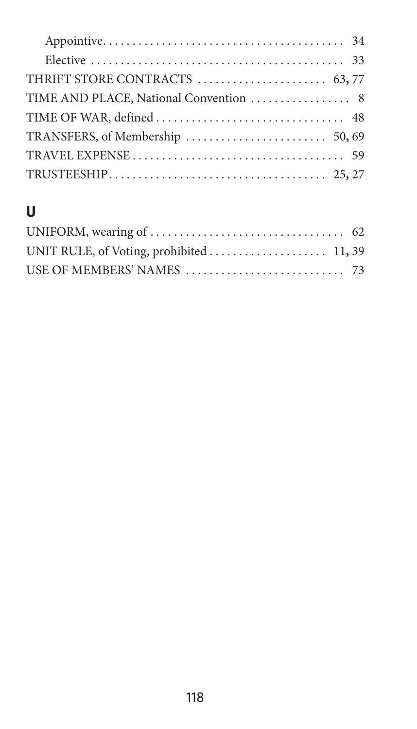Appointive ........................................ 34
Elective .......................................... 33

THRIFT STORE CONTRACTS ..................... 63, 77

TIME AND PLACE, National Convention ................ 8

TIME OF WAR, defined ............................... 48

TRANSFERS, of Membership ....................... 50, 69

TRAVEL EXPENSE ..................................... 59

TRUSTEESHIP ...................................... 25, 27

## U

UNIFORM, wearing of ................................. 62

UNIT RULE, of Voting, prohibited ................ 11, 39

USE OF MEMBERS' NAMES ............................. 73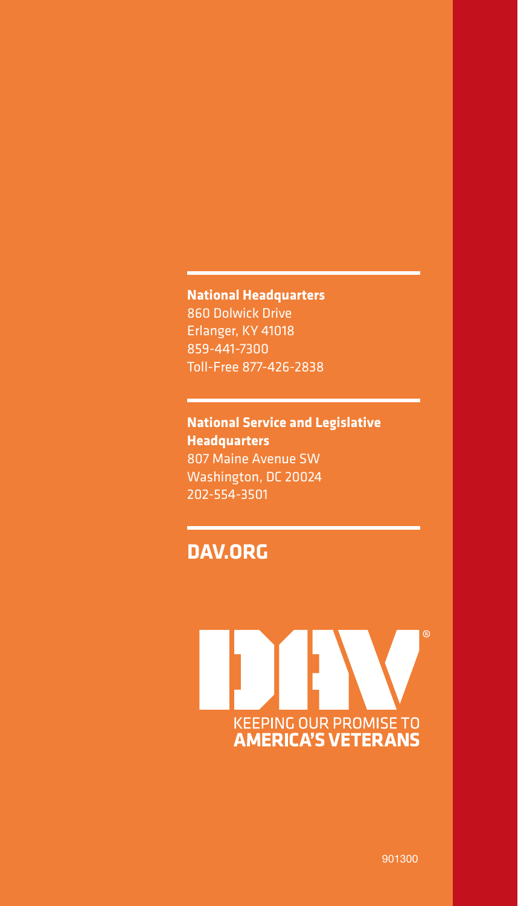**National Headquarters**
860 Dolwick Drive
Erlanger, KY 41018
859-441-7300
Toll-Free 877-426-2838

**National Service and Legislative Headquarters**
807 Maine Avenue SW
Washington, DC 20024
202-554-3501

## DAV.ORG

DAV®

KEEPING OUR PROMISE TO
**AMERICA'S VETERANS**

901300